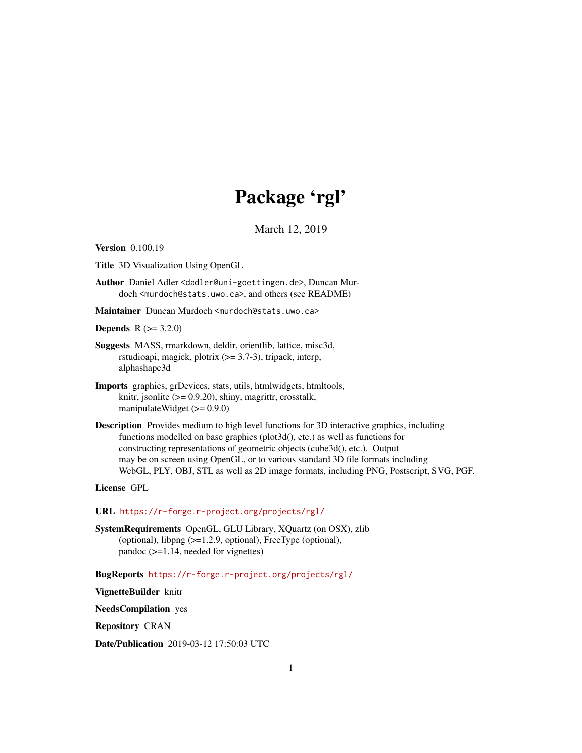# Package 'rgl'

March 12, 2019

**Version** 0.100.19

**Title** 3D Visualization Using OpenGL

**Author** Daniel Adler <dadler@uni-goettingen.de>, Duncan Murdoch <murdoch@stats.uwo.ca>, and others (see README)

**Maintainer** Duncan Murdoch <murdoch@stats.uwo.ca>

**Depends** R (>= 3.2.0)

**Suggests** MASS, rmarkdown, deldir, orientlib, lattice, misc3d, rstudioapi, magick, plotrix (>= 3.7-3), tripack, interp, alphashape3d

**Imports** graphics, grDevices, stats, utils, htmlwidgets, htmltools, knitr, jsonlite (>= 0.9.20), shiny, magrittr, crosstalk, manipulateWidget (>= 0.9.0)

**Description** Provides medium to high level functions for 3D interactive graphics, including functions modelled on base graphics (plot3d(), etc.) as well as functions for constructing representations of geometric objects (cube3d(), etc.). Output may be on screen using OpenGL, or to various standard 3D file formats including WebGL, PLY, OBJ, STL as well as 2D image formats, including PNG, Postscript, SVG, PGF.

**License** GPL

**URL** https://r-forge.r-project.org/projects/rgl/

**SystemRequirements** OpenGL, GLU Library, XQuartz (on OSX), zlib (optional), libpng (>=1.2.9, optional), FreeType (optional), pandoc (>=1.14, needed for vignettes)

**BugReports** https://r-forge.r-project.org/projects/rgl/

**VignetteBuilder** knitr

**NeedsCompilation** yes

**Repository** CRAN

**Date/Publication** 2019-03-12 17:50:03 UTC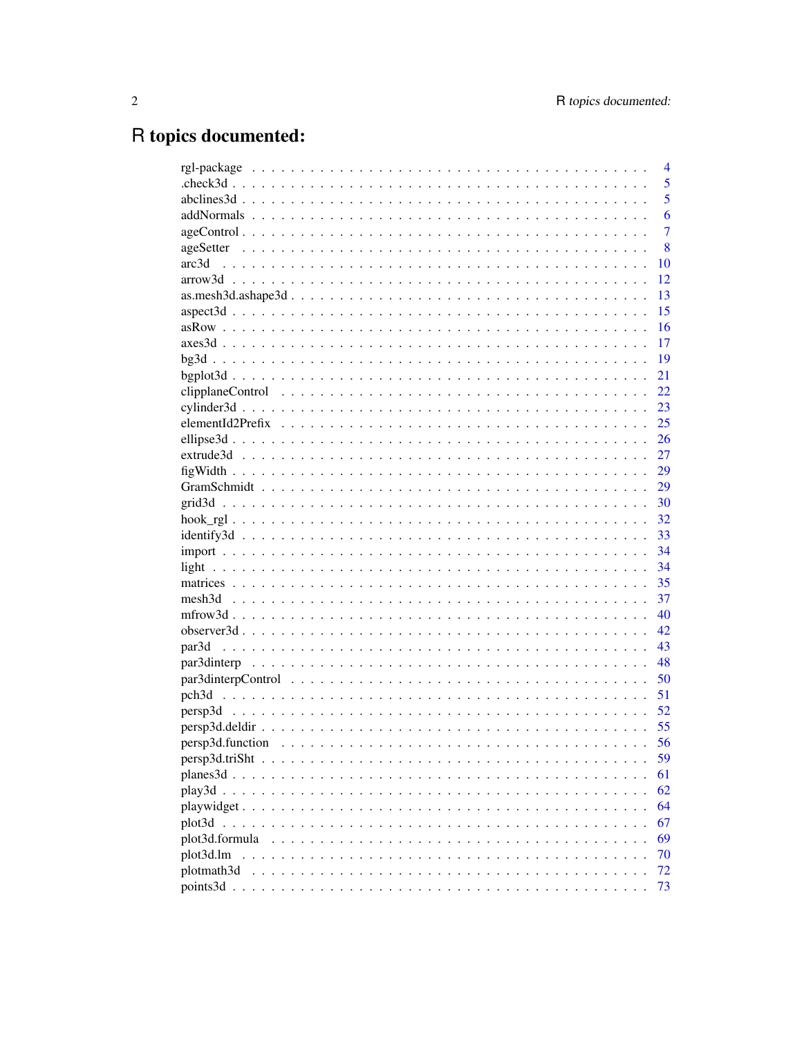# R topics documented:

| | |
|---|---|
| rgl-package | 4 |
| .check3d | 5 |
| abclines3d | 5 |
| addNormals | 6 |
| ageControl | 7 |
| ageSetter | 8 |
| arc3d | 10 |
| arrow3d | 12 |
| as.mesh3d.ashape3d | 13 |
| aspect3d | 15 |
| asRow | 16 |
| axes3d | 17 |
| bg3d | 19 |
| bgplot3d | 21 |
| clipplaneControl | 22 |
| cylinder3d | 23 |
| elementId2Prefix | 25 |
| ellipse3d | 26 |
| extrude3d | 27 |
| figWidth | 29 |
| GramSchmidt | 29 |
| grid3d | 30 |
| hook_rgl | 32 |
| identify3d | 33 |
| import | 34 |
| light | 34 |
| matrices | 35 |
| mesh3d | 37 |
| mfrow3d | 40 |
| observer3d | 42 |
| par3d | 43 |
| par3dinterp | 48 |
| par3dinterpControl | 50 |
| pch3d | 51 |
| persp3d | 52 |
| persp3d.deldir | 55 |
| persp3d.function | 56 |
| persp3d.triSht | 59 |
| planes3d | 61 |
| play3d | 62 |
| playwidget | 64 |
| plot3d | 67 |
| plot3d.formula | 69 |
| plot3d.lm | 70 |
| plotmath3d | 72 |
| points3d | 73 |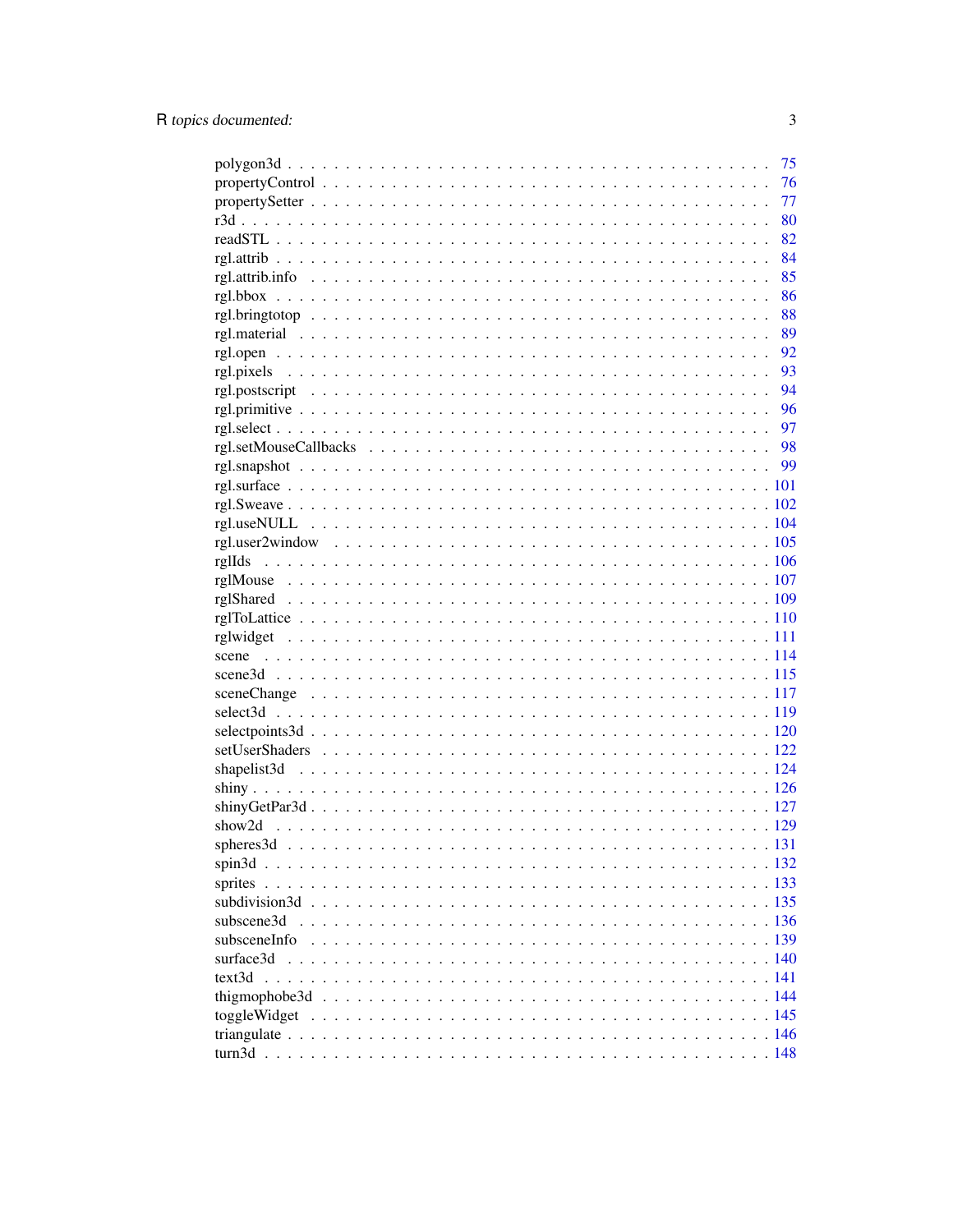polygon3d . . . . . . . . . . . . . . . . . . . . . . . . . . . . . . . . . . . . . . . . 75
propertyControl . . . . . . . . . . . . . . . . . . . . . . . . . . . . . . . . . . . . . 76
propertySetter . . . . . . . . . . . . . . . . . . . . . . . . . . . . . . . . . . . . . . 77
r3d . . . . . . . . . . . . . . . . . . . . . . . . . . . . . . . . . . . . . . . . . . . . 80
readSTL . . . . . . . . . . . . . . . . . . . . . . . . . . . . . . . . . . . . . . . . . 82
rgl.attrib . . . . . . . . . . . . . . . . . . . . . . . . . . . . . . . . . . . . . . . . 84
rgl.attrib.info . . . . . . . . . . . . . . . . . . . . . . . . . . . . . . . . . . . . . 85
rgl.bbox . . . . . . . . . . . . . . . . . . . . . . . . . . . . . . . . . . . . . . . . . 86
rgl.bringtotop . . . . . . . . . . . . . . . . . . . . . . . . . . . . . . . . . . . . . 88
rgl.material . . . . . . . . . . . . . . . . . . . . . . . . . . . . . . . . . . . . . . 89
rgl.open . . . . . . . . . . . . . . . . . . . . . . . . . . . . . . . . . . . . . . . . . 92
rgl.pixels . . . . . . . . . . . . . . . . . . . . . . . . . . . . . . . . . . . . . . . . 93
rgl.postscript . . . . . . . . . . . . . . . . . . . . . . . . . . . . . . . . . . . . . 94
rgl.primitive . . . . . . . . . . . . . . . . . . . . . . . . . . . . . . . . . . . . . . 96
rgl.select . . . . . . . . . . . . . . . . . . . . . . . . . . . . . . . . . . . . . . . . 97
rgl.setMouseCallbacks . . . . . . . . . . . . . . . . . . . . . . . . . . . . . . . . . 98
rgl.snapshot . . . . . . . . . . . . . . . . . . . . . . . . . . . . . . . . . . . . . . 99
rgl.surface . . . . . . . . . . . . . . . . . . . . . . . . . . . . . . . . . . . . . . . 101
rgl.Sweave . . . . . . . . . . . . . . . . . . . . . . . . . . . . . . . . . . . . . . . . 102
rgl.useNULL . . . . . . . . . . . . . . . . . . . . . . . . . . . . . . . . . . . . . . . 104
rgl.user2window . . . . . . . . . . . . . . . . . . . . . . . . . . . . . . . . . . . . . 105
rglIds . . . . . . . . . . . . . . . . . . . . . . . . . . . . . . . . . . . . . . . . . . 106
rglMouse . . . . . . . . . . . . . . . . . . . . . . . . . . . . . . . . . . . . . . . . . 107
rglShared . . . . . . . . . . . . . . . . . . . . . . . . . . . . . . . . . . . . . . . . 109
rglToLattice . . . . . . . . . . . . . . . . . . . . . . . . . . . . . . . . . . . . . . . 110
rglwidget . . . . . . . . . . . . . . . . . . . . . . . . . . . . . . . . . . . . . . . . 111
scene . . . . . . . . . . . . . . . . . . . . . . . . . . . . . . . . . . . . . . . . . . 114
scene3d . . . . . . . . . . . . . . . . . . . . . . . . . . . . . . . . . . . . . . . . . 115
sceneChange . . . . . . . . . . . . . . . . . . . . . . . . . . . . . . . . . . . . . . . 117
select3d . . . . . . . . . . . . . . . . . . . . . . . . . . . . . . . . . . . . . . . . . 119
selectpoints3d . . . . . . . . . . . . . . . . . . . . . . . . . . . . . . . . . . . . . . 120
setUserShaders . . . . . . . . . . . . . . . . . . . . . . . . . . . . . . . . . . . . . . 122
shapelist3d . . . . . . . . . . . . . . . . . . . . . . . . . . . . . . . . . . . . . . . 124
shiny . . . . . . . . . . . . . . . . . . . . . . . . . . . . . . . . . . . . . . . . . . 126
shinyGetPar3d . . . . . . . . . . . . . . . . . . . . . . . . . . . . . . . . . . . . . . 127
show2d . . . . . . . . . . . . . . . . . . . . . . . . . . . . . . . . . . . . . . . . . . 129
spheres3d . . . . . . . . . . . . . . . . . . . . . . . . . . . . . . . . . . . . . . . . 131
spin3d . . . . . . . . . . . . . . . . . . . . . . . . . . . . . . . . . . . . . . . . . . 132
sprites . . . . . . . . . . . . . . . . . . . . . . . . . . . . . . . . . . . . . . . . . . 133
subdivision3d . . . . . . . . . . . . . . . . . . . . . . . . . . . . . . . . . . . . . . 135
subscene3d . . . . . . . . . . . . . . . . . . . . . . . . . . . . . . . . . . . . . . . . 136
subsceneInfo . . . . . . . . . . . . . . . . . . . . . . . . . . . . . . . . . . . . . . . 139
surface3d . . . . . . . . . . . . . . . . . . . . . . . . . . . . . . . . . . . . . . . . 140
text3d . . . . . . . . . . . . . . . . . . . . . . . . . . . . . . . . . . . . . . . . . . 141
thigmophobe3d . . . . . . . . . . . . . . . . . . . . . . . . . . . . . . . . . . . . . . 144
toggleWidget . . . . . . . . . . . . . . . . . . . . . . . . . . . . . . . . . . . . . . . 145
triangulate . . . . . . . . . . . . . . . . . . . . . . . . . . . . . . . . . . . . . . . . 146
turn3d . . . . . . . . . . . . . . . . . . . . . . . . . . . . . . . . . . . . . . . . . . 148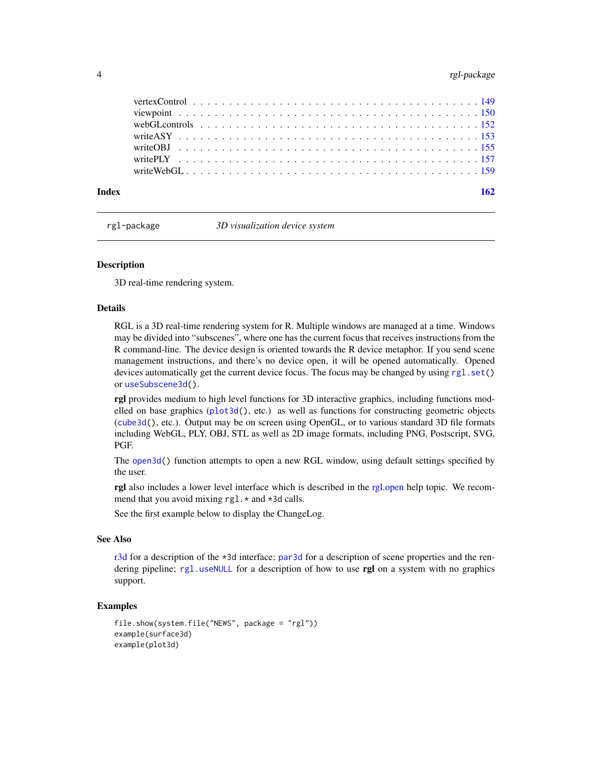vertexControl . . . . . . . . . . . . . . . . . . . . . . . . . . . . . . . . . . . . . . 149
viewpoint . . . . . . . . . . . . . . . . . . . . . . . . . . . . . . . . . . . . . . . . 150
webGLcontrols . . . . . . . . . . . . . . . . . . . . . . . . . . . . . . . . . . . . . . 152
writeASY . . . . . . . . . . . . . . . . . . . . . . . . . . . . . . . . . . . . . . . . 153
writeOBJ . . . . . . . . . . . . . . . . . . . . . . . . . . . . . . . . . . . . . . . . 155
writePLY . . . . . . . . . . . . . . . . . . . . . . . . . . . . . . . . . . . . . . . . 157
writeWebGL . . . . . . . . . . . . . . . . . . . . . . . . . . . . . . . . . . . . . . . 159

**Index** **162**

---

`rgl-package` *3D visualization device system*

---

### Description

3D real-time rendering system.

### Details

RGL is a 3D real-time rendering system for R. Multiple windows are managed at a time. Windows may be divided into "subscenes", where one has the current focus that receives instructions from the R command-line. The device design is oriented towards the R device metaphor. If you send scene management instructions, and there's no device open, it will be opened automatically. Opened devices automatically get the current device focus. The focus may be changed by using `rgl.set()` or `useSubscene3d()`.

**rgl** provides medium to high level functions for 3D interactive graphics, including functions modelled on base graphics (`plot3d()`, etc.) as well as functions for constructing geometric objects (`cube3d()`, etc.). Output may be on screen using OpenGL, or to various standard 3D file formats including WebGL, PLY, OBJ, STL as well as 2D image formats, including PNG, Postscript, SVG, PGF.

The `open3d()` function attempts to open a new RGL window, using default settings specified by the user.

**rgl** also includes a lower level interface which is described in the rgl.open help topic. We recommend that you avoid mixing `rgl.*` and `*3d` calls.

See the first example below to display the ChangeLog.

### See Also

`r3d` for a description of the `*3d` interface; `par3d` for a description of scene properties and the rendering pipeline; `rgl.useNULL` for a description of how to use **rgl** on a system with no graphics support.

### Examples

```
file.show(system.file("NEWS", package = "rgl"))
example(surface3d)
example(plot3d)
```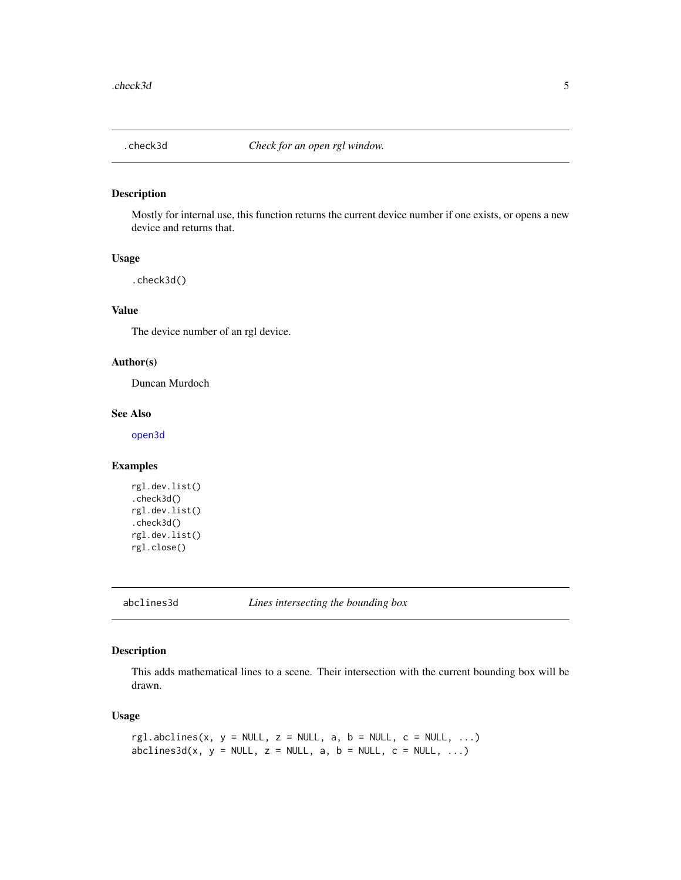## .check3d — *Check for an open rgl window.*

### Description

Mostly for internal use, this function returns the current device number if one exists, or opens a new device and returns that.

### Usage

```
.check3d()
```

### Value

The device number of an rgl device.

### Author(s)

Duncan Murdoch

### See Also

open3d

### Examples

```
rgl.dev.list()
.check3d()
rgl.dev.list()
.check3d()
rgl.dev.list()
rgl.close()
```

## abclines3d — *Lines intersecting the bounding box*

### Description

This adds mathematical lines to a scene. Their intersection with the current bounding box will be drawn.

### Usage

```
rgl.abclines(x, y = NULL, z = NULL, a, b = NULL, c = NULL, ...)
abclines3d(x, y = NULL, z = NULL, a, b = NULL, c = NULL, ...)
```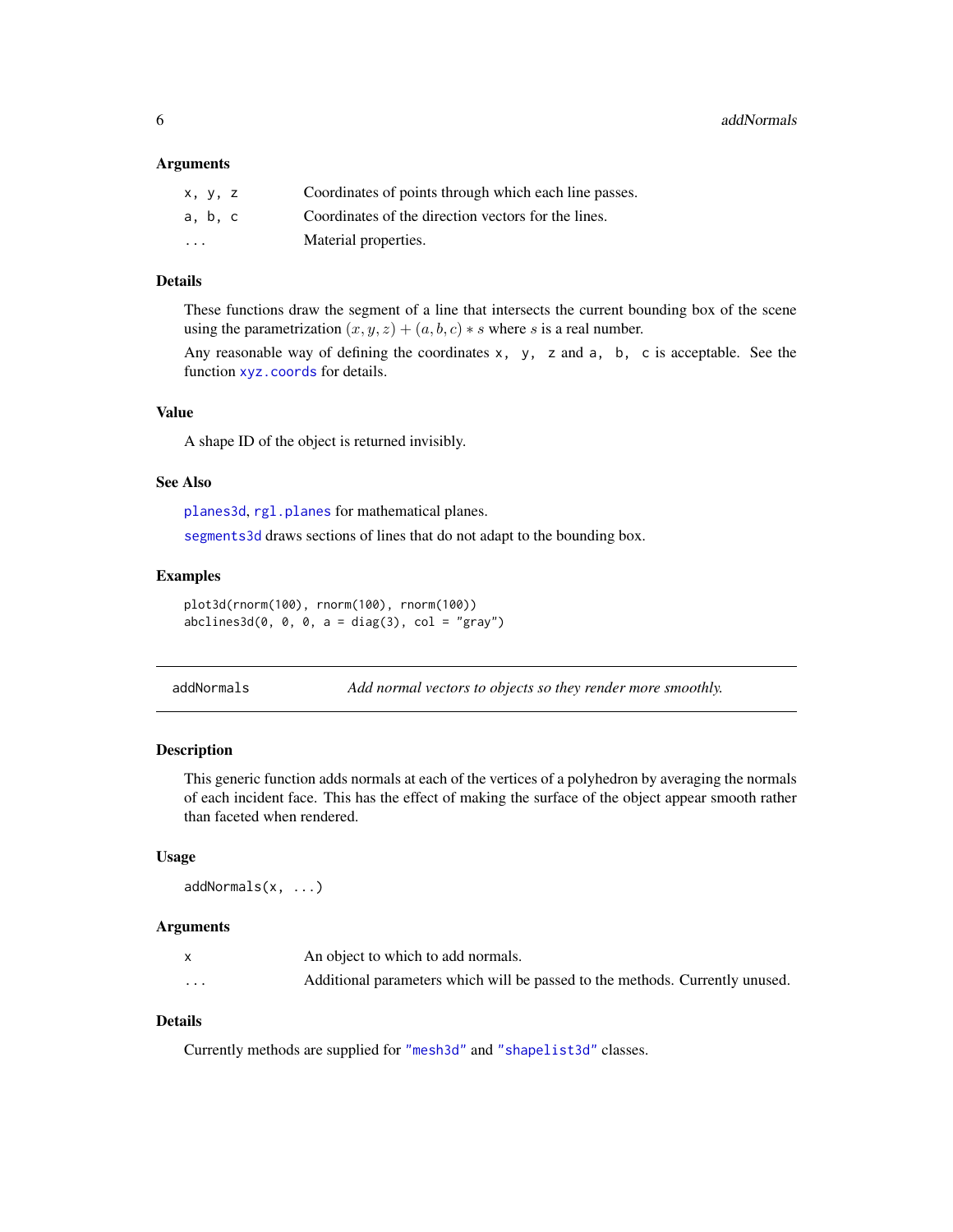### Arguments

| | |
|---|---|
| `x, y, z` | Coordinates of points through which each line passes. |
| `a, b, c` | Coordinates of the direction vectors for the lines. |
| `...` | Material properties. |

### Details

These functions draw the segment of a line that intersects the current bounding box of the scene using the parametrization $(x, y, z) + (a, b, c) * s$ where $s$ is a real number.

Any reasonable way of defining the coordinates `x, y, z` and `a, b, c` is acceptable. See the function `xyz.coords` for details.

### Value

A shape ID of the object is returned invisibly.

### See Also

`planes3d`, `rgl.planes` for mathematical planes.

`segments3d` draws sections of lines that do not adapt to the bounding box.

### Examples

```
plot3d(rnorm(100), rnorm(100), rnorm(100))
abclines3d(0, 0, 0, a = diag(3), col = "gray")
```

---

## addNormals — *Add normal vectors to objects so they render more smoothly.*

---

### Description

This generic function adds normals at each of the vertices of a polyhedron by averaging the normals of each incident face. This has the effect of making the surface of the object appear smooth rather than faceted when rendered.

### Usage

```
addNormals(x, ...)
```

### Arguments

| | |
|---|---|
| `x` | An object to which to add normals. |
| `...` | Additional parameters which will be passed to the methods. Currently unused. |

### Details

Currently methods are supplied for `"mesh3d"` and `"shapelist3d"` classes.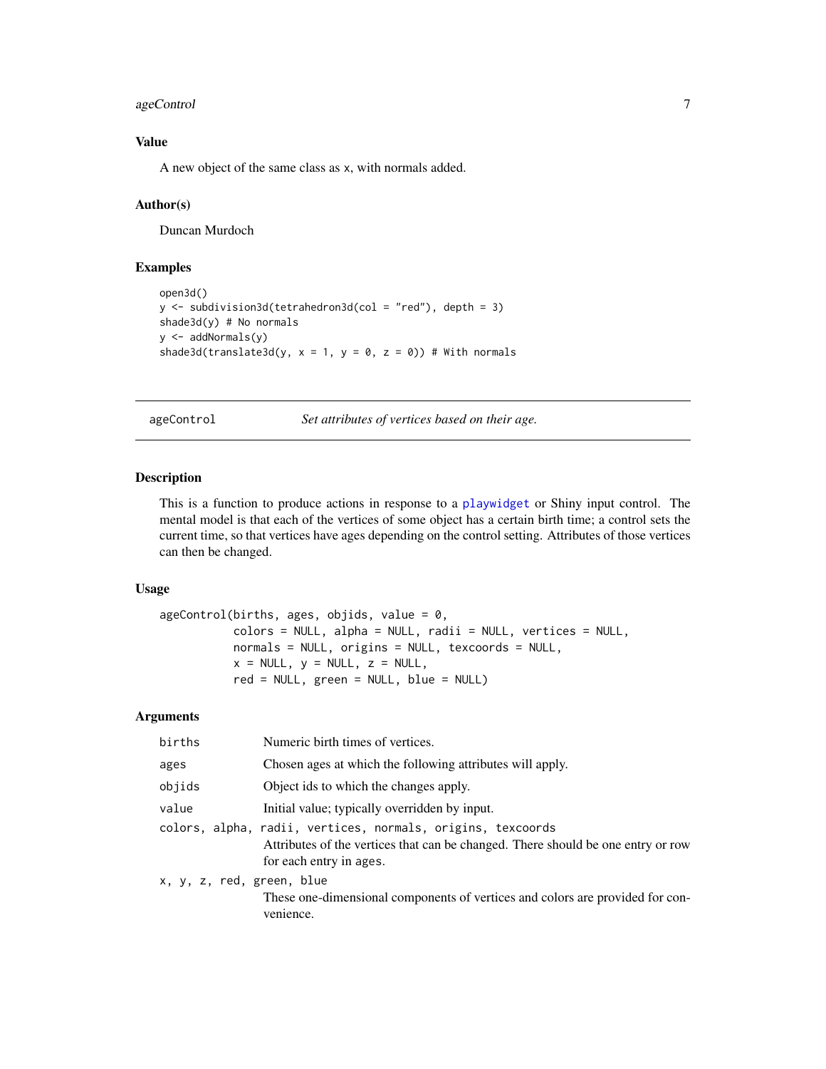### Value

A new object of the same class as x, with normals added.

### Author(s)

Duncan Murdoch

### Examples

```
open3d()
y <- subdivision3d(tetrahedron3d(col = "red"), depth = 3)
shade3d(y) # No normals
y <- addNormals(y)
shade3d(translate3d(y, x = 1, y = 0, z = 0)) # With normals
```

---

## ageControl — *Set attributes of vertices based on their age.*

---

### Description

This is a function to produce actions in response to a playwidget or Shiny input control. The mental model is that each of the vertices of some object has a certain birth time; a control sets the current time, so that vertices have ages depending on the control setting. Attributes of those vertices can then be changed.

### Usage

```
ageControl(births, ages, objids, value = 0,
           colors = NULL, alpha = NULL, radii = NULL, vertices = NULL,
           normals = NULL, origins = NULL, texcoords = NULL,
           x = NULL, y = NULL, z = NULL,
           red = NULL, green = NULL, blue = NULL)
```

### Arguments

| | |
|---|---|
| `births` | Numeric birth times of vertices. |
| `ages` | Chosen ages at which the following attributes will apply. |
| `objids` | Object ids to which the changes apply. |
| `value` | Initial value; typically overridden by input. |
| `colors, alpha, radii, vertices, normals, origins, texcoords` | Attributes of the vertices that can be changed. There should be one entry or row for each entry in ages. |
| `x, y, z, red, green, blue` | These one-dimensional components of vertices and colors are provided for convenience. |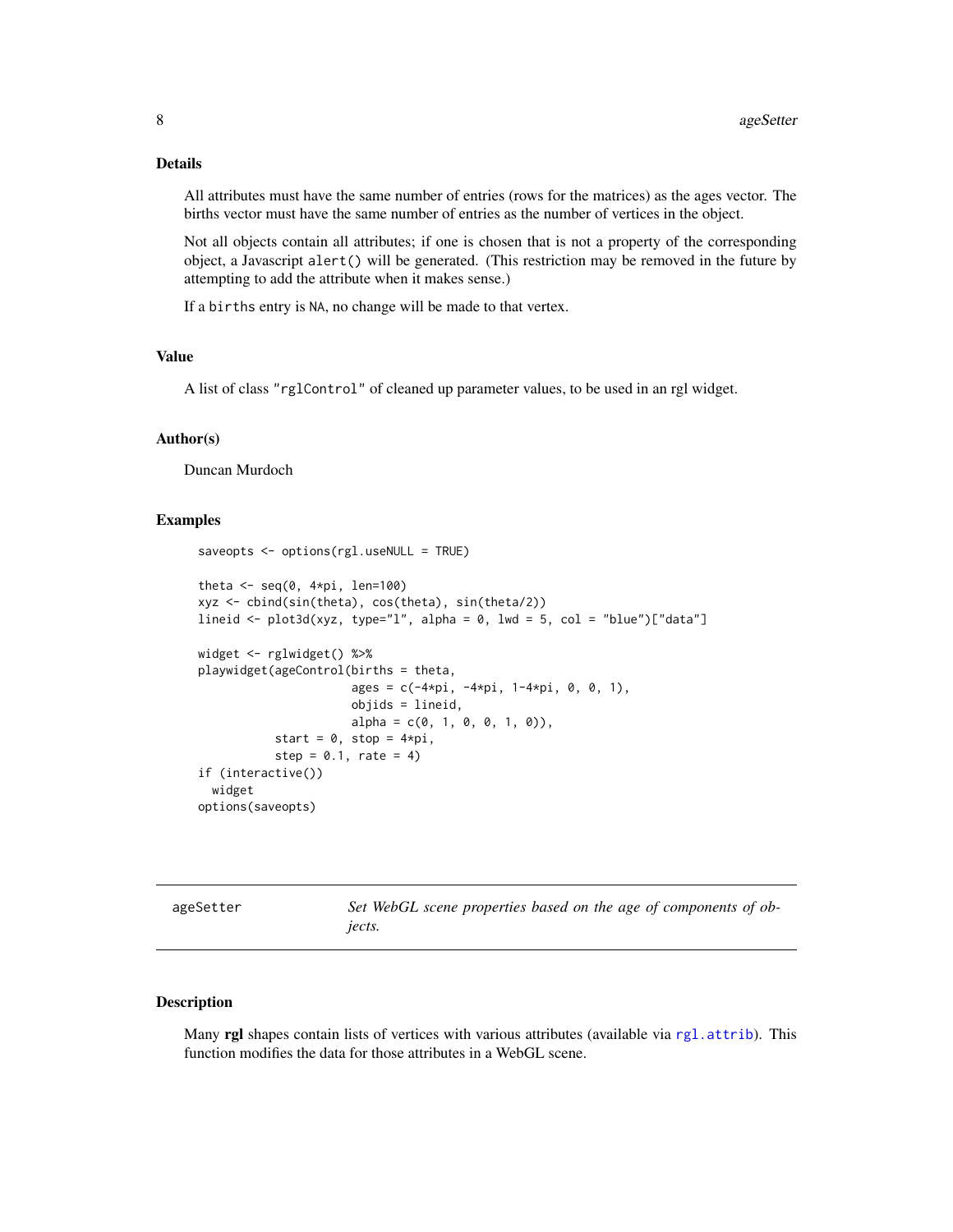### Details

All attributes must have the same number of entries (rows for the matrices) as the ages vector. The births vector must have the same number of entries as the number of vertices in the object.

Not all objects contain all attributes; if one is chosen that is not a property of the corresponding object, a Javascript `alert()` will be generated. (This restriction may be removed in the future by attempting to add the attribute when it makes sense.)

If a `births` entry is `NA`, no change will be made to that vertex.

### Value

A list of class `"rglControl"` of cleaned up parameter values, to be used in an rgl widget.

### Author(s)

Duncan Murdoch

### Examples

```
saveopts <- options(rgl.useNULL = TRUE)

theta <- seq(0, 4*pi, len=100)
xyz <- cbind(sin(theta), cos(theta), sin(theta/2))
lineid <- plot3d(xyz, type="l", alpha = 0, lwd = 5, col = "blue")["data"]

widget <- rglwidget() %>%
playwidget(ageControl(births = theta,
                      ages = c(-4*pi, -4*pi, 1-4*pi, 0, 0, 1),
                      objids = lineid,
                      alpha = c(0, 1, 0, 0, 1, 0)),
           start = 0, stop = 4*pi,
           step = 0.1, rate = 4)
if (interactive())
  widget
options(saveopts)
```

## ageSetter — *Set WebGL scene properties based on the age of components of objects.*

### Description

Many **rgl** shapes contain lists of vertices with various attributes (available via `rgl.attrib`). This function modifies the data for those attributes in a WebGL scene.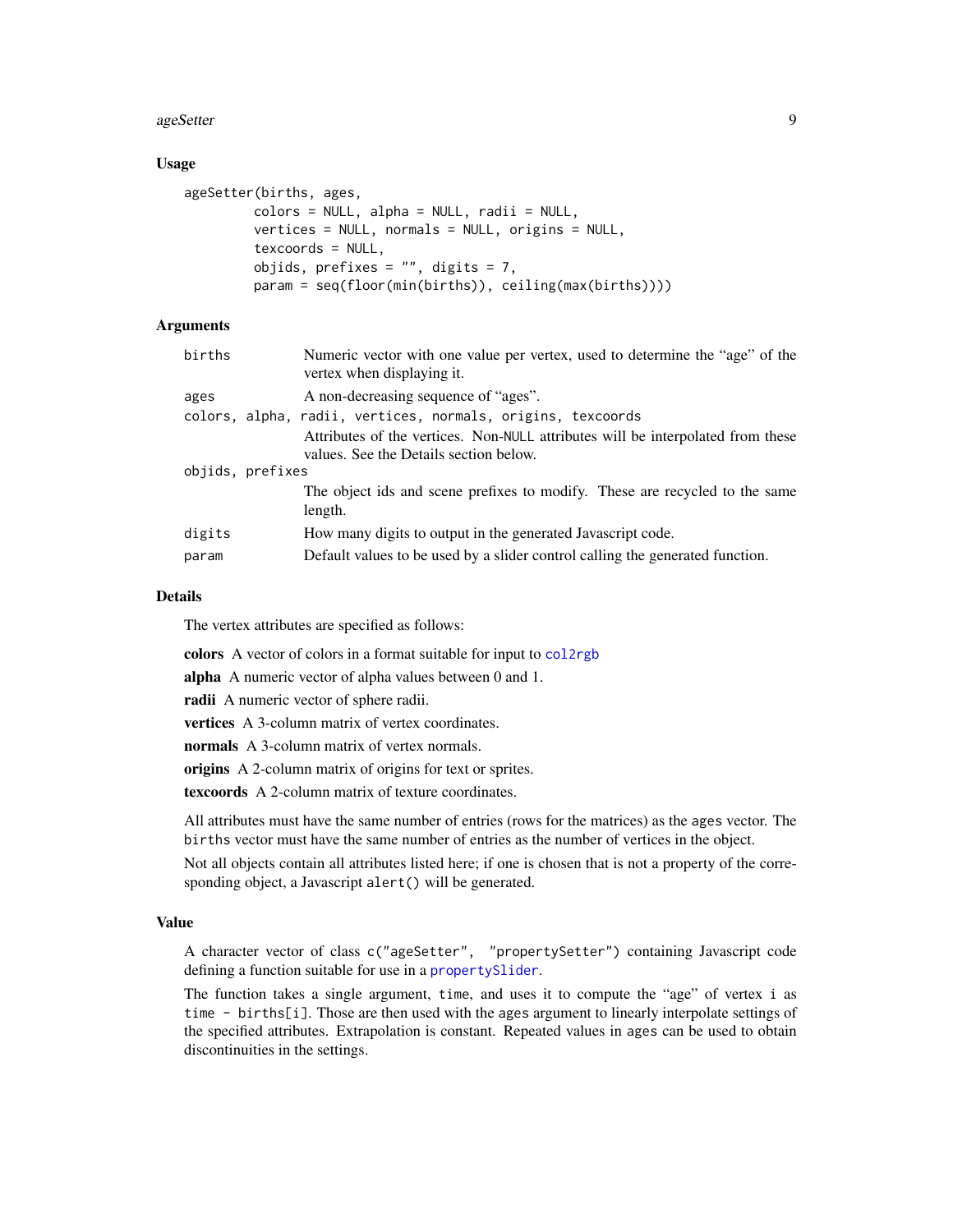### Usage

```
ageSetter(births, ages,
          colors = NULL, alpha = NULL, radii = NULL,
          vertices = NULL, normals = NULL, origins = NULL,
          texcoords = NULL,
          objids, prefixes = "", digits = 7,
          param = seq(floor(min(births)), ceiling(max(births))))
```

### Arguments

`births` Numeric vector with one value per vertex, used to determine the "age" of the vertex when displaying it.

`ages` A non-decreasing sequence of "ages".

`colors, alpha, radii, vertices, normals, origins, texcoords` Attributes of the vertices. Non-NULL attributes will be interpolated from these values. See the Details section below.

`objids, prefixes` The object ids and scene prefixes to modify. These are recycled to the same length.

`digits` How many digits to output in the generated Javascript code.

`param` Default values to be used by a slider control calling the generated function.

### Details

The vertex attributes are specified as follows:

**colors** A vector of colors in a format suitable for input to `col2rgb`

**alpha** A numeric vector of alpha values between 0 and 1.

**radii** A numeric vector of sphere radii.

**vertices** A 3-column matrix of vertex coordinates.

**normals** A 3-column matrix of vertex normals.

**origins** A 2-column matrix of origins for text or sprites.

**texcoords** A 2-column matrix of texture coordinates.

All attributes must have the same number of entries (rows for the matrices) as the `ages` vector. The `births` vector must have the same number of entries as the number of vertices in the object.

Not all objects contain all attributes listed here; if one is chosen that is not a property of the corresponding object, a Javascript `alert()` will be generated.

### Value

A character vector of class `c("ageSetter", "propertySetter")` containing Javascript code defining a function suitable for use in a `propertySlider`.

The function takes a single argument, `time`, and uses it to compute the "age" of vertex `i` as `time - births[i]`. Those are then used with the `ages` argument to linearly interpolate settings of the specified attributes. Extrapolation is constant. Repeated values in `ages` can be used to obtain discontinuities in the settings.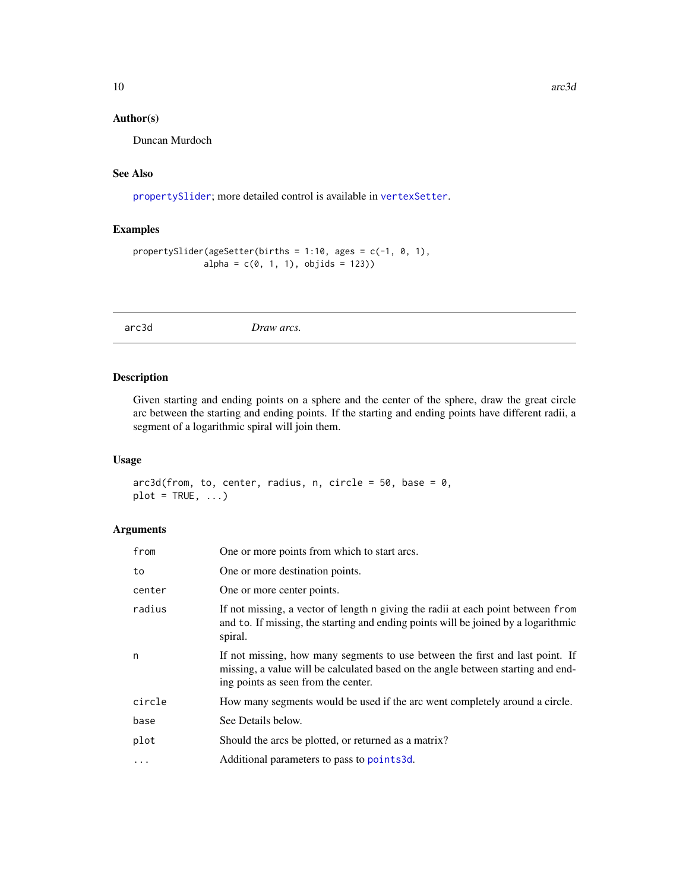## Author(s)

Duncan Murdoch

## See Also

propertySlider; more detailed control is available in vertexSetter.

## Examples

```
propertySlider(ageSetter(births = 1:10, ages = c(-1, 0, 1),
               alpha = c(0, 1, 1), objids = 123))
```

---

# arc3d — *Draw arcs.*

---

## Description

Given starting and ending points on a sphere and the center of the sphere, draw the great circle arc between the starting and ending points. If the starting and ending points have different radii, a segment of a logarithmic spiral will join them.

## Usage

```
arc3d(from, to, center, radius, n, circle = 50, base = 0,
plot = TRUE, ...)
```

## Arguments

| | |
|---|---|
| `from` | One or more points from which to start arcs. |
| `to` | One or more destination points. |
| `center` | One or more center points. |
| `radius` | If not missing, a vector of length `n` giving the radii at each point between `from` and `to`. If missing, the starting and ending points will be joined by a logarithmic spiral. |
| `n` | If not missing, how many segments to use between the first and last point. If missing, a value will be calculated based on the angle between starting and ending points as seen from the center. |
| `circle` | How many segments would be used if the arc went completely around a circle. |
| `base` | See Details below. |
| `plot` | Should the arcs be plotted, or returned as a matrix? |
| `...` | Additional parameters to pass to points3d. |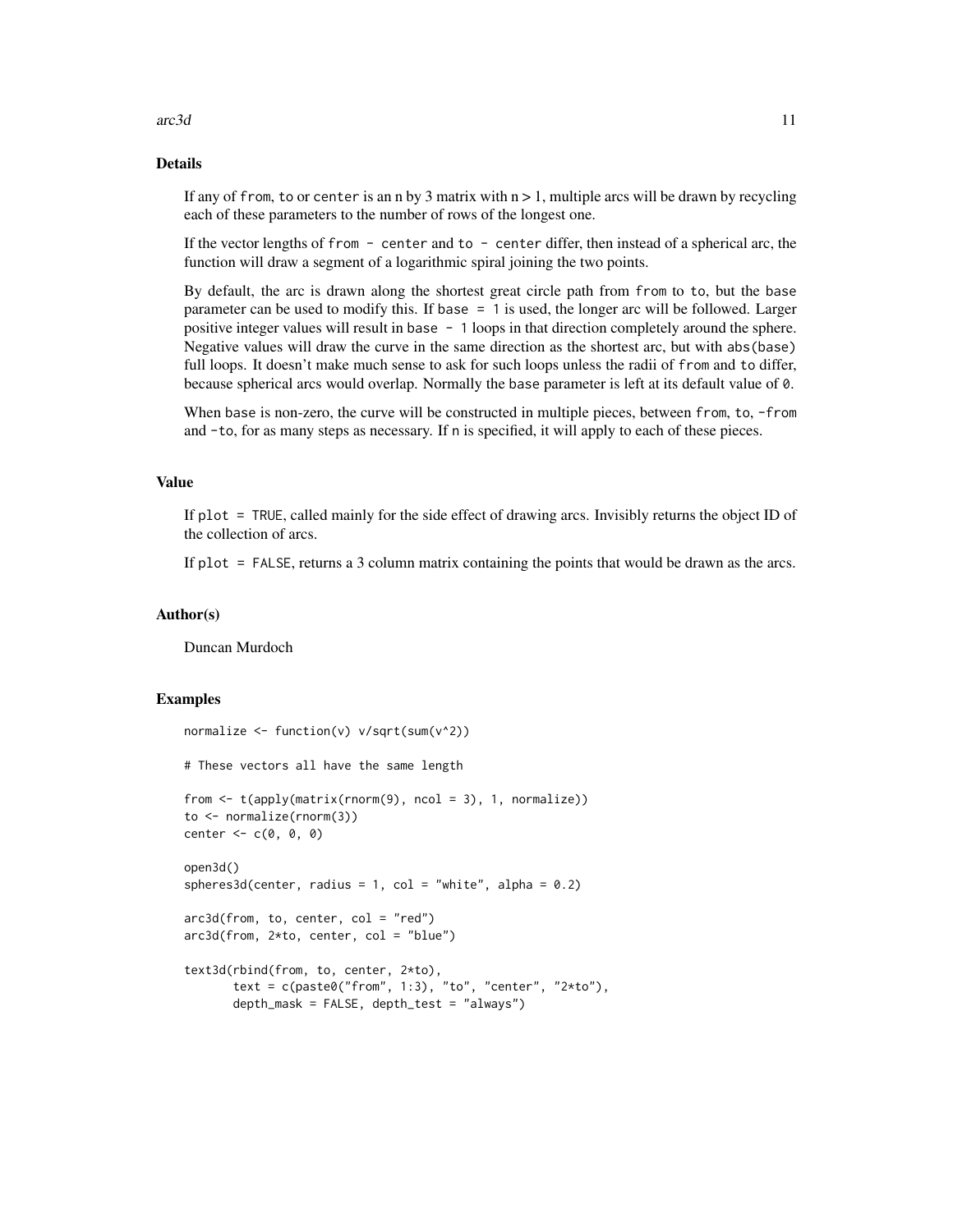## Details

If any of from, to or center is an n by 3 matrix with $n > 1$, multiple arcs will be drawn by recycling each of these parameters to the number of rows of the longest one.

If the vector lengths of `from - center` and `to - center` differ, then instead of a spherical arc, the function will draw a segment of a logarithmic spiral joining the two points.

By default, the arc is drawn along the shortest great circle path from from to to, but the base parameter can be used to modify this. If `base = 1` is used, the longer arc will be followed. Larger positive integer values will result in `base - 1` loops in that direction completely around the sphere. Negative values will draw the curve in the same direction as the shortest arc, but with `abs(base)` full loops. It doesn't make much sense to ask for such loops unless the radii of from and to differ, because spherical arcs would overlap. Normally the base parameter is left at its default value of 0.

When base is non-zero, the curve will be constructed in multiple pieces, between from, to, -from and -to, for as many steps as necessary. If n is specified, it will apply to each of these pieces.

## Value

If `plot = TRUE`, called mainly for the side effect of drawing arcs. Invisibly returns the object ID of the collection of arcs.

If `plot = FALSE`, returns a 3 column matrix containing the points that would be drawn as the arcs.

## Author(s)

Duncan Murdoch

## Examples

```
normalize <- function(v) v/sqrt(sum(v^2))

# These vectors all have the same length

from <- t(apply(matrix(rnorm(9), ncol = 3), 1, normalize))
to <- normalize(rnorm(3))
center <- c(0, 0, 0)

open3d()
spheres3d(center, radius = 1, col = "white", alpha = 0.2)

arc3d(from, to, center, col = "red")
arc3d(from, 2*to, center, col = "blue")

text3d(rbind(from, to, center, 2*to),
       text = c(paste0("from", 1:3), "to", "center", "2*to"),
       depth_mask = FALSE, depth_test = "always")
```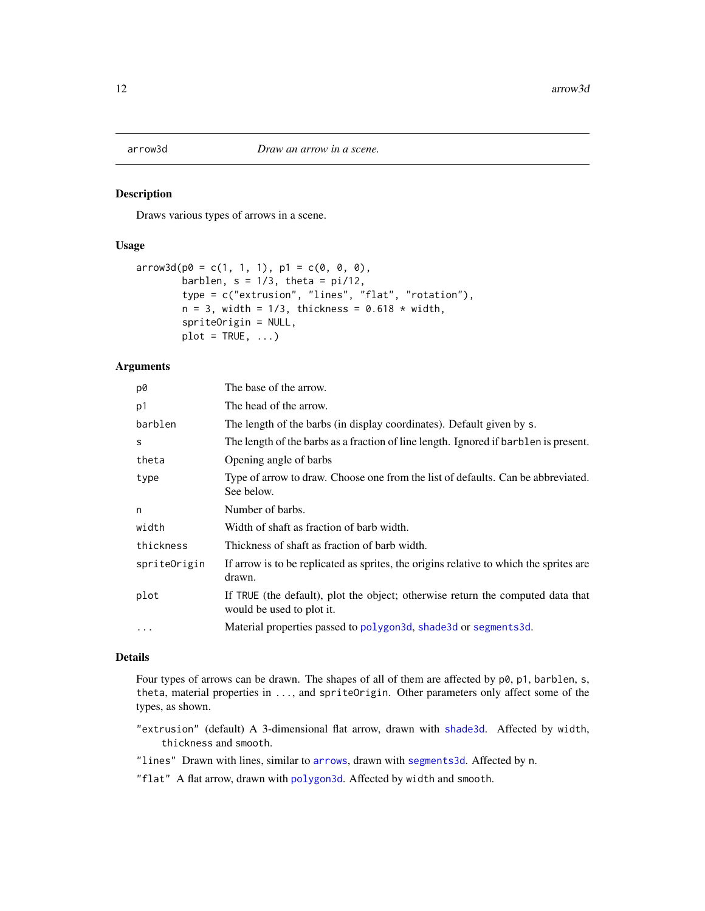arrow3d — *Draw an arrow in a scene.*

## Description

Draws various types of arrows in a scene.

## Usage

```
arrow3d(p0 = c(1, 1, 1), p1 = c(0, 0, 0),
        barblen, s = 1/3, theta = pi/12,
        type = c("extrusion", "lines", "flat", "rotation"),
        n = 3, width = 1/3, thickness = 0.618 * width,
        spriteOrigin = NULL,
        plot = TRUE, ...)
```

## Arguments

| | |
|---|---|
| `p0` | The base of the arrow. |
| `p1` | The head of the arrow. |
| `barblen` | The length of the barbs (in display coordinates). Default given by `s`. |
| `s` | The length of the barbs as a fraction of line length. Ignored if `barblen` is present. |
| `theta` | Opening angle of barbs |
| `type` | Type of arrow to draw. Choose one from the list of defaults. Can be abbreviated. See below. |
| `n` | Number of barbs. |
| `width` | Width of shaft as fraction of barb width. |
| `thickness` | Thickness of shaft as fraction of barb width. |
| `spriteOrigin` | If arrow is to be replicated as sprites, the origins relative to which the sprites are drawn. |
| `plot` | If `TRUE` (the default), plot the object; otherwise return the computed data that would be used to plot it. |
| `...` | Material properties passed to `polygon3d`, `shade3d` or `segments3d`. |

## Details

Four types of arrows can be drawn. The shapes of all of them are affected by `p0`, `p1`, `barblen`, `s`, `theta`, material properties in `...`, and `spriteOrigin`. Other parameters only affect some of the types, as shown.

`"extrusion"` (default) A 3-dimensional flat arrow, drawn with `shade3d`. Affected by `width`, `thickness` and `smooth`.

`"lines"` Drawn with lines, similar to `arrows`, drawn with `segments3d`. Affected by `n`.

`"flat"` A flat arrow, drawn with `polygon3d`. Affected by `width` and `smooth`.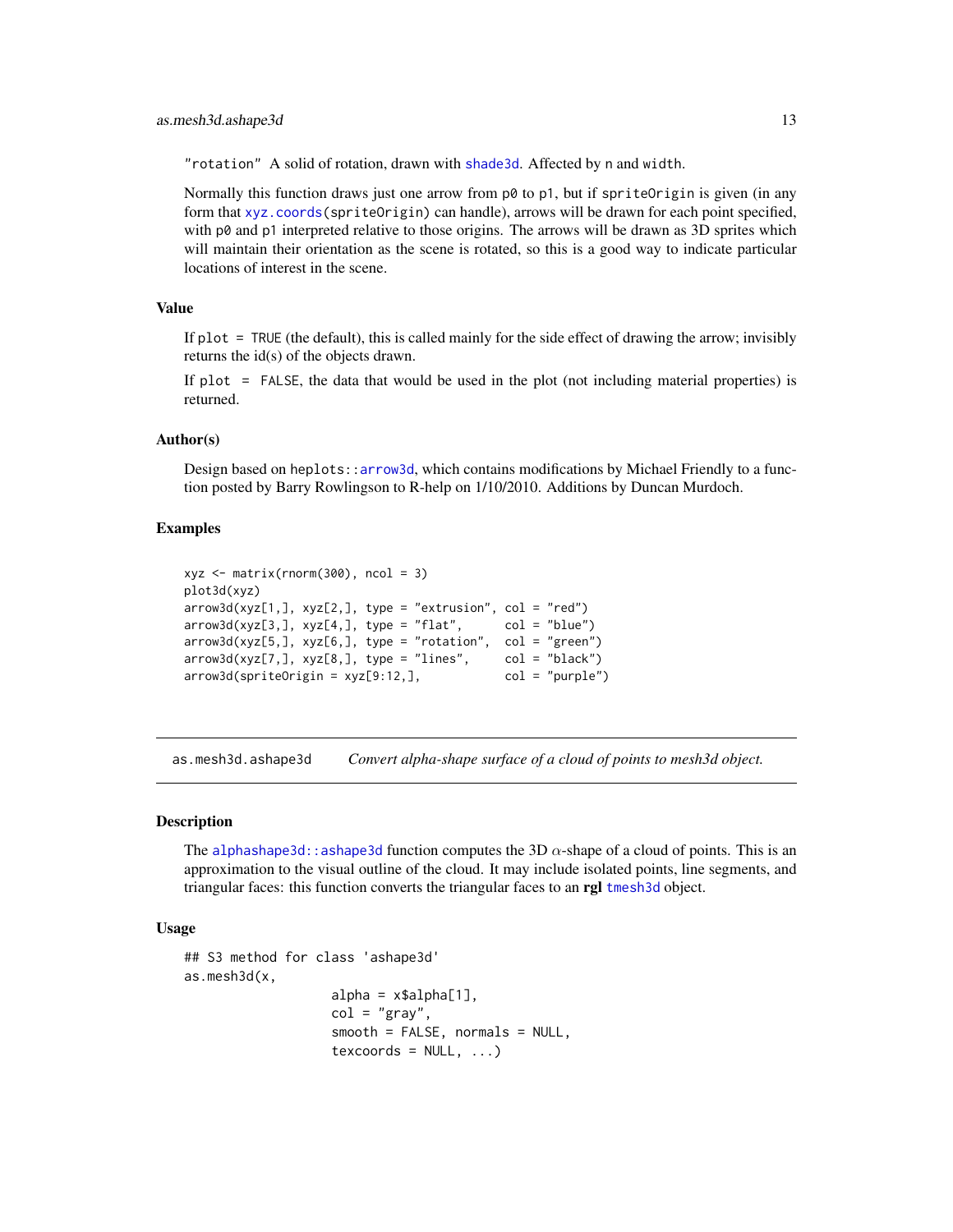"rotation" A solid of rotation, drawn with shade3d. Affected by n and width.

Normally this function draws just one arrow from p0 to p1, but if spriteOrigin is given (in any form that xyz.coords(spriteOrigin) can handle), arrows will be drawn for each point specified, with p0 and p1 interpreted relative to those origins. The arrows will be drawn as 3D sprites which will maintain their orientation as the scene is rotated, so this is a good way to indicate particular locations of interest in the scene.

### Value

If plot = TRUE (the default), this is called mainly for the side effect of drawing the arrow; invisibly returns the id(s) of the objects drawn.

If plot = FALSE, the data that would be used in the plot (not including material properties) is returned.

### Author(s)

Design based on heplots::arrow3d, which contains modifications by Michael Friendly to a function posted by Barry Rowlingson to R-help on 1/10/2010. Additions by Duncan Murdoch.

### Examples

```
xyz <- matrix(rnorm(300), ncol = 3)
plot3d(xyz)
arrow3d(xyz[1,], xyz[2,], type = "extrusion", col = "red")
arrow3d(xyz[3,], xyz[4,], type = "flat",      col = "blue")
arrow3d(xyz[5,], xyz[6,], type = "rotation",  col = "green")
arrow3d(xyz[7,], xyz[8,], type = "lines",     col = "black")
arrow3d(spriteOrigin = xyz[9:12,],            col = "purple")
```

---

## as.mesh3d.ashape3d — *Convert alpha-shape surface of a cloud of points to mesh3d object.*

---

### Description

The alphashape3d::ashape3d function computes the 3D $\alpha$-shape of a cloud of points. This is an approximation to the visual outline of the cloud. It may include isolated points, line segments, and triangular faces: this function converts the triangular faces to an **rgl** tmesh3d object.

### Usage

```
## S3 method for class 'ashape3d'
as.mesh3d(x,
                 alpha = x$alpha[1],
                 col = "gray",
                 smooth = FALSE, normals = NULL,
                 texcoords = NULL, ...)
```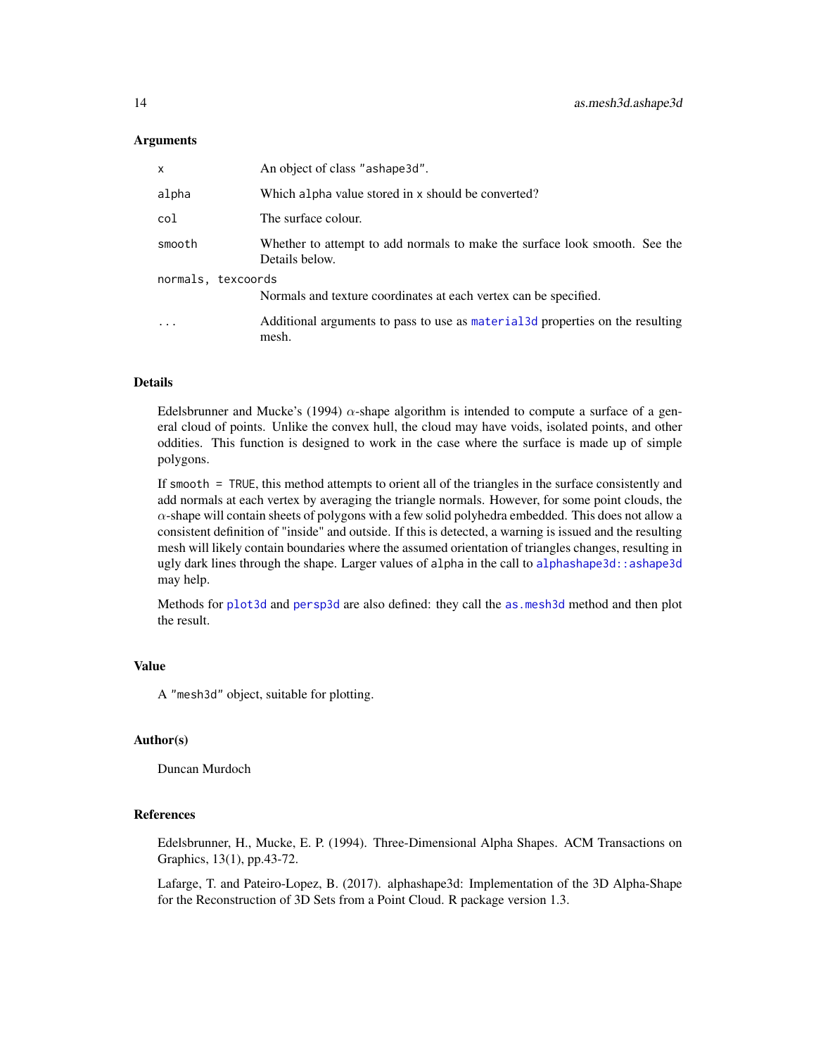### Arguments

| | |
|---|---|
| `x` | An object of class `"ashape3d"`. |
| `alpha` | Which `alpha` value stored in `x` should be converted? |
| `col` | The surface colour. |
| `smooth` | Whether to attempt to add normals to make the surface look smooth. See the Details below. |
| `normals, texcoords` | Normals and texture coordinates at each vertex can be specified. |
| `...` | Additional arguments to pass to use as `material3d` properties on the resulting mesh. |

### Details

Edelsbrunner and Mucke's (1994) $\alpha$-shape algorithm is intended to compute a surface of a general cloud of points. Unlike the convex hull, the cloud may have voids, isolated points, and other oddities. This function is designed to work in the case where the surface is made up of simple polygons.

If `smooth = TRUE`, this method attempts to orient all of the triangles in the surface consistently and add normals at each vertex by averaging the triangle normals. However, for some point clouds, the $\alpha$-shape will contain sheets of polygons with a few solid polyhedra embedded. This does not allow a consistent definition of "inside" and outside. If this is detected, a warning is issued and the resulting mesh will likely contain boundaries where the assumed orientation of triangles changes, resulting in ugly dark lines through the shape. Larger values of `alpha` in the call to `alphashape3d::ashape3d` may help.

Methods for `plot3d` and `persp3d` are also defined: they call the `as.mesh3d` method and then plot the result.

### Value

A `"mesh3d"` object, suitable for plotting.

### Author(s)

Duncan Murdoch

### References

Edelsbrunner, H., Mucke, E. P. (1994). Three-Dimensional Alpha Shapes. ACM Transactions on Graphics, 13(1), pp.43-72.

Lafarge, T. and Pateiro-Lopez, B. (2017). alphashape3d: Implementation of the 3D Alpha-Shape for the Reconstruction of 3D Sets from a Point Cloud. R package version 1.3.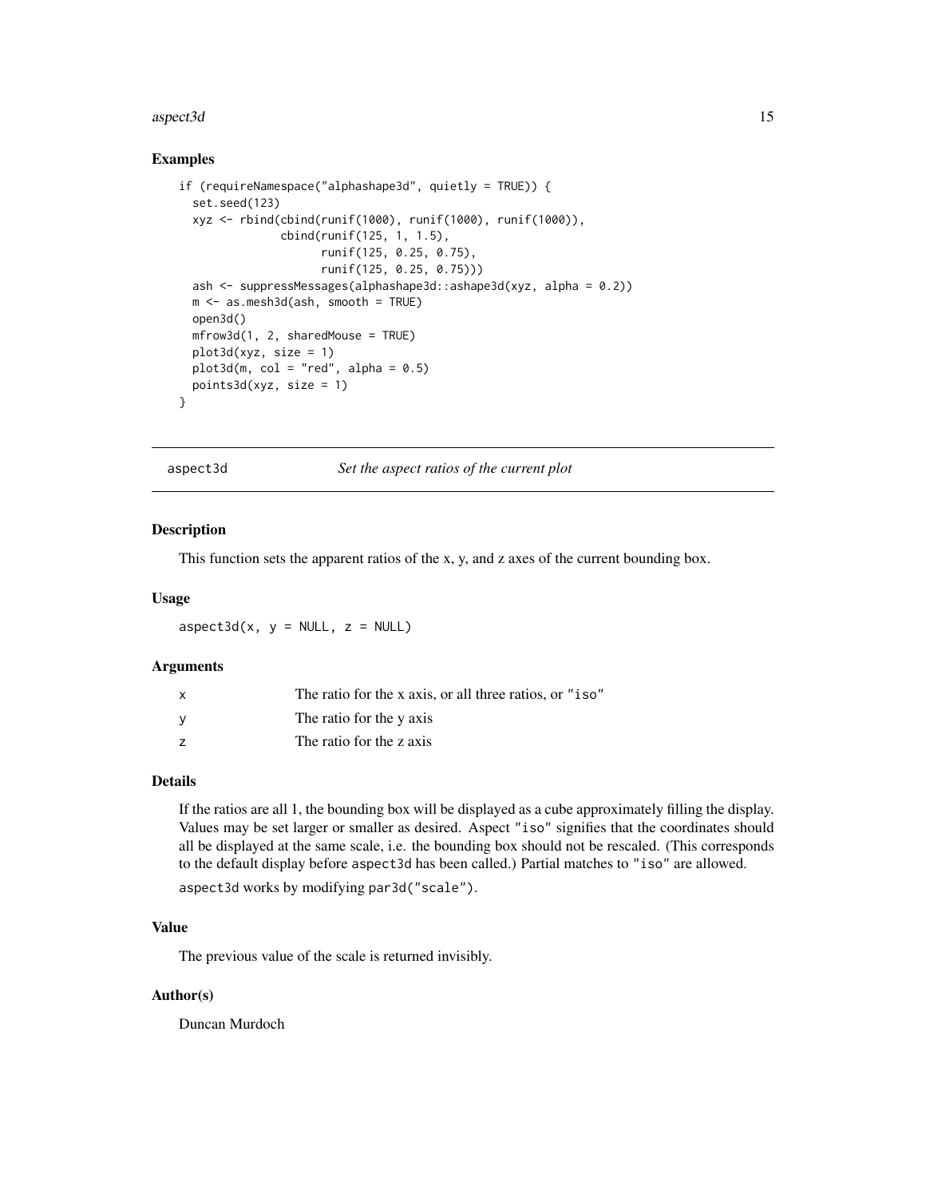## Examples

```
if (requireNamespace("alphashape3d", quietly = TRUE)) {
  set.seed(123)
  xyz <- rbind(cbind(runif(1000), runif(1000), runif(1000)),
               cbind(runif(125, 1, 1.5),
                     runif(125, 0.25, 0.75),
                     runif(125, 0.25, 0.75)))
  ash <- suppressMessages(alphashape3d::ashape3d(xyz, alpha = 0.2))
  m <- as.mesh3d(ash, smooth = TRUE)
  open3d()
  mfrow3d(1, 2, sharedMouse = TRUE)
  plot3d(xyz, size = 1)
  plot3d(m, col = "red", alpha = 0.5)
  points3d(xyz, size = 1)
}
```

---

# aspect3d *Set the aspect ratios of the current plot*

---

## Description

This function sets the apparent ratios of the x, y, and z axes of the current bounding box.

## Usage

```
aspect3d(x, y = NULL, z = NULL)
```

## Arguments

| | |
|---|---|
| x | The ratio for the x axis, or all three ratios, or "iso" |
| y | The ratio for the y axis |
| z | The ratio for the z axis |

## Details

If the ratios are all 1, the bounding box will be displayed as a cube approximately filling the display. Values may be set larger or smaller as desired. Aspect "iso" signifies that the coordinates should all be displayed at the same scale, i.e. the bounding box should not be rescaled. (This corresponds to the default display before aspect3d has been called.) Partial matches to "iso" are allowed.

aspect3d works by modifying par3d("scale").

## Value

The previous value of the scale is returned invisibly.

## Author(s)

Duncan Murdoch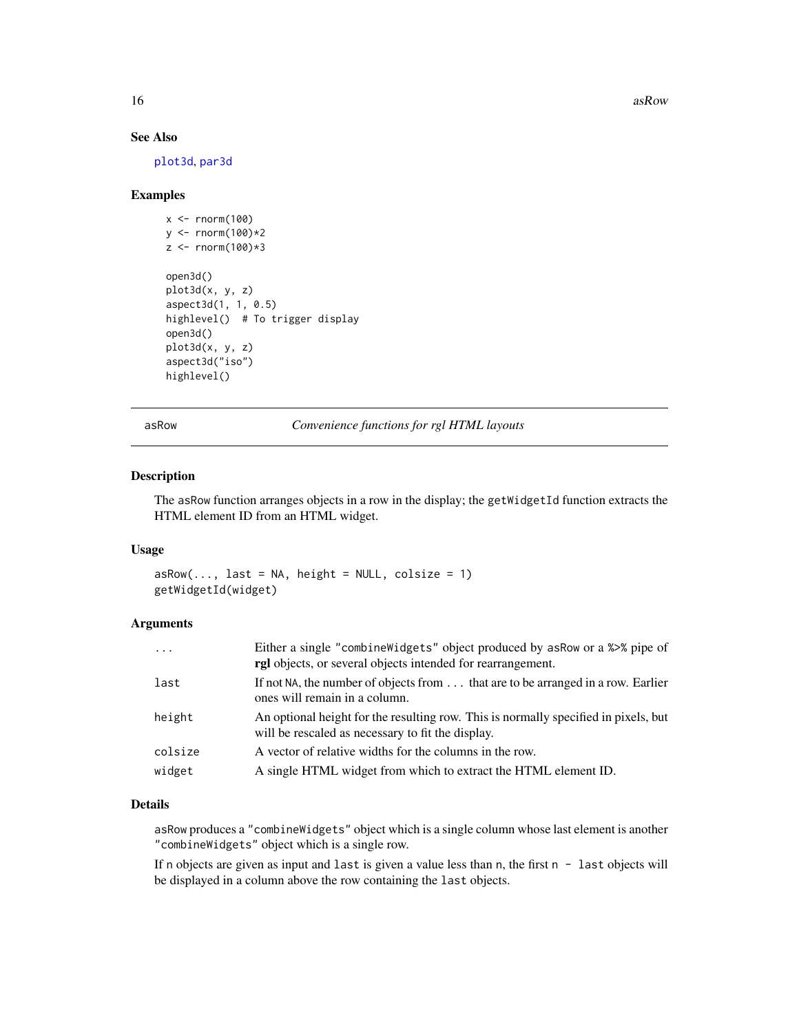## See Also

plot3d, par3d

## Examples

```
x <- rnorm(100)
y <- rnorm(100)*2
z <- rnorm(100)*3

open3d()
plot3d(x, y, z)
aspect3d(1, 1, 0.5)
highlevel()  # To trigger display
open3d()
plot3d(x, y, z)
aspect3d("iso")
highlevel()
```

---

# asRow — *Convenience functions for rgl HTML layouts*

## Description

The asRow function arranges objects in a row in the display; the getWidgetId function extracts the HTML element ID from an HTML widget.

## Usage

```
asRow(..., last = NA, height = NULL, colsize = 1)
getWidgetId(widget)
```

## Arguments

| | |
|---|---|
| ... | Either a single "combineWidgets" object produced by asRow or a %>% pipe of **rgl** objects, or several objects intended for rearrangement. |
| last | If not NA, the number of objects from ... that are to be arranged in a row. Earlier ones will remain in a column. |
| height | An optional height for the resulting row. This is normally specified in pixels, but will be rescaled as necessary to fit the display. |
| colsize | A vector of relative widths for the columns in the row. |
| widget | A single HTML widget from which to extract the HTML element ID. |

## Details

asRow produces a "combineWidgets" object which is a single column whose last element is another "combineWidgets" object which is a single row.

If n objects are given as input and last is given a value less than n, the first n - last objects will be displayed in a column above the row containing the last objects.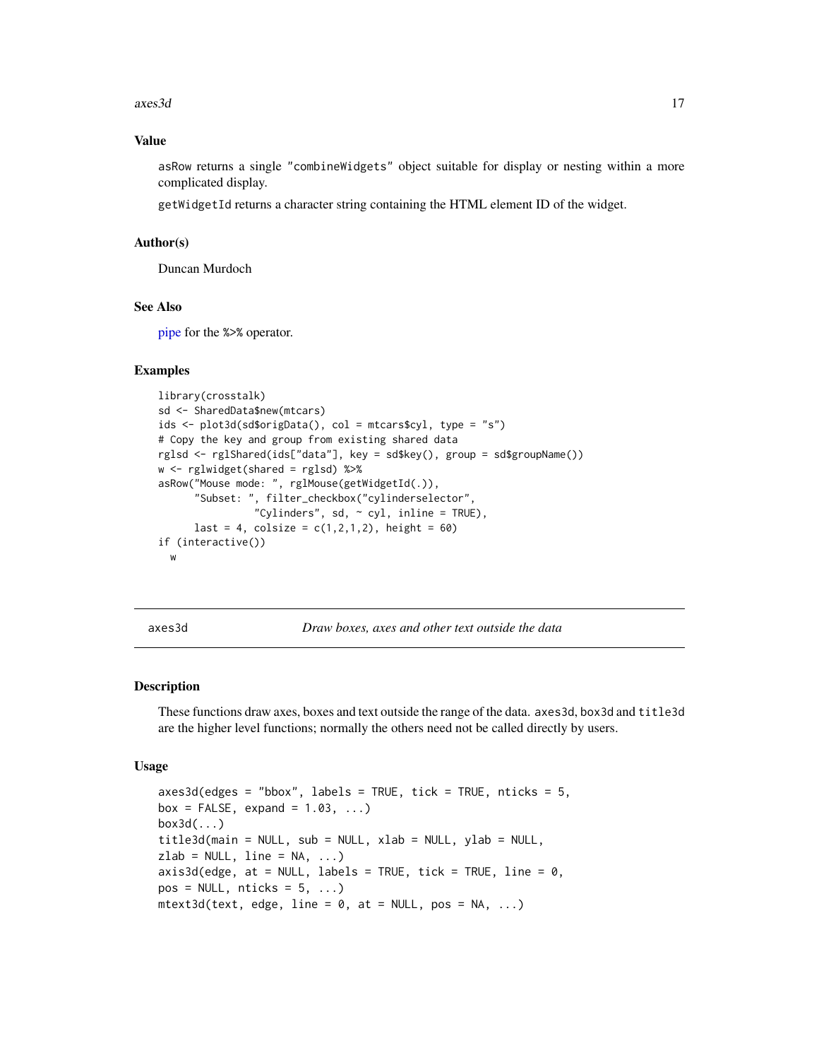## Value

asRow returns a single "combineWidgets" object suitable for display or nesting within a more complicated display.

getWidgetId returns a character string containing the HTML element ID of the widget.

## Author(s)

Duncan Murdoch

## See Also

pipe for the %>% operator.

## Examples

```
library(crosstalk)
sd <- SharedData$new(mtcars)
ids <- plot3d(sd$origData(), col = mtcars$cyl, type = "s")
# Copy the key and group from existing shared data
rglsd <- rglShared(ids["data"], key = sd$key(), group = sd$groupName())
w <- rglwidget(shared = rglsd) %>%
asRow("Mouse mode: ", rglMouse(getWidgetId(.)),
      "Subset: ", filter_checkbox("cylinderselector",
                "Cylinders", sd, ~ cyl, inline = TRUE),
      last = 4, colsize = c(1,2,1,2), height = 60)
if (interactive())
  w
```

---

# axes3d — *Draw boxes, axes and other text outside the data*

## Description

These functions draw axes, boxes and text outside the range of the data. axes3d, box3d and title3d are the higher level functions; normally the others need not be called directly by users.

## Usage

```
axes3d(edges = "bbox", labels = TRUE, tick = TRUE, nticks = 5,
box = FALSE, expand = 1.03, ...)
box3d(...)
title3d(main = NULL, sub = NULL, xlab = NULL, ylab = NULL,
zlab = NULL, line = NA, ...)
axis3d(edge, at = NULL, labels = TRUE, tick = TRUE, line = 0,
pos = NULL, nticks = 5, ...)
mtext3d(text, edge, line = 0, at = NULL, pos = NA, ...)
```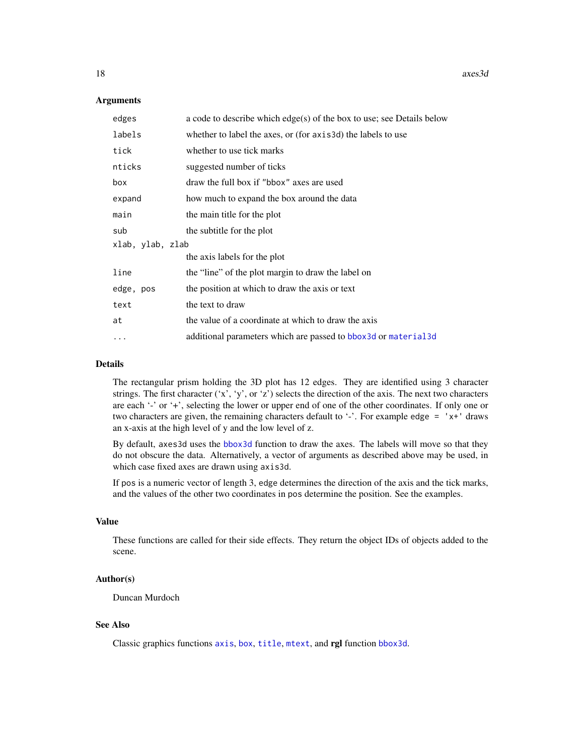### Arguments

| | |
|---|---|
| `edges` | a code to describe which edge(s) of the box to use; see Details below |
| `labels` | whether to label the axes, or (for `axis3d`) the labels to use |
| `tick` | whether to use tick marks |
| `nticks` | suggested number of ticks |
| `box` | draw the full box if `"bbox"` axes are used |
| `expand` | how much to expand the box around the data |
| `main` | the main title for the plot |
| `sub` | the subtitle for the plot |
| `xlab, ylab, zlab` | the axis labels for the plot |
| `line` | the "line" of the plot margin to draw the label on |
| `edge, pos` | the position at which to draw the axis or text |
| `text` | the text to draw |
| `at` | the value of a coordinate at which to draw the axis |
| `...` | additional parameters which are passed to `bbox3d` or `material3d` |

### Details

The rectangular prism holding the 3D plot has 12 edges. They are identified using 3 character strings. The first character ('x', 'y', or 'z') selects the direction of the axis. The next two characters are each '-' or '+', selecting the lower or upper end of one of the other coordinates. If only one or two characters are given, the remaining characters default to '-'. For example `edge = 'x+'` draws an x-axis at the high level of y and the low level of z.

By default, `axes3d` uses the `bbox3d` function to draw the axes. The labels will move so that they do not obscure the data. Alternatively, a vector of arguments as described above may be used, in which case fixed axes are drawn using `axis3d`.

If `pos` is a numeric vector of length 3, `edge` determines the direction of the axis and the tick marks, and the values of the other two coordinates in `pos` determine the position. See the examples.

### Value

These functions are called for their side effects. They return the object IDs of objects added to the scene.

### Author(s)

Duncan Murdoch

### See Also

Classic graphics functions `axis`, `box`, `title`, `mtext`, and **rgl** function `bbox3d`.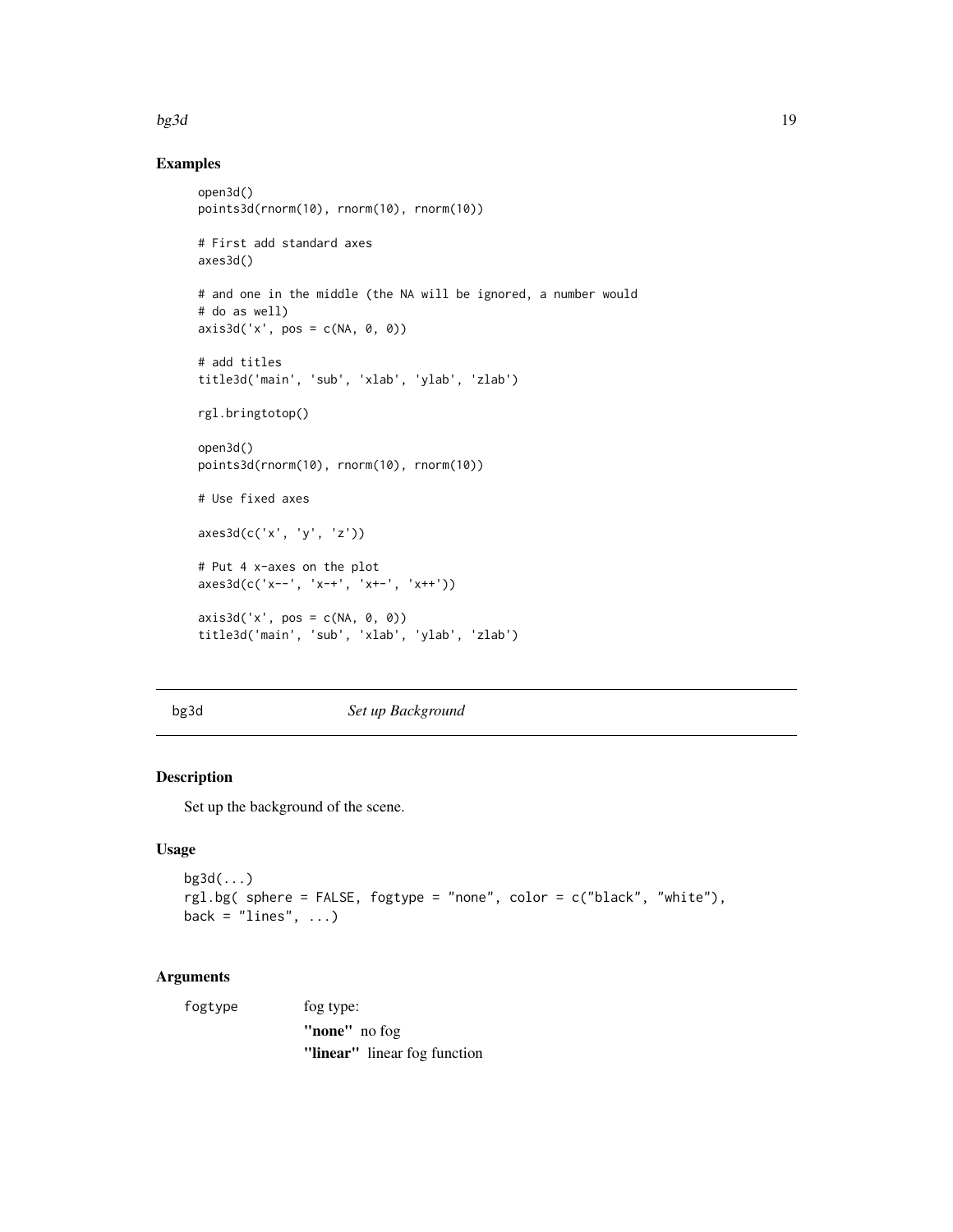## Examples

```
open3d()
points3d(rnorm(10), rnorm(10), rnorm(10))

# First add standard axes
axes3d()

# and one in the middle (the NA will be ignored, a number would
# do as well)
axis3d('x', pos = c(NA, 0, 0))

# add titles
title3d('main', 'sub', 'xlab', 'ylab', 'zlab')

rgl.bringtotop()

open3d()
points3d(rnorm(10), rnorm(10), rnorm(10))

# Use fixed axes

axes3d(c('x', 'y', 'z'))

# Put 4 x-axes on the plot
axes3d(c('x--', 'x-+', 'x+-', 'x++'))

axis3d('x', pos = c(NA, 0, 0))
title3d('main', 'sub', 'xlab', 'ylab', 'zlab')
```

---

# bg3d *Set up Background*

---

## Description

Set up the background of the scene.

## Usage

```
bg3d(...)
rgl.bg( sphere = FALSE, fogtype = "none", color = c("black", "white"),
back = "lines", ...)
```

## Arguments

`fogtype` fog type:

- **"none"** no fog
- **"linear"** linear fog function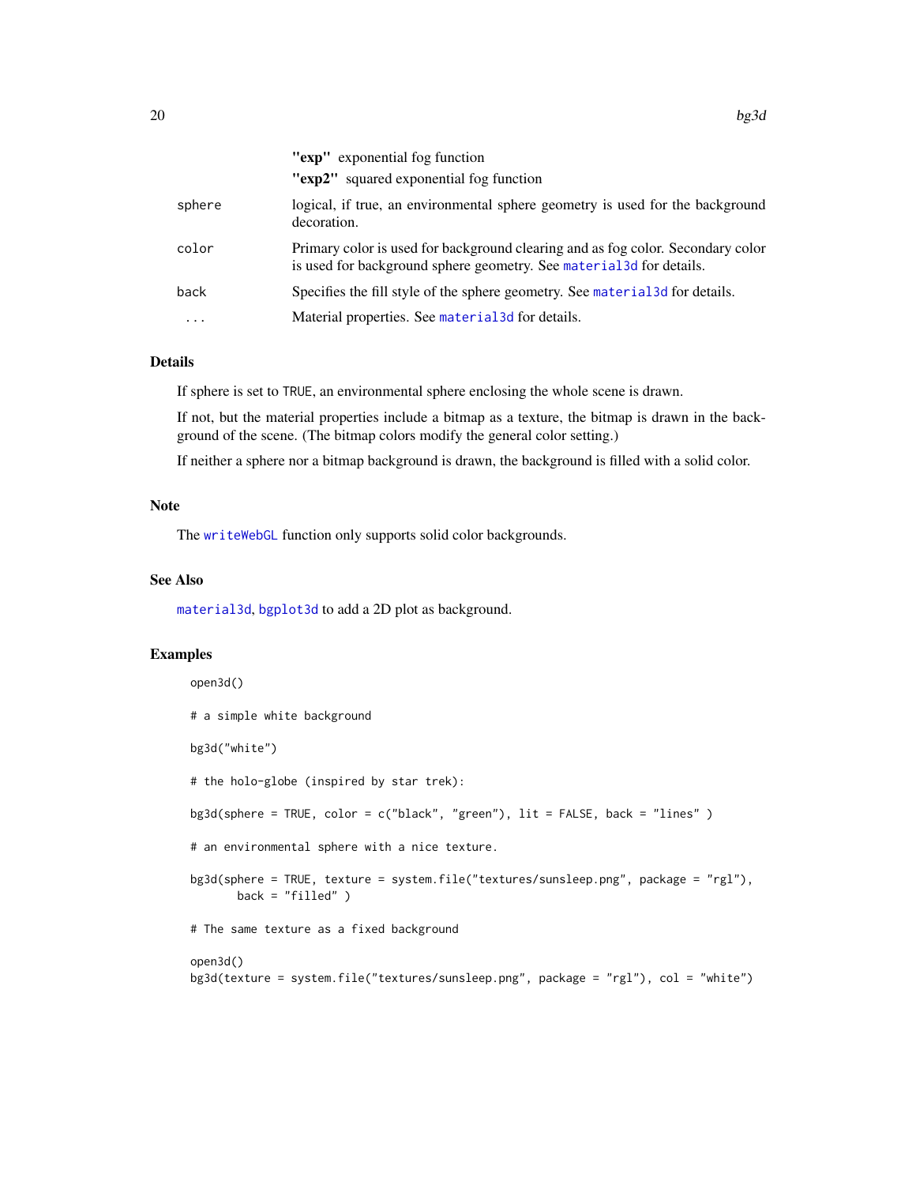| | |
|---|---|
| | **"exp"** exponential fog function |
| | **"exp2"** squared exponential fog function |
| sphere | logical, if true, an environmental sphere geometry is used for the background decoration. |
| color | Primary color is used for background clearing and as fog color. Secondary color is used for background sphere geometry. See material3d for details. |
| back | Specifies the fill style of the sphere geometry. See material3d for details. |
| ... | Material properties. See material3d for details. |

## Details

If sphere is set to TRUE, an environmental sphere enclosing the whole scene is drawn.

If not, but the material properties include a bitmap as a texture, the bitmap is drawn in the background of the scene. (The bitmap colors modify the general color setting.)

If neither a sphere nor a bitmap background is drawn, the background is filled with a solid color.

## Note

The writeWebGL function only supports solid color backgrounds.

## See Also

material3d, bgplot3d to add a 2D plot as background.

## Examples

```
open3d()

# a simple white background

bg3d("white")

# the holo-globe (inspired by star trek):

bg3d(sphere = TRUE, color = c("black", "green"), lit = FALSE, back = "lines" )

# an environmental sphere with a nice texture.

bg3d(sphere = TRUE, texture = system.file("textures/sunsleep.png", package = "rgl"),
       back = "filled" )

# The same texture as a fixed background

open3d()
bg3d(texture = system.file("textures/sunsleep.png", package = "rgl"), col = "white")
```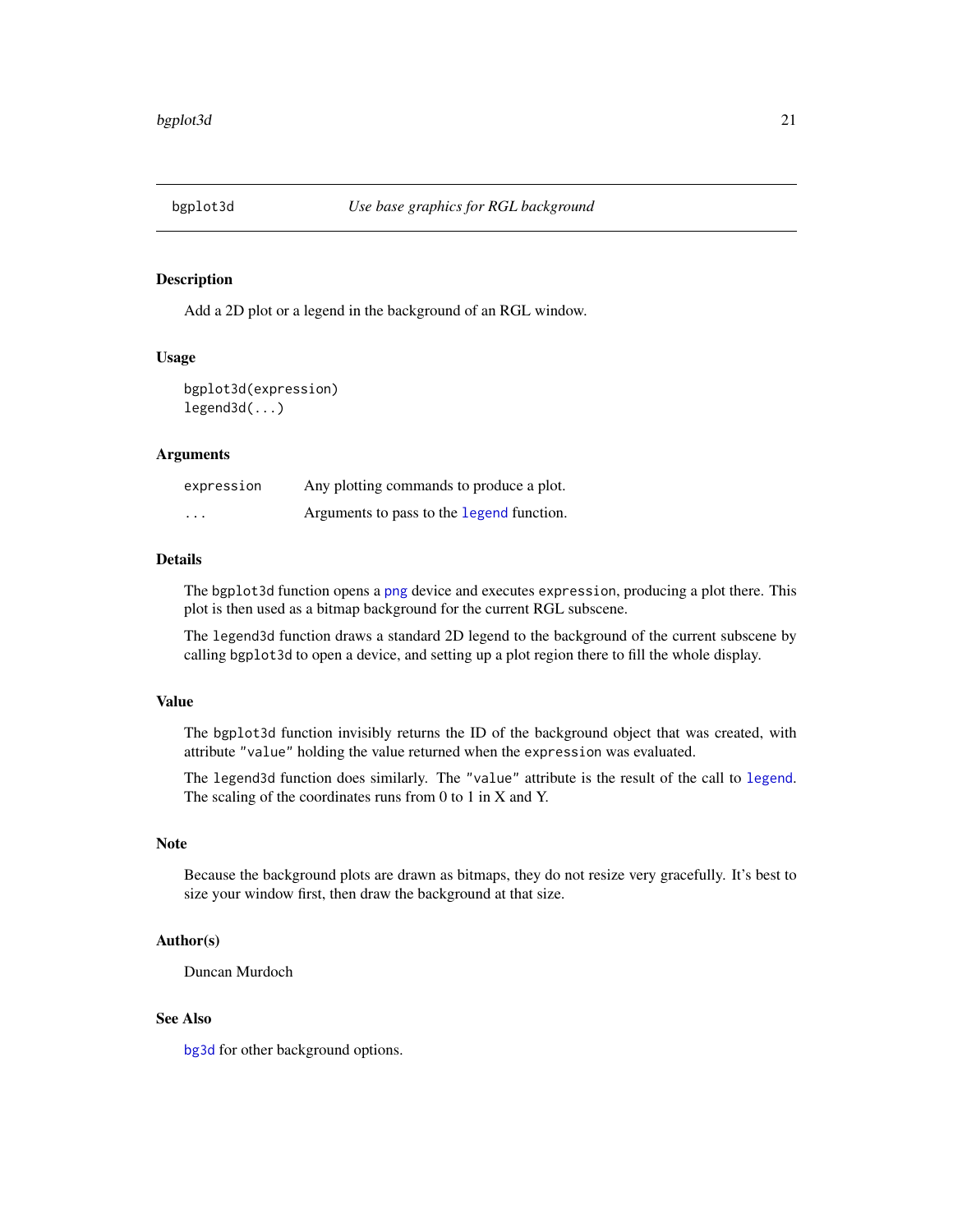## bgplot3d — *Use base graphics for RGL background*

### Description

Add a 2D plot or a legend in the background of an RGL window.

### Usage

```
bgplot3d(expression)
legend3d(...)
```

### Arguments

| | |
|---|---|
| `expression` | Any plotting commands to produce a plot. |
| `...` | Arguments to pass to the `legend` function. |

### Details

The `bgplot3d` function opens a `png` device and executes `expression`, producing a plot there. This plot is then used as a bitmap background for the current RGL subscene.

The `legend3d` function draws a standard 2D legend to the background of the current subscene by calling `bgplot3d` to open a device, and setting up a plot region there to fill the whole display.

### Value

The `bgplot3d` function invisibly returns the ID of the background object that was created, with attribute `"value"` holding the value returned when the `expression` was evaluated.

The `legend3d` function does similarly. The `"value"` attribute is the result of the call to `legend`. The scaling of the coordinates runs from 0 to 1 in X and Y.

### Note

Because the background plots are drawn as bitmaps, they do not resize very gracefully. It's best to size your window first, then draw the background at that size.

### Author(s)

Duncan Murdoch

### See Also

`bg3d` for other background options.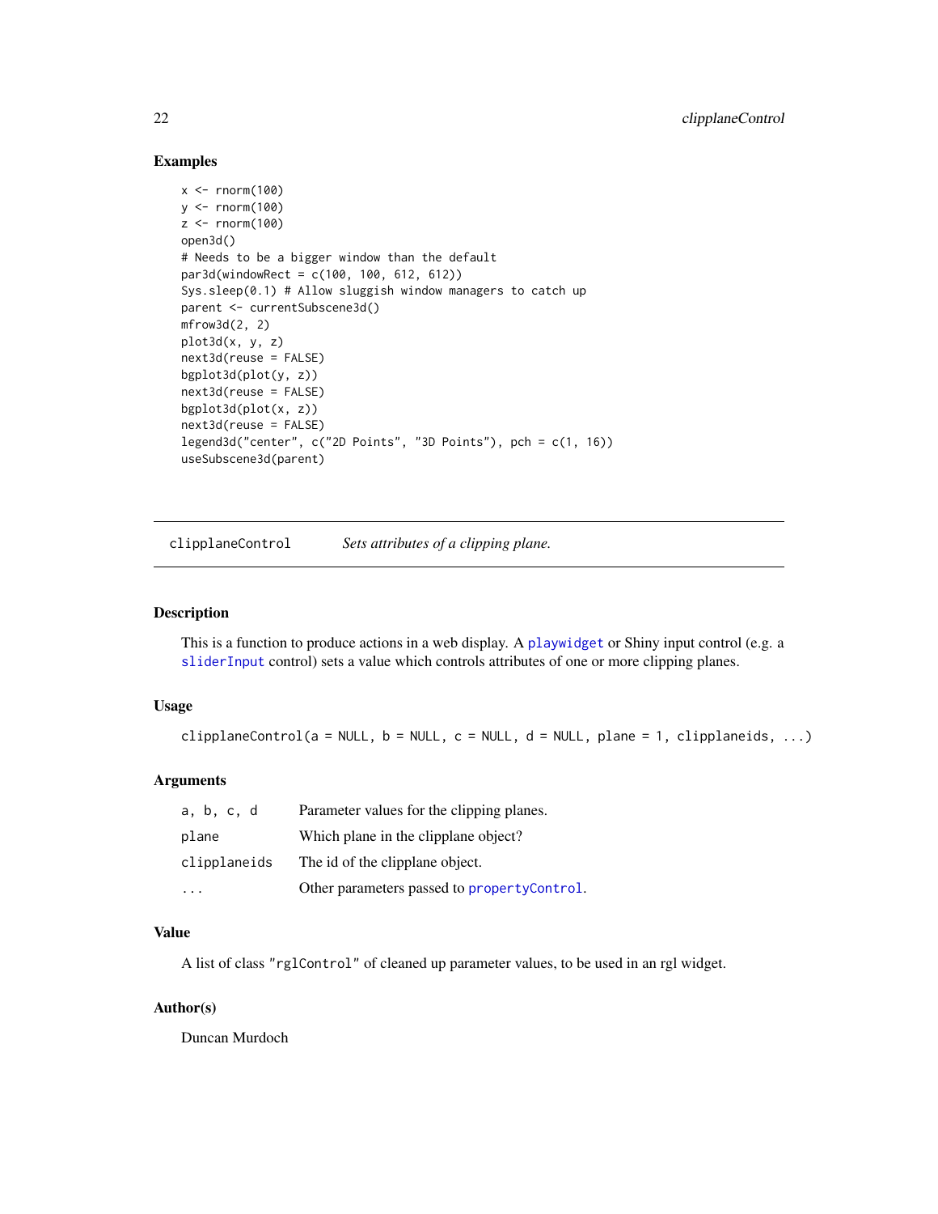## Examples

```
x <- rnorm(100)
y <- rnorm(100)
z <- rnorm(100)
open3d()
# Needs to be a bigger window than the default
par3d(windowRect = c(100, 100, 612, 612))
Sys.sleep(0.1) # Allow sluggish window managers to catch up
parent <- currentSubscene3d()
mfrow3d(2, 2)
plot3d(x, y, z)
next3d(reuse = FALSE)
bgplot3d(plot(y, z))
next3d(reuse = FALSE)
bgplot3d(plot(x, z))
next3d(reuse = FALSE)
legend3d("center", c("2D Points", "3D Points"), pch = c(1, 16))
useSubscene3d(parent)
```

---

# clipplaneControl — *Sets attributes of a clipping plane.*

---

## Description

This is a function to produce actions in a web display. A `playwidget` or Shiny input control (e.g. a `sliderInput` control) sets a value which controls attributes of one or more clipping planes.

## Usage

```
clipplaneControl(a = NULL, b = NULL, c = NULL, d = NULL, plane = 1, clipplaneids, ...)
```

## Arguments

| | |
|---|---|
| `a, b, c, d` | Parameter values for the clipping planes. |
| `plane` | Which plane in the clipplane object? |
| `clipplaneids` | The id of the clipplane object. |
| `...` | Other parameters passed to `propertyControl`. |

## Value

A list of class `"rglControl"` of cleaned up parameter values, to be used in an rgl widget.

## Author(s)

Duncan Murdoch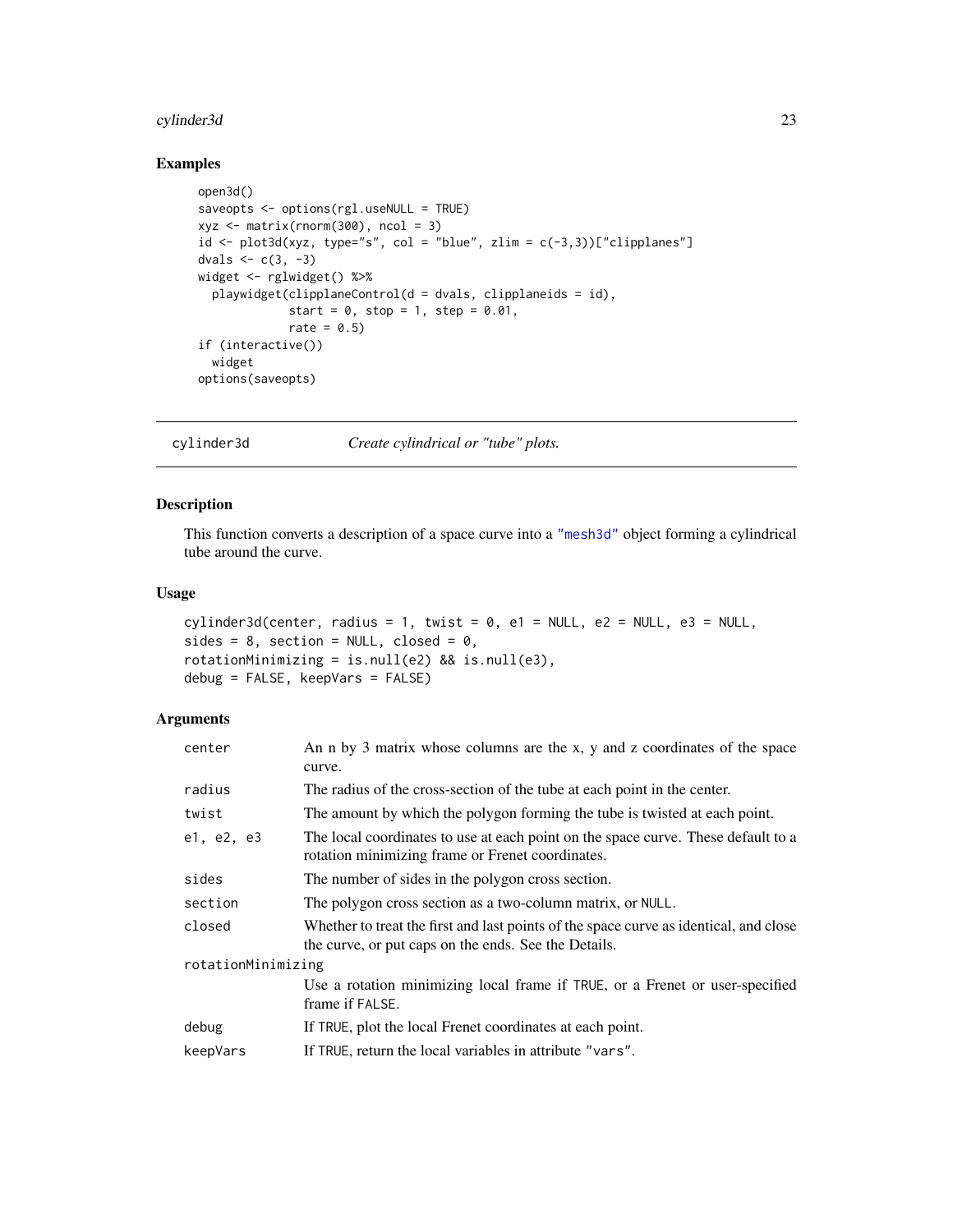## Examples

```
open3d()
saveopts <- options(rgl.useNULL = TRUE)
xyz <- matrix(rnorm(300), ncol = 3)
id <- plot3d(xyz, type="s", col = "blue", zlim = c(-3,3))["clipplanes"]
dvals <- c(3, -3)
widget <- rglwidget() %>%
  playwidget(clipplaneControl(d = dvals, clipplaneids = id),
             start = 0, stop = 1, step = 0.01,
             rate = 0.5)
if (interactive())
  widget
options(saveopts)
```

---

`cylinder3d` *Create cylindrical or "tube" plots.*

---

## Description

This function converts a description of a space curve into a "mesh3d" object forming a cylindrical tube around the curve.

## Usage

```
cylinder3d(center, radius = 1, twist = 0, e1 = NULL, e2 = NULL, e3 = NULL,
sides = 8, section = NULL, closed = 0,
rotationMinimizing = is.null(e2) && is.null(e3),
debug = FALSE, keepVars = FALSE)
```

## Arguments

| Argument | Description |
|---|---|
| `center` | An n by 3 matrix whose columns are the x, y and z coordinates of the space curve. |
| `radius` | The radius of the cross-section of the tube at each point in the center. |
| `twist` | The amount by which the polygon forming the tube is twisted at each point. |
| `e1, e2, e3` | The local coordinates to use at each point on the space curve. These default to a rotation minimizing frame or Frenet coordinates. |
| `sides` | The number of sides in the polygon cross section. |
| `section` | The polygon cross section as a two-column matrix, or `NULL`. |
| `closed` | Whether to treat the first and last points of the space curve as identical, and close the curve, or put caps on the ends. See the Details. |
| `rotationMinimizing` | Use a rotation minimizing local frame if `TRUE`, or a Frenet or user-specified frame if `FALSE`. |
| `debug` | If `TRUE`, plot the local Frenet coordinates at each point. |
| `keepVars` | If `TRUE`, return the local variables in attribute `"vars"`. |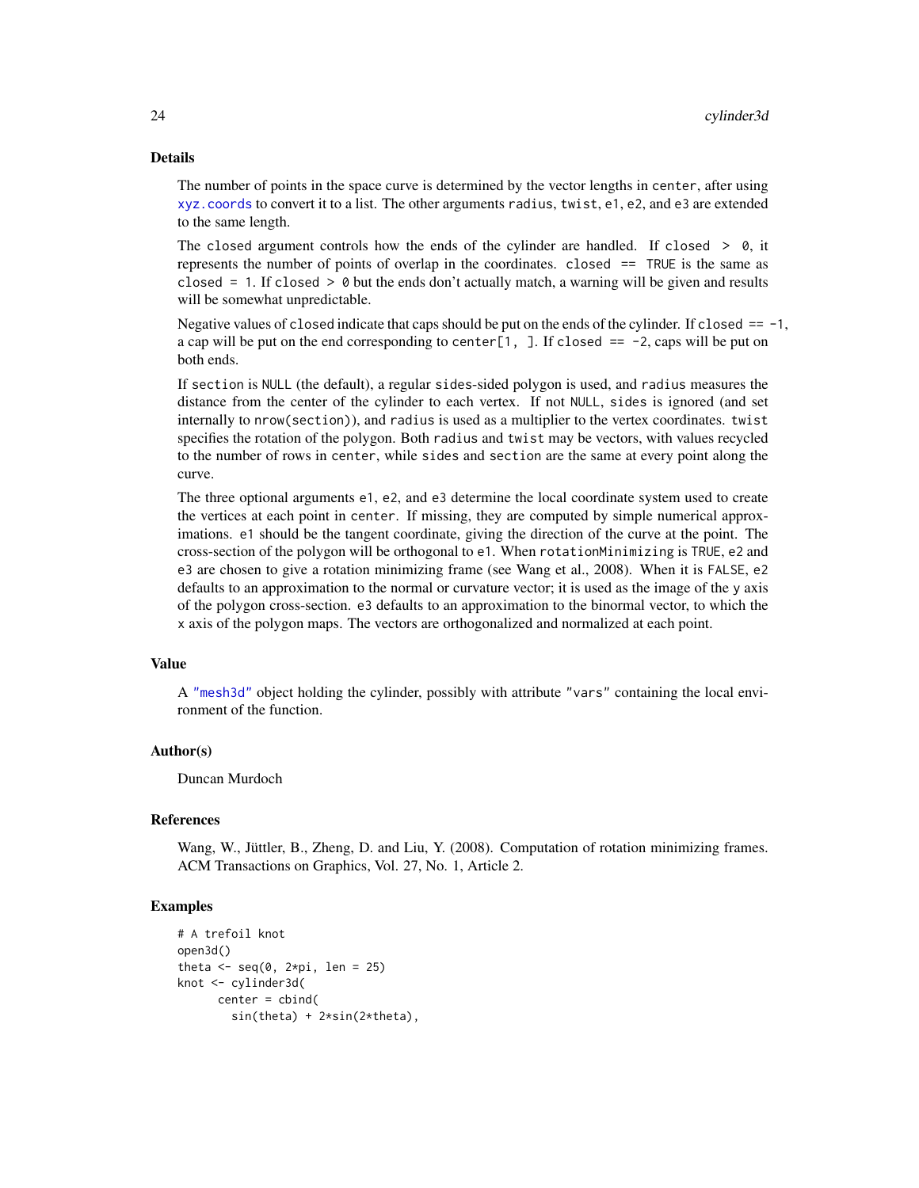## Details

The number of points in the space curve is determined by the vector lengths in center, after using xyz.coords to convert it to a list. The other arguments radius, twist, e1, e2, and e3 are extended to the same length.

The closed argument controls how the ends of the cylinder are handled. If closed > 0, it represents the number of points of overlap in the coordinates. closed == TRUE is the same as closed = 1. If closed > 0 but the ends don't actually match, a warning will be given and results will be somewhat unpredictable.

Negative values of closed indicate that caps should be put on the ends of the cylinder. If closed == -1, a cap will be put on the end corresponding to center[1, ]. If closed == -2, caps will be put on both ends.

If section is NULL (the default), a regular sides-sided polygon is used, and radius measures the distance from the center of the cylinder to each vertex. If not NULL, sides is ignored (and set internally to nrow(section)), and radius is used as a multiplier to the vertex coordinates. twist specifies the rotation of the polygon. Both radius and twist may be vectors, with values recycled to the number of rows in center, while sides and section are the same at every point along the curve.

The three optional arguments e1, e2, and e3 determine the local coordinate system used to create the vertices at each point in center. If missing, they are computed by simple numerical approximations. e1 should be the tangent coordinate, giving the direction of the curve at the point. The cross-section of the polygon will be orthogonal to e1. When rotationMinimizing is TRUE, e2 and e3 are chosen to give a rotation minimizing frame (see Wang et al., 2008). When it is FALSE, e2 defaults to an approximation to the normal or curvature vector; it is used as the image of the y axis of the polygon cross-section. e3 defaults to an approximation to the binormal vector, to which the x axis of the polygon maps. The vectors are orthogonalized and normalized at each point.

## Value

A "mesh3d" object holding the cylinder, possibly with attribute "vars" containing the local environment of the function.

## Author(s)

Duncan Murdoch

## References

Wang, W., Jüttler, B., Zheng, D. and Liu, Y. (2008). Computation of rotation minimizing frames. ACM Transactions on Graphics, Vol. 27, No. 1, Article 2.

## Examples

```
# A trefoil knot
open3d()
theta <- seq(0, 2*pi, len = 25)
knot <- cylinder3d(
      center = cbind(
        sin(theta) + 2*sin(2*theta),
```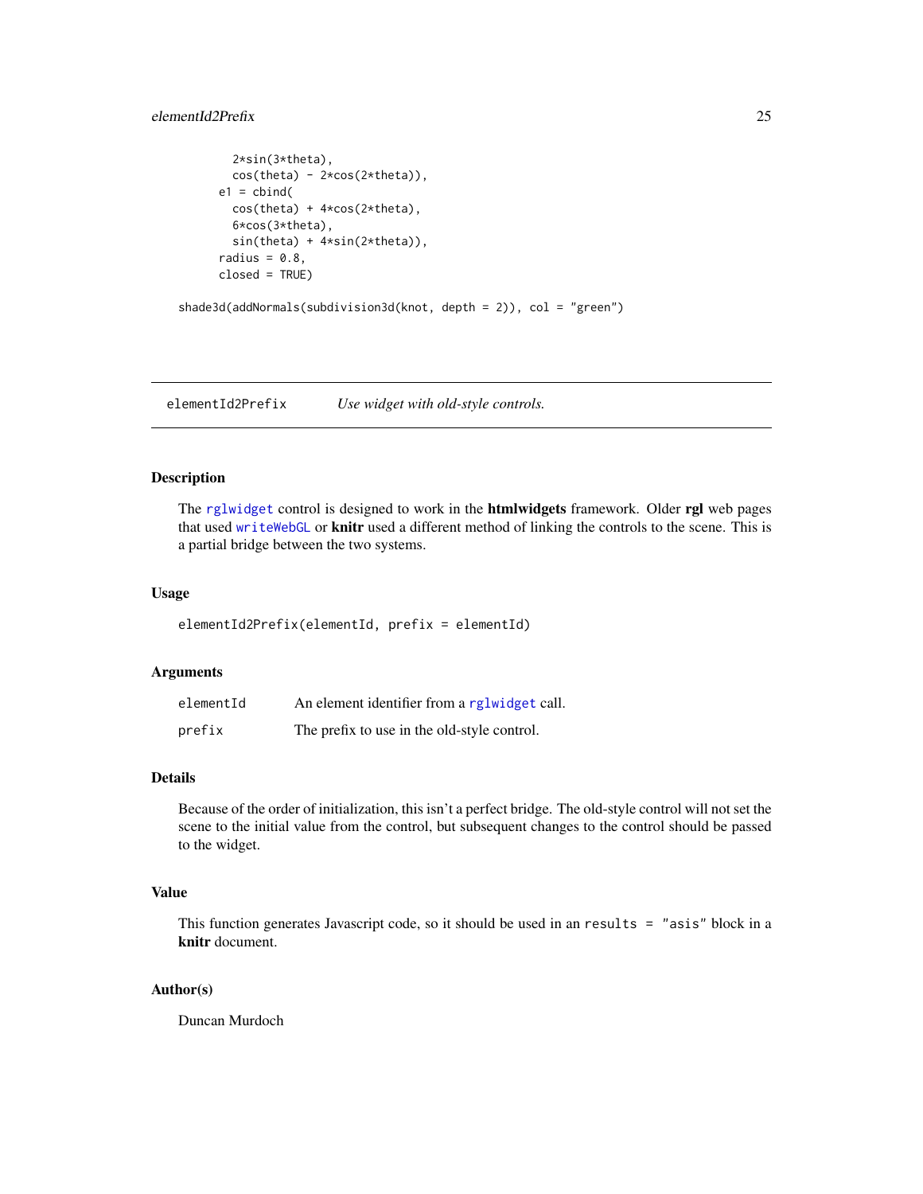```
    2*sin(3*theta),
    cos(theta) - 2*cos(2*theta)),
  e1 = cbind(
    cos(theta) + 4*cos(2*theta),
    6*cos(3*theta),
    sin(theta) + 4*sin(2*theta)),
  radius = 0.8,
  closed = TRUE)

shade3d(addNormals(subdivision3d(knot, depth = 2)), col = "green")
```

---

## elementId2Prefix — *Use widget with old-style controls.*

### Description

The `rglwidget` control is designed to work in the **htmlwidgets** framework. Older **rgl** web pages that used `writeWebGL` or **knitr** used a different method of linking the controls to the scene. This is a partial bridge between the two systems.

### Usage

```
elementId2Prefix(elementId, prefix = elementId)
```

### Arguments

| | |
|---|---|
| `elementId` | An element identifier from a `rglwidget` call. |
| `prefix` | The prefix to use in the old-style control. |

### Details

Because of the order of initialization, this isn't a perfect bridge. The old-style control will not set the scene to the initial value from the control, but subsequent changes to the control should be passed to the widget.

### Value

This function generates Javascript code, so it should be used in an `results = "asis"` block in a **knitr** document.

### Author(s)

Duncan Murdoch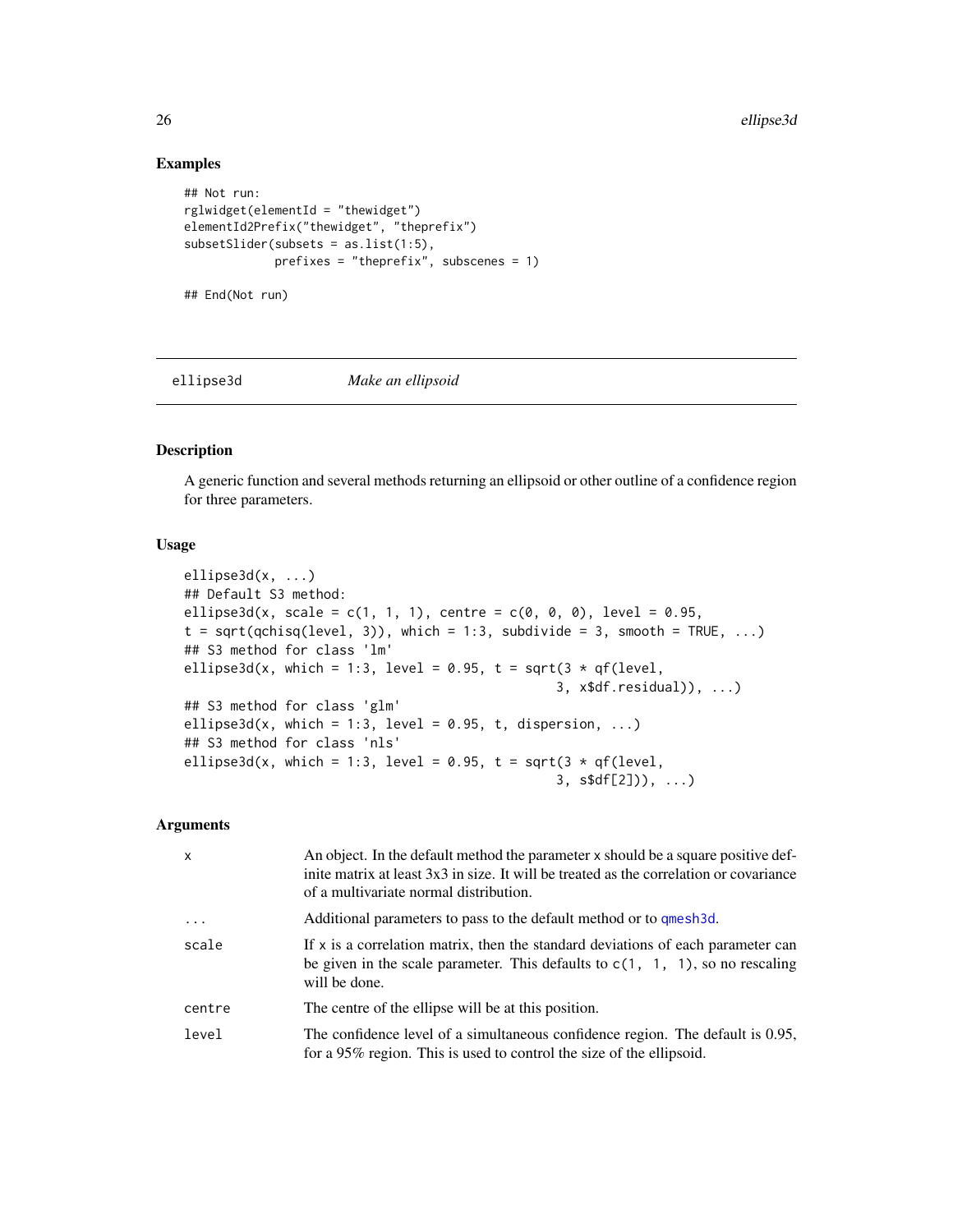## Examples

```
## Not run:
rglwidget(elementId = "thewidget")
elementId2Prefix("thewidget", "theprefix")
subsetSlider(subsets = as.list(1:5),
             prefixes = "theprefix", subscenes = 1)

## End(Not run)
```

---

# ellipse3d — *Make an ellipsoid*

---

## Description

A generic function and several methods returning an ellipsoid or other outline of a confidence region for three parameters.

## Usage

```
ellipse3d(x, ...)
## Default S3 method:
ellipse3d(x, scale = c(1, 1, 1), centre = c(0, 0, 0), level = 0.95,
t = sqrt(qchisq(level, 3)), which = 1:3, subdivide = 3, smooth = TRUE, ...)
## S3 method for class 'lm'
ellipse3d(x, which = 1:3, level = 0.95, t = sqrt(3 * qf(level,
                                                3, x$df.residual)), ...)
## S3 method for class 'glm'
ellipse3d(x, which = 1:3, level = 0.95, t, dispersion, ...)
## S3 method for class 'nls'
ellipse3d(x, which = 1:3, level = 0.95, t = sqrt(3 * qf(level,
                                                3, s$df[2])), ...)
```

## Arguments

| | |
|---|---|
| `x` | An object. In the default method the parameter x should be a square positive definite matrix at least 3x3 in size. It will be treated as the correlation or covariance of a multivariate normal distribution. |
| `...` | Additional parameters to pass to the default method or to `qmesh3d`. |
| `scale` | If x is a correlation matrix, then the standard deviations of each parameter can be given in the scale parameter. This defaults to `c(1, 1, 1)`, so no rescaling will be done. |
| `centre` | The centre of the ellipse will be at this position. |
| `level` | The confidence level of a simultaneous confidence region. The default is 0.95, for a 95% region. This is used to control the size of the ellipsoid. |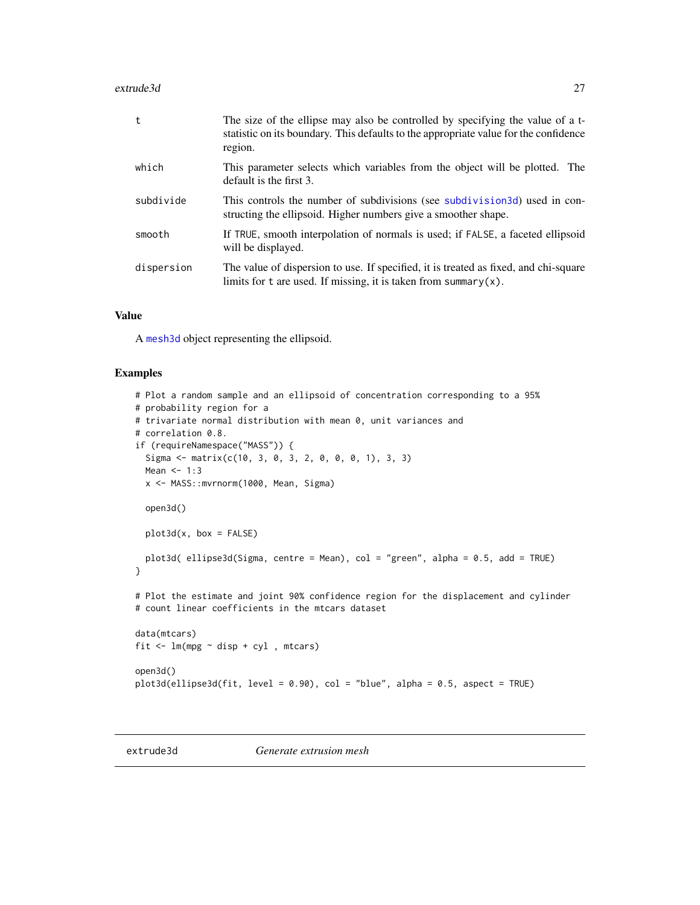| | |
|---|---|
| t | The size of the ellipse may also be controlled by specifying the value of a t-statistic on its boundary. This defaults to the appropriate value for the confidence region. |
| which | This parameter selects which variables from the object will be plotted. The default is the first 3. |
| subdivide | This controls the number of subdivisions (see subdivision3d) used in constructing the ellipsoid. Higher numbers give a smoother shape. |
| smooth | If TRUE, smooth interpolation of normals is used; if FALSE, a faceted ellipsoid will be displayed. |
| dispersion | The value of dispersion to use. If specified, it is treated as fixed, and chi-square limits for t are used. If missing, it is taken from summary(x). |

## Value

A mesh3d object representing the ellipsoid.

## Examples

```
# Plot a random sample and an ellipsoid of concentration corresponding to a 95%
# probability region for a
# trivariate normal distribution with mean 0, unit variances and
# correlation 0.8.
if (requireNamespace("MASS")) {
  Sigma <- matrix(c(10, 3, 0, 3, 2, 0, 0, 0, 1), 3, 3)
  Mean <- 1:3
  x <- MASS::mvrnorm(1000, Mean, Sigma)

  open3d()

  plot3d(x, box = FALSE)

  plot3d( ellipse3d(Sigma, centre = Mean), col = "green", alpha = 0.5, add = TRUE)
}

# Plot the estimate and joint 90% confidence region for the displacement and cylinder
# count linear coefficients in the mtcars dataset

data(mtcars)
fit <- lm(mpg ~ disp + cyl , mtcars)

open3d()
plot3d(ellipse3d(fit, level = 0.90), col = "blue", alpha = 0.5, aspect = TRUE)
```

---

# extrude3d *Generate extrusion mesh*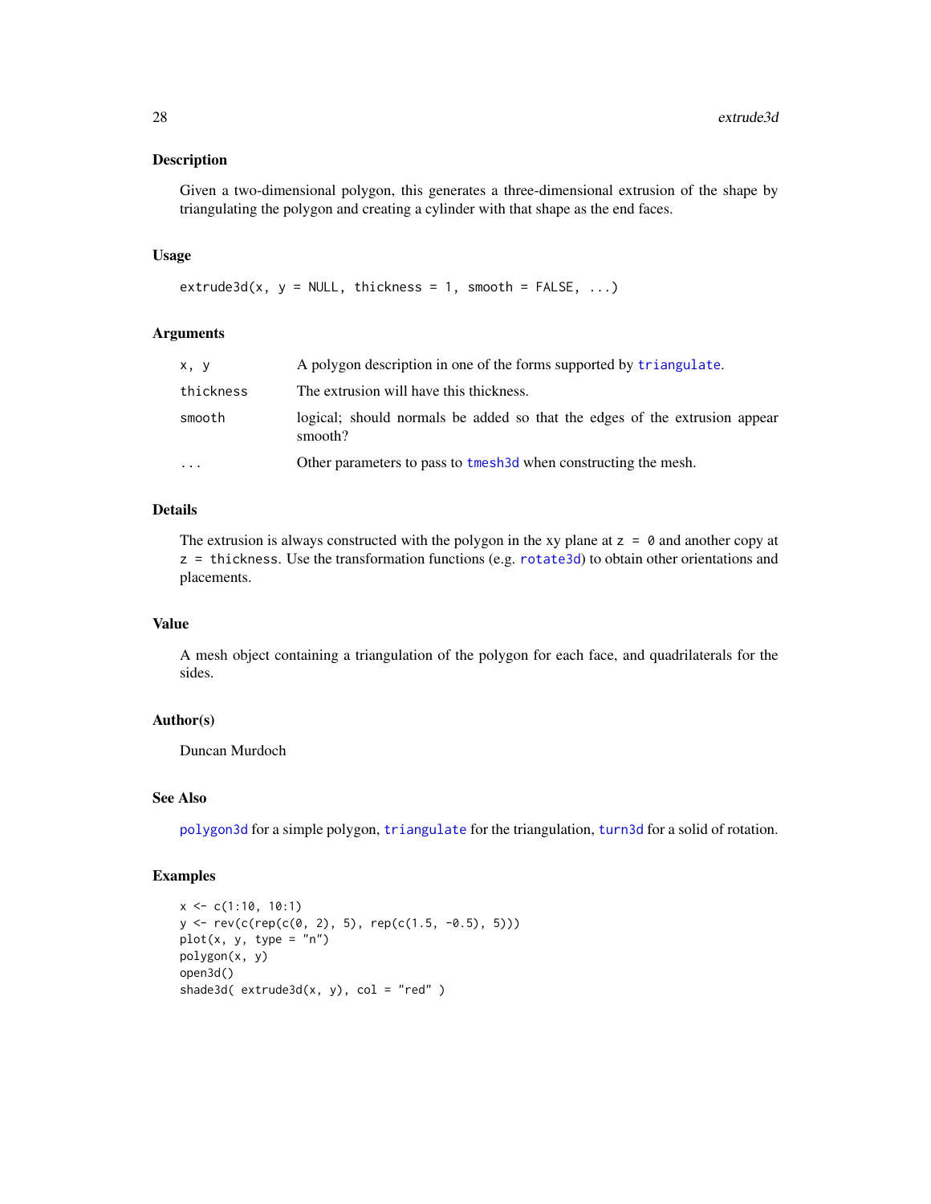### Description

Given a two-dimensional polygon, this generates a three-dimensional extrusion of the shape by triangulating the polygon and creating a cylinder with that shape as the end faces.

### Usage

```
extrude3d(x, y = NULL, thickness = 1, smooth = FALSE, ...)
```

### Arguments

| | |
|---|---|
| `x, y` | A polygon description in one of the forms supported by `triangulate`. |
| `thickness` | The extrusion will have this thickness. |
| `smooth` | logical; should normals be added so that the edges of the extrusion appear smooth? |
| `...` | Other parameters to pass to `tmesh3d` when constructing the mesh. |

### Details

The extrusion is always constructed with the polygon in the xy plane at `z = 0` and another copy at `z = thickness`. Use the transformation functions (e.g. `rotate3d`) to obtain other orientations and placements.

### Value

A mesh object containing a triangulation of the polygon for each face, and quadrilaterals for the sides.

### Author(s)

Duncan Murdoch

### See Also

`polygon3d` for a simple polygon, `triangulate` for the triangulation, `turn3d` for a solid of rotation.

### Examples

```
x <- c(1:10, 10:1)
y <- rev(c(rep(c(0, 2), 5), rep(c(1.5, -0.5), 5)))
plot(x, y, type = "n")
polygon(x, y)
open3d()
shade3d( extrude3d(x, y), col = "red" )
```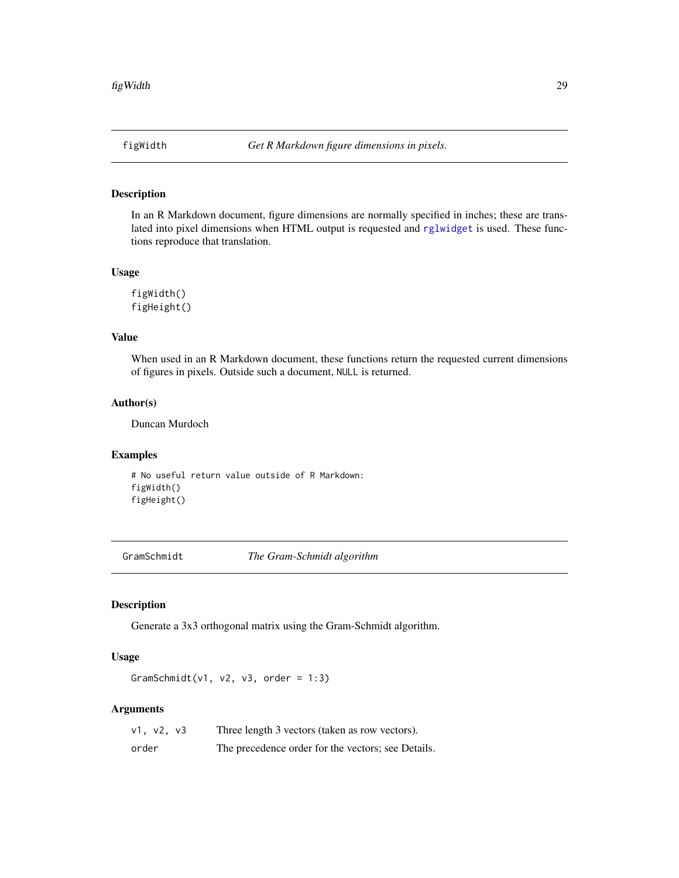## figWidth *Get R Markdown figure dimensions in pixels.*

### Description

In an R Markdown document, figure dimensions are normally specified in inches; these are translated into pixel dimensions when HTML output is requested and `rglwidget` is used. These functions reproduce that translation.

### Usage

```
figWidth()
figHeight()
```

### Value

When used in an R Markdown document, these functions return the requested current dimensions of figures in pixels. Outside such a document, `NULL` is returned.

### Author(s)

Duncan Murdoch

### Examples

```
# No useful return value outside of R Markdown:
figWidth()
figHeight()
```

## GramSchmidt *The Gram-Schmidt algorithm*

### Description

Generate a 3x3 orthogonal matrix using the Gram-Schmidt algorithm.

### Usage

```
GramSchmidt(v1, v2, v3, order = 1:3)
```

### Arguments

| | |
|---|---|
| `v1, v2, v3` | Three length 3 vectors (taken as row vectors). |
| `order` | The precedence order for the vectors; see Details. |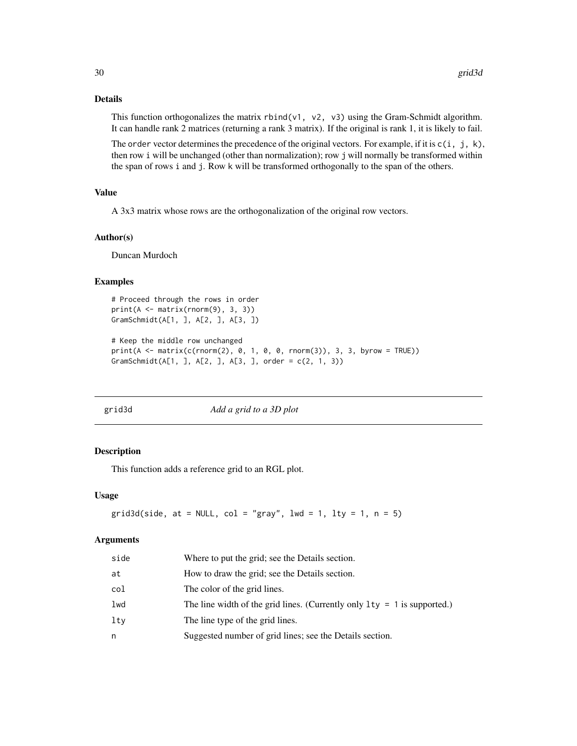### Details

This function orthogonalizes the matrix `rbind(v1, v2, v3)` using the Gram-Schmidt algorithm. It can handle rank 2 matrices (returning a rank 3 matrix). If the original is rank 1, it is likely to fail.

The `order` vector determines the precedence of the original vectors. For example, if it is `c(i, j, k)`, then row `i` will be unchanged (other than normalization); row `j` will normally be transformed within the span of rows `i` and `j`. Row `k` will be transformed orthogonally to the span of the others.

### Value

A 3x3 matrix whose rows are the orthogonalization of the original row vectors.

### Author(s)

Duncan Murdoch

### Examples

```
# Proceed through the rows in order
print(A <- matrix(rnorm(9), 3, 3))
GramSchmidt(A[1, ], A[2, ], A[3, ])

# Keep the middle row unchanged
print(A <- matrix(c(rnorm(2), 0, 1, 0, 0, rnorm(3)), 3, 3, byrow = TRUE))
GramSchmidt(A[1, ], A[2, ], A[3, ], order = c(2, 1, 3))
```

---

## grid3d *Add a grid to a 3D plot*

---

### Description

This function adds a reference grid to an RGL plot.

### Usage

```
grid3d(side, at = NULL, col = "gray", lwd = 1, lty = 1, n = 5)
```

### Arguments

| | |
|---|---|
| side | Where to put the grid; see the Details section. |
| at | How to draw the grid; see the Details section. |
| col | The color of the grid lines. |
| lwd | The line width of the grid lines. (Currently only `lty = 1` is supported.) |
| lty | The line type of the grid lines. |
| n | Suggested number of grid lines; see the Details section. |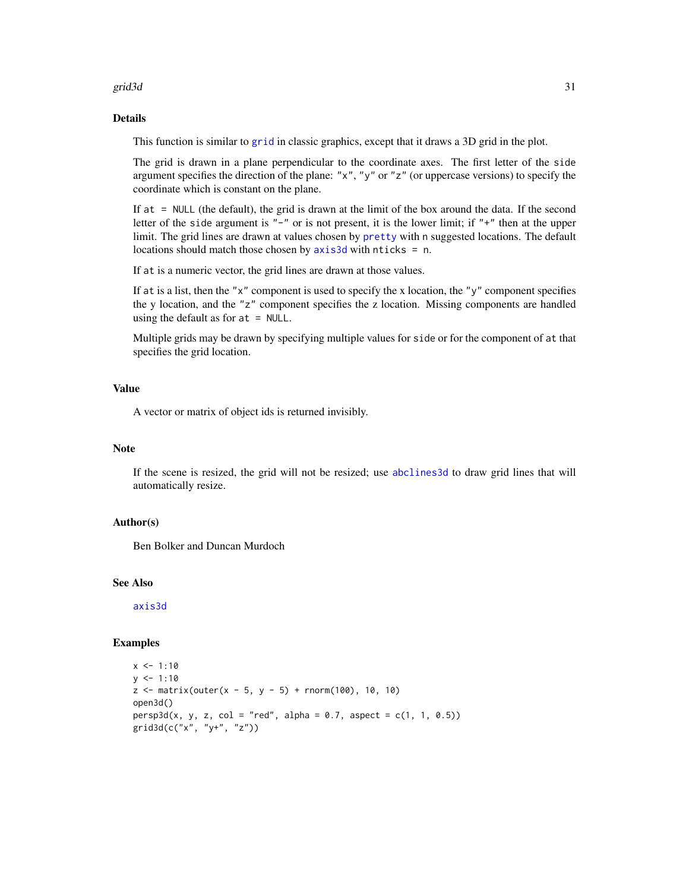## Details

This function is similar to `grid` in classic graphics, except that it draws a 3D grid in the plot.

The grid is drawn in a plane perpendicular to the coordinate axes. The first letter of the `side` argument specifies the direction of the plane: `"x"`, `"y"` or `"z"` (or uppercase versions) to specify the coordinate which is constant on the plane.

If `at = NULL` (the default), the grid is drawn at the limit of the box around the data. If the second letter of the `side` argument is `"-"` or is not present, it is the lower limit; if `"+"` then at the upper limit. The grid lines are drawn at values chosen by `pretty` with `n` suggested locations. The default locations should match those chosen by `axis3d` with `nticks = n`.

If `at` is a numeric vector, the grid lines are drawn at those values.

If `at` is a list, then the `"x"` component is used to specify the x location, the `"y"` component specifies the y location, and the `"z"` component specifies the z location. Missing components are handled using the default as for `at = NULL`.

Multiple grids may be drawn by specifying multiple values for `side` or for the component of `at` that specifies the grid location.

## Value

A vector or matrix of object ids is returned invisibly.

## Note

If the scene is resized, the grid will not be resized; use `abclines3d` to draw grid lines that will automatically resize.

## Author(s)

Ben Bolker and Duncan Murdoch

## See Also

`axis3d`

## Examples

```
x <- 1:10
y <- 1:10
z <- matrix(outer(x - 5, y - 5) + rnorm(100), 10, 10)
open3d()
persp3d(x, y, z, col = "red", alpha = 0.7, aspect = c(1, 1, 0.5))
grid3d(c("x", "y+", "z"))
```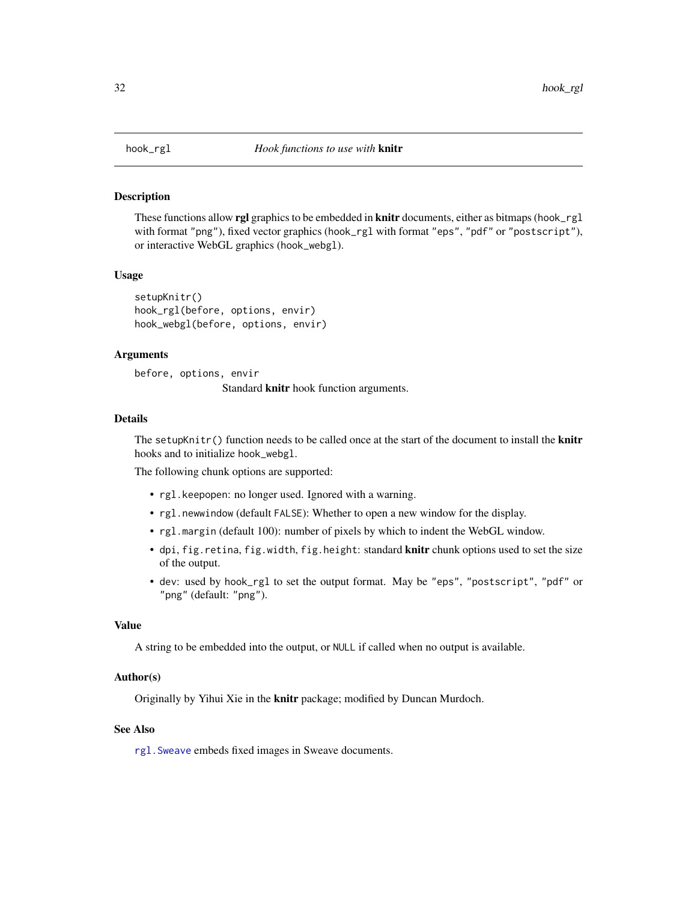## hook_rgl *Hook functions to use with* **knitr**

### Description

These functions allow **rgl** graphics to be embedded in **knitr** documents, either as bitmaps (`hook_rgl` with format `"png"`), fixed vector graphics (`hook_rgl` with format `"eps"`, `"pdf"` or `"postscript"`), or interactive WebGL graphics (`hook_webgl`).

### Usage

```
setupKnitr()
hook_rgl(before, options, envir)
hook_webgl(before, options, envir)
```

### Arguments

`before, options, envir`
Standard **knitr** hook function arguments.

### Details

The `setupKnitr()` function needs to be called once at the start of the document to install the **knitr** hooks and to initialize `hook_webgl`.

The following chunk options are supported:

- `rgl.keepopen`: no longer used. Ignored with a warning.
- `rgl.newwindow` (default `FALSE`): Whether to open a new window for the display.
- `rgl.margin` (default 100): number of pixels by which to indent the WebGL window.
- `dpi`, `fig.retina`, `fig.width`, `fig.height`: standard **knitr** chunk options used to set the size of the output.
- `dev`: used by `hook_rgl` to set the output format. May be `"eps"`, `"postscript"`, `"pdf"` or `"png"` (default: `"png"`).

### Value

A string to be embedded into the output, or `NULL` if called when no output is available.

### Author(s)

Originally by Yihui Xie in the **knitr** package; modified by Duncan Murdoch.

### See Also

`rgl.Sweave` embeds fixed images in Sweave documents.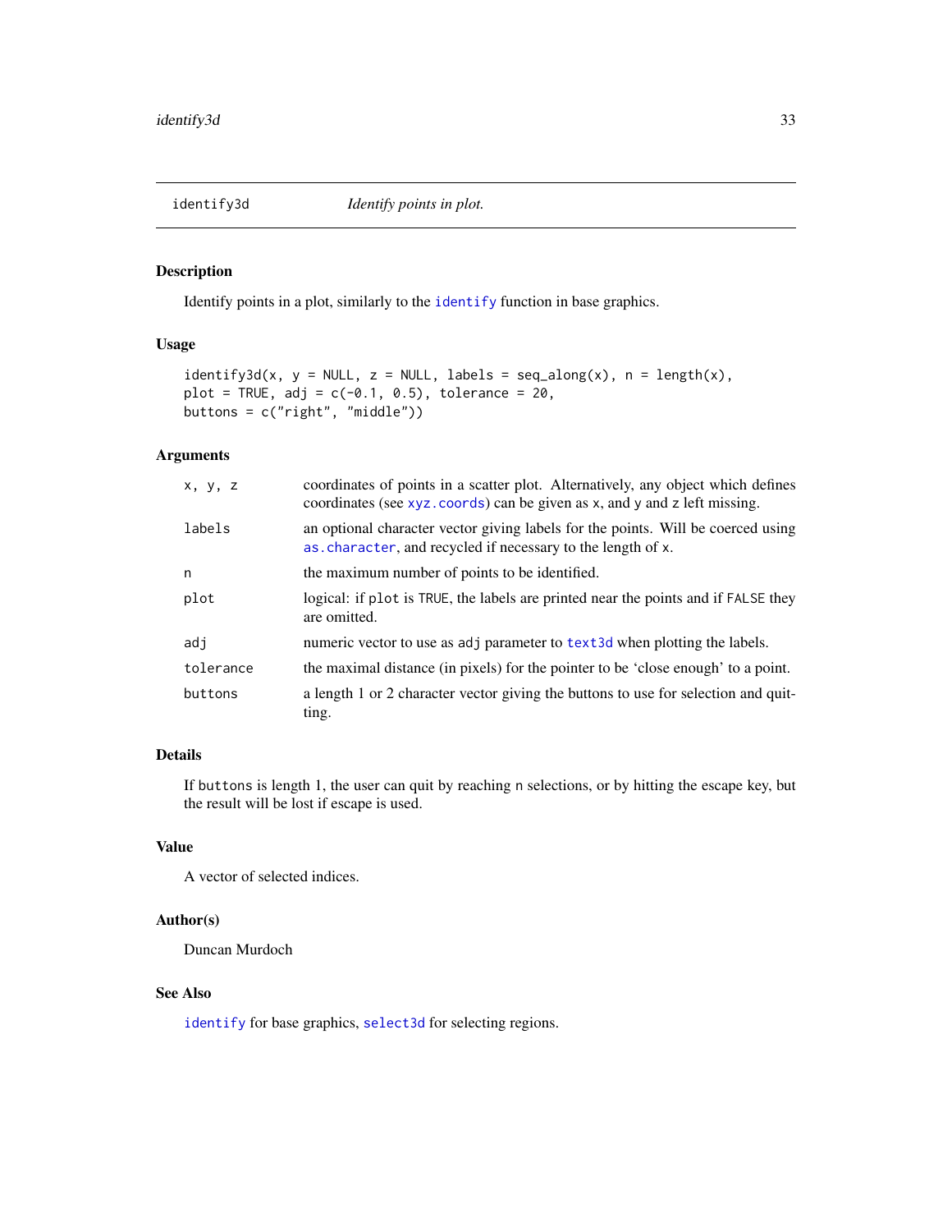## identify3d — *Identify points in plot.*

### Description

Identify points in a plot, similarly to the `identify` function in base graphics.

### Usage

```
identify3d(x, y = NULL, z = NULL, labels = seq_along(x), n = length(x),
plot = TRUE, adj = c(-0.1, 0.5), tolerance = 20,
buttons = c("right", "middle"))
```

### Arguments

| | |
|---|---|
| `x, y, z` | coordinates of points in a scatter plot. Alternatively, any object which defines coordinates (see `xyz.coords`) can be given as `x`, and `y` and `z` left missing. |
| `labels` | an optional character vector giving labels for the points. Will be coerced using `as.character`, and recycled if necessary to the length of `x`. |
| `n` | the maximum number of points to be identified. |
| `plot` | logical: if `plot` is `TRUE`, the labels are printed near the points and if `FALSE` they are omitted. |
| `adj` | numeric vector to use as `adj` parameter to `text3d` when plotting the labels. |
| `tolerance` | the maximal distance (in pixels) for the pointer to be 'close enough' to a point. |
| `buttons` | a length 1 or 2 character vector giving the buttons to use for selection and quitting. |

### Details

If `buttons` is length 1, the user can quit by reaching `n` selections, or by hitting the escape key, but the result will be lost if escape is used.

### Value

A vector of selected indices.

### Author(s)

Duncan Murdoch

### See Also

`identify` for base graphics, `select3d` for selecting regions.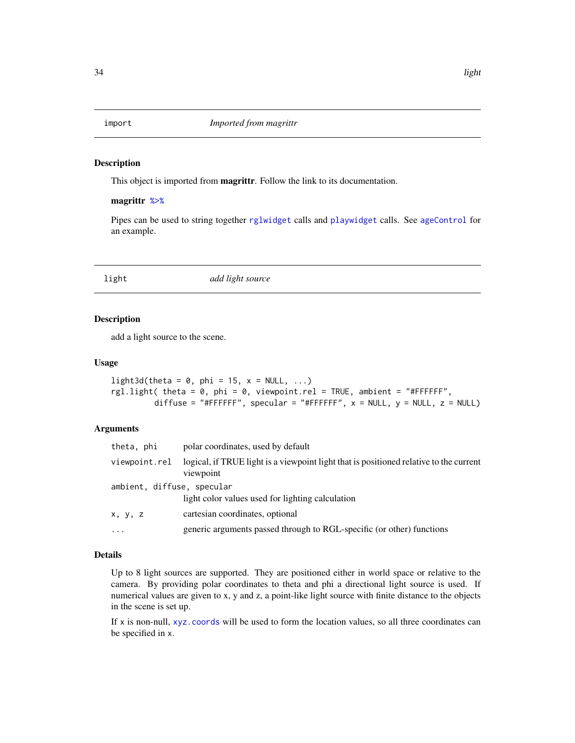## import — *Imported from magrittr*

### Description

This object is imported from **magrittr**. Follow the link to its documentation.

**magrittr** %>%

Pipes can be used to string together rglwidget calls and playwidget calls. See ageControl for an example.

## light — *add light source*

### Description

add a light source to the scene.

### Usage

```
light3d(theta = 0, phi = 15, x = NULL, ...)
rgl.light( theta = 0, phi = 0, viewpoint.rel = TRUE, ambient = "#FFFFFF",
          diffuse = "#FFFFFF", specular = "#FFFFFF", x = NULL, y = NULL, z = NULL)
```

### Arguments

| | |
|---|---|
| `theta, phi` | polar coordinates, used by default |
| `viewpoint.rel` | logical, if TRUE light is a viewpoint light that is positioned relative to the current viewpoint |
| `ambient, diffuse, specular` | light color values used for lighting calculation |
| `x, y, z` | cartesian coordinates, optional |
| `...` | generic arguments passed through to RGL-specific (or other) functions |

### Details

Up to 8 light sources are supported. They are positioned either in world space or relative to the camera. By providing polar coordinates to theta and phi a directional light source is used. If numerical values are given to x, y and z, a point-like light source with finite distance to the objects in the scene is set up.

If `x` is non-null, `xyz.coords` will be used to form the location values, so all three coordinates can be specified in `x`.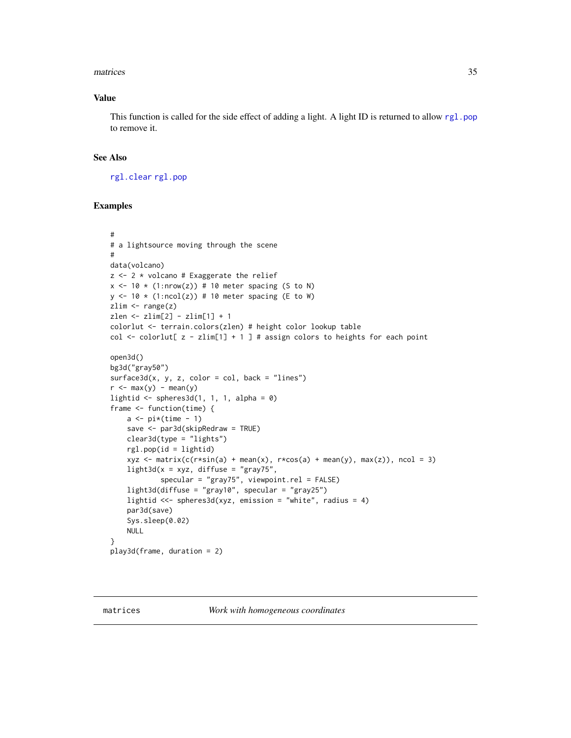## Value

This function is called for the side effect of adding a light. A light ID is returned to allow rgl.pop to remove it.

## See Also

rgl.clear rgl.pop

## Examples

```
#
# a lightsource moving through the scene
#
data(volcano)
z <- 2 * volcano # Exaggerate the relief
x <- 10 * (1:nrow(z)) # 10 meter spacing (S to N)
y <- 10 * (1:ncol(z)) # 10 meter spacing (E to W)
zlim <- range(z)
zlen <- zlim[2] - zlim[1] + 1
colorlut <- terrain.colors(zlen) # height color lookup table
col <- colorlut[ z - zlim[1] + 1 ] # assign colors to heights for each point

open3d()
bg3d("gray50")
surface3d(x, y, z, color = col, back = "lines")
r <- max(y) - mean(y)
lightid <- spheres3d(1, 1, 1, alpha = 0)
frame <- function(time) {
    a <- pi*(time - 1)
    save <- par3d(skipRedraw = TRUE)
    clear3d(type = "lights")
    rgl.pop(id = lightid)
    xyz <- matrix(c(r*sin(a) + mean(x), r*cos(a) + mean(y), max(z)), ncol = 3)
    light3d(x = xyz, diffuse = "gray75",
            specular = "gray75", viewpoint.rel = FALSE)
    light3d(diffuse = "gray10", specular = "gray25")
    lightid <<- spheres3d(xyz, emission = "white", radius = 4)
    par3d(save)
    Sys.sleep(0.02)
    NULL
}
play3d(frame, duration = 2)
```

---

# matrices *Work with homogeneous coordinates*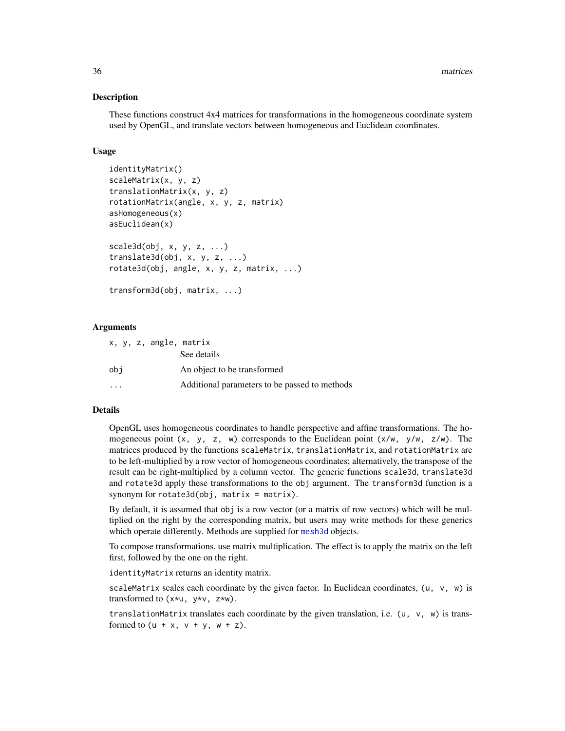## Description

These functions construct 4x4 matrices for transformations in the homogeneous coordinate system used by OpenGL, and translate vectors between homogeneous and Euclidean coordinates.

## Usage

```
identityMatrix()
scaleMatrix(x, y, z)
translationMatrix(x, y, z)
rotationMatrix(angle, x, y, z, matrix)
asHomogeneous(x)
asEuclidean(x)

scale3d(obj, x, y, z, ...)
translate3d(obj, x, y, z, ...)
rotate3d(obj, angle, x, y, z, matrix, ...)

transform3d(obj, matrix, ...)
```

## Arguments

| | |
|---|---|
| `x, y, z, angle, matrix` | See details |
| `obj` | An object to be transformed |
| `...` | Additional parameters to be passed to methods |

## Details

OpenGL uses homogeneous coordinates to handle perspective and affine transformations. The homogeneous point `(x, y, z, w)` corresponds to the Euclidean point `(x/w, y/w, z/w)`. The matrices produced by the functions `scaleMatrix`, `translationMatrix`, and `rotationMatrix` are to be left-multiplied by a row vector of homogeneous coordinates; alternatively, the transpose of the result can be right-multiplied by a column vector. The generic functions `scale3d`, `translate3d` and `rotate3d` apply these transformations to the `obj` argument. The `transform3d` function is a synonym for `rotate3d(obj, matrix = matrix)`.

By default, it is assumed that `obj` is a row vector (or a matrix of row vectors) which will be multiplied on the right by the corresponding matrix, but users may write methods for these generics which operate differently. Methods are supplied for `mesh3d` objects.

To compose transformations, use matrix multiplication. The effect is to apply the matrix on the left first, followed by the one on the right.

`identityMatrix` returns an identity matrix.

`scaleMatrix` scales each coordinate by the given factor. In Euclidean coordinates, `(u, v, w)` is transformed to `(x*u, y*v, z*w)`.

`translationMatrix` translates each coordinate by the given translation, i.e. `(u, v, w)` is transformed to `(u + x, v + y, w + z)`.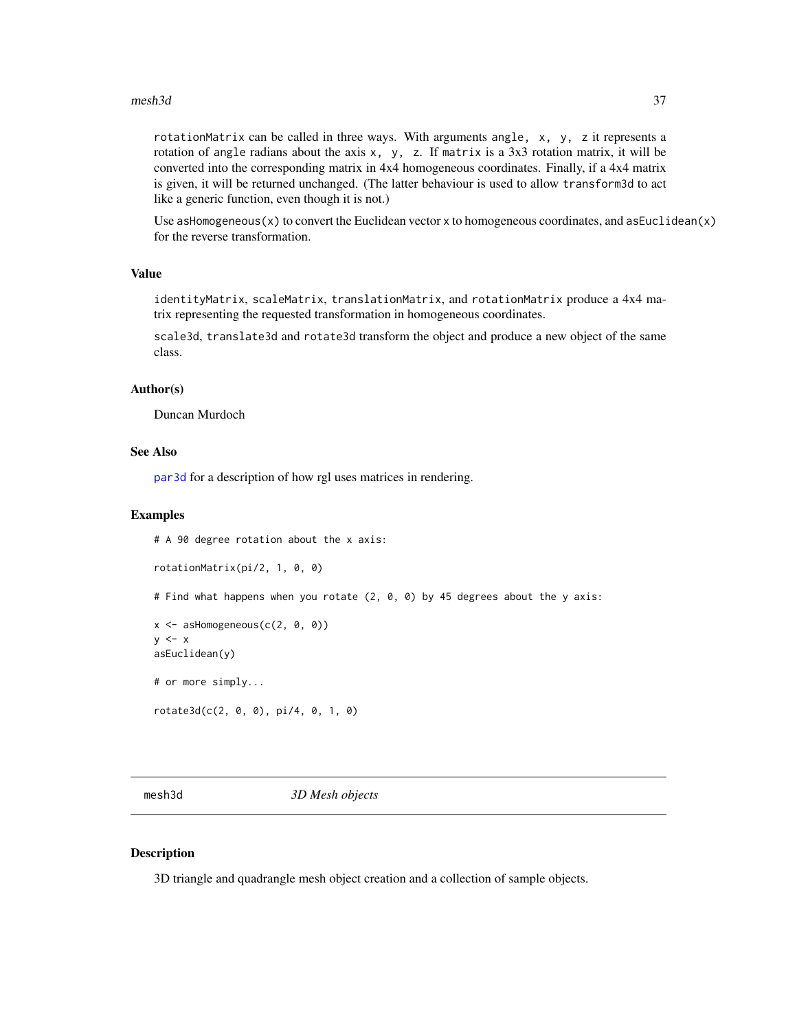rotationMatrix can be called in three ways. With arguments angle, x, y, z it represents a rotation of angle radians about the axis x, y, z. If matrix is a 3x3 rotation matrix, it will be converted into the corresponding matrix in 4x4 homogeneous coordinates. Finally, if a 4x4 matrix is given, it will be returned unchanged. (The latter behaviour is used to allow transform3d to act like a generic function, even though it is not.)

Use asHomogeneous(x) to convert the Euclidean vector x to homogeneous coordinates, and asEuclidean(x) for the reverse transformation.

### Value

identityMatrix, scaleMatrix, translationMatrix, and rotationMatrix produce a 4x4 matrix representing the requested transformation in homogeneous coordinates.

scale3d, translate3d and rotate3d transform the object and produce a new object of the same class.

### Author(s)

Duncan Murdoch

### See Also

par3d for a description of how rgl uses matrices in rendering.

### Examples

```
# A 90 degree rotation about the x axis:

rotationMatrix(pi/2, 1, 0, 0)

# Find what happens when you rotate (2, 0, 0) by 45 degrees about the y axis:

x <- asHomogeneous(c(2, 0, 0))
y <- x
asEuclidean(y)

# or more simply...

rotate3d(c(2, 0, 0), pi/4, 0, 1, 0)
```

---

## mesh3d *3D Mesh objects*

### Description

3D triangle and quadrangle mesh object creation and a collection of sample objects.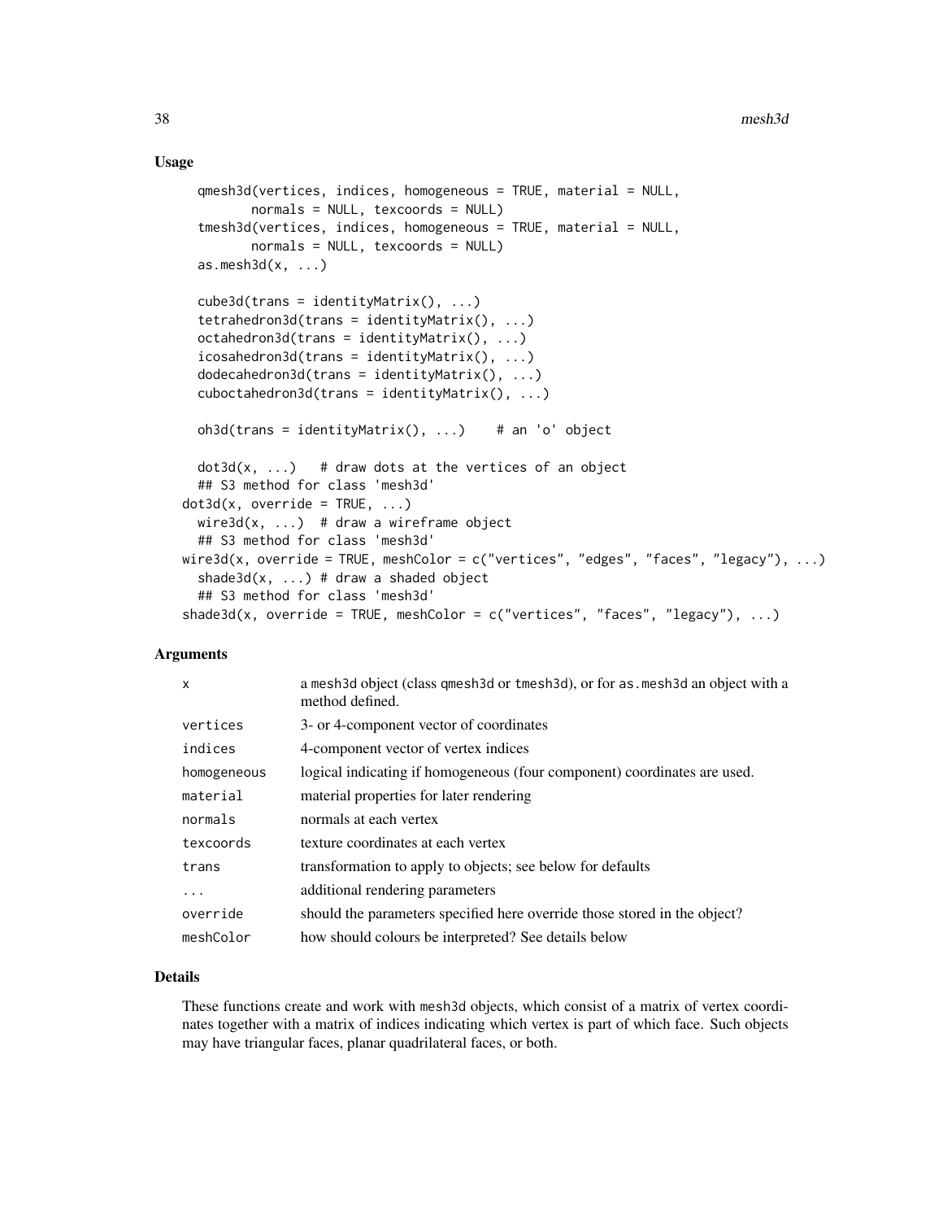## Usage

```
  qmesh3d(vertices, indices, homogeneous = TRUE, material = NULL,
        normals = NULL, texcoords = NULL)
  tmesh3d(vertices, indices, homogeneous = TRUE, material = NULL,
        normals = NULL, texcoords = NULL)
  as.mesh3d(x, ...)

  cube3d(trans = identityMatrix(), ...)
  tetrahedron3d(trans = identityMatrix(), ...)
  octahedron3d(trans = identityMatrix(), ...)
  icosahedron3d(trans = identityMatrix(), ...)
  dodecahedron3d(trans = identityMatrix(), ...)
  cuboctahedron3d(trans = identityMatrix(), ...)

  oh3d(trans = identityMatrix(), ...)    # an 'o' object

  dot3d(x, ...)   # draw dots at the vertices of an object
  ## S3 method for class 'mesh3d'
dot3d(x, override = TRUE, ...)
  wire3d(x, ...)  # draw a wireframe object
  ## S3 method for class 'mesh3d'
wire3d(x, override = TRUE, meshColor = c("vertices", "edges", "faces", "legacy"), ...)
  shade3d(x, ...) # draw a shaded object
  ## S3 method for class 'mesh3d'
shade3d(x, override = TRUE, meshColor = c("vertices", "faces", "legacy"), ...)
```

## Arguments

| | |
|---|---|
| x | a mesh3d object (class qmesh3d or tmesh3d), or for as.mesh3d an object with a method defined. |
| vertices | 3- or 4-component vector of coordinates |
| indices | 4-component vector of vertex indices |
| homogeneous | logical indicating if homogeneous (four component) coordinates are used. |
| material | material properties for later rendering |
| normals | normals at each vertex |
| texcoords | texture coordinates at each vertex |
| trans | transformation to apply to objects; see below for defaults |
| ... | additional rendering parameters |
| override | should the parameters specified here override those stored in the object? |
| meshColor | how should colours be interpreted? See details below |

## Details

These functions create and work with mesh3d objects, which consist of a matrix of vertex coordinates together with a matrix of indices indicating which vertex is part of which face. Such objects may have triangular faces, planar quadrilateral faces, or both.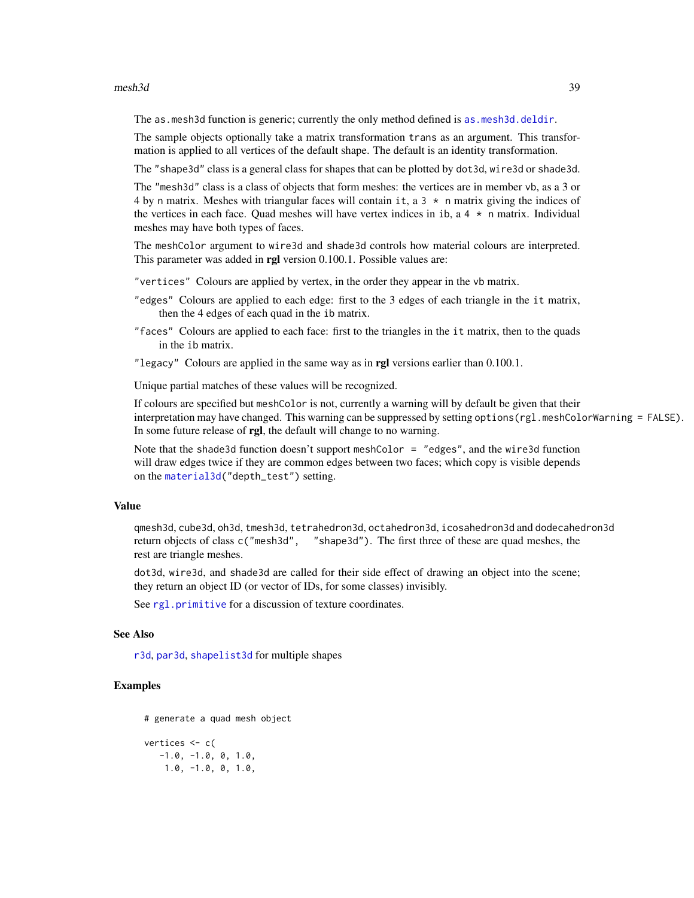The `as.mesh3d` function is generic; currently the only method defined is `as.mesh3d.deldir`.

The sample objects optionally take a matrix transformation `trans` as an argument. This transformation is applied to all vertices of the default shape. The default is an identity transformation.

The `"shape3d"` class is a general class for shapes that can be plotted by `dot3d`, `wire3d` or `shade3d`.

The `"mesh3d"` class is a class of objects that form meshes: the vertices are in member `vb`, as a 3 or 4 by `n` matrix. Meshes with triangular faces will contain `it`, a `3 * n` matrix giving the indices of the vertices in each face. Quad meshes will have vertex indices in `ib`, a `4 * n` matrix. Individual meshes may have both types of faces.

The `meshColor` argument to `wire3d` and `shade3d` controls how material colours are interpreted. This parameter was added in **rgl** version 0.100.1. Possible values are:

- `"vertices"` Colours are applied by vertex, in the order they appear in the `vb` matrix.
- `"edges"` Colours are applied to each edge: first to the 3 edges of each triangle in the `it` matrix, then the 4 edges of each quad in the `ib` matrix.
- `"faces"` Colours are applied to each face: first to the triangles in the `it` matrix, then to the quads in the `ib` matrix.
- `"legacy"` Colours are applied in the same way as in **rgl** versions earlier than 0.100.1.

Unique partial matches of these values will be recognized.

If colours are specified but `meshColor` is not, currently a warning will by default be given that their interpretation may have changed. This warning can be suppressed by setting `options(rgl.meshColorWarning = FALSE)`. In some future release of **rgl**, the default will change to no warning.

Note that the `shade3d` function doesn't support `meshColor = "edges"`, and the `wire3d` function will draw edges twice if they are common edges between two faces; which copy is visible depends on the `material3d("depth_test")` setting.

## Value

`qmesh3d`, `cube3d`, `oh3d`, `tmesh3d`, `tetrahedron3d`, `octahedron3d`, `icosahedron3d` and `dodecahedron3d` return objects of class `c("mesh3d", "shape3d")`. The first three of these are quad meshes, the rest are triangle meshes.

`dot3d`, `wire3d`, and `shade3d` are called for their side effect of drawing an object into the scene; they return an object ID (or vector of IDs, for some classes) invisibly.

See `rgl.primitive` for a discussion of texture coordinates.

## See Also

`r3d`, `par3d`, `shapelist3d` for multiple shapes

## Examples

```
# generate a quad mesh object

vertices <- c(
   -1.0, -1.0, 0, 1.0,
    1.0, -1.0, 0, 1.0,
```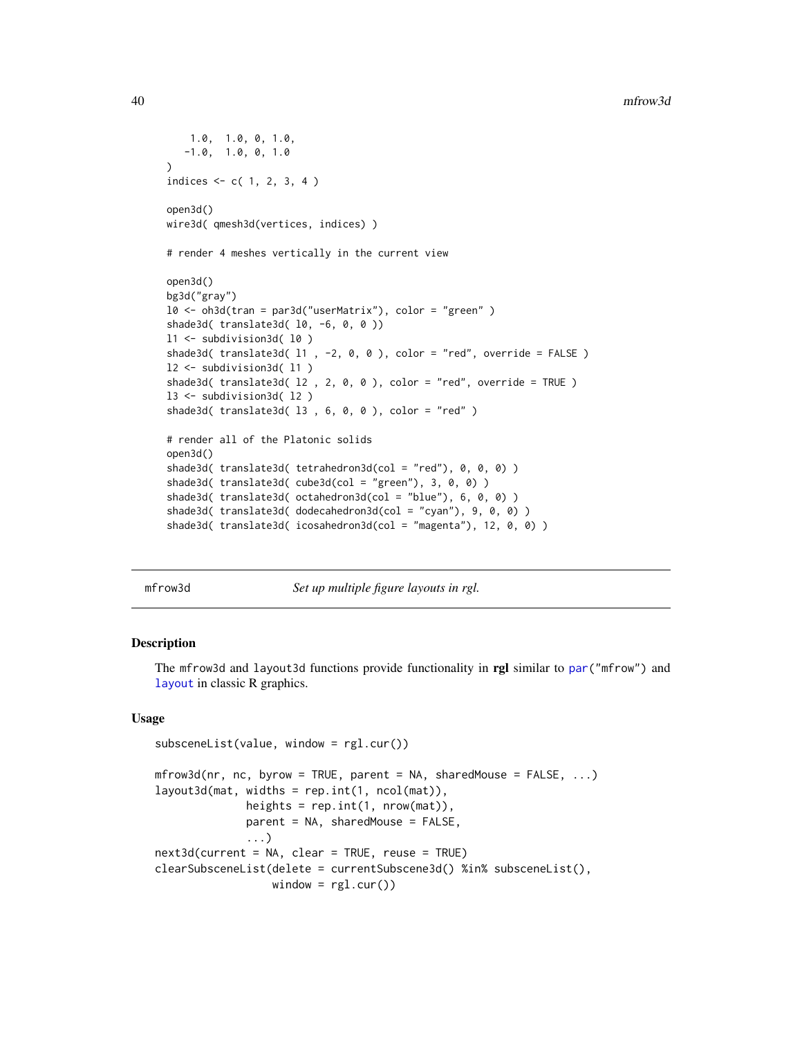```
    1.0,  1.0, 0, 1.0,
   -1.0,  1.0, 0, 1.0
)
indices <- c( 1, 2, 3, 4 )

open3d()
wire3d( qmesh3d(vertices, indices) )

# render 4 meshes vertically in the current view

open3d()
bg3d("gray")
l0 <- oh3d(tran = par3d("userMatrix"), color = "green" )
shade3d( translate3d( l0, -6, 0, 0 ))
l1 <- subdivision3d( l0 )
shade3d( translate3d( l1 , -2, 0, 0 ), color = "red", override = FALSE )
l2 <- subdivision3d( l1 )
shade3d( translate3d( l2 , 2, 0, 0 ), color = "red", override = TRUE )
l3 <- subdivision3d( l2 )
shade3d( translate3d( l3 , 6, 0, 0 ), color = "red" )

# render all of the Platonic solids
open3d()
shade3d( translate3d( tetrahedron3d(col = "red"), 0, 0, 0) )
shade3d( translate3d( cube3d(col = "green"), 3, 0, 0) )
shade3d( translate3d( octahedron3d(col = "blue"), 6, 0, 0) )
shade3d( translate3d( dodecahedron3d(col = "cyan"), 9, 0, 0) )
shade3d( translate3d( icosahedron3d(col = "magenta"), 12, 0, 0) )
```

---

mfrow3d — *Set up multiple figure layouts in rgl.*

---

## Description

The mfrow3d and layout3d functions provide functionality in **rgl** similar to par("mfrow") and layout in classic R graphics.

## Usage

```
subsceneList(value, window = rgl.cur())

mfrow3d(nr, nc, byrow = TRUE, parent = NA, sharedMouse = FALSE, ...)
layout3d(mat, widths = rep.int(1, ncol(mat)),
             heights = rep.int(1, nrow(mat)),
             parent = NA, sharedMouse = FALSE,
             ...)
next3d(current = NA, clear = TRUE, reuse = TRUE)
clearSubsceneList(delete = currentSubscene3d() %in% subsceneList(),
                  window = rgl.cur())
```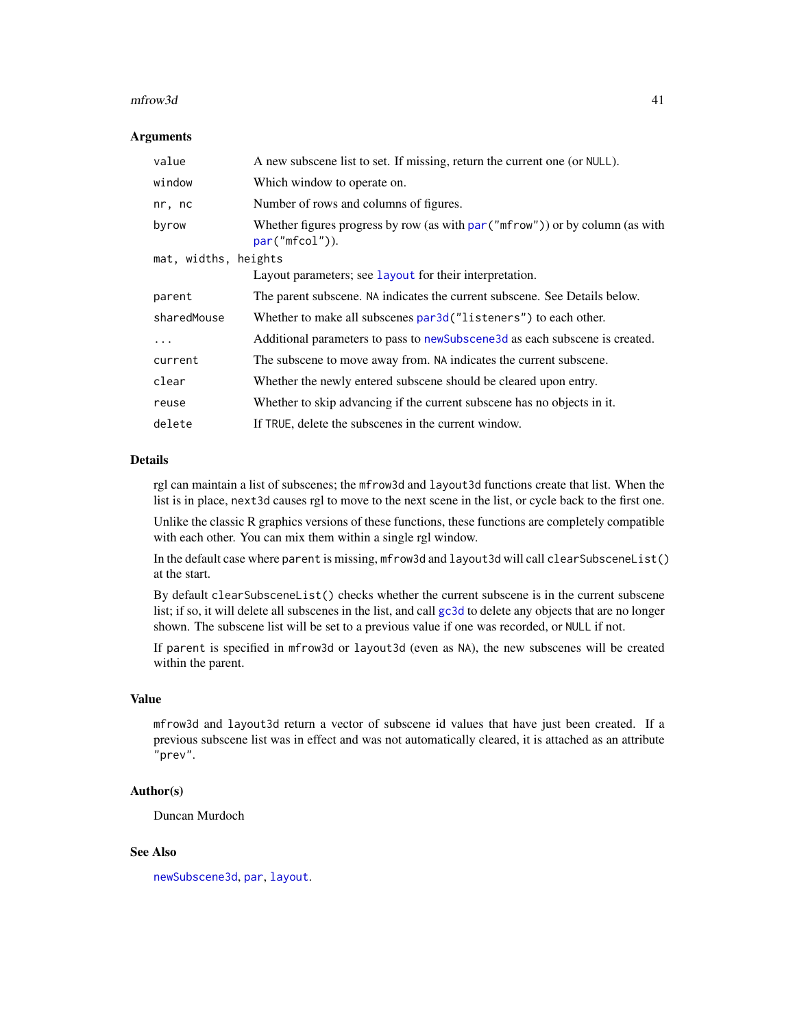## Arguments

| | |
|---|---|
| `value` | A new subscene list to set. If missing, return the current one (or `NULL`). |
| `window` | Which window to operate on. |
| `nr, nc` | Number of rows and columns of figures. |
| `byrow` | Whether figures progress by row (as with `par("mfrow")`) or by column (as with `par("mfcol")`). |
| `mat, widths, heights` | Layout parameters; see `layout` for their interpretation. |
| `parent` | The parent subscene. `NA` indicates the current subscene. See Details below. |
| `sharedMouse` | Whether to make all subscenes `par3d("listeners")` to each other. |
| `...` | Additional parameters to pass to `newSubscene3d` as each subscene is created. |
| `current` | The subscene to move away from. `NA` indicates the current subscene. |
| `clear` | Whether the newly entered subscene should be cleared upon entry. |
| `reuse` | Whether to skip advancing if the current subscene has no objects in it. |
| `delete` | If `TRUE`, delete the subscenes in the current window. |

## Details

rgl can maintain a list of subscenes; the `mfrow3d` and `layout3d` functions create that list. When the list is in place, `next3d` causes rgl to move to the next scene in the list, or cycle back to the first one.

Unlike the classic R graphics versions of these functions, these functions are completely compatible with each other. You can mix them within a single rgl window.

In the default case where `parent` is missing, `mfrow3d` and `layout3d` will call `clearSubsceneList()` at the start.

By default `clearSubsceneList()` checks whether the current subscene is in the current subscene list; if so, it will delete all subscenes in the list, and call `gc3d` to delete any objects that are no longer shown. The subscene list will be set to a previous value if one was recorded, or `NULL` if not.

If `parent` is specified in `mfrow3d` or `layout3d` (even as `NA`), the new subscenes will be created within the parent.

## Value

`mfrow3d` and `layout3d` return a vector of subscene id values that have just been created. If a previous subscene list was in effect and was not automatically cleared, it is attached as an attribute `"prev"`.

## Author(s)

Duncan Murdoch

## See Also

`newSubscene3d`, `par`, `layout`.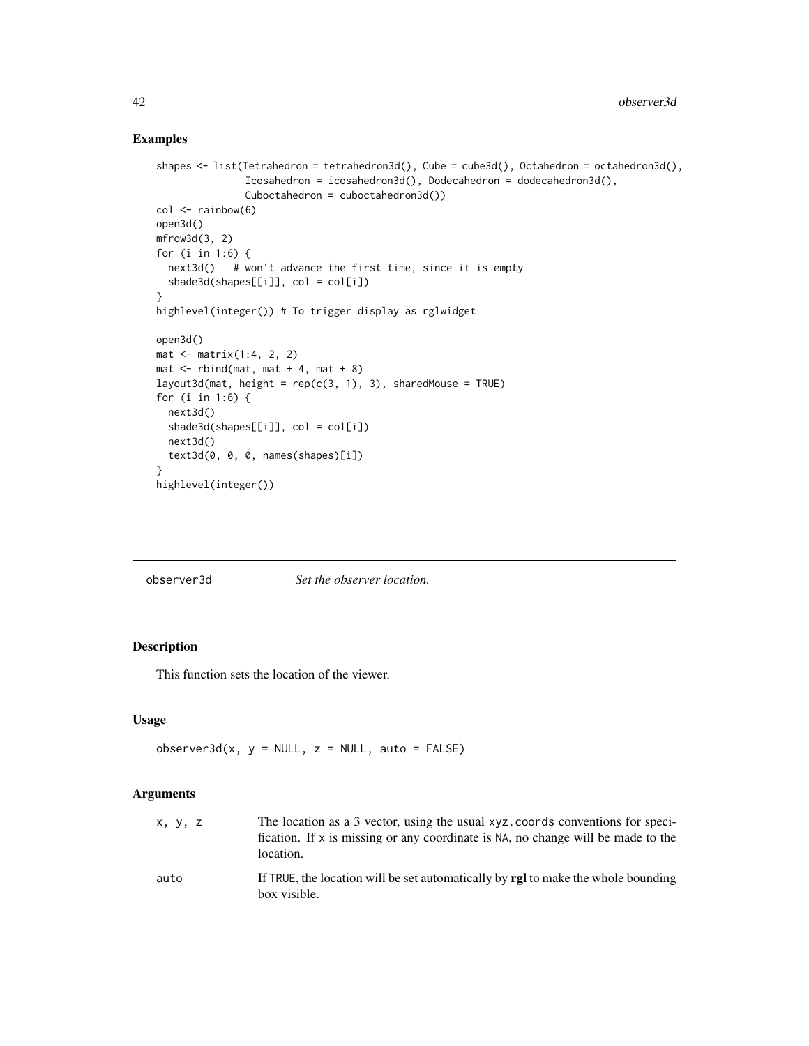## Examples

```
shapes <- list(Tetrahedron = tetrahedron3d(), Cube = cube3d(), Octahedron = octahedron3d(),
               Icosahedron = icosahedron3d(), Dodecahedron = dodecahedron3d(),
               Cuboctahedron = cuboctahedron3d())
col <- rainbow(6)
open3d()
mfrow3d(3, 2)
for (i in 1:6) {
  next3d()   # won't advance the first time, since it is empty
  shade3d(shapes[[i]], col = col[i])
}
highlevel(integer()) # To trigger display as rglwidget

open3d()
mat <- matrix(1:4, 2, 2)
mat <- rbind(mat, mat + 4, mat + 8)
layout3d(mat, height = rep(c(3, 1), 3), sharedMouse = TRUE)
for (i in 1:6) {
  next3d()
  shade3d(shapes[[i]], col = col[i])
  next3d()
  text3d(0, 0, 0, names(shapes)[i])
}
highlevel(integer())
```

---

# observer3d — *Set the observer location.*

---

## Description

This function sets the location of the viewer.

## Usage

```
observer3d(x, y = NULL, z = NULL, auto = FALSE)
```

## Arguments

| | |
|---|---|
| `x, y, z` | The location as a 3 vector, using the usual `xyz.coords` conventions for specification. If `x` is missing or any coordinate is `NA`, no change will be made to the location. |
| `auto` | If `TRUE`, the location will be set automatically by **rgl** to make the whole bounding box visible. |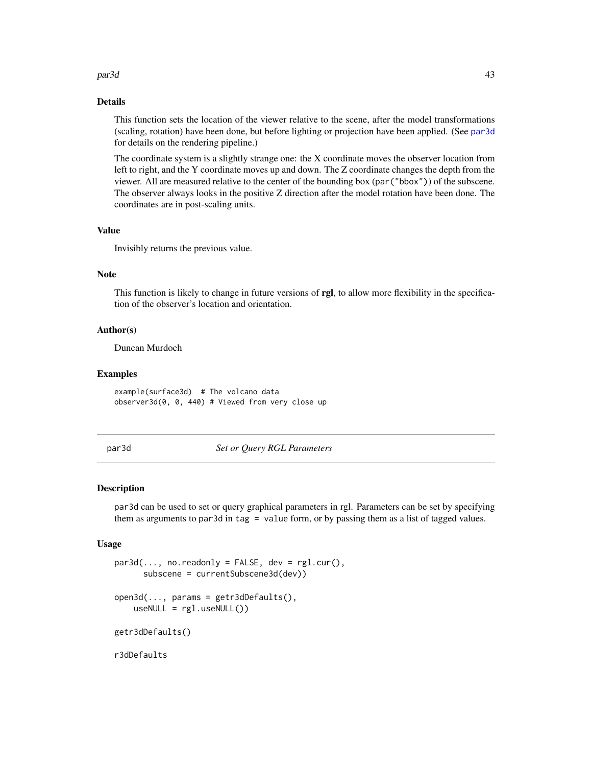## Details

This function sets the location of the viewer relative to the scene, after the model transformations (scaling, rotation) have been done, but before lighting or projection have been applied. (See `par3d` for details on the rendering pipeline.)

The coordinate system is a slightly strange one: the X coordinate moves the observer location from left to right, and the Y coordinate moves up and down. The Z coordinate changes the depth from the viewer. All are measured relative to the center of the bounding box (`par("bbox")`) of the subscene. The observer always looks in the positive Z direction after the model rotation have been done. The coordinates are in post-scaling units.

## Value

Invisibly returns the previous value.

## Note

This function is likely to change in future versions of **rgl**, to allow more flexibility in the specification of the observer's location and orientation.

## Author(s)

Duncan Murdoch

## Examples

```
example(surface3d)  # The volcano data
observer3d(0, 0, 440) # Viewed from very close up
```

---

# par3d — *Set or Query RGL Parameters*

## Description

`par3d` can be used to set or query graphical parameters in rgl. Parameters can be set by specifying them as arguments to `par3d` in `tag = value` form, or by passing them as a list of tagged values.

## Usage

```
par3d(..., no.readonly = FALSE, dev = rgl.cur(),
      subscene = currentSubscene3d(dev))

open3d(..., params = getr3dDefaults(),
    useNULL = rgl.useNULL())

getr3dDefaults()

r3dDefaults
```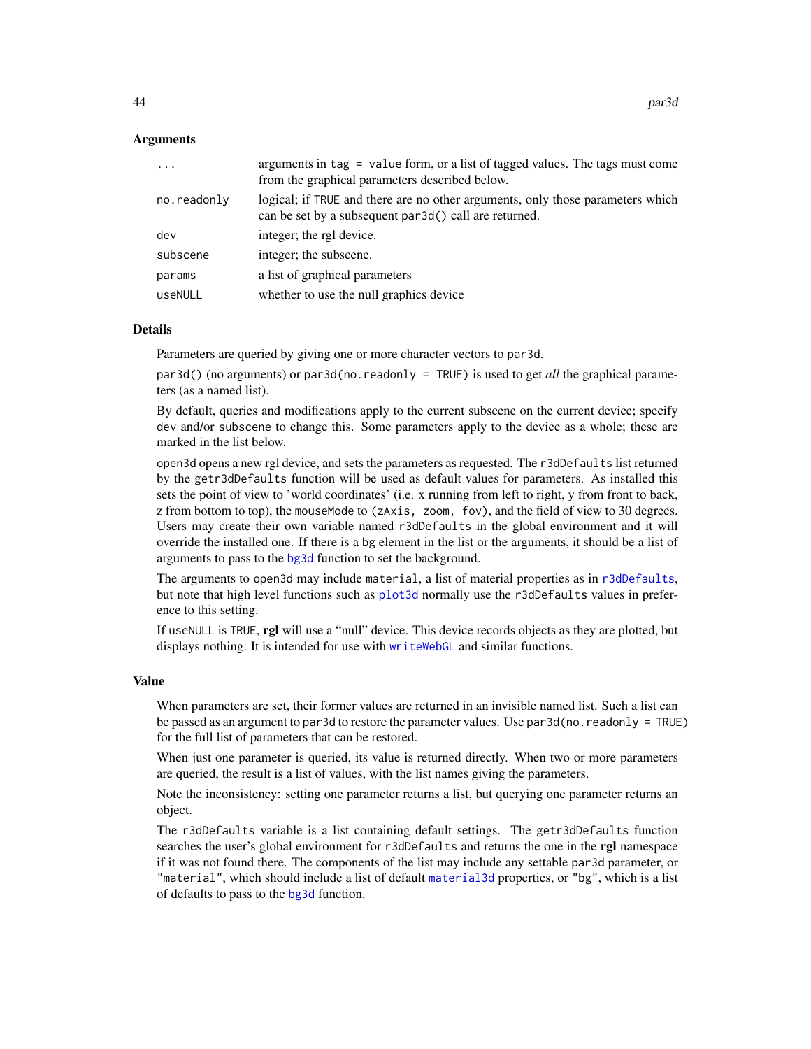### Arguments

| | |
|---|---|
| `...` | arguments in `tag = value` form, or a list of tagged values. The tags must come from the graphical parameters described below. |
| `no.readonly` | logical; if `TRUE` and there are no other arguments, only those parameters which can be set by a subsequent `par3d()` call are returned. |
| `dev` | integer; the rgl device. |
| `subscene` | integer; the subscene. |
| `params` | a list of graphical parameters |
| `useNULL` | whether to use the null graphics device |

### Details

Parameters are queried by giving one or more character vectors to `par3d`.

`par3d()` (no arguments) or `par3d(no.readonly = TRUE)` is used to get *all* the graphical parameters (as a named list).

By default, queries and modifications apply to the current subscene on the current device; specify `dev` and/or `subscene` to change this. Some parameters apply to the device as a whole; these are marked in the list below.

`open3d` opens a new rgl device, and sets the parameters as requested. The `r3dDefaults` list returned by the `getr3dDefaults` function will be used as default values for parameters. As installed this sets the point of view to 'world coordinates' (i.e. x running from left to right, y from front to back, z from bottom to top), the `mouseMode` to `(zAxis, zoom, fov)`, and the field of view to 30 degrees. Users may create their own variable named `r3dDefaults` in the global environment and it will override the installed one. If there is a `bg` element in the list or the arguments, it should be a list of arguments to pass to the `bg3d` function to set the background.

The arguments to `open3d` may include `material`, a list of material properties as in `r3dDefaults`, but note that high level functions such as `plot3d` normally use the `r3dDefaults` values in preference to this setting.

If `useNULL` is `TRUE`, **rgl** will use a "null" device. This device records objects as they are plotted, but displays nothing. It is intended for use with `writeWebGL` and similar functions.

### Value

When parameters are set, their former values are returned in an invisible named list. Such a list can be passed as an argument to `par3d` to restore the parameter values. Use `par3d(no.readonly = TRUE)` for the full list of parameters that can be restored.

When just one parameter is queried, its value is returned directly. When two or more parameters are queried, the result is a list of values, with the list names giving the parameters.

Note the inconsistency: setting one parameter returns a list, but querying one parameter returns an object.

The `r3dDefaults` variable is a list containing default settings. The `getr3dDefaults` function searches the user's global environment for `r3dDefaults` and returns the one in the **rgl** namespace if it was not found there. The components of the list may include any settable `par3d` parameter, or `"material"`, which should include a list of default `material3d` properties, or `"bg"`, which is a list of defaults to pass to the `bg3d` function.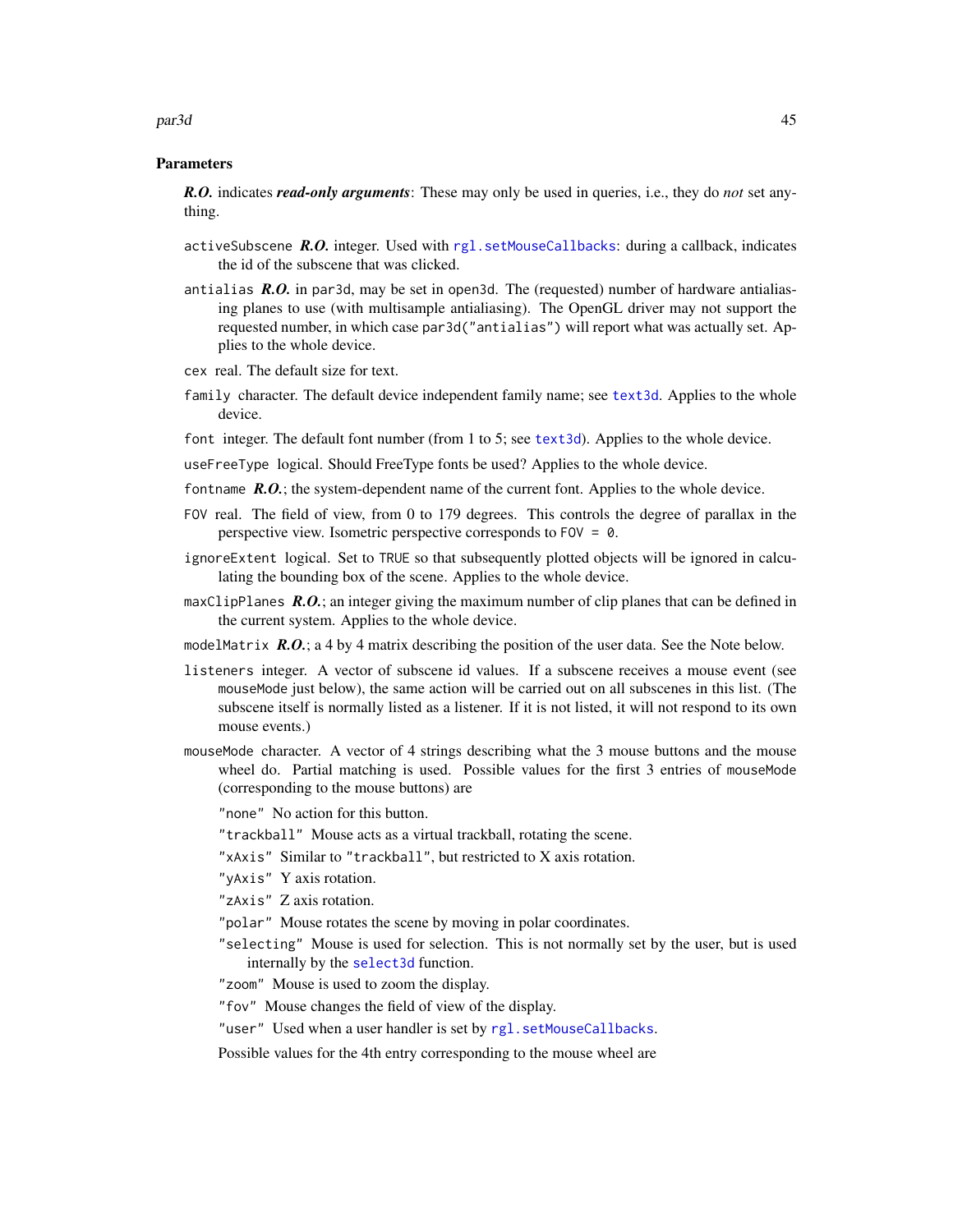## Parameters

***R.O.*** indicates ***read-only arguments***: These may only be used in queries, i.e., they do *not* set anything.

`activeSubscene` ***R.O.*** integer. Used with `rgl.setMouseCallbacks`: during a callback, indicates the id of the subscene that was clicked.

`antialias` ***R.O.*** in `par3d`, may be set in `open3d`. The (requested) number of hardware antialiasing planes to use (with multisample antialiasing). The OpenGL driver may not support the requested number, in which case `par3d("antialias")` will report what was actually set. Applies to the whole device.

`cex` real. The default size for text.

`family` character. The default device independent family name; see `text3d`. Applies to the whole device.

`font` integer. The default font number (from 1 to 5; see `text3d`). Applies to the whole device.

`useFreeType` logical. Should FreeType fonts be used? Applies to the whole device.

`fontname` ***R.O.***; the system-dependent name of the current font. Applies to the whole device.

`FOV` real. The field of view, from 0 to 179 degrees. This controls the degree of parallax in the perspective view. Isometric perspective corresponds to `FOV = 0`.

`ignoreExtent` logical. Set to `TRUE` so that subsequently plotted objects will be ignored in calculating the bounding box of the scene. Applies to the whole device.

`maxClipPlanes` ***R.O.***; an integer giving the maximum number of clip planes that can be defined in the current system. Applies to the whole device.

`modelMatrix` ***R.O.***; a 4 by 4 matrix describing the position of the user data. See the Note below.

`listeners` integer. A vector of subscene id values. If a subscene receives a mouse event (see `mouseMode` just below), the same action will be carried out on all subscenes in this list. (The subscene itself is normally listed as a listener. If it is not listed, it will not respond to its own mouse events.)

`mouseMode` character. A vector of 4 strings describing what the 3 mouse buttons and the mouse wheel do. Partial matching is used. Possible values for the first 3 entries of `mouseMode` (corresponding to the mouse buttons) are

- `"none"` No action for this button.
- `"trackball"` Mouse acts as a virtual trackball, rotating the scene.
- `"xAxis"` Similar to `"trackball"`, but restricted to X axis rotation.
- `"yAxis"` Y axis rotation.
- `"zAxis"` Z axis rotation.
- `"polar"` Mouse rotates the scene by moving in polar coordinates.
- `"selecting"` Mouse is used for selection. This is not normally set by the user, but is used internally by the `select3d` function.
- `"zoom"` Mouse is used to zoom the display.
- `"fov"` Mouse changes the field of view of the display.
- `"user"` Used when a user handler is set by `rgl.setMouseCallbacks`.

Possible values for the 4th entry corresponding to the mouse wheel are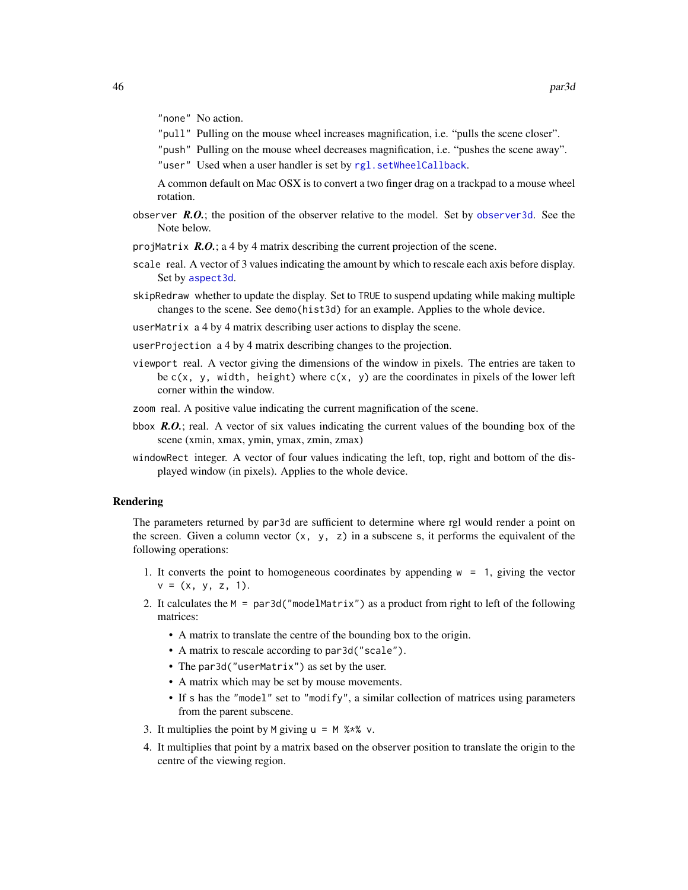"none" No action.

"pull" Pulling on the mouse wheel increases magnification, i.e. "pulls the scene closer".

"push" Pulling on the mouse wheel decreases magnification, i.e. "pushes the scene away".

"user" Used when a user handler is set by `rgl.setWheelCallback`.

A common default on Mac OSX is to convert a two finger drag on a trackpad to a mouse wheel rotation.

`observer` ***R.O.***; the position of the observer relative to the model. Set by `observer3d`. See the Note below.

`projMatrix` ***R.O.***; a 4 by 4 matrix describing the current projection of the scene.

`scale` real. A vector of 3 values indicating the amount by which to rescale each axis before display. Set by `aspect3d`.

`skipRedraw` whether to update the display. Set to `TRUE` to suspend updating while making multiple changes to the scene. See `demo(hist3d)` for an example. Applies to the whole device.

`userMatrix` a 4 by 4 matrix describing user actions to display the scene.

`userProjection` a 4 by 4 matrix describing changes to the projection.

`viewport` real. A vector giving the dimensions of the window in pixels. The entries are taken to be `c(x, y, width, height)` where `c(x, y)` are the coordinates in pixels of the lower left corner within the window.

`zoom` real. A positive value indicating the current magnification of the scene.

`bbox` ***R.O.***; real. A vector of six values indicating the current values of the bounding box of the scene (xmin, xmax, ymin, ymax, zmin, zmax)

`windowRect` integer. A vector of four values indicating the left, top, right and bottom of the displayed window (in pixels). Applies to the whole device.

## Rendering

The parameters returned by `par3d` are sufficient to determine where rgl would render a point on the screen. Given a column vector `(x, y, z)` in a subscene `s`, it performs the equivalent of the following operations:

1. It converts the point to homogeneous coordinates by appending `w = 1`, giving the vector `v = (x, y, z, 1)`.
2. It calculates the `M = par3d("modelMatrix")` as a product from right to left of the following matrices:
   - A matrix to translate the centre of the bounding box to the origin.
   - A matrix to rescale according to `par3d("scale")`.
   - The `par3d("userMatrix")` as set by the user.
   - A matrix which may be set by mouse movements.
   - If `s` has the `"model"` set to `"modify"`, a similar collection of matrices using parameters from the parent subscene.
3. It multiplies the point by `M` giving `u = M %*% v`.
4. It multiplies that point by a matrix based on the observer position to translate the origin to the centre of the viewing region.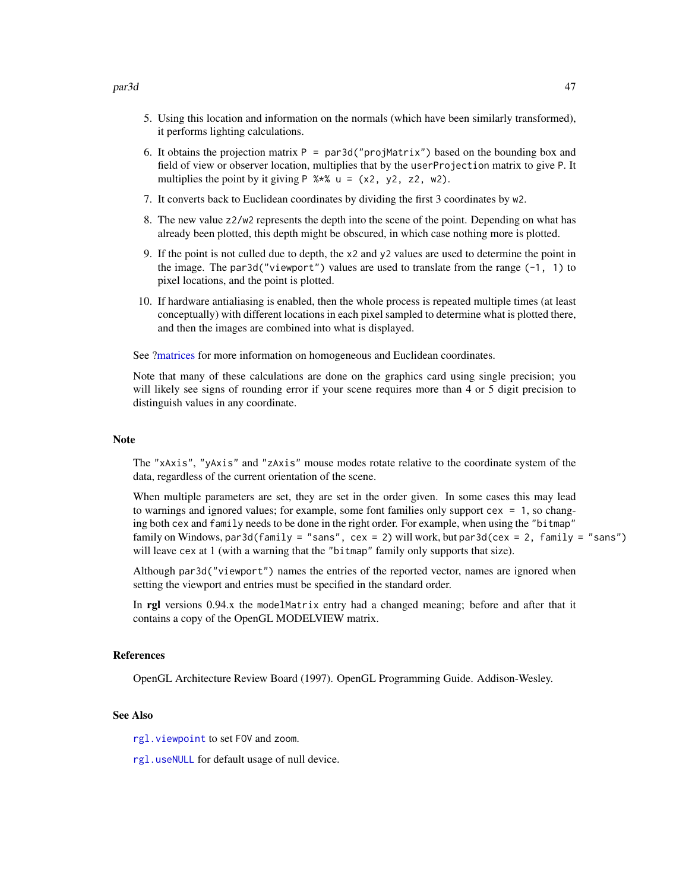5. Using this location and information on the normals (which have been similarly transformed), it performs lighting calculations.
6. It obtains the projection matrix `P = par3d("projMatrix")` based on the bounding box and field of view or observer location, multiplies that by the `userProjection` matrix to give `P`. It multiplies the point by it giving `P %*% u = (x2, y2, z2, w2)`.
7. It converts back to Euclidean coordinates by dividing the first 3 coordinates by `w2`.
8. The new value `z2/w2` represents the depth into the scene of the point. Depending on what has already been plotted, this depth might be obscured, in which case nothing more is plotted.
9. If the point is not culled due to depth, the `x2` and `y2` values are used to determine the point in the image. The `par3d("viewport")` values are used to translate from the range `(-1, 1)` to pixel locations, and the point is plotted.
10. If hardware antialiasing is enabled, then the whole process is repeated multiple times (at least conceptually) with different locations in each pixel sampled to determine what is plotted there, and then the images are combined into what is displayed.

See ?matrices for more information on homogeneous and Euclidean coordinates.

Note that many of these calculations are done on the graphics card using single precision; you will likely see signs of rounding error if your scene requires more than 4 or 5 digit precision to distinguish values in any coordinate.

## Note

The `"xAxis"`, `"yAxis"` and `"zAxis"` mouse modes rotate relative to the coordinate system of the data, regardless of the current orientation of the scene.

When multiple parameters are set, they are set in the order given. In some cases this may lead to warnings and ignored values; for example, some font families only support `cex = 1`, so changing both `cex` and `family` needs to be done in the right order. For example, when using the `"bitmap"` family on Windows, `par3d(family = "sans", cex = 2)` will work, but `par3d(cex = 2, family = "sans")` will leave `cex` at 1 (with a warning that the `"bitmap"` family only supports that size).

Although `par3d("viewport")` names the entries of the reported vector, names are ignored when setting the viewport and entries must be specified in the standard order.

In **rgl** versions 0.94.x the `modelMatrix` entry had a changed meaning; before and after that it contains a copy of the OpenGL MODELVIEW matrix.

## References

OpenGL Architecture Review Board (1997). OpenGL Programming Guide. Addison-Wesley.

## See Also

`rgl.viewpoint` to set `FOV` and `zoom`.

`rgl.useNULL` for default usage of null device.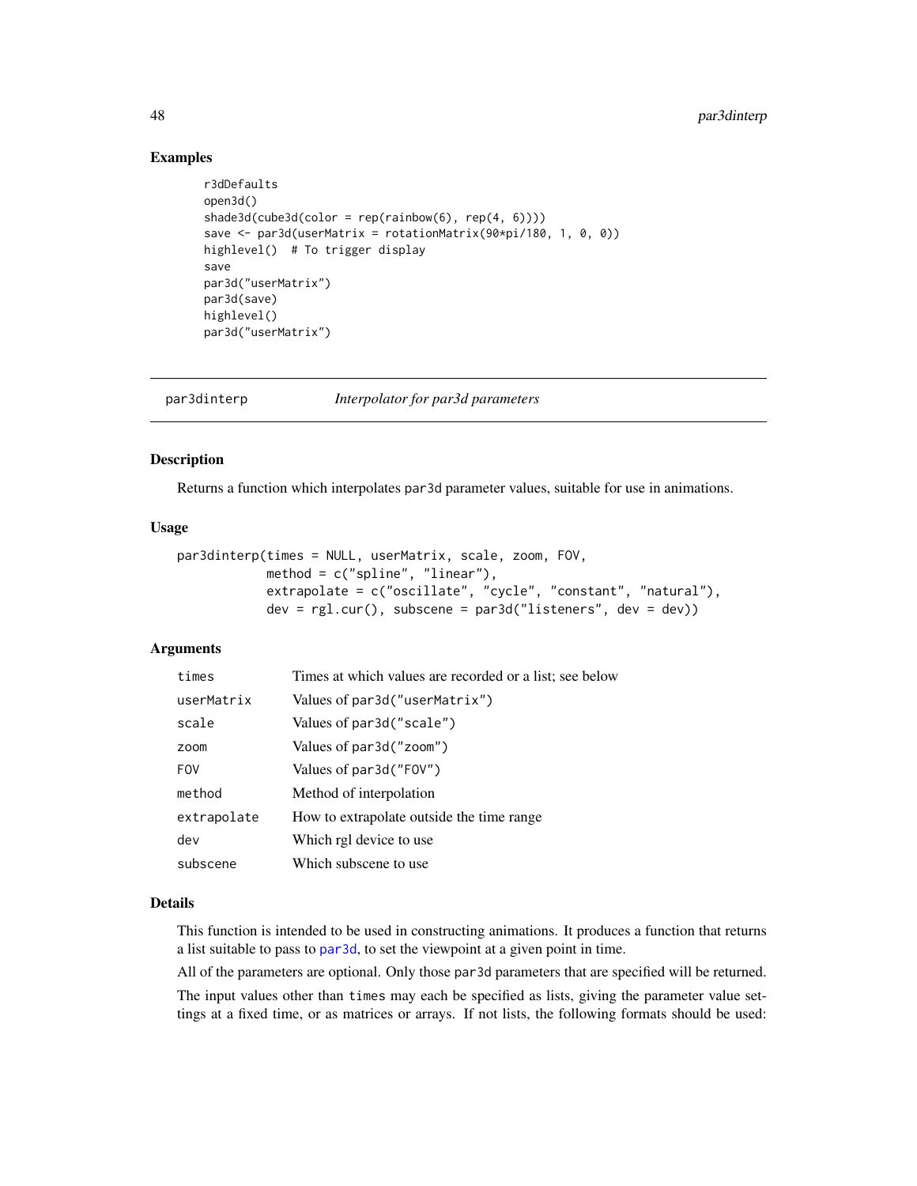## Examples

```
r3dDefaults
open3d()
shade3d(cube3d(color = rep(rainbow(6), rep(4, 6))))
save <- par3d(userMatrix = rotationMatrix(90*pi/180, 1, 0, 0))
highlevel()  # To trigger display
save
par3d("userMatrix")
par3d(save)
highlevel()
par3d("userMatrix")
```

---

# par3dinterp — *Interpolator for par3d parameters*

## Description

Returns a function which interpolates `par3d` parameter values, suitable for use in animations.

## Usage

```
par3dinterp(times = NULL, userMatrix, scale, zoom, FOV,
            method = c("spline", "linear"),
            extrapolate = c("oscillate", "cycle", "constant", "natural"),
            dev = rgl.cur(), subscene = par3d("listeners", dev = dev))
```

## Arguments

| | |
|---|---|
| `times` | Times at which values are recorded or a list; see below |
| `userMatrix` | Values of `par3d("userMatrix")` |
| `scale` | Values of `par3d("scale")` |
| `zoom` | Values of `par3d("zoom")` |
| `FOV` | Values of `par3d("FOV")` |
| `method` | Method of interpolation |
| `extrapolate` | How to extrapolate outside the time range |
| `dev` | Which rgl device to use |
| `subscene` | Which subscene to use |

## Details

This function is intended to be used in constructing animations. It produces a function that returns a list suitable to pass to `par3d`, to set the viewpoint at a given point in time.

All of the parameters are optional. Only those `par3d` parameters that are specified will be returned.

The input values other than `times` may each be specified as lists, giving the parameter value settings at a fixed time, or as matrices or arrays. If not lists, the following formats should be used: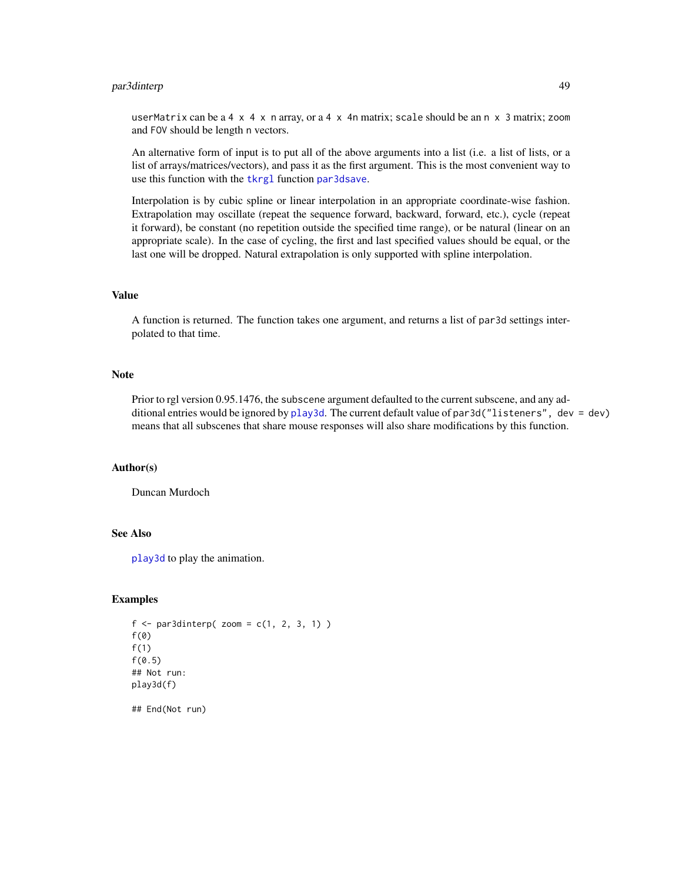userMatrix can be a 4 x 4 x n array, or a 4 x 4n matrix; scale should be an n x 3 matrix; zoom and FOV should be length n vectors.

An alternative form of input is to put all of the above arguments into a list (i.e. a list of lists, or a list of arrays/matrices/vectors), and pass it as the first argument. This is the most convenient way to use this function with the tkrgl function par3dsave.

Interpolation is by cubic spline or linear interpolation in an appropriate coordinate-wise fashion. Extrapolation may oscillate (repeat the sequence forward, backward, forward, etc.), cycle (repeat it forward), be constant (no repetition outside the specified time range), or be natural (linear on an appropriate scale). In the case of cycling, the first and last specified values should be equal, or the last one will be dropped. Natural extrapolation is only supported with spline interpolation.

## Value

A function is returned. The function takes one argument, and returns a list of par3d settings interpolated to that time.

## Note

Prior to rgl version 0.95.1476, the subscene argument defaulted to the current subscene, and any additional entries would be ignored by play3d. The current default value of par3d("listeners", dev = dev) means that all subscenes that share mouse responses will also share modifications by this function.

## Author(s)

Duncan Murdoch

## See Also

play3d to play the animation.

## Examples

```
f <- par3dinterp( zoom = c(1, 2, 3, 1) )
f(0)
f(1)
f(0.5)
## Not run:
play3d(f)

## End(Not run)
```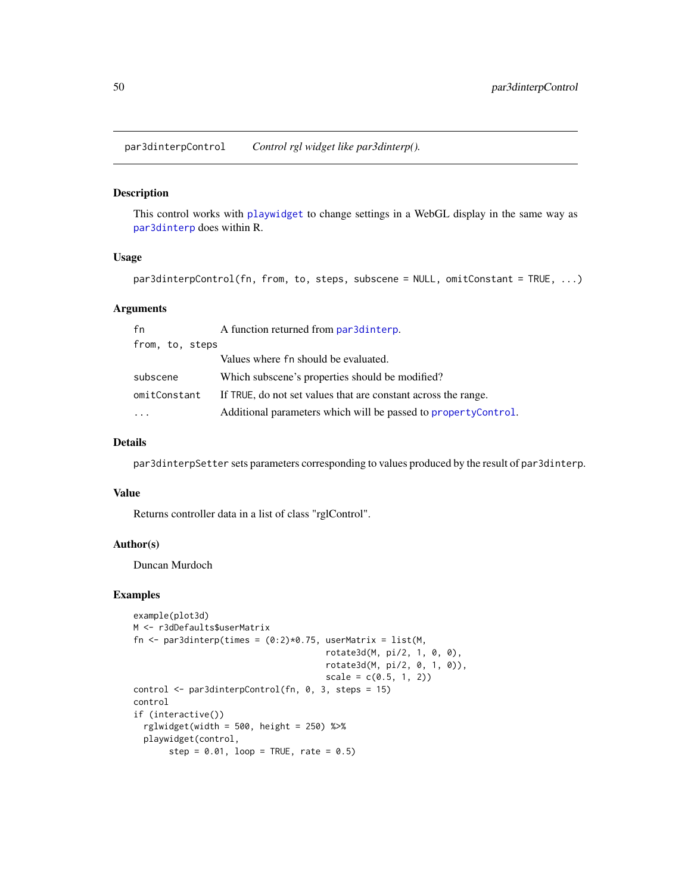par3dinterpControl *Control rgl widget like par3dinterp().*

## Description

This control works with playwidget to change settings in a WebGL display in the same way as par3dinterp does within R.

## Usage

```
par3dinterpControl(fn, from, to, steps, subscene = NULL, omitConstant = TRUE, ...)
```

## Arguments

| | |
|---|---|
| fn | A function returned from par3dinterp. |
| from, to, steps | Values where fn should be evaluated. |
| subscene | Which subscene's properties should be modified? |
| omitConstant | If TRUE, do not set values that are constant across the range. |
| ... | Additional parameters which will be passed to propertyControl. |

## Details

par3dinterpSetter sets parameters corresponding to values produced by the result of par3dinterp.

## Value

Returns controller data in a list of class "rglControl".

## Author(s)

Duncan Murdoch

## Examples

```
example(plot3d)
M <- r3dDefaults$userMatrix
fn <- par3dinterp(times = (0:2)*0.75, userMatrix = list(M,
                                      rotate3d(M, pi/2, 1, 0, 0),
                                      rotate3d(M, pi/2, 0, 1, 0)),
                                      scale = c(0.5, 1, 2))
control <- par3dinterpControl(fn, 0, 3, steps = 15)
control
if (interactive())
  rglwidget(width = 500, height = 250) %>%
  playwidget(control,
       step = 0.01, loop = TRUE, rate = 0.5)
```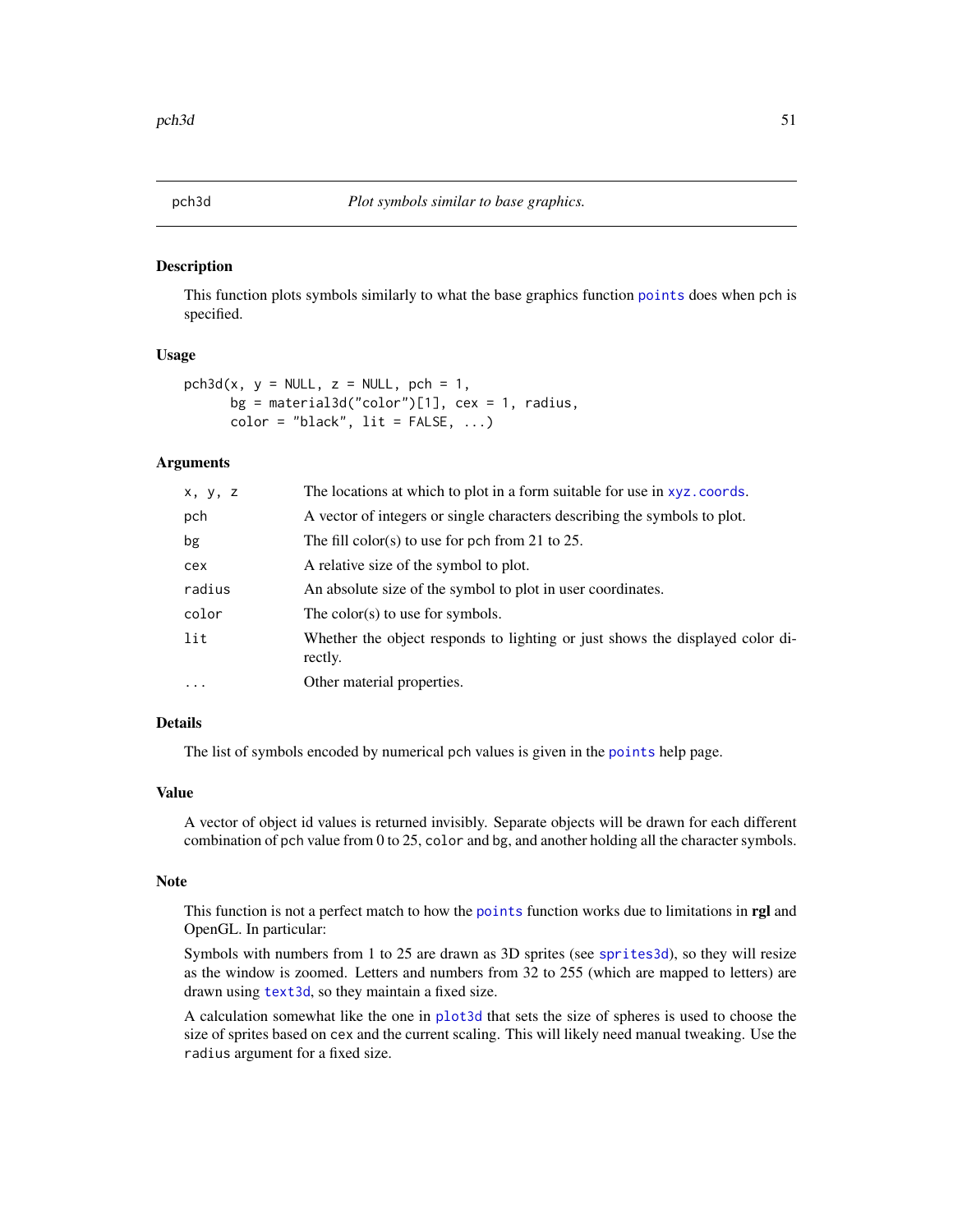## pch3d *Plot symbols similar to base graphics.*

### Description

This function plots symbols similarly to what the base graphics function `points` does when pch is specified.

### Usage

```
pch3d(x, y = NULL, z = NULL, pch = 1,
      bg = material3d("color")[1], cex = 1, radius,
      color = "black", lit = FALSE, ...)
```

### Arguments

| | |
|---|---|
| x, y, z | The locations at which to plot in a form suitable for use in `xyz.coords`. |
| pch | A vector of integers or single characters describing the symbols to plot. |
| bg | The fill color(s) to use for pch from 21 to 25. |
| cex | A relative size of the symbol to plot. |
| radius | An absolute size of the symbol to plot in user coordinates. |
| color | The color(s) to use for symbols. |
| lit | Whether the object responds to lighting or just shows the displayed color directly. |
| ... | Other material properties. |

### Details

The list of symbols encoded by numerical pch values is given in the `points` help page.

### Value

A vector of object id values is returned invisibly. Separate objects will be drawn for each different combination of pch value from 0 to 25, `color` and bg, and another holding all the character symbols.

### Note

This function is not a perfect match to how the `points` function works due to limitations in **rgl** and OpenGL. In particular:

Symbols with numbers from 1 to 25 are drawn as 3D sprites (see `sprites3d`), so they will resize as the window is zoomed. Letters and numbers from 32 to 255 (which are mapped to letters) are drawn using `text3d`, so they maintain a fixed size.

A calculation somewhat like the one in `plot3d` that sets the size of spheres is used to choose the size of sprites based on cex and the current scaling. This will likely need manual tweaking. Use the `radius` argument for a fixed size.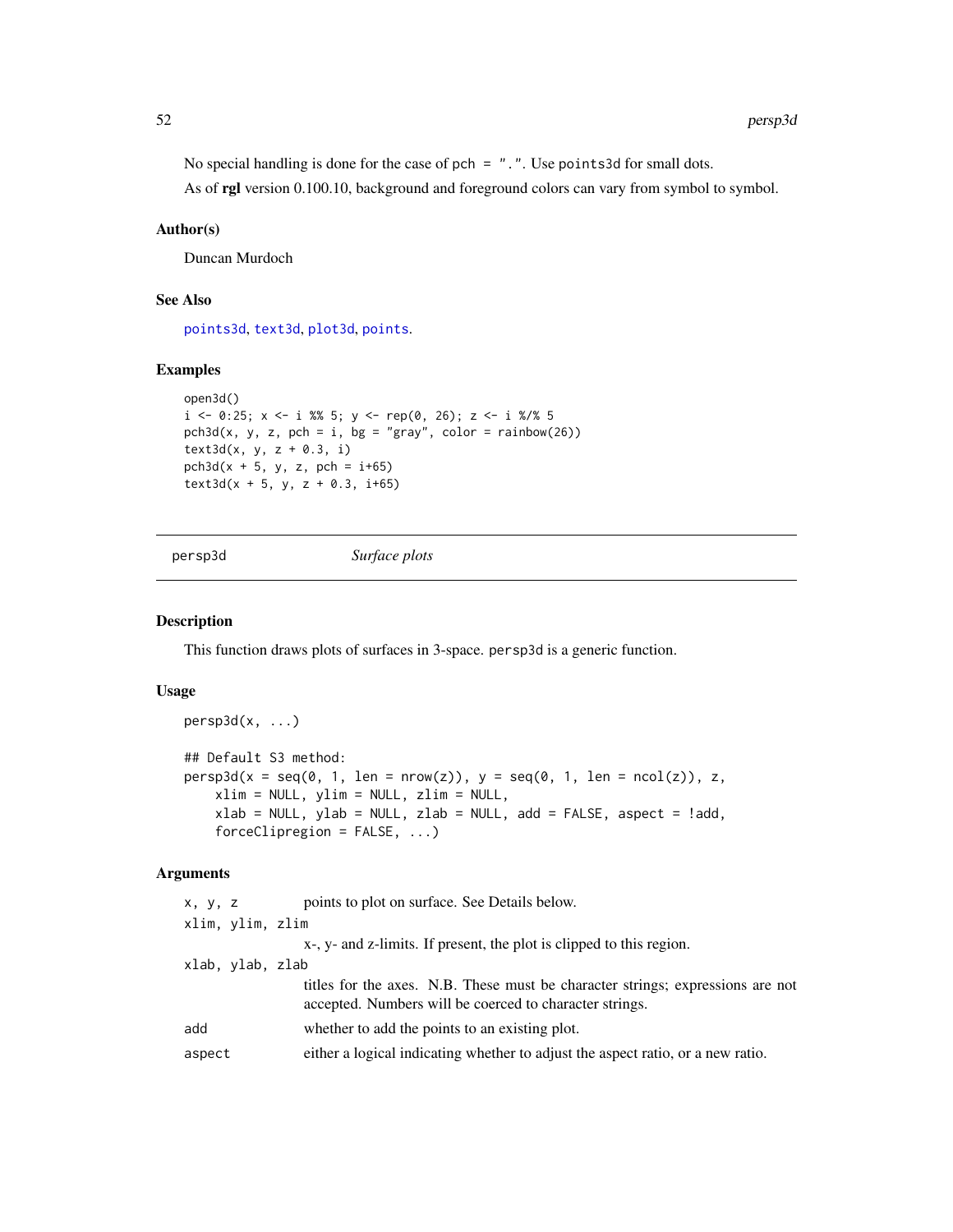No special handling is done for the case of pch = ".". Use points3d for small dots.

As of **rgl** version 0.100.10, background and foreground colors can vary from symbol to symbol.

### Author(s)

Duncan Murdoch

### See Also

points3d, text3d, plot3d, points.

### Examples

```
open3d()
i <- 0:25; x <- i %% 5; y <- rep(0, 26); z <- i %/% 5
pch3d(x, y, z, pch = i, bg = "gray", color = rainbow(26))
text3d(x, y, z + 0.3, i)
pch3d(x + 5, y, z, pch = i+65)
text3d(x + 5, y, z + 0.3, i+65)
```

---

## persp3d — *Surface plots*

---

### Description

This function draws plots of surfaces in 3-space. persp3d is a generic function.

### Usage

```
persp3d(x, ...)

## Default S3 method:
persp3d(x = seq(0, 1, len = nrow(z)), y = seq(0, 1, len = ncol(z)), z,
    xlim = NULL, ylim = NULL, zlim = NULL,
    xlab = NULL, ylab = NULL, zlab = NULL, add = FALSE, aspect = !add,
    forceClipregion = FALSE, ...)
```

### Arguments

| | |
|---|---|
| x, y, z | points to plot on surface. See Details below. |
| xlim, ylim, zlim | x-, y- and z-limits. If present, the plot is clipped to this region. |
| xlab, ylab, zlab | titles for the axes. N.B. These must be character strings; expressions are not accepted. Numbers will be coerced to character strings. |
| add | whether to add the points to an existing plot. |
| aspect | either a logical indicating whether to adjust the aspect ratio, or a new ratio. |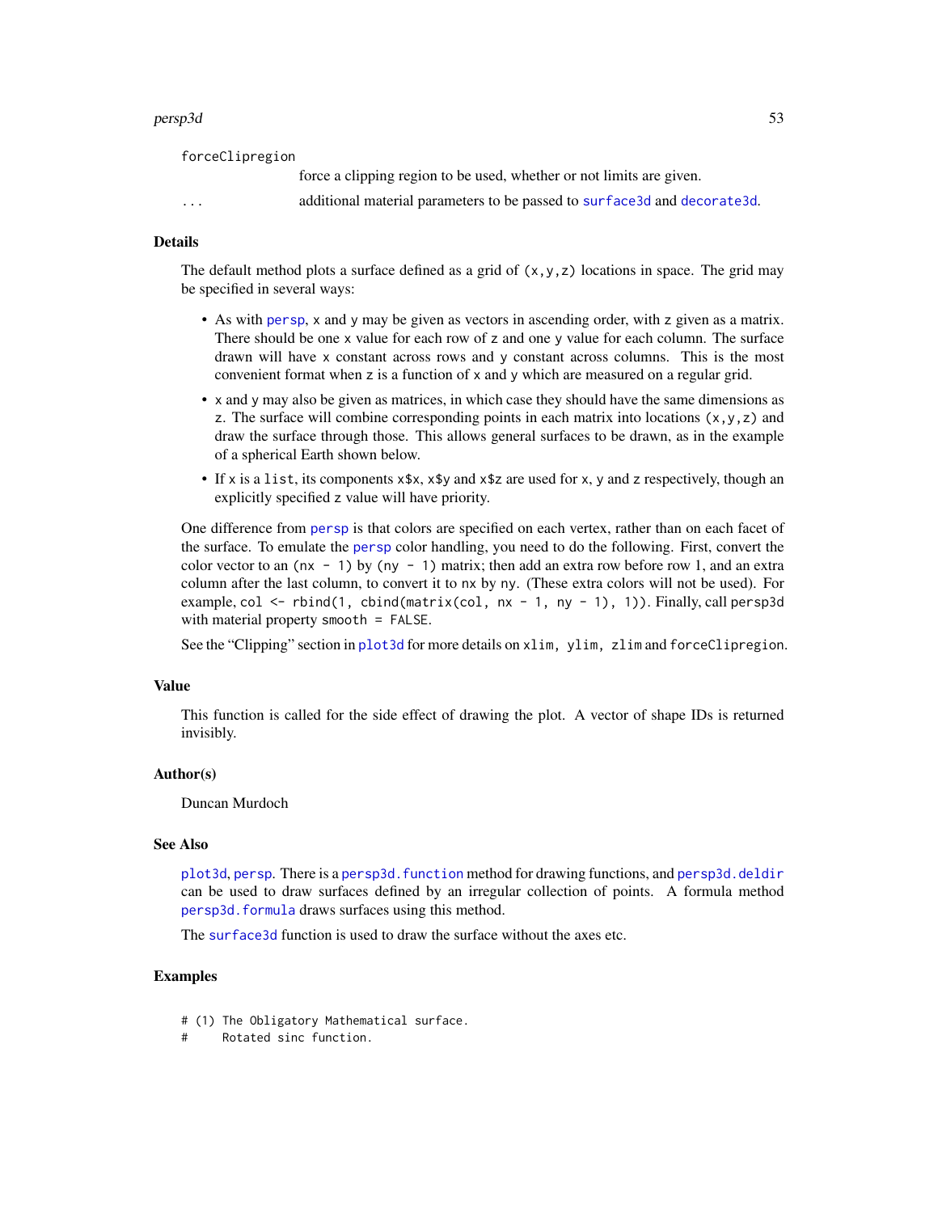forceClipregion
  force a clipping region to be used, whether or not limits are given.

...
  additional material parameters to be passed to `surface3d` and `decorate3d`.

## Details

The default method plots a surface defined as a grid of `(x,y,z)` locations in space. The grid may be specified in several ways:

- As with `persp`, `x` and `y` may be given as vectors in ascending order, with `z` given as a matrix. There should be one `x` value for each row of `z` and one `y` value for each column. The surface drawn will have `x` constant across rows and `y` constant across columns. This is the most convenient format when `z` is a function of `x` and `y` which are measured on a regular grid.
- `x` and `y` may also be given as matrices, in which case they should have the same dimensions as `z`. The surface will combine corresponding points in each matrix into locations `(x,y,z)` and draw the surface through those. This allows general surfaces to be drawn, as in the example of a spherical Earth shown below.
- If `x` is a `list`, its components `x$x`, `x$y` and `x$z` are used for `x`, `y` and `z` respectively, though an explicitly specified `z` value will have priority.

One difference from `persp` is that colors are specified on each vertex, rather than on each facet of the surface. To emulate the `persp` color handling, you need to do the following. First, convert the color vector to an `(nx - 1)` by `(ny - 1)` matrix; then add an extra row before row 1, and an extra column after the last column, to convert it to `nx` by `ny`. (These extra colors will not be used). For example, `col <- rbind(1, cbind(matrix(col, nx - 1, ny - 1), 1))`. Finally, call `persp3d` with material property `smooth = FALSE`.

See the "Clipping" section in `plot3d` for more details on `xlim, ylim, zlim` and `forceClipregion`.

## Value

This function is called for the side effect of drawing the plot. A vector of shape IDs is returned invisibly.

## Author(s)

Duncan Murdoch

## See Also

`plot3d`, `persp`. There is a `persp3d.function` method for drawing functions, and `persp3d.deldir` can be used to draw surfaces defined by an irregular collection of points. A formula method `persp3d.formula` draws surfaces using this method.

The `surface3d` function is used to draw the surface without the axes etc.

## Examples

```
# (1) The Obligatory Mathematical surface.
#     Rotated sinc function.
```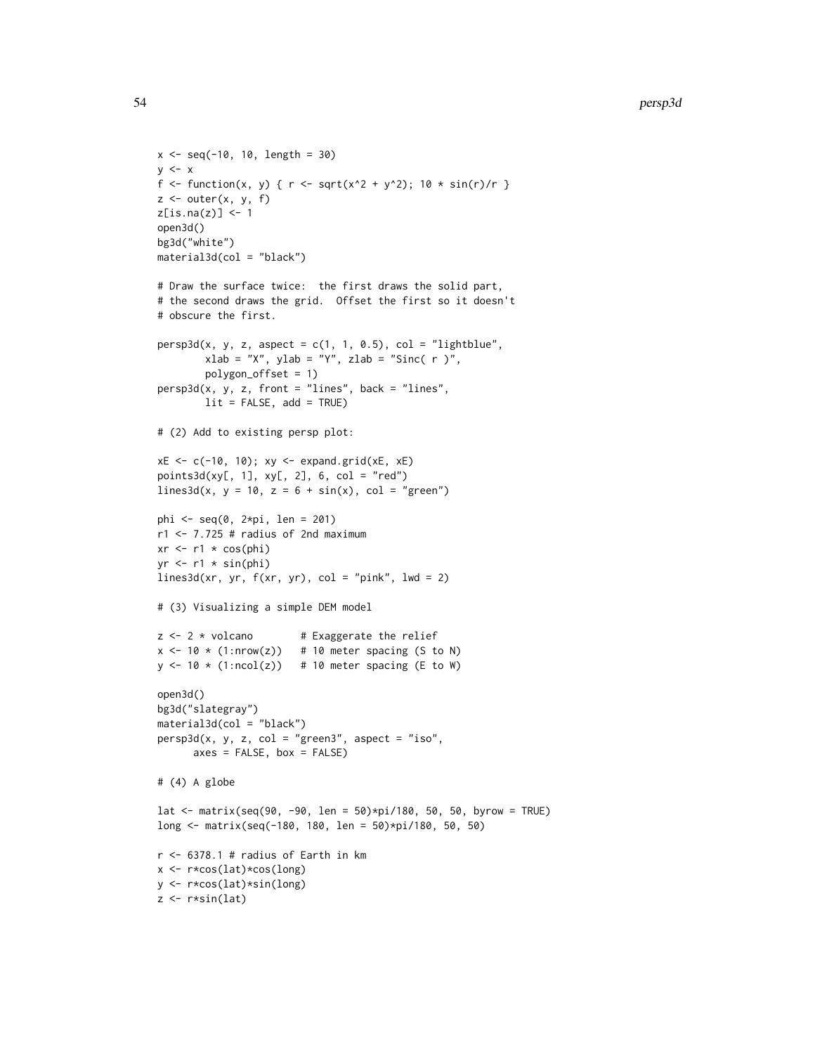```
x <- seq(-10, 10, length = 30)
y <- x
f <- function(x, y) { r <- sqrt(x^2 + y^2); 10 * sin(r)/r }
z <- outer(x, y, f)
z[is.na(z)] <- 1
open3d()
bg3d("white")
material3d(col = "black")

# Draw the surface twice:  the first draws the solid part,
# the second draws the grid.  Offset the first so it doesn't
# obscure the first.

persp3d(x, y, z, aspect = c(1, 1, 0.5), col = "lightblue",
        xlab = "X", ylab = "Y", zlab = "Sinc( r )",
        polygon_offset = 1)
persp3d(x, y, z, front = "lines", back = "lines",
        lit = FALSE, add = TRUE)

# (2) Add to existing persp plot:

xE <- c(-10, 10); xy <- expand.grid(xE, xE)
points3d(xy[, 1], xy[, 2], 6, col = "red")
lines3d(x, y = 10, z = 6 + sin(x), col = "green")

phi <- seq(0, 2*pi, len = 201)
r1 <- 7.725 # radius of 2nd maximum
xr <- r1 * cos(phi)
yr <- r1 * sin(phi)
lines3d(xr, yr, f(xr, yr), col = "pink", lwd = 2)

# (3) Visualizing a simple DEM model

z <- 2 * volcano        # Exaggerate the relief
x <- 10 * (1:nrow(z))   # 10 meter spacing (S to N)
y <- 10 * (1:ncol(z))   # 10 meter spacing (E to W)

open3d()
bg3d("slategray")
material3d(col = "black")
persp3d(x, y, z, col = "green3", aspect = "iso",
      axes = FALSE, box = FALSE)

# (4) A globe

lat <- matrix(seq(90, -90, len = 50)*pi/180, 50, 50, byrow = TRUE)
long <- matrix(seq(-180, 180, len = 50)*pi/180, 50, 50)

r <- 6378.1 # radius of Earth in km
x <- r*cos(lat)*cos(long)
y <- r*cos(lat)*sin(long)
z <- r*sin(lat)
```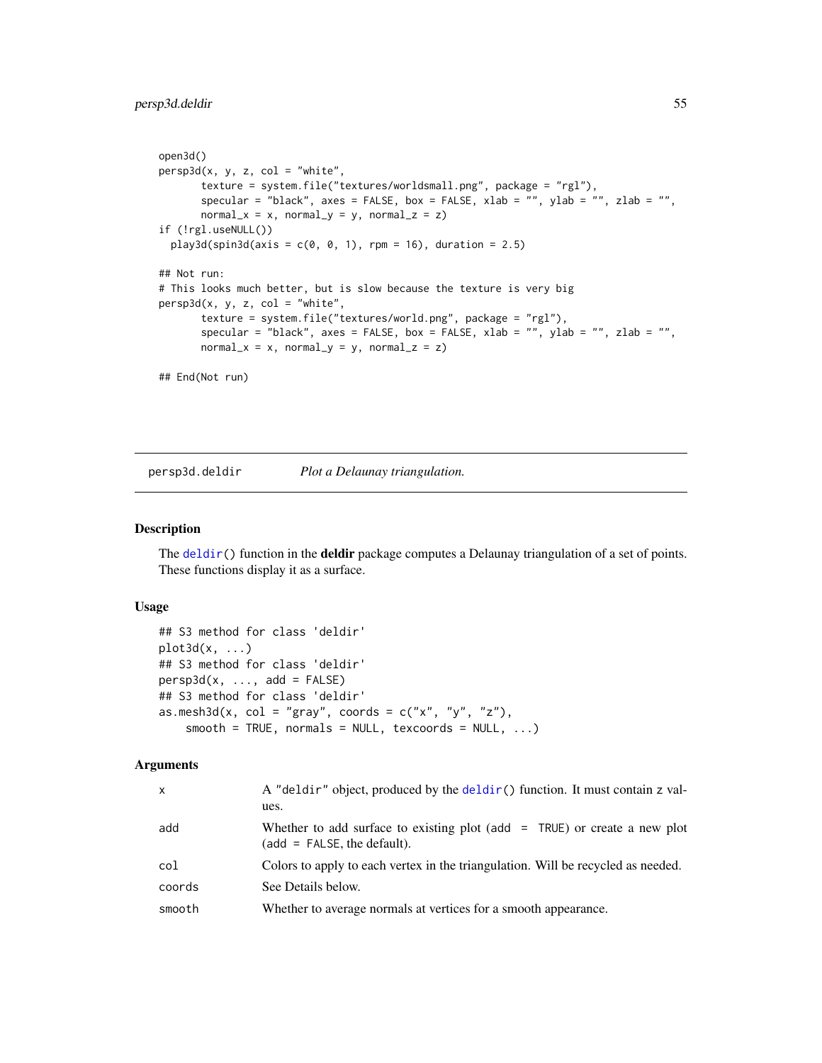```
open3d()
persp3d(x, y, z, col = "white",
       texture = system.file("textures/worldsmall.png", package = "rgl"),
       specular = "black", axes = FALSE, box = FALSE, xlab = "", ylab = "", zlab = "",
       normal_x = x, normal_y = y, normal_z = z)
if (!rgl.useNULL())
  play3d(spin3d(axis = c(0, 0, 1), rpm = 16), duration = 2.5)

## Not run:
# This looks much better, but is slow because the texture is very big
persp3d(x, y, z, col = "white",
       texture = system.file("textures/world.png", package = "rgl"),
       specular = "black", axes = FALSE, box = FALSE, xlab = "", ylab = "", zlab = "",
       normal_x = x, normal_y = y, normal_z = z)

## End(Not run)
```

---

## persp3d.deldir — *Plot a Delaunay triangulation.*

### Description

The `deldir()` function in the **deldir** package computes a Delaunay triangulation of a set of points. These functions display it as a surface.

### Usage

```
## S3 method for class 'deldir'
plot3d(x, ...)
## S3 method for class 'deldir'
persp3d(x, ..., add = FALSE)
## S3 method for class 'deldir'
as.mesh3d(x, col = "gray", coords = c("x", "y", "z"),
    smooth = TRUE, normals = NULL, texcoords = NULL, ...)
```

### Arguments

| | |
|---|---|
| `x` | A `"deldir"` object, produced by the `deldir()` function. It must contain `z` values. |
| `add` | Whether to add surface to existing plot (`add = TRUE`) or create a new plot (`add = FALSE`, the default). |
| `col` | Colors to apply to each vertex in the triangulation. Will be recycled as needed. |
| `coords` | See Details below. |
| `smooth` | Whether to average normals at vertices for a smooth appearance. |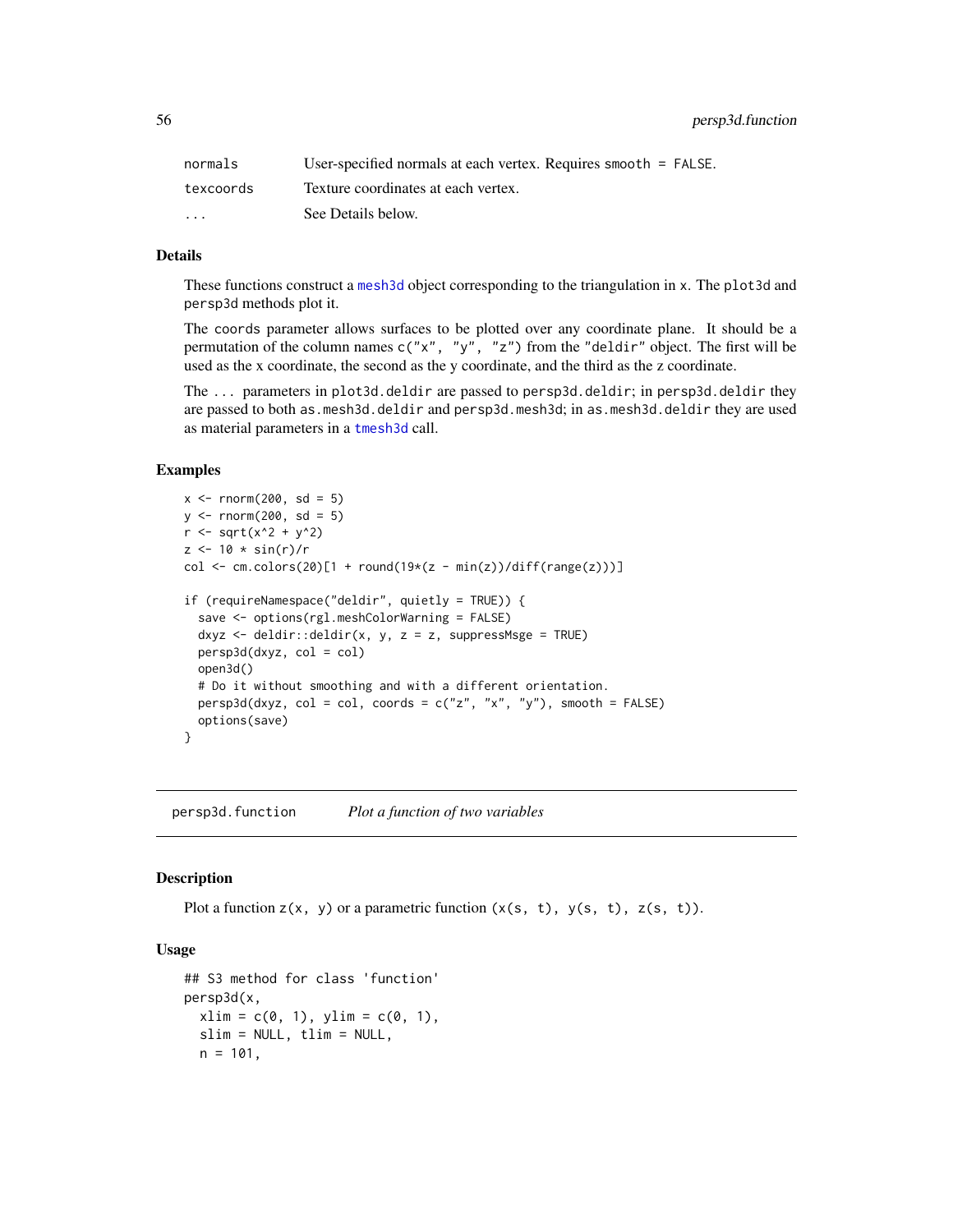| | |
|---|---|
| `normals` | User-specified normals at each vertex. Requires `smooth = FALSE`. |
| `texcoords` | Texture coordinates at each vertex. |
| `...` | See Details below. |

### Details

These functions construct a `mesh3d` object corresponding to the triangulation in `x`. The `plot3d` and `persp3d` methods plot it.

The `coords` parameter allows surfaces to be plotted over any coordinate plane. It should be a permutation of the column names `c("x", "y", "z")` from the `"deldir"` object. The first will be used as the x coordinate, the second as the y coordinate, and the third as the z coordinate.

The `...` parameters in `plot3d.deldir` are passed to `persp3d.deldir`; in `persp3d.deldir` they are passed to both `as.mesh3d.deldir` and `persp3d.mesh3d`; in `as.mesh3d.deldir` they are used as material parameters in a `tmesh3d` call.

### Examples

```
x <- rnorm(200, sd = 5)
y <- rnorm(200, sd = 5)
r <- sqrt(x^2 + y^2)
z <- 10 * sin(r)/r
col <- cm.colors(20)[1 + round(19*(z - min(z))/diff(range(z)))]

if (requireNamespace("deldir", quietly = TRUE)) {
  save <- options(rgl.meshColorWarning = FALSE)
  dxyz <- deldir::deldir(x, y, z = z, suppressMsge = TRUE)
  persp3d(dxyz, col = col)
  open3d()
  # Do it without smoothing and with a different orientation.
  persp3d(dxyz, col = col, coords = c("z", "x", "y"), smooth = FALSE)
  options(save)
}
```

---

## persp3d.function — *Plot a function of two variables*

### Description

Plot a function `z(x, y)` or a parametric function `(x(s, t), y(s, t), z(s, t))`.

### Usage

```
## S3 method for class 'function'
persp3d(x,
  xlim = c(0, 1), ylim = c(0, 1),
  slim = NULL, tlim = NULL,
  n = 101,
```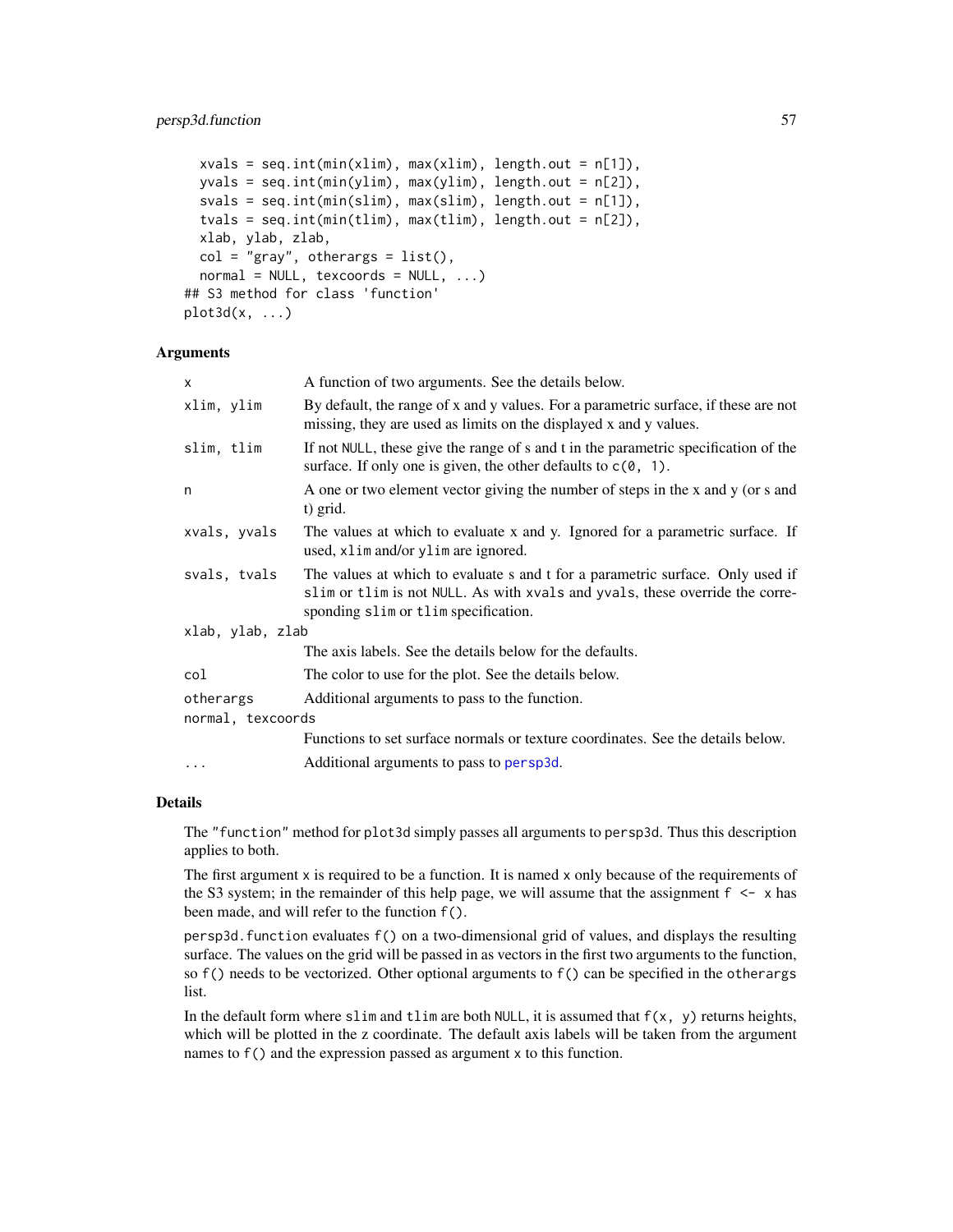```
  xvals = seq.int(min(xlim), max(xlim), length.out = n[1]),
  yvals = seq.int(min(ylim), max(ylim), length.out = n[2]),
  svals = seq.int(min(slim), max(slim), length.out = n[1]),
  tvals = seq.int(min(tlim), max(tlim), length.out = n[2]),
  xlab, ylab, zlab,
  col = "gray", otherargs = list(),
  normal = NULL, texcoords = NULL, ...)
## S3 method for class 'function'
plot3d(x, ...)
```

### Arguments

| | |
|---|---|
| `x` | A function of two arguments. See the details below. |
| `xlim, ylim` | By default, the range of x and y values. For a parametric surface, if these are not missing, they are used as limits on the displayed x and y values. |
| `slim, tlim` | If not `NULL`, these give the range of s and t in the parametric specification of the surface. If only one is given, the other defaults to `c(0, 1)`. |
| `n` | A one or two element vector giving the number of steps in the x and y (or s and t) grid. |
| `xvals, yvals` | The values at which to evaluate x and y. Ignored for a parametric surface. If used, `xlim` and/or `ylim` are ignored. |
| `svals, tvals` | The values at which to evaluate s and t for a parametric surface. Only used if `slim` or `tlim` is not `NULL`. As with `xvals` and `yvals`, these override the corresponding `slim` or `tlim` specification. |
| `xlab, ylab, zlab` | The axis labels. See the details below for the defaults. |
| `col` | The color to use for the plot. See the details below. |
| `otherargs` | Additional arguments to pass to the function. |
| `normal, texcoords` | Functions to set surface normals or texture coordinates. See the details below. |
| `...` | Additional arguments to pass to `persp3d`. |

### Details

The `"function"` method for `plot3d` simply passes all arguments to `persp3d`. Thus this description applies to both.

The first argument `x` is required to be a function. It is named `x` only because of the requirements of the S3 system; in the remainder of this help page, we will assume that the assignment `f <- x` has been made, and will refer to the function `f()`.

`persp3d.function` evaluates `f()` on a two-dimensional grid of values, and displays the resulting surface. The values on the grid will be passed in as vectors in the first two arguments to the function, so `f()` needs to be vectorized. Other optional arguments to `f()` can be specified in the `otherargs` list.

In the default form where `slim` and `tlim` are both `NULL`, it is assumed that `f(x, y)` returns heights, which will be plotted in the z coordinate. The default axis labels will be taken from the argument names to `f()` and the expression passed as argument `x` to this function.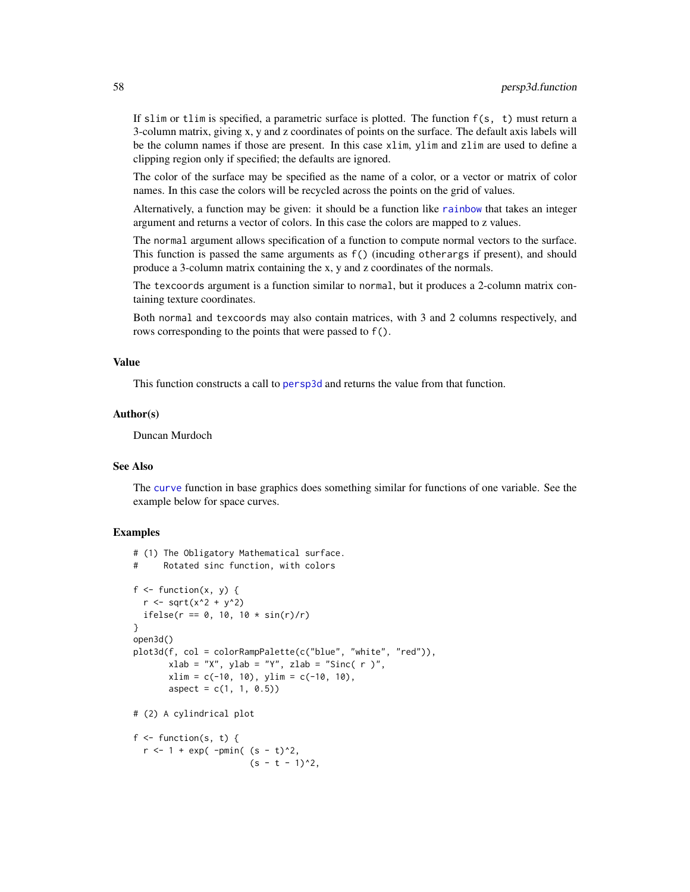If `slim` or `tlim` is specified, a parametric surface is plotted. The function `f(s, t)` must return a 3-column matrix, giving x, y and z coordinates of points on the surface. The default axis labels will be the column names if those are present. In this case `xlim`, `ylim` and `zlim` are used to define a clipping region only if specified; the defaults are ignored.

The color of the surface may be specified as the name of a color, or a vector or matrix of color names. In this case the colors will be recycled across the points on the grid of values.

Alternatively, a function may be given: it should be a function like `rainbow` that takes an integer argument and returns a vector of colors. In this case the colors are mapped to z values.

The `normal` argument allows specification of a function to compute normal vectors to the surface. This function is passed the same arguments as `f()` (incuding `otherargs` if present), and should produce a 3-column matrix containing the x, y and z coordinates of the normals.

The `texcoords` argument is a function similar to `normal`, but it produces a 2-column matrix containing texture coordinates.

Both `normal` and `texcoords` may also contain matrices, with 3 and 2 columns respectively, and rows corresponding to the points that were passed to `f()`.

## Value

This function constructs a call to `persp3d` and returns the value from that function.

## Author(s)

Duncan Murdoch

## See Also

The `curve` function in base graphics does something similar for functions of one variable. See the example below for space curves.

## Examples

```
# (1) The Obligatory Mathematical surface.
#     Rotated sinc function, with colors

f <- function(x, y) {
  r <- sqrt(x^2 + y^2)
  ifelse(r == 0, 10, 10 * sin(r)/r)
}
open3d()
plot3d(f, col = colorRampPalette(c("blue", "white", "red")),
       xlab = "X", ylab = "Y", zlab = "Sinc( r )",
       xlim = c(-10, 10), ylim = c(-10, 10),
       aspect = c(1, 1, 0.5))

# (2) A cylindrical plot

f <- function(s, t) {
  r <- 1 + exp( -pmin( (s - t)^2,
                      (s - t - 1)^2,
```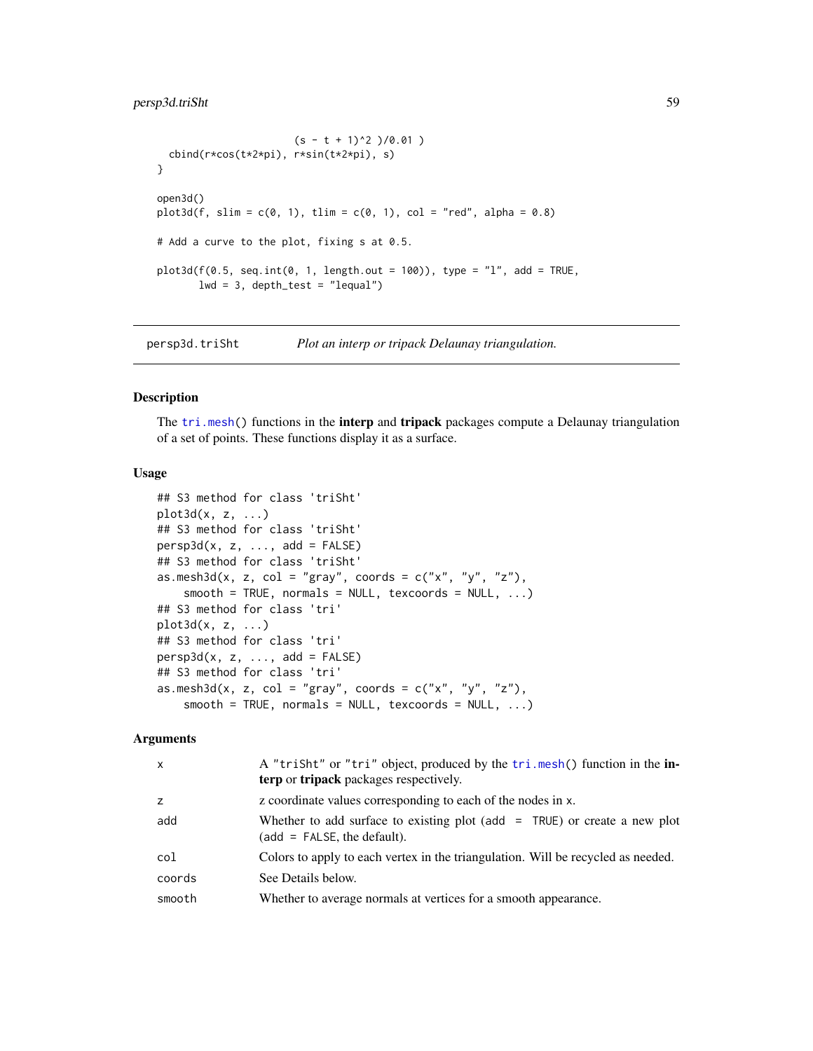```
                          (s - t + 1)^2 )/0.01 )
  cbind(r*cos(t*2*pi), r*sin(t*2*pi), s)
}

open3d()
plot3d(f, slim = c(0, 1), tlim = c(0, 1), col = "red", alpha = 0.8)

# Add a curve to the plot, fixing s at 0.5.

plot3d(f(0.5, seq.int(0, 1, length.out = 100)), type = "l", add = TRUE,
       lwd = 3, depth_test = "lequal")
```

## persp3d.triSht — *Plot an interp or tripack Delaunay triangulation.*

### Description

The `tri.mesh()` functions in the **interp** and **tripack** packages compute a Delaunay triangulation of a set of points. These functions display it as a surface.

### Usage

```
## S3 method for class 'triSht'
plot3d(x, z, ...)
## S3 method for class 'triSht'
persp3d(x, z, ..., add = FALSE)
## S3 method for class 'triSht'
as.mesh3d(x, z, col = "gray", coords = c("x", "y", "z"),
    smooth = TRUE, normals = NULL, texcoords = NULL, ...)
## S3 method for class 'tri'
plot3d(x, z, ...)
## S3 method for class 'tri'
persp3d(x, z, ..., add = FALSE)
## S3 method for class 'tri'
as.mesh3d(x, z, col = "gray", coords = c("x", "y", "z"),
    smooth = TRUE, normals = NULL, texcoords = NULL, ...)
```

### Arguments

| | |
|---|---|
| `x` | A `"triSht"` or `"tri"` object, produced by the `tri.mesh()` function in the **interp** or **tripack** packages respectively. |
| `z` | z coordinate values corresponding to each of the nodes in `x`. |
| `add` | Whether to add surface to existing plot (`add = TRUE`) or create a new plot (`add = FALSE`, the default). |
| `col` | Colors to apply to each vertex in the triangulation. Will be recycled as needed. |
| `coords` | See Details below. |
| `smooth` | Whether to average normals at vertices for a smooth appearance. |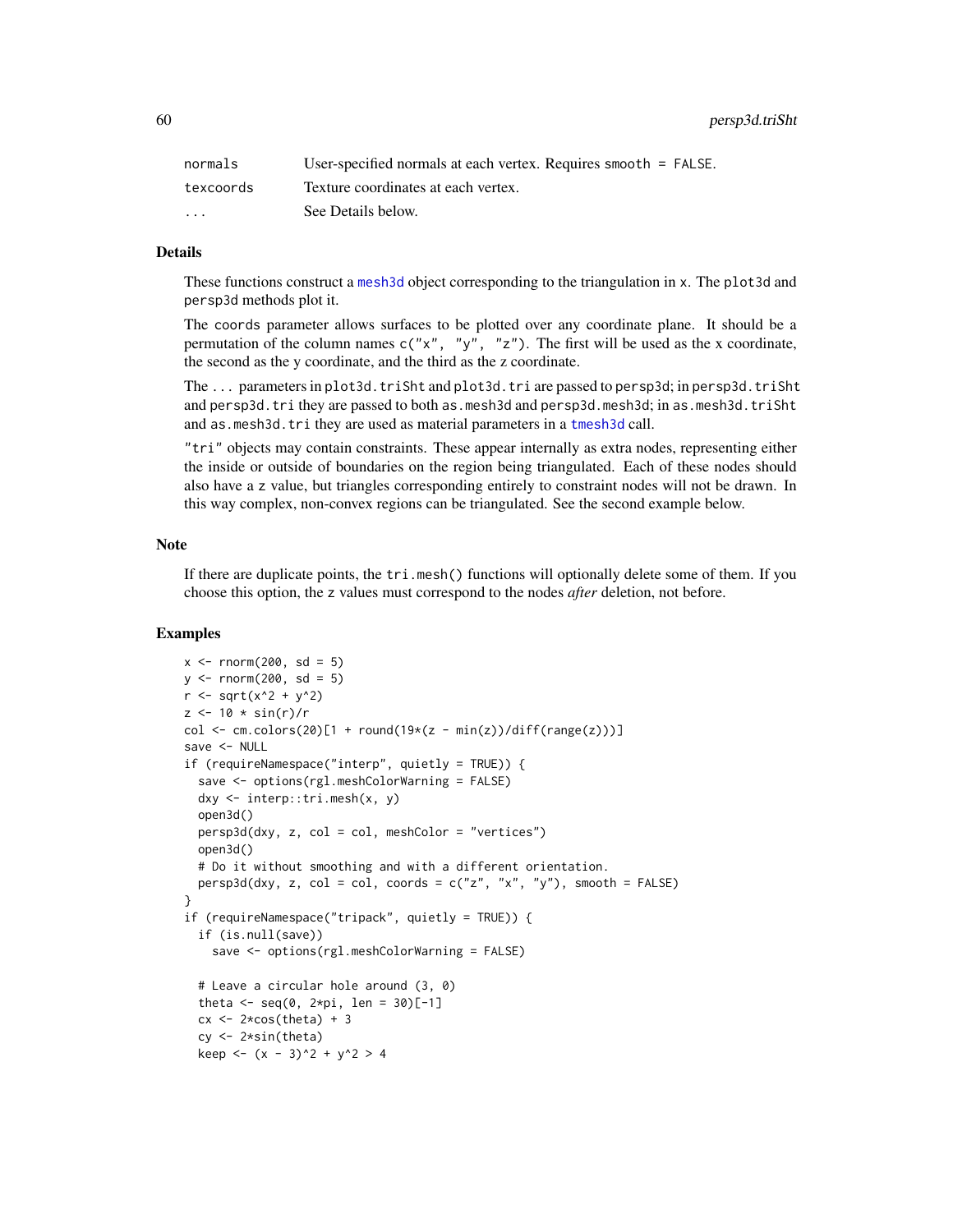| | |
|---|---|
| normals | User-specified normals at each vertex. Requires smooth = FALSE. |
| texcoords | Texture coordinates at each vertex. |
| ... | See Details below. |

## Details

These functions construct a mesh3d object corresponding to the triangulation in x. The plot3d and persp3d methods plot it.

The coords parameter allows surfaces to be plotted over any coordinate plane. It should be a permutation of the column names c("x", "y", "z"). The first will be used as the x coordinate, the second as the y coordinate, and the third as the z coordinate.

The ... parameters in plot3d.triSht and plot3d.tri are passed to persp3d; in persp3d.triSht and persp3d.tri they are passed to both as.mesh3d and persp3d.mesh3d; in as.mesh3d.triSht and as.mesh3d.tri they are used as material parameters in a tmesh3d call.

"tri" objects may contain constraints. These appear internally as extra nodes, representing either the inside or outside of boundaries on the region being triangulated. Each of these nodes should also have a z value, but triangles corresponding entirely to constraint nodes will not be drawn. In this way complex, non-convex regions can be triangulated. See the second example below.

## Note

If there are duplicate points, the tri.mesh() functions will optionally delete some of them. If you choose this option, the z values must correspond to the nodes *after* deletion, not before.

## Examples

```
x <- rnorm(200, sd = 5)
y <- rnorm(200, sd = 5)
r <- sqrt(x^2 + y^2)
z <- 10 * sin(r)/r
col <- cm.colors(20)[1 + round(19*(z - min(z))/diff(range(z)))]
save <- NULL
if (requireNamespace("interp", quietly = TRUE)) {
  save <- options(rgl.meshColorWarning = FALSE)
  dxy <- interp::tri.mesh(x, y)
  open3d()
  persp3d(dxy, z, col = col, meshColor = "vertices")
  open3d()
  # Do it without smoothing and with a different orientation.
  persp3d(dxy, z, col = col, coords = c("z", "x", "y"), smooth = FALSE)
}
if (requireNamespace("tripack", quietly = TRUE)) {
  if (is.null(save))
    save <- options(rgl.meshColorWarning = FALSE)

  # Leave a circular hole around (3, 0)
  theta <- seq(0, 2*pi, len = 30)[-1]
  cx <- 2*cos(theta) + 3
  cy <- 2*sin(theta)
  keep <- (x - 3)^2 + y^2 > 4
```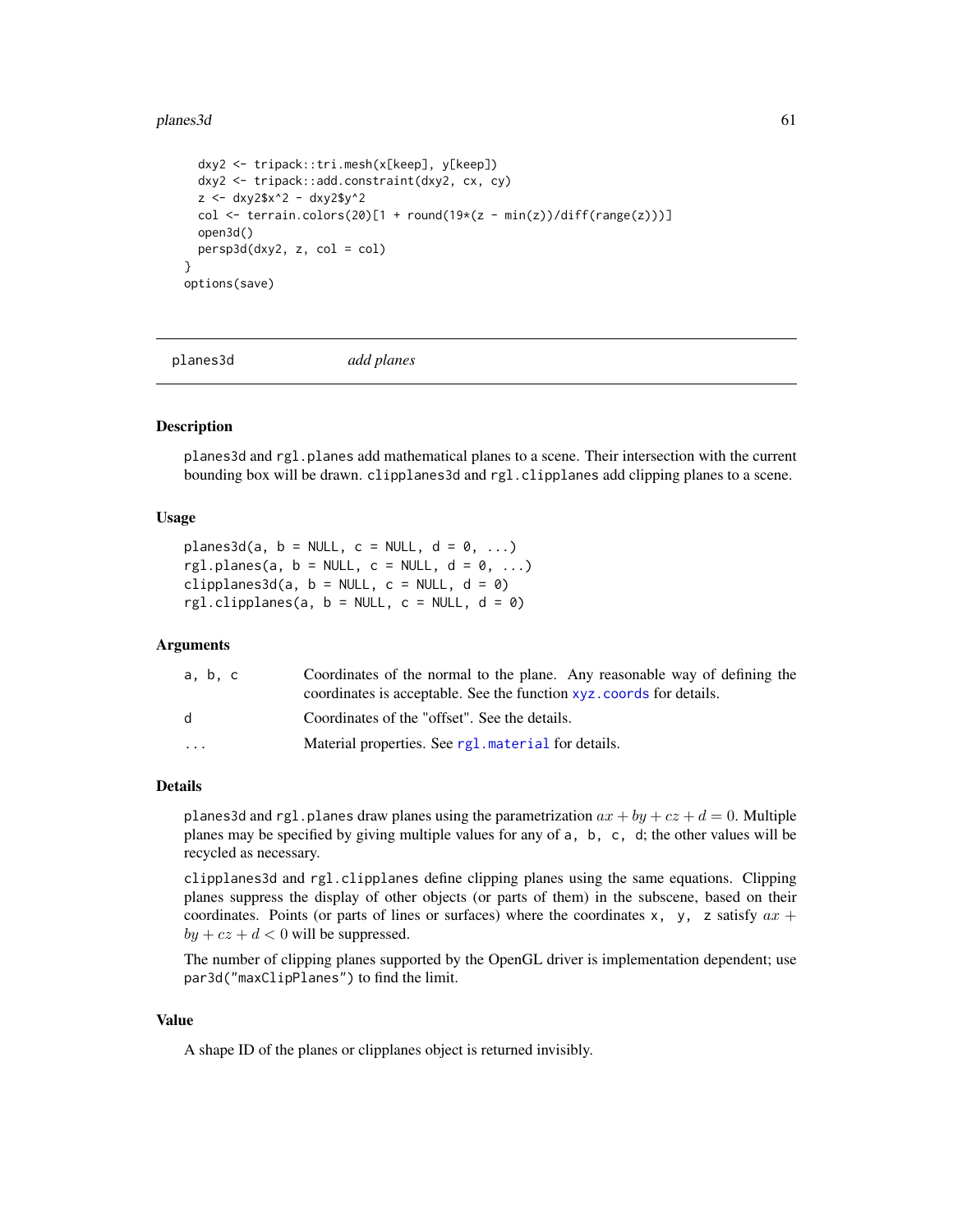```
  dxy2 <- tripack::tri.mesh(x[keep], y[keep])
  dxy2 <- tripack::add.constraint(dxy2, cx, cy)
  z <- dxy2$x^2 - dxy2$y^2
  col <- terrain.colors(20)[1 + round(19*(z - min(z))/diff(range(z)))]
  open3d()
  persp3d(dxy2, z, col = col)
}
options(save)
```

---

planes3d — *add planes*

---

## Description

planes3d and rgl.planes add mathematical planes to a scene. Their intersection with the current bounding box will be drawn. clipplanes3d and rgl.clipplanes add clipping planes to a scene.

## Usage

```
planes3d(a, b = NULL, c = NULL, d = 0, ...)
rgl.planes(a, b = NULL, c = NULL, d = 0, ...)
clipplanes3d(a, b = NULL, c = NULL, d = 0)
rgl.clipplanes(a, b = NULL, c = NULL, d = 0)
```

## Arguments

| | |
|---|---|
| a, b, c | Coordinates of the normal to the plane. Any reasonable way of defining the coordinates is acceptable. See the function xyz.coords for details. |
| d | Coordinates of the "offset". See the details. |
| ... | Material properties. See rgl.material for details. |

## Details

planes3d and rgl.planes draw planes using the parametrization $ax + by + cz + d = 0$. Multiple planes may be specified by giving multiple values for any of a, b, c, d; the other values will be recycled as necessary.

clipplanes3d and rgl.clipplanes define clipping planes using the same equations. Clipping planes suppress the display of other objects (or parts of them) in the subscene, based on their coordinates. Points (or parts of lines or surfaces) where the coordinates x, y, z satisfy $ax + by + cz + d < 0$ will be suppressed.

The number of clipping planes supported by the OpenGL driver is implementation dependent; use par3d("maxClipPlanes") to find the limit.

## Value

A shape ID of the planes or clipplanes object is returned invisibly.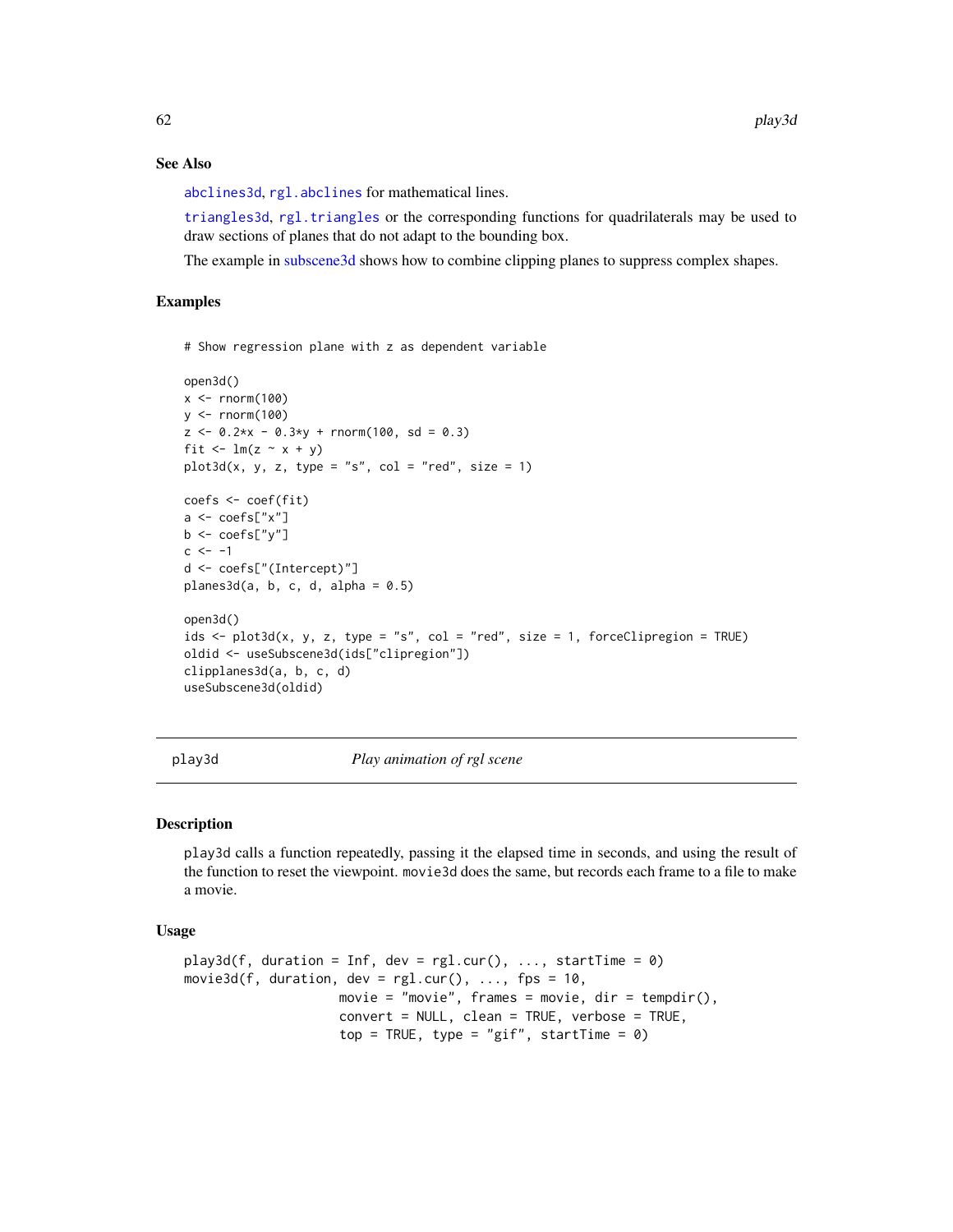### See Also

`abclines3d`, `rgl.abclines` for mathematical lines.

`triangles3d`, `rgl.triangles` or the corresponding functions for quadrilaterals may be used to draw sections of planes that do not adapt to the bounding box.

The example in subscene3d shows how to combine clipping planes to suppress complex shapes.

### Examples

```
# Show regression plane with z as dependent variable

open3d()
x <- rnorm(100)
y <- rnorm(100)
z <- 0.2*x - 0.3*y + rnorm(100, sd = 0.3)
fit <- lm(z ~ x + y)
plot3d(x, y, z, type = "s", col = "red", size = 1)

coefs <- coef(fit)
a <- coefs["x"]
b <- coefs["y"]
c <- -1
d <- coefs["(Intercept)"]
planes3d(a, b, c, d, alpha = 0.5)

open3d()
ids <- plot3d(x, y, z, type = "s", col = "red", size = 1, forceClipregion = TRUE)
oldid <- useSubscene3d(ids["clipregion"])
clipplanes3d(a, b, c, d)
useSubscene3d(oldid)
```

---

## play3d — *Play animation of rgl scene*

### Description

`play3d` calls a function repeatedly, passing it the elapsed time in seconds, and using the result of the function to reset the viewpoint. `movie3d` does the same, but records each frame to a file to make a movie.

### Usage

```
play3d(f, duration = Inf, dev = rgl.cur(), ..., startTime = 0)
movie3d(f, duration, dev = rgl.cur(), ..., fps = 10,
                    movie = "movie", frames = movie, dir = tempdir(),
                    convert = NULL, clean = TRUE, verbose = TRUE,
                    top = TRUE, type = "gif", startTime = 0)
```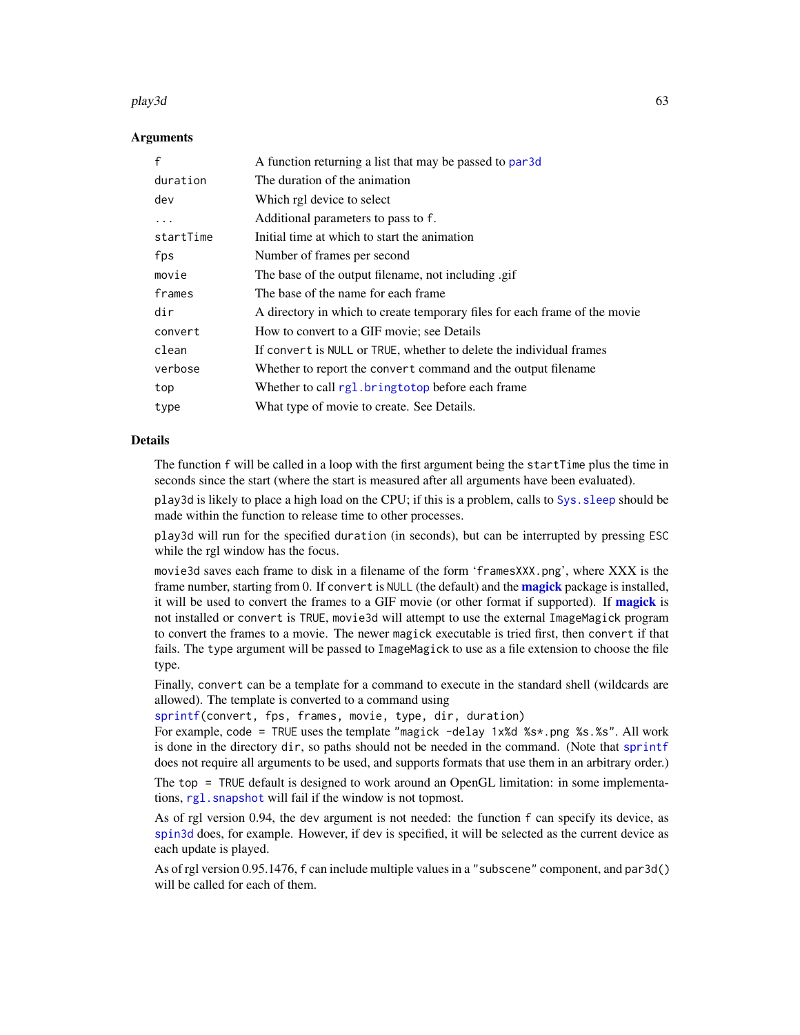### Arguments

| | |
|---|---|
| `f` | A function returning a list that may be passed to `par3d` |
| `duration` | The duration of the animation |
| `dev` | Which rgl device to select |
| `...` | Additional parameters to pass to `f`. |
| `startTime` | Initial time at which to start the animation |
| `fps` | Number of frames per second |
| `movie` | The base of the output filename, not including .gif |
| `frames` | The base of the name for each frame |
| `dir` | A directory in which to create temporary files for each frame of the movie |
| `convert` | How to convert to a GIF movie; see Details |
| `clean` | If `convert` is `NULL` or `TRUE`, whether to delete the individual frames |
| `verbose` | Whether to report the `convert` command and the output filename |
| `top` | Whether to call `rgl.bringtotop` before each frame |
| `type` | What type of movie to create. See Details. |

### Details

The function `f` will be called in a loop with the first argument being the `startTime` plus the time in seconds since the start (where the start is measured after all arguments have been evaluated).

`play3d` is likely to place a high load on the CPU; if this is a problem, calls to `Sys.sleep` should be made within the function to release time to other processes.

`play3d` will run for the specified `duration` (in seconds), but can be interrupted by pressing `ESC` while the rgl window has the focus.

`movie3d` saves each frame to disk in a filename of the form '`framesXXX.png`', where XXX is the frame number, starting from 0. If `convert` is `NULL` (the default) and the **magick** package is installed, it will be used to convert the frames to a GIF movie (or other format if supported). If **magick** is not installed or `convert` is `TRUE`, `movie3d` will attempt to use the external `ImageMagick` program to convert the frames to a movie. The newer `magick` executable is tried first, then `convert` if that fails. The `type` argument will be passed to `ImageMagick` to use as a file extension to choose the file type.

Finally, `convert` can be a template for a command to execute in the standard shell (wildcards are allowed). The template is converted to a command using

`sprintf(convert, fps, frames, movie, type, dir, duration)`

For example, `code = TRUE` uses the template `"magick -delay 1x%d %s*.png %s.%s"`. All work is done in the directory `dir`, so paths should not be needed in the command. (Note that `sprintf` does not require all arguments to be used, and supports formats that use them in an arbitrary order.)

The `top = TRUE` default is designed to work around an OpenGL limitation: in some implementations, `rgl.snapshot` will fail if the window is not topmost.

As of rgl version 0.94, the `dev` argument is not needed: the function `f` can specify its device, as `spin3d` does, for example. However, if `dev` is specified, it will be selected as the current device as each update is played.

As of rgl version 0.95.1476, `f` can include multiple values in a `"subscene"` component, and `par3d()` will be called for each of them.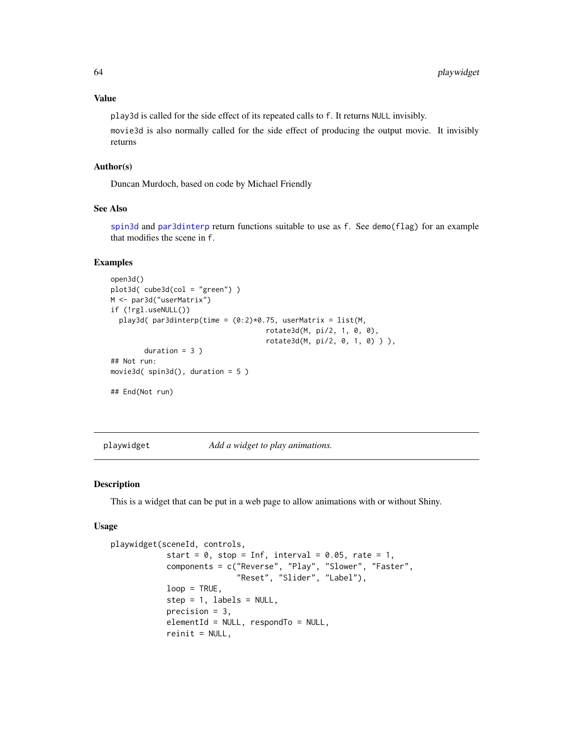### Value

play3d is called for the side effect of its repeated calls to f. It returns NULL invisibly.

movie3d is also normally called for the side effect of producing the output movie. It invisibly returns

### Author(s)

Duncan Murdoch, based on code by Michael Friendly

### See Also

spin3d and par3dinterp return functions suitable to use as f. See demo(flag) for an example that modifies the scene in f.

### Examples

```
open3d()
plot3d( cube3d(col = "green") )
M <- par3d("userMatrix")
if (!rgl.useNULL())
  play3d( par3dinterp(time = (0:2)*0.75, userMatrix = list(M,
                                     rotate3d(M, pi/2, 1, 0, 0),
                                     rotate3d(M, pi/2, 0, 1, 0) ) ),
        duration = 3 )
## Not run:
movie3d( spin3d(), duration = 5 )

## End(Not run)
```

---

## playwidget *Add a widget to play animations.*

### Description

This is a widget that can be put in a web page to allow animations with or without Shiny.

### Usage

```
playwidget(sceneId, controls,
             start = 0, stop = Inf, interval = 0.05, rate = 1,
             components = c("Reverse", "Play", "Slower", "Faster",
                           "Reset", "Slider", "Label"),
             loop = TRUE,
             step = 1, labels = NULL,
             precision = 3,
             elementId = NULL, respondTo = NULL,
             reinit = NULL,
```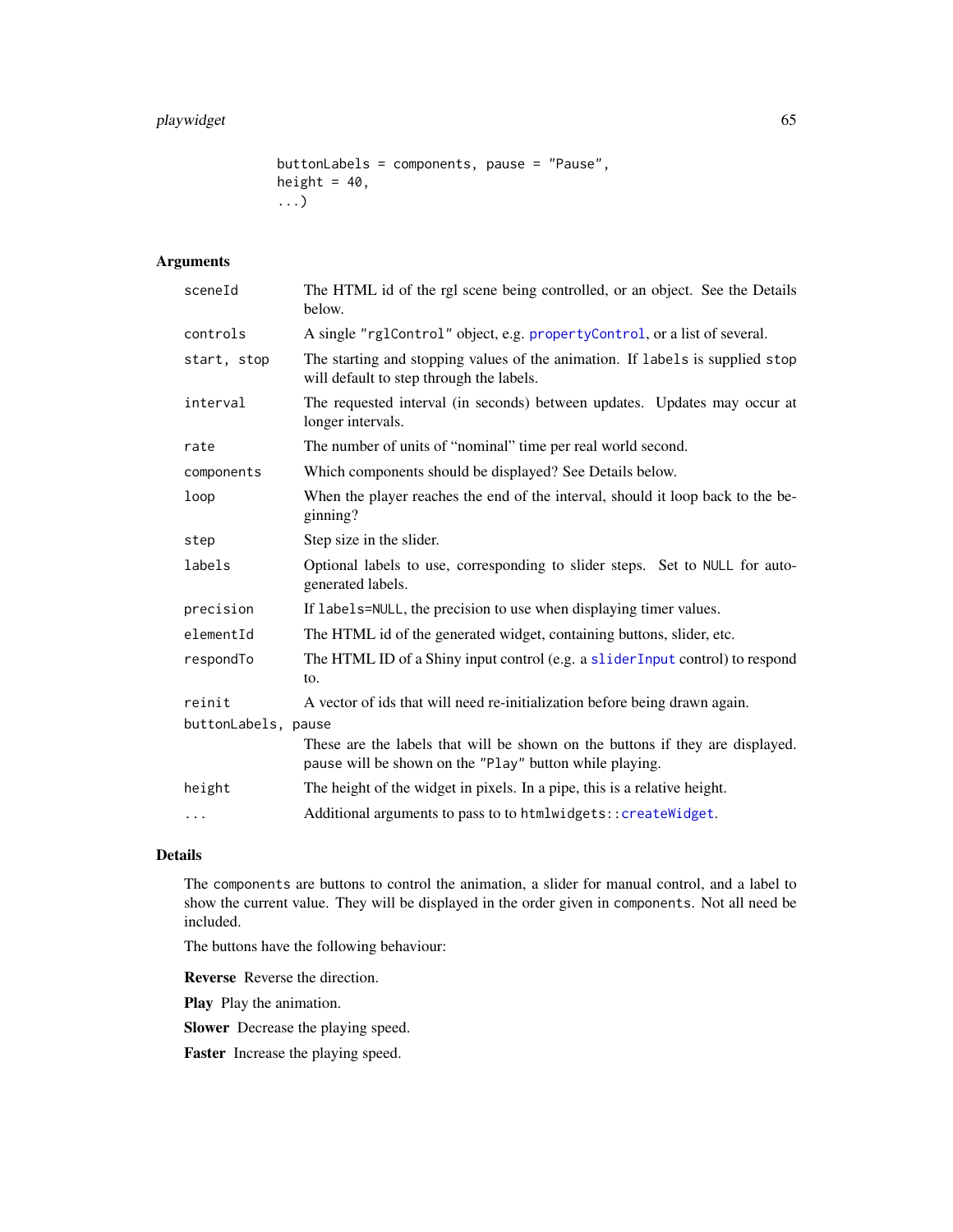```
buttonLabels = components, pause = "Pause",
height = 40,
...)
```

### Arguments

- `sceneId` The HTML id of the rgl scene being controlled, or an object. See the Details below.
- `controls` A single "rglControl" object, e.g. propertyControl, or a list of several.
- `start, stop` The starting and stopping values of the animation. If `labels` is supplied `stop` will default to step through the labels.
- `interval` The requested interval (in seconds) between updates. Updates may occur at longer intervals.
- `rate` The number of units of "nominal" time per real world second.
- `components` Which components should be displayed? See Details below.
- `loop` When the player reaches the end of the interval, should it loop back to the beginning?
- `step` Step size in the slider.
- `labels` Optional labels to use, corresponding to slider steps. Set to `NULL` for auto-generated labels.
- `precision` If `labels=NULL`, the precision to use when displaying timer values.
- `elementId` The HTML id of the generated widget, containing buttons, slider, etc.
- `respondTo` The HTML ID of a Shiny input control (e.g. a sliderInput control) to respond to.
- `reinit` A vector of ids that will need re-initialization before being drawn again.
- `buttonLabels, pause` These are the labels that will be shown on the buttons if they are displayed. `pause` will be shown on the "Play" button while playing.
- `height` The height of the widget in pixels. In a pipe, this is a relative height.
- `...` Additional arguments to pass to to `htmlwidgets::createWidget`.

### Details

The `components` are buttons to control the animation, a slider for manual control, and a label to show the current value. They will be displayed in the order given in `components`. Not all need be included.

The buttons have the following behaviour:

**Reverse** Reverse the direction.

**Play** Play the animation.

**Slower** Decrease the playing speed.

**Faster** Increase the playing speed.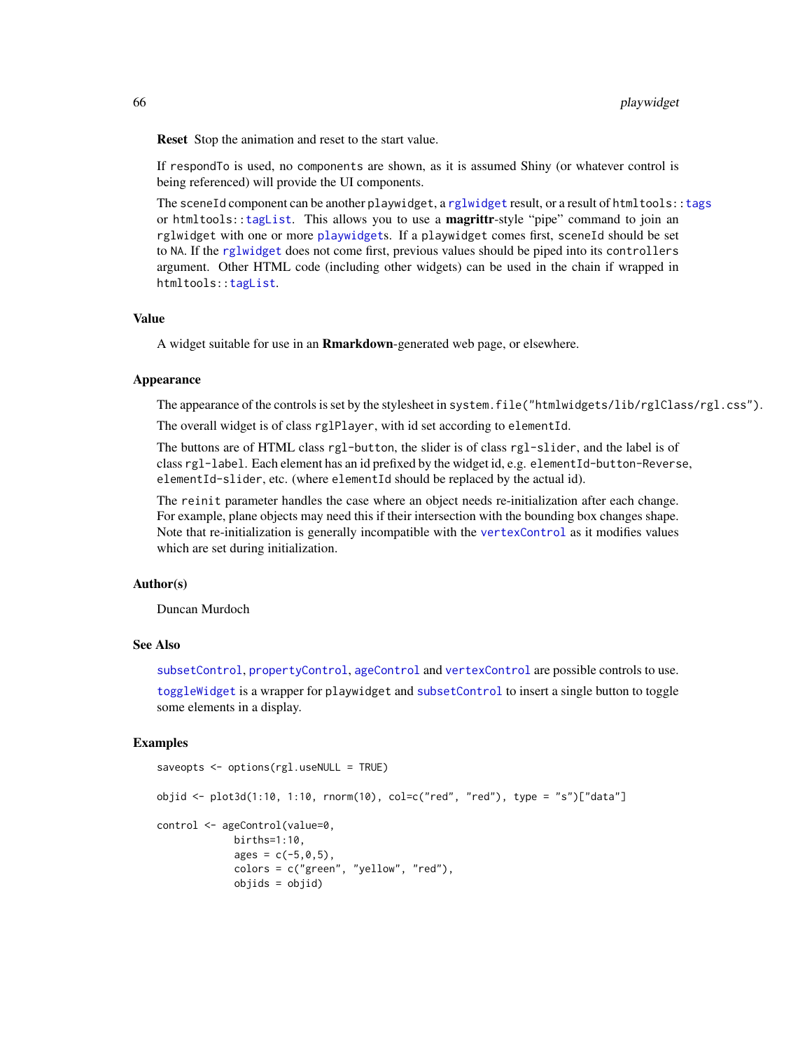**Reset** Stop the animation and reset to the start value.

If `respondTo` is used, no `components` are shown, as it is assumed Shiny (or whatever control is being referenced) will provide the UI components.

The `sceneId` component can be another `playwidget`, a `rglwidget` result, or a result of `htmltools::tags` or `htmltools::tagList`. This allows you to use a **magrittr**-style "pipe" command to join an `rglwidget` with one or more `playwidgets`. If a `playwidget` comes first, `sceneId` should be set to `NA`. If the `rglwidget` does not come first, previous values should be piped into its `controllers` argument. Other HTML code (including other widgets) can be used in the chain if wrapped in `htmltools::tagList`.

## Value

A widget suitable for use in an **Rmarkdown**-generated web page, or elsewhere.

## Appearance

The appearance of the controls is set by the stylesheet in `system.file("htmlwidgets/lib/rglClass/rgl.css")`.

The overall widget is of class `rglPlayer`, with id set according to `elementId`.

The buttons are of HTML class `rgl-button`, the slider is of class `rgl-slider`, and the label is of class `rgl-label`. Each element has an id prefixed by the widget id, e.g. `elementId-button-Reverse`, `elementId-slider`, etc. (where `elementId` should be replaced by the actual id).

The `reinit` parameter handles the case where an object needs re-initialization after each change. For example, plane objects may need this if their intersection with the bounding box changes shape. Note that re-initialization is generally incompatible with the `vertexControl` as it modifies values which are set during initialization.

## Author(s)

Duncan Murdoch

## See Also

`subsetControl`, `propertyControl`, `ageControl` and `vertexControl` are possible controls to use.

`toggleWidget` is a wrapper for `playwidget` and `subsetControl` to insert a single button to toggle some elements in a display.

## Examples

```
saveopts <- options(rgl.useNULL = TRUE)

objid <- plot3d(1:10, 1:10, rnorm(10), col=c("red", "red"), type = "s")["data"]

control <- ageControl(value=0,
             births=1:10,
             ages = c(-5,0,5),
             colors = c("green", "yellow", "red"),
             objids = objid)
```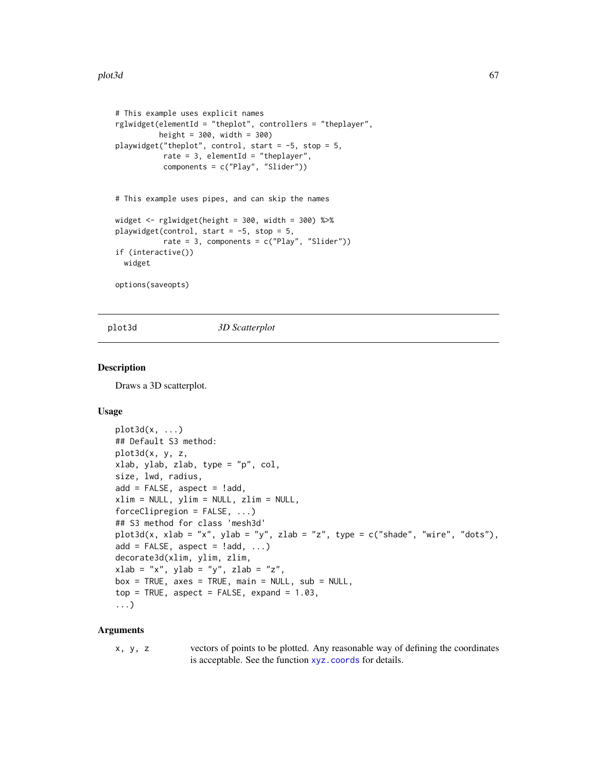```
# This example uses explicit names
rglwidget(elementId = "theplot", controllers = "theplayer",
          height = 300, width = 300)
playwidget("theplot", control, start = -5, stop = 5,
           rate = 3, elementId = "theplayer",
           components = c("Play", "Slider"))


# This example uses pipes, and can skip the names

widget <- rglwidget(height = 300, width = 300) %>%
playwidget(control, start = -5, stop = 5,
           rate = 3, components = c("Play", "Slider"))
if (interactive())
  widget

options(saveopts)
```

---

`plot3d` — *3D Scatterplot*

---

## Description

Draws a 3D scatterplot.

## Usage

```
plot3d(x, ...)
## Default S3 method:
plot3d(x, y, z,
xlab, ylab, zlab, type = "p", col,
size, lwd, radius,
add = FALSE, aspect = !add,
xlim = NULL, ylim = NULL, zlim = NULL,
forceClipregion = FALSE, ...)
## S3 method for class 'mesh3d'
plot3d(x, xlab = "x", ylab = "y", zlab = "z", type = c("shade", "wire", "dots"),
add = FALSE, aspect = !add, ...)
decorate3d(xlim, ylim, zlim,
xlab = "x", ylab = "y", zlab = "z",
box = TRUE, axes = TRUE, main = NULL, sub = NULL,
top = TRUE, aspect = FALSE, expand = 1.03,
...)
```

## Arguments

| | |
|---|---|
| `x, y, z` | vectors of points to be plotted. Any reasonable way of defining the coordinates is acceptable. See the function `xyz.coords` for details. |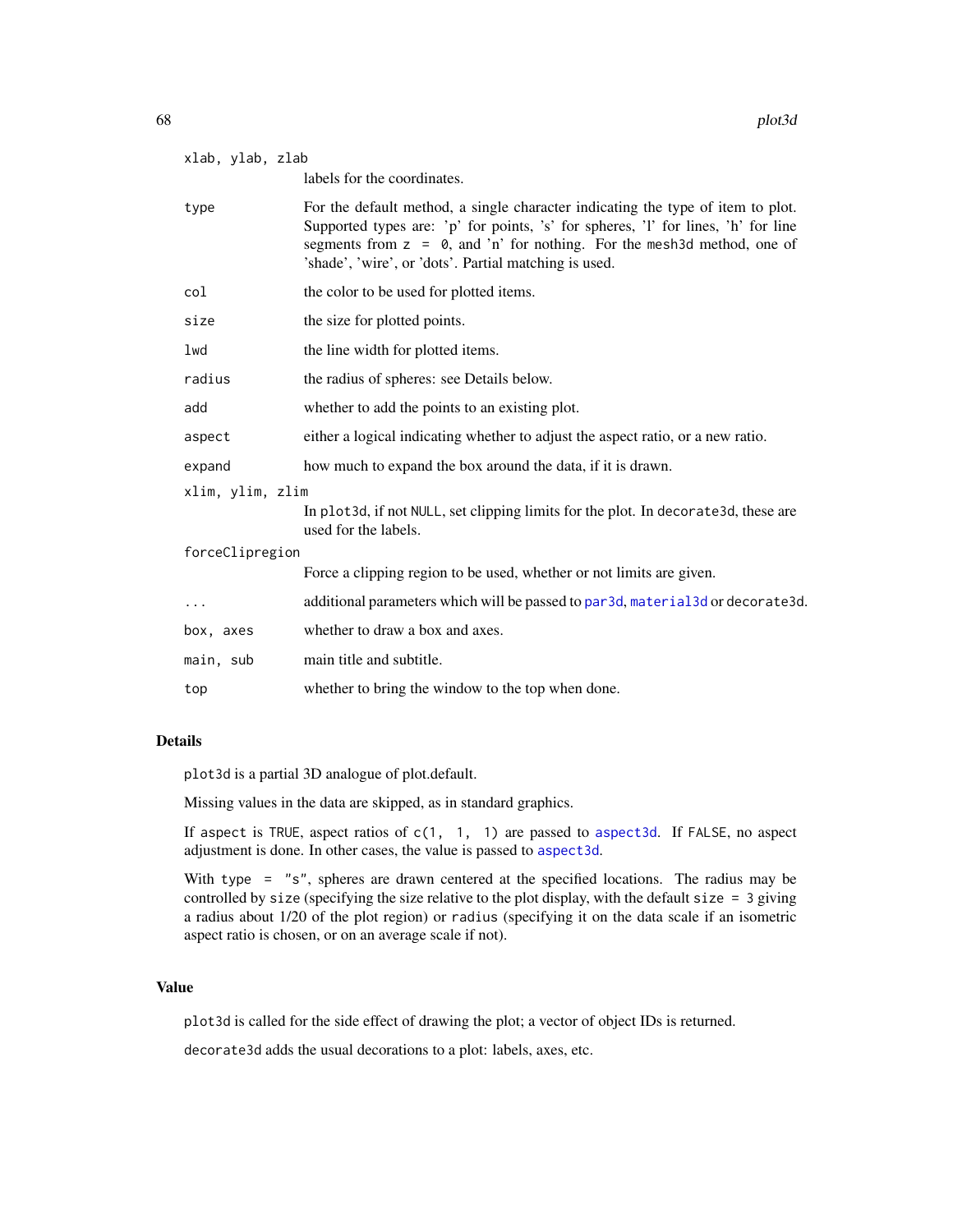| Argument | Description |
|---|---|
| `xlab, ylab, zlab` | labels for the coordinates. |
| `type` | For the default method, a single character indicating the type of item to plot. Supported types are: 'p' for points, 's' for spheres, 'l' for lines, 'h' for line segments from `z = 0`, and 'n' for nothing. For the `mesh3d` method, one of 'shade', 'wire', or 'dots'. Partial matching is used. |
| `col` | the color to be used for plotted items. |
| `size` | the size for plotted points. |
| `lwd` | the line width for plotted items. |
| `radius` | the radius of spheres: see Details below. |
| `add` | whether to add the points to an existing plot. |
| `aspect` | either a logical indicating whether to adjust the aspect ratio, or a new ratio. |
| `expand` | how much to expand the box around the data, if it is drawn. |
| `xlim, ylim, zlim` | In `plot3d`, if not `NULL`, set clipping limits for the plot. In `decorate3d`, these are used for the labels. |
| `forceClipregion` | Force a clipping region to be used, whether or not limits are given. |
| `...` | additional parameters which will be passed to `par3d`, `material3d` or `decorate3d`. |
| `box, axes` | whether to draw a box and axes. |
| `main, sub` | main title and subtitle. |
| `top` | whether to bring the window to the top when done. |

## Details

`plot3d` is a partial 3D analogue of plot.default.

Missing values in the data are skipped, as in standard graphics.

If `aspect` is `TRUE`, aspect ratios of `c(1, 1, 1)` are passed to `aspect3d`. If `FALSE`, no aspect adjustment is done. In other cases, the value is passed to `aspect3d`.

With `type = "s"`, spheres are drawn centered at the specified locations. The radius may be controlled by `size` (specifying the size relative to the plot display, with the default `size = 3` giving a radius about 1/20 of the plot region) or `radius` (specifying it on the data scale if an isometric aspect ratio is chosen, or on an average scale if not).

## Value

`plot3d` is called for the side effect of drawing the plot; a vector of object IDs is returned.

`decorate3d` adds the usual decorations to a plot: labels, axes, etc.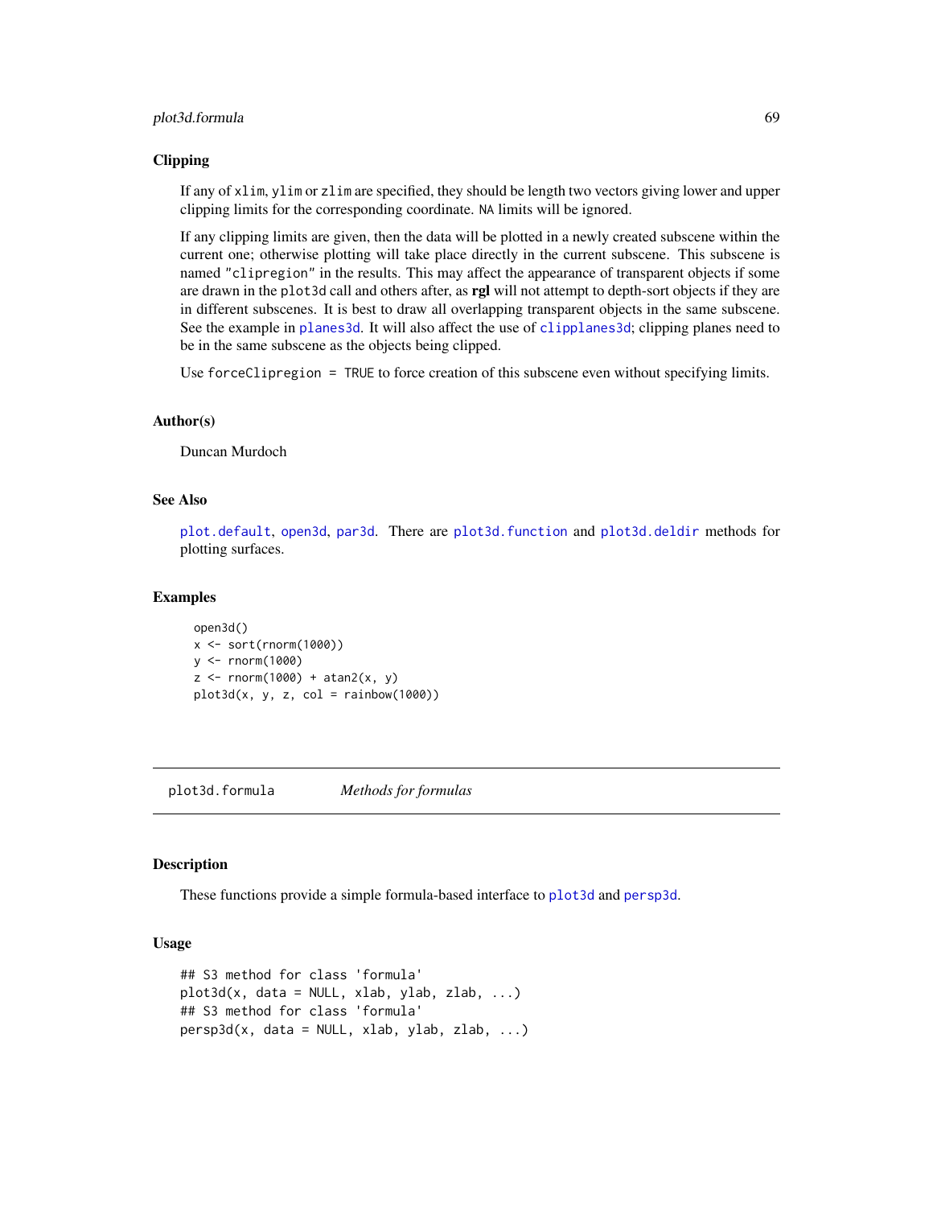### Clipping

If any of `xlim`, `ylim` or `zlim` are specified, they should be length two vectors giving lower and upper clipping limits for the corresponding coordinate. `NA` limits will be ignored.

If any clipping limits are given, then the data will be plotted in a newly created subscene within the current one; otherwise plotting will take place directly in the current subscene. This subscene is named `"clipregion"` in the results. This may affect the appearance of transparent objects if some are drawn in the `plot3d` call and others after, as **rgl** will not attempt to depth-sort objects if they are in different subscenes. It is best to draw all overlapping transparent objects in the same subscene. See the example in `planes3d`. It will also affect the use of `clipplanes3d`; clipping planes need to be in the same subscene as the objects being clipped.

Use `forceClipregion = TRUE` to force creation of this subscene even without specifying limits.

### Author(s)

Duncan Murdoch

### See Also

`plot.default`, `open3d`, `par3d`. There are `plot3d.function` and `plot3d.deldir` methods for plotting surfaces.

### Examples

```
open3d()
x <- sort(rnorm(1000))
y <- rnorm(1000)
z <- rnorm(1000) + atan2(x, y)
plot3d(x, y, z, col = rainbow(1000))
```

---

## plot3d.formula &nbsp;&nbsp;&nbsp; *Methods for formulas*

---

### Description

These functions provide a simple formula-based interface to `plot3d` and `persp3d`.

### Usage

```
## S3 method for class 'formula'
plot3d(x, data = NULL, xlab, ylab, zlab, ...)
## S3 method for class 'formula'
persp3d(x, data = NULL, xlab, ylab, zlab, ...)
```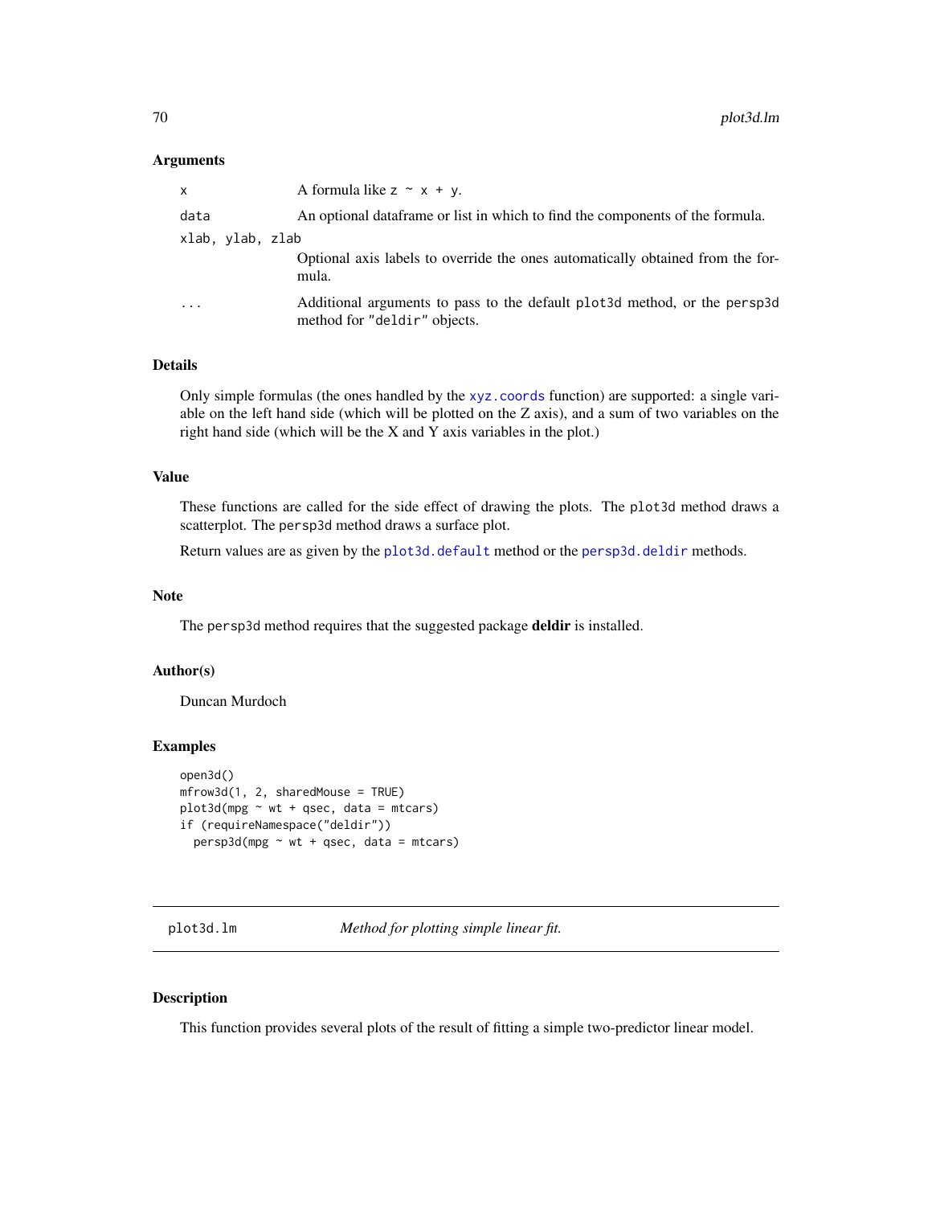### Arguments

| | |
|---|---|
| `x` | A formula like `z ~ x + y`. |
| `data` | An optional dataframe or list in which to find the components of the formula. |
| `xlab, ylab, zlab` | Optional axis labels to override the ones automatically obtained from the formula. |
| `...` | Additional arguments to pass to the default `plot3d` method, or the `persp3d` method for `"deldir"` objects. |

### Details

Only simple formulas (the ones handled by the `xyz.coords` function) are supported: a single variable on the left hand side (which will be plotted on the Z axis), and a sum of two variables on the right hand side (which will be the X and Y axis variables in the plot.)

### Value

These functions are called for the side effect of drawing the plots. The `plot3d` method draws a scatterplot. The `persp3d` method draws a surface plot.

Return values are as given by the `plot3d.default` method or the `persp3d.deldir` methods.

### Note

The `persp3d` method requires that the suggested package **deldir** is installed.

### Author(s)

Duncan Murdoch

### Examples

```
open3d()
mfrow3d(1, 2, sharedMouse = TRUE)
plot3d(mpg ~ wt + qsec, data = mtcars)
if (requireNamespace("deldir"))
  persp3d(mpg ~ wt + qsec, data = mtcars)
```

---

## plot3d.lm    *Method for plotting simple linear fit.*

---

### Description

This function provides several plots of the result of fitting a simple two-predictor linear model.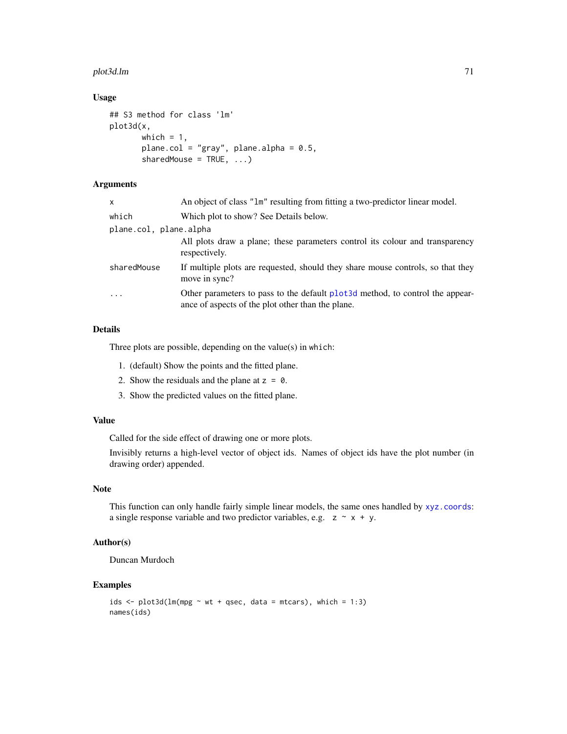### Usage

```
## S3 method for class 'lm'
plot3d(x,
       which = 1,
       plane.col = "gray", plane.alpha = 0.5,
       sharedMouse = TRUE, ...)
```

### Arguments

| | |
|---|---|
| `x` | An object of class `"lm"` resulting from fitting a two-predictor linear model. |
| `which` | Which plot to show? See Details below. |
| `plane.col, plane.alpha` | All plots draw a plane; these parameters control its colour and transparency respectively. |
| `sharedMouse` | If multiple plots are requested, should they share mouse controls, so that they move in sync? |
| `...` | Other parameters to pass to the default `plot3d` method, to control the appearance of aspects of the plot other than the plane. |

### Details

Three plots are possible, depending on the value(s) in `which`:

1. (default) Show the points and the fitted plane.
2. Show the residuals and the plane at `z = 0`.
3. Show the predicted values on the fitted plane.

### Value

Called for the side effect of drawing one or more plots.

Invisibly returns a high-level vector of object ids. Names of object ids have the plot number (in drawing order) appended.

### Note

This function can only handle fairly simple linear models, the same ones handled by `xyz.coords`: a single response variable and two predictor variables, e.g. `z ~ x + y`.

### Author(s)

Duncan Murdoch

### Examples

```
ids <- plot3d(lm(mpg ~ wt + qsec, data = mtcars), which = 1:3)
names(ids)
```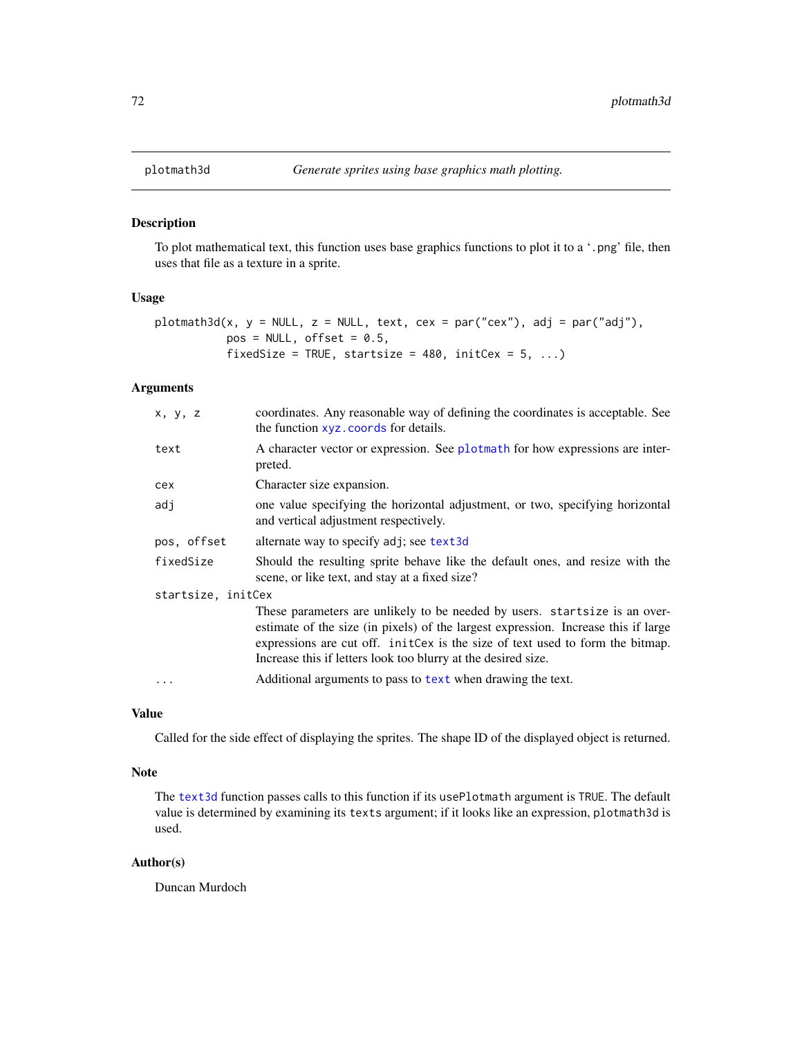plotmath3d *Generate sprites using base graphics math plotting.*

## Description

To plot mathematical text, this function uses base graphics functions to plot it to a '.png' file, then uses that file as a texture in a sprite.

## Usage

```
plotmath3d(x, y = NULL, z = NULL, text, cex = par("cex"), adj = par("adj"),
           pos = NULL, offset = 0.5,
           fixedSize = TRUE, startsize = 480, initCex = 5, ...)
```

## Arguments

| | |
|---|---|
| `x, y, z` | coordinates. Any reasonable way of defining the coordinates is acceptable. See the function `xyz.coords` for details. |
| `text` | A character vector or expression. See `plotmath` for how expressions are interpreted. |
| `cex` | Character size expansion. |
| `adj` | one value specifying the horizontal adjustment, or two, specifying horizontal and vertical adjustment respectively. |
| `pos, offset` | alternate way to specify `adj`; see `text3d` |
| `fixedSize` | Should the resulting sprite behave like the default ones, and resize with the scene, or like text, and stay at a fixed size? |
| `startsize, initCex` | These parameters are unlikely to be needed by users. `startsize` is an over-estimate of the size (in pixels) of the largest expression. Increase this if large expressions are cut off. `initCex` is the size of text used to form the bitmap. Increase this if letters look too blurry at the desired size. |
| `...` | Additional arguments to pass to `text` when drawing the text. |

## Value

Called for the side effect of displaying the sprites. The shape ID of the displayed object is returned.

## Note

The `text3d` function passes calls to this function if its `usePlotmath` argument is `TRUE`. The default value is determined by examining its `texts` argument; if it looks like an expression, `plotmath3d` is used.

## Author(s)

Duncan Murdoch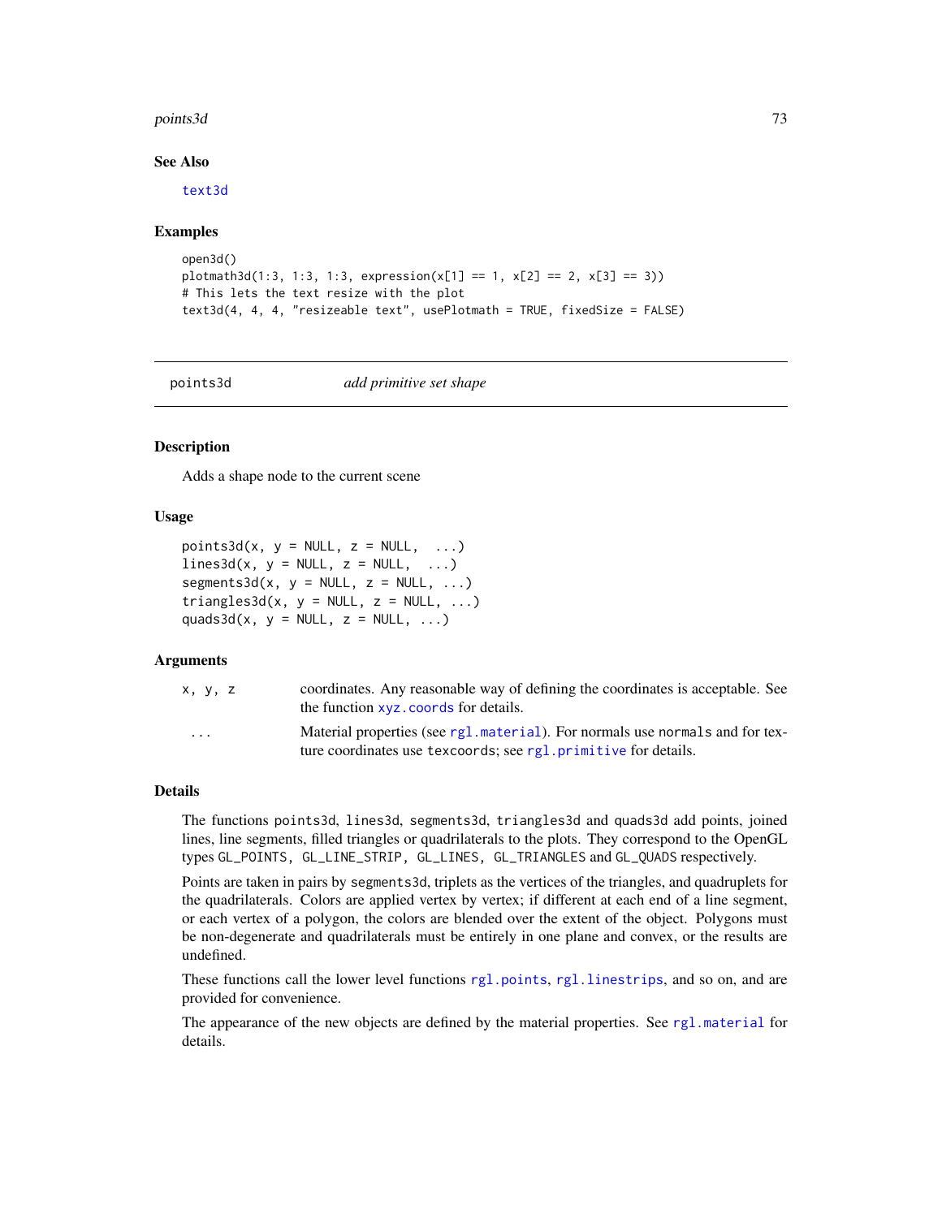### See Also

`text3d`

### Examples

```
open3d()
plotmath3d(1:3, 1:3, 1:3, expression(x[1] == 1, x[2] == 2, x[3] == 3))
# This lets the text resize with the plot
text3d(4, 4, 4, "resizeable text", usePlotmath = TRUE, fixedSize = FALSE)
```

---

## points3d — *add primitive set shape*

---

### Description

Adds a shape node to the current scene

### Usage

```
points3d(x, y = NULL, z = NULL,  ...)
lines3d(x, y = NULL, z = NULL,  ...)
segments3d(x, y = NULL, z = NULL, ...)
triangles3d(x, y = NULL, z = NULL, ...)
quads3d(x, y = NULL, z = NULL, ...)
```

### Arguments

| | |
|---|---|
| `x, y, z` | coordinates. Any reasonable way of defining the coordinates is acceptable. See the function `xyz.coords` for details. |
| `...` | Material properties (see `rgl.material`). For normals use `normals` and for texture coordinates use `texcoords`; see `rgl.primitive` for details. |

### Details

The functions `points3d`, `lines3d`, `segments3d`, `triangles3d` and `quads3d` add points, joined lines, line segments, filled triangles or quadrilaterals to the plots. They correspond to the OpenGL types `GL_POINTS`, `GL_LINE_STRIP`, `GL_LINES`, `GL_TRIANGLES` and `GL_QUADS` respectively.

Points are taken in pairs by `segments3d`, triplets as the vertices of the triangles, and quadruplets for the quadrilaterals. Colors are applied vertex by vertex; if different at each end of a line segment, or each vertex of a polygon, the colors are blended over the extent of the object. Polygons must be non-degenerate and quadrilaterals must be entirely in one plane and convex, or the results are undefined.

These functions call the lower level functions `rgl.points`, `rgl.linestrips`, and so on, and are provided for convenience.

The appearance of the new objects are defined by the material properties. See `rgl.material` for details.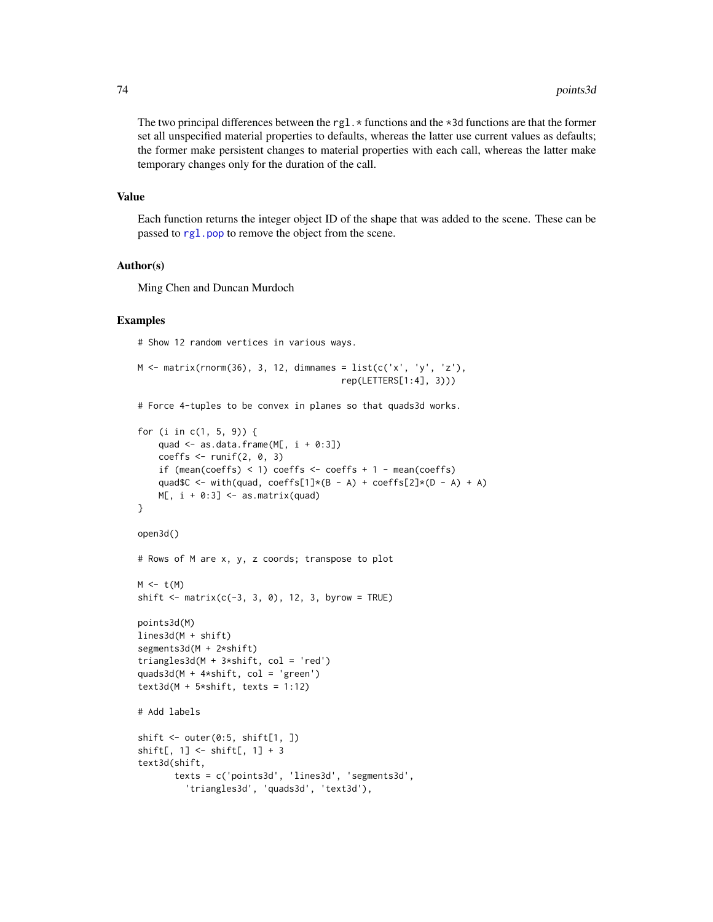The two principal differences between the `rgl.*` functions and the `*3d` functions are that the former set all unspecified material properties to defaults, whereas the latter use current values as defaults; the former make persistent changes to material properties with each call, whereas the latter make temporary changes only for the duration of the call.

## Value

Each function returns the integer object ID of the shape that was added to the scene. These can be passed to `rgl.pop` to remove the object from the scene.

## Author(s)

Ming Chen and Duncan Murdoch

## Examples

```
# Show 12 random vertices in various ways.

M <- matrix(rnorm(36), 3, 12, dimnames = list(c('x', 'y', 'z'),
                                        rep(LETTERS[1:4], 3)))

# Force 4-tuples to be convex in planes so that quads3d works.

for (i in c(1, 5, 9)) {
    quad <- as.data.frame(M[, i + 0:3])
    coeffs <- runif(2, 0, 3)
    if (mean(coeffs) < 1) coeffs <- coeffs + 1 - mean(coeffs)
    quad$C <- with(quad, coeffs[1]*(B - A) + coeffs[2]*(D - A) + A)
    M[, i + 0:3] <- as.matrix(quad)
}

open3d()

# Rows of M are x, y, z coords; transpose to plot

M <- t(M)
shift <- matrix(c(-3, 3, 0), 12, 3, byrow = TRUE)

points3d(M)
lines3d(M + shift)
segments3d(M + 2*shift)
triangles3d(M + 3*shift, col = 'red')
quads3d(M + 4*shift, col = 'green')
text3d(M + 5*shift, texts = 1:12)

# Add labels

shift <- outer(0:5, shift[1, ])
shift[, 1] <- shift[, 1] + 3
text3d(shift,
       texts = c('points3d', 'lines3d', 'segments3d',
         'triangles3d', 'quads3d', 'text3d'),
```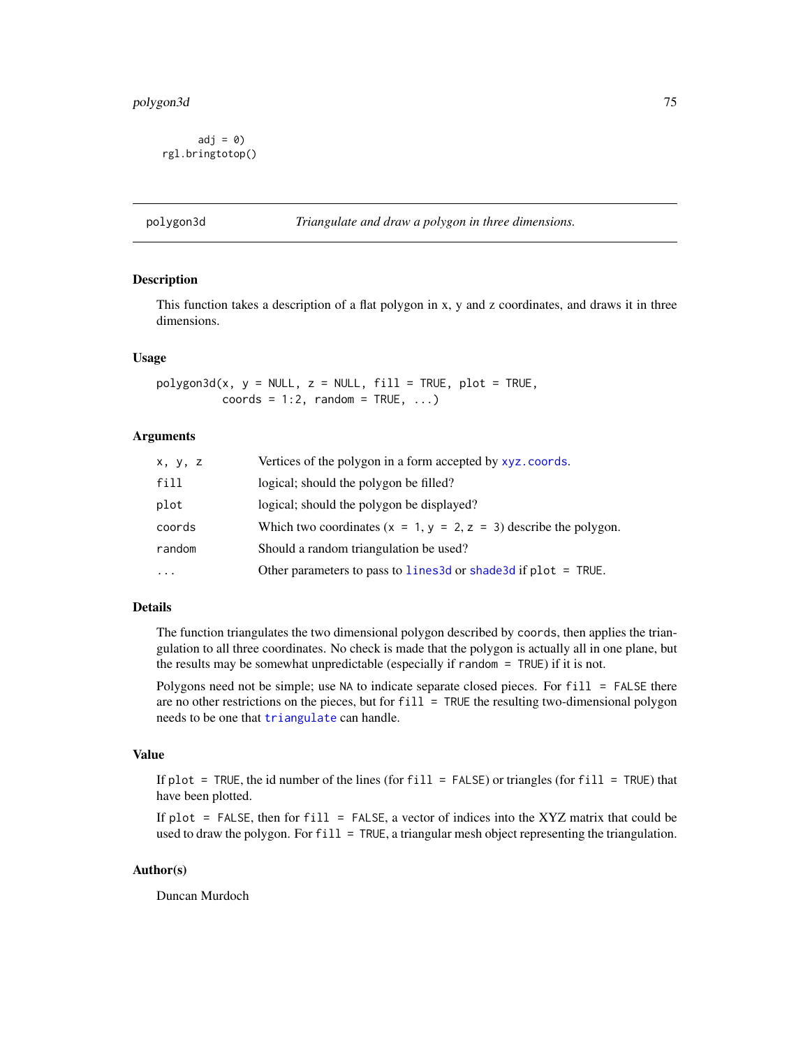```
       adj = 0)
rgl.bringtotop()
```

## polygon3d — *Triangulate and draw a polygon in three dimensions.*

### Description

This function takes a description of a flat polygon in x, y and z coordinates, and draws it in three dimensions.

### Usage

```
polygon3d(x, y = NULL, z = NULL, fill = TRUE, plot = TRUE,
          coords = 1:2, random = TRUE, ...)
```

### Arguments

| | |
|---|---|
| `x, y, z` | Vertices of the polygon in a form accepted by `xyz.coords`. |
| `fill` | logical; should the polygon be filled? |
| `plot` | logical; should the polygon be displayed? |
| `coords` | Which two coordinates (`x = 1`, `y = 2`, `z = 3`) describe the polygon. |
| `random` | Should a random triangulation be used? |
| `...` | Other parameters to pass to `lines3d` or `shade3d` if `plot = TRUE`. |

### Details

The function triangulates the two dimensional polygon described by `coords`, then applies the triangulation to all three coordinates. No check is made that the polygon is actually all in one plane, but the results may be somewhat unpredictable (especially if `random = TRUE`) if it is not.

Polygons need not be simple; use `NA` to indicate separate closed pieces. For `fill = FALSE` there are no other restrictions on the pieces, but for `fill = TRUE` the resulting two-dimensional polygon needs to be one that `triangulate` can handle.

### Value

If `plot = TRUE`, the id number of the lines (for `fill = FALSE`) or triangles (for `fill = TRUE`) that have been plotted.

If `plot = FALSE`, then for `fill = FALSE`, a vector of indices into the XYZ matrix that could be used to draw the polygon. For `fill = TRUE`, a triangular mesh object representing the triangulation.

### Author(s)

Duncan Murdoch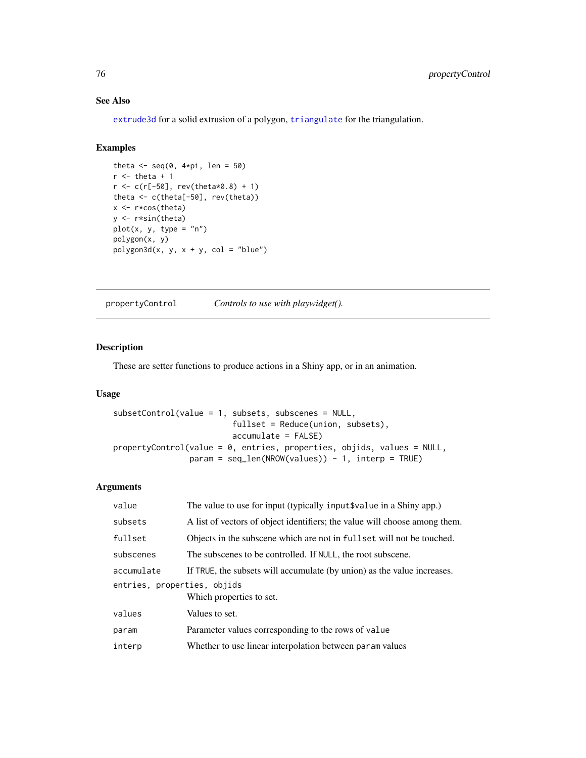### See Also

extrude3d for a solid extrusion of a polygon, triangulate for the triangulation.

### Examples

```
theta <- seq(0, 4*pi, len = 50)
r <- theta + 1
r <- c(r[-50], rev(theta*0.8) + 1)
theta <- c(theta[-50], rev(theta))
x <- r*cos(theta)
y <- r*sin(theta)
plot(x, y, type = "n")
polygon(x, y)
polygon3d(x, y, x + y, col = "blue")
```

---

## propertyControl — *Controls to use with playwidget().*

---

### Description

These are setter functions to produce actions in a Shiny app, or in an animation.

### Usage

```
subsetControl(value = 1, subsets, subscenes = NULL,
                         fullset = Reduce(union, subsets),
                         accumulate = FALSE)
propertyControl(value = 0, entries, properties, objids, values = NULL,
                param = seq_len(NROW(values)) - 1, interp = TRUE)
```

### Arguments

| Argument | Description |
|---|---|
| `value` | The value to use for input (typically `input$value` in a Shiny app.) |
| `subsets` | A list of vectors of object identifiers; the value will choose among them. |
| `fullset` | Objects in the subscene which are not in `fullset` will not be touched. |
| `subscenes` | The subscenes to be controlled. If `NULL`, the root subscene. |
| `accumulate` | If `TRUE`, the subsets will accumulate (by union) as the value increases. |
| `entries, properties, objids` | Which properties to set. |
| `values` | Values to set. |
| `param` | Parameter values corresponding to the rows of `value` |
| `interp` | Whether to use linear interpolation between `param` values |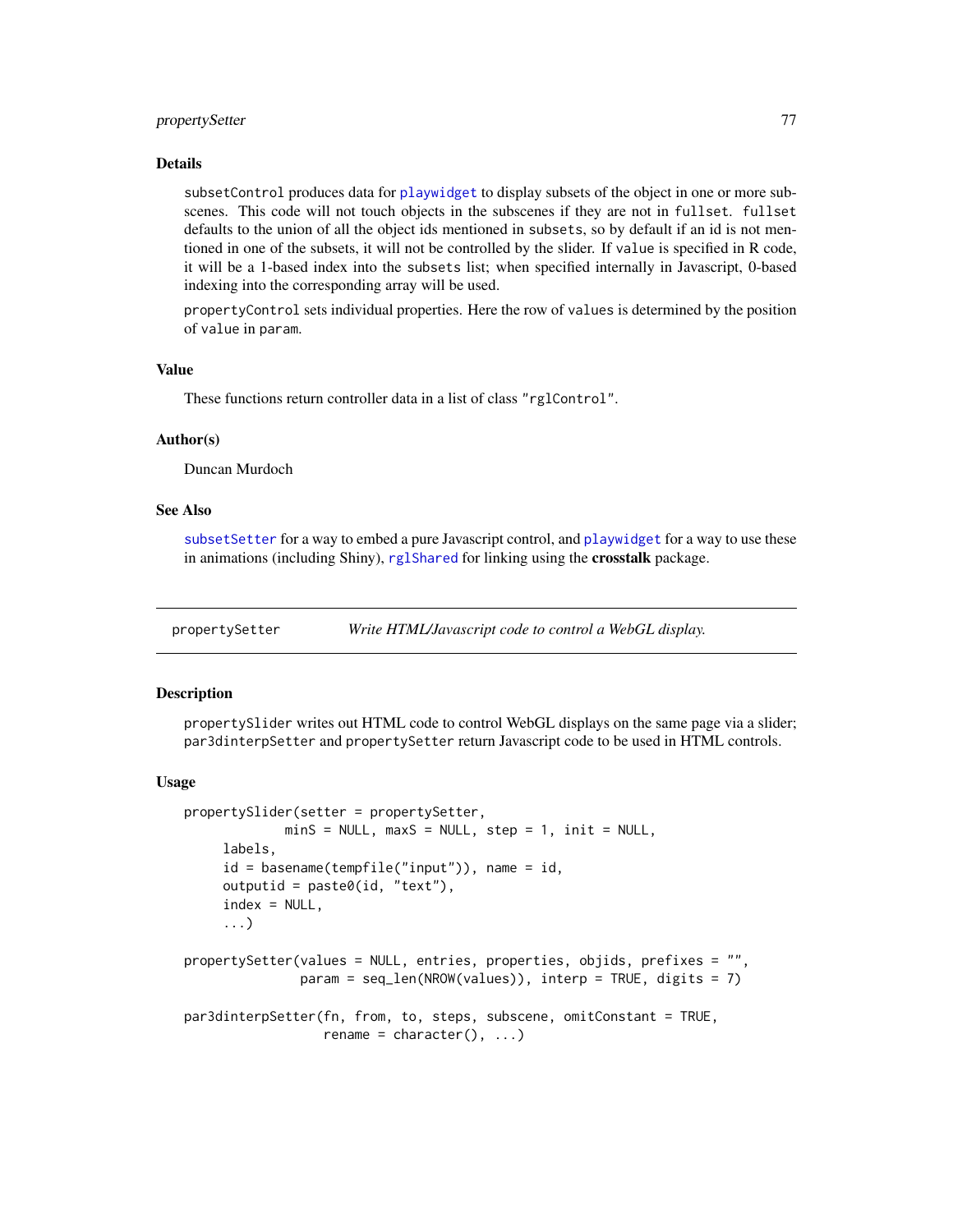## Details

`subsetControl` produces data for `playwidget` to display subsets of the object in one or more subscenes. This code will not touch objects in the subscenes if they are not in `fullset`. `fullset` defaults to the union of all the object ids mentioned in `subsets`, so by default if an id is not mentioned in one of the subsets, it will not be controlled by the slider. If `value` is specified in R code, it will be a 1-based index into the `subsets` list; when specified internally in Javascript, 0-based indexing into the corresponding array will be used.

`propertyControl` sets individual properties. Here the row of `values` is determined by the position of `value` in `param`.

## Value

These functions return controller data in a list of class `"rglControl"`.

## Author(s)

Duncan Murdoch

## See Also

`subsetSetter` for a way to embed a pure Javascript control, and `playwidget` for a way to use these in animations (including Shiny), `rglShared` for linking using the **crosstalk** package.

---

# propertySetter — *Write HTML/Javascript code to control a WebGL display.*

## Description

`propertySlider` writes out HTML code to control WebGL displays on the same page via a slider; `par3dinterpSetter` and `propertySetter` return Javascript code to be used in HTML controls.

## Usage

```
propertySlider(setter = propertySetter,
            minS = NULL, maxS = NULL, step = 1, init = NULL,
     labels,
     id = basename(tempfile("input")), name = id,
     outputid = paste0(id, "text"),
     index = NULL,
     ...)

propertySetter(values = NULL, entries, properties, objids, prefixes = "",
              param = seq_len(NROW(values)), interp = TRUE, digits = 7)

par3dinterpSetter(fn, from, to, steps, subscene, omitConstant = TRUE,
                 rename = character(), ...)
```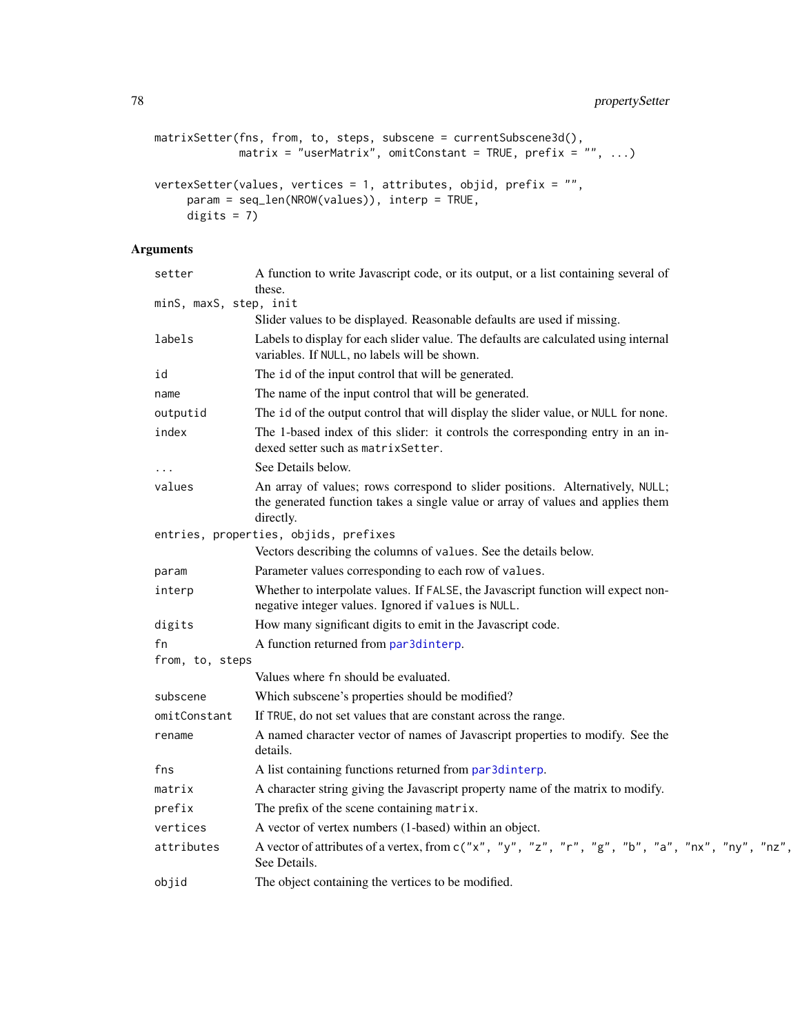```
matrixSetter(fns, from, to, steps, subscene = currentSubscene3d(),
             matrix = "userMatrix", omitConstant = TRUE, prefix = "", ...)

vertexSetter(values, vertices = 1, attributes, objid, prefix = "",
     param = seq_len(NROW(values)), interp = TRUE,
     digits = 7)
```

## Arguments

| | |
|---|---|
| `setter` | A function to write Javascript code, or its output, or a list containing several of these. |
| `minS, maxS, step, init` | Slider values to be displayed. Reasonable defaults are used if missing. |
| `labels` | Labels to display for each slider value. The defaults are calculated using internal variables. If `NULL`, no labels will be shown. |
| `id` | The `id` of the input control that will be generated. |
| `name` | The name of the input control that will be generated. |
| `outputid` | The `id` of the output control that will display the slider value, or `NULL` for none. |
| `index` | The 1-based index of this slider: it controls the corresponding entry in an indexed setter such as `matrixSetter`. |
| `...` | See Details below. |
| `values` | An array of values; rows correspond to slider positions. Alternatively, `NULL`; the generated function takes a single value or array of values and applies them directly. |
| `entries, properties, objids, prefixes` | Vectors describing the columns of `values`. See the details below. |
| `param` | Parameter values corresponding to each row of `values`. |
| `interp` | Whether to interpolate values. If `FALSE`, the Javascript function will expect non-negative integer values. Ignored if `values` is `NULL`. |
| `digits` | How many significant digits to emit in the Javascript code. |
| `fn` | A function returned from `par3dinterp`. |
| `from, to, steps` | Values where `fn` should be evaluated. |
| `subscene` | Which subscene's properties should be modified? |
| `omitConstant` | If `TRUE`, do not set values that are constant across the range. |
| `rename` | A named character vector of names of Javascript properties to modify. See the details. |
| `fns` | A list containing functions returned from `par3dinterp`. |
| `matrix` | A character string giving the Javascript property name of the matrix to modify. |
| `prefix` | The prefix of the scene containing `matrix`. |
| `vertices` | A vector of vertex numbers (1-based) within an object. |
| `attributes` | A vector of attributes of a vertex, from `c("x", "y", "z", "r", "g", "b", "a", "nx", "ny", "nz",` See Details. |
| `objid` | The object containing the vertices to be modified. |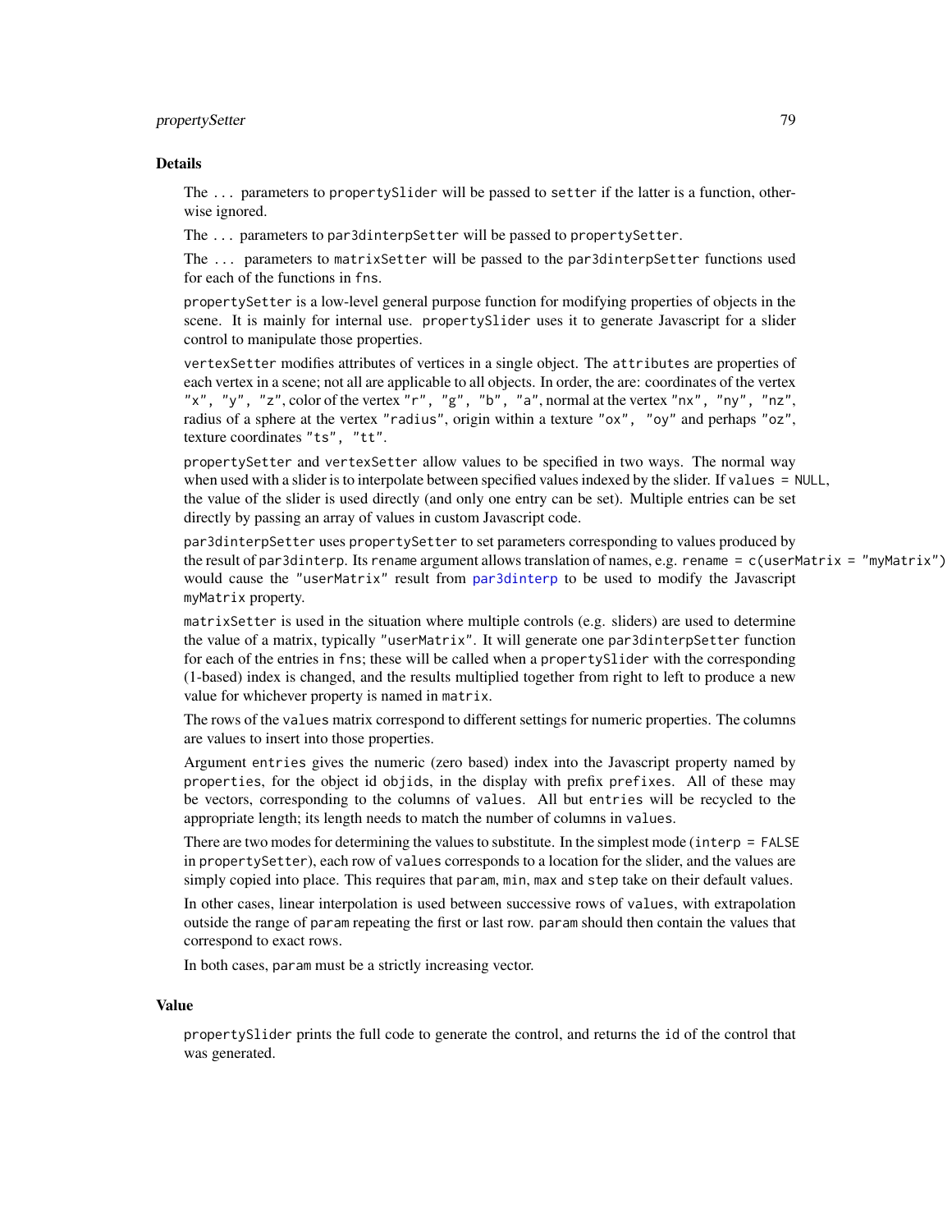## Details

The `...` parameters to `propertySlider` will be passed to `setter` if the latter is a function, otherwise ignored.

The `...` parameters to `par3dinterpSetter` will be passed to `propertySetter`.

The `...` parameters to `matrixSetter` will be passed to the `par3dinterpSetter` functions used for each of the functions in `fns`.

`propertySetter` is a low-level general purpose function for modifying properties of objects in the scene. It is mainly for internal use. `propertySlider` uses it to generate Javascript for a slider control to manipulate those properties.

`vertexSetter` modifies attributes of vertices in a single object. The `attributes` are properties of each vertex in a scene; not all are applicable to all objects. In order, the are: coordinates of the vertex `"x", "y", "z"`, color of the vertex `"r", "g", "b", "a"`, normal at the vertex `"nx", "ny", "nz"`, radius of a sphere at the vertex `"radius"`, origin within a texture `"ox", "oy"` and perhaps `"oz"`, texture coordinates `"ts", "tt"`.

`propertySetter` and `vertexSetter` allow values to be specified in two ways. The normal way when used with a slider is to interpolate between specified values indexed by the slider. If `values = NULL`, the value of the slider is used directly (and only one entry can be set). Multiple entries can be set directly by passing an array of values in custom Javascript code.

`par3dinterpSetter` uses `propertySetter` to set parameters corresponding to values produced by the result of `par3dinterp`. Its `rename` argument allows translation of names, e.g. `rename = c(userMatrix = "myMatrix")` would cause the `"userMatrix"` result from `par3dinterp` to be used to modify the Javascript `myMatrix` property.

`matrixSetter` is used in the situation where multiple controls (e.g. sliders) are used to determine the value of a matrix, typically `"userMatrix"`. It will generate one `par3dinterpSetter` function for each of the entries in `fns`; these will be called when a `propertySlider` with the corresponding (1-based) index is changed, and the results multiplied together from right to left to produce a new value for whichever property is named in `matrix`.

The rows of the `values` matrix correspond to different settings for numeric properties. The columns are values to insert into those properties.

Argument `entries` gives the numeric (zero based) index into the Javascript property named by `properties`, for the object id `objids`, in the display with prefix `prefixes`. All of these may be vectors, corresponding to the columns of `values`. All but `entries` will be recycled to the appropriate length; its length needs to match the number of columns in `values`.

There are two modes for determining the values to substitute. In the simplest mode (`interp = FALSE` in `propertySetter`), each row of `values` corresponds to a location for the slider, and the values are simply copied into place. This requires that `param`, `min`, `max` and `step` take on their default values.

In other cases, linear interpolation is used between successive rows of `values`, with extrapolation outside the range of `param` repeating the first or last row. `param` should then contain the values that correspond to exact rows.

In both cases, `param` must be a strictly increasing vector.

## Value

`propertySlider` prints the full code to generate the control, and returns the `id` of the control that was generated.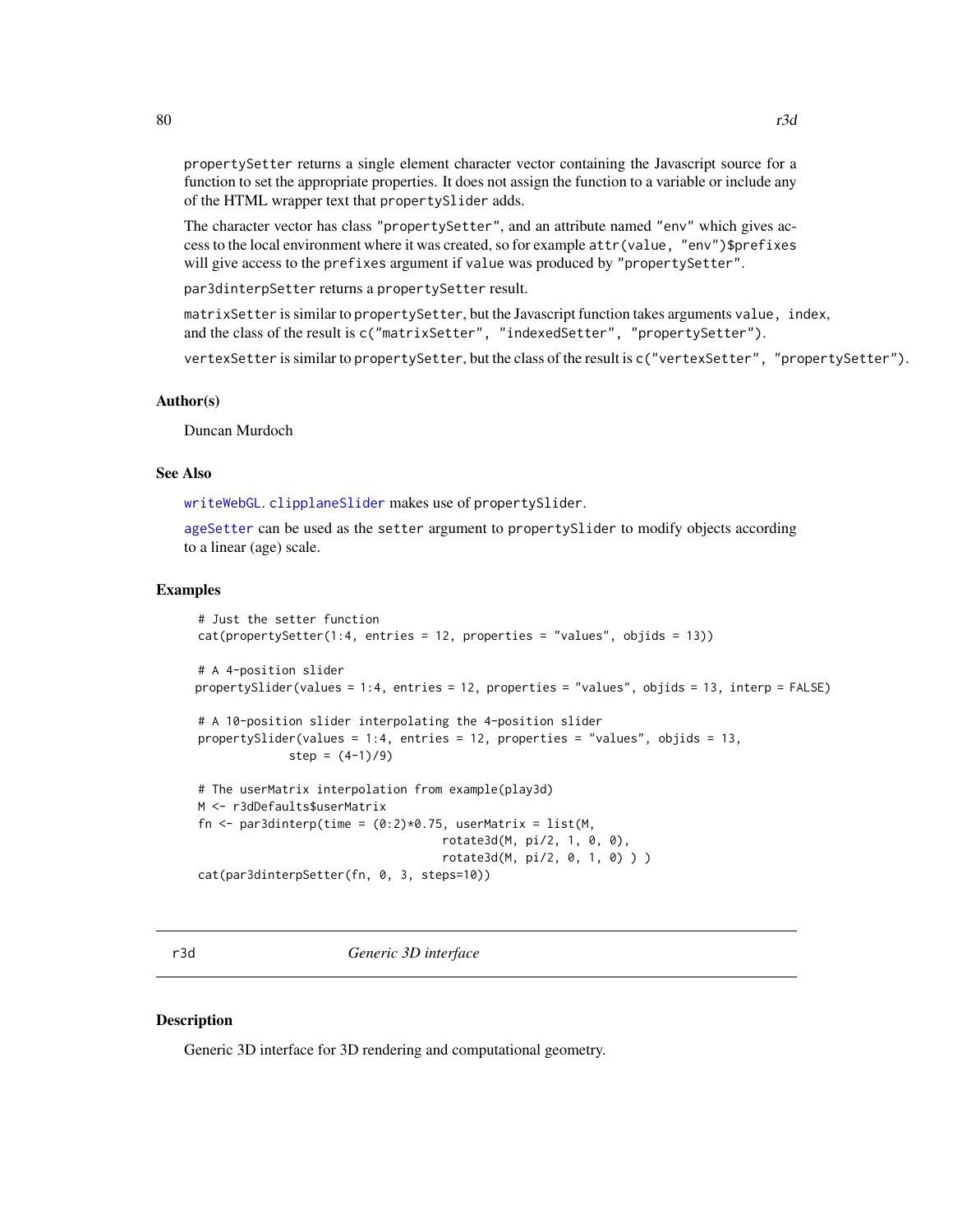propertySetter returns a single element character vector containing the Javascript source for a function to set the appropriate properties. It does not assign the function to a variable or include any of the HTML wrapper text that propertySlider adds.

The character vector has class "propertySetter", and an attribute named "env" which gives access to the local environment where it was created, so for example attr(value, "env")$prefixes will give access to the prefixes argument if value was produced by "propertySetter".

par3dinterpSetter returns a propertySetter result.

matrixSetter is similar to propertySetter, but the Javascript function takes arguments value, index, and the class of the result is c("matrixSetter", "indexedSetter", "propertySetter").

vertexSetter is similar to propertySetter, but the class of the result is c("vertexSetter", "propertySetter").

### Author(s)

Duncan Murdoch

### See Also

writeWebGL. clipplaneSlider makes use of propertySlider.

ageSetter can be used as the setter argument to propertySlider to modify objects according to a linear (age) scale.

### Examples

```
# Just the setter function
cat(propertySetter(1:4, entries = 12, properties = "values", objids = 13))

# A 4-position slider
propertySlider(values = 1:4, entries = 12, properties = "values", objids = 13, interp = FALSE)

# A 10-position slider interpolating the 4-position slider
propertySlider(values = 1:4, entries = 12, properties = "values", objids = 13,
             step = (4-1)/9)

# The userMatrix interpolation from example(play3d)
M <- r3dDefaults$userMatrix
fn <- par3dinterp(time = (0:2)*0.75, userMatrix = list(M,
                                    rotate3d(M, pi/2, 1, 0, 0),
                                    rotate3d(M, pi/2, 0, 1, 0) ) )
cat(par3dinterpSetter(fn, 0, 3, steps=10))
```

## r3d — *Generic 3D interface*

### Description

Generic 3D interface for 3D rendering and computational geometry.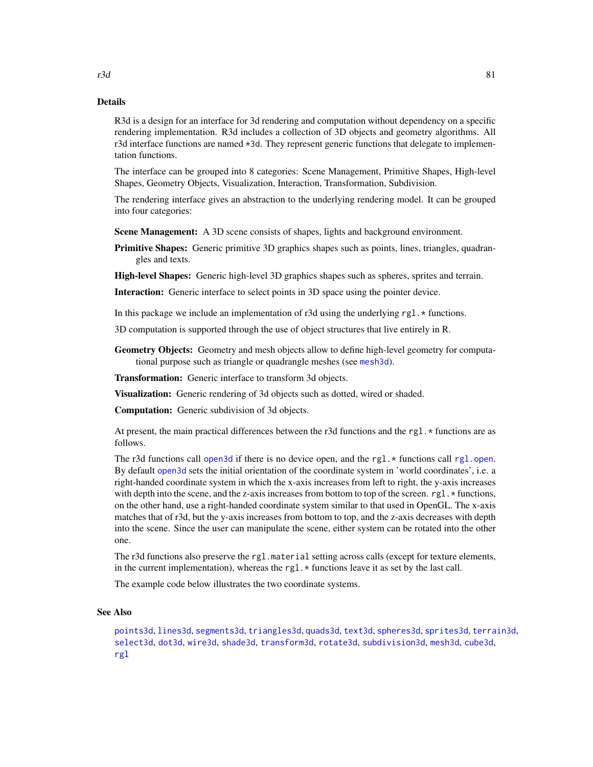## Details

R3d is a design for an interface for 3d rendering and computation without dependency on a specific rendering implementation. R3d includes a collection of 3D objects and geometry algorithms. All r3d interface functions are named `*3d`. They represent generic functions that delegate to implementation functions.

The interface can be grouped into 8 categories: Scene Management, Primitive Shapes, High-level Shapes, Geometry Objects, Visualization, Interaction, Transformation, Subdivision.

The rendering interface gives an abstraction to the underlying rendering model. It can be grouped into four categories:

**Scene Management:** A 3D scene consists of shapes, lights and background environment.

**Primitive Shapes:** Generic primitive 3D graphics shapes such as points, lines, triangles, quadrangles and texts.

**High-level Shapes:** Generic high-level 3D graphics shapes such as spheres, sprites and terrain.

**Interaction:** Generic interface to select points in 3D space using the pointer device.

In this package we include an implementation of r3d using the underlying `rgl.*` functions.

3D computation is supported through the use of object structures that live entirely in R.

**Geometry Objects:** Geometry and mesh objects allow to define high-level geometry for computational purpose such as triangle or quadrangle meshes (see `mesh3d`).

**Transformation:** Generic interface to transform 3d objects.

**Visualization:** Generic rendering of 3d objects such as dotted, wired or shaded.

**Computation:** Generic subdivision of 3d objects.

At present, the main practical differences between the r3d functions and the `rgl.*` functions are as follows.

The r3d functions call `open3d` if there is no device open, and the `rgl.*` functions call `rgl.open`. By default `open3d` sets the initial orientation of the coordinate system in 'world coordinates', i.e. a right-handed coordinate system in which the x-axis increases from left to right, the y-axis increases with depth into the scene, and the z-axis increases from bottom to top of the screen. `rgl.*` functions, on the other hand, use a right-handed coordinate system similar to that used in OpenGL. The x-axis matches that of r3d, but the y-axis increases from bottom to top, and the z-axis decreases with depth into the scene. Since the user can manipulate the scene, either system can be rotated into the other one.

The r3d functions also preserve the `rgl.material` setting across calls (except for texture elements, in the current implementation), whereas the `rgl.*` functions leave it as set by the last call.

The example code below illustrates the two coordinate systems.

## See Also

`points3d`, `lines3d`, `segments3d`, `triangles3d`, `quads3d`, `text3d`, `spheres3d`, `sprites3d`, `terrain3d`, `select3d`, `dot3d`, `wire3d`, `shade3d`, `transform3d`, `rotate3d`, `subdivision3d`, `mesh3d`, `cube3d`, `rgl`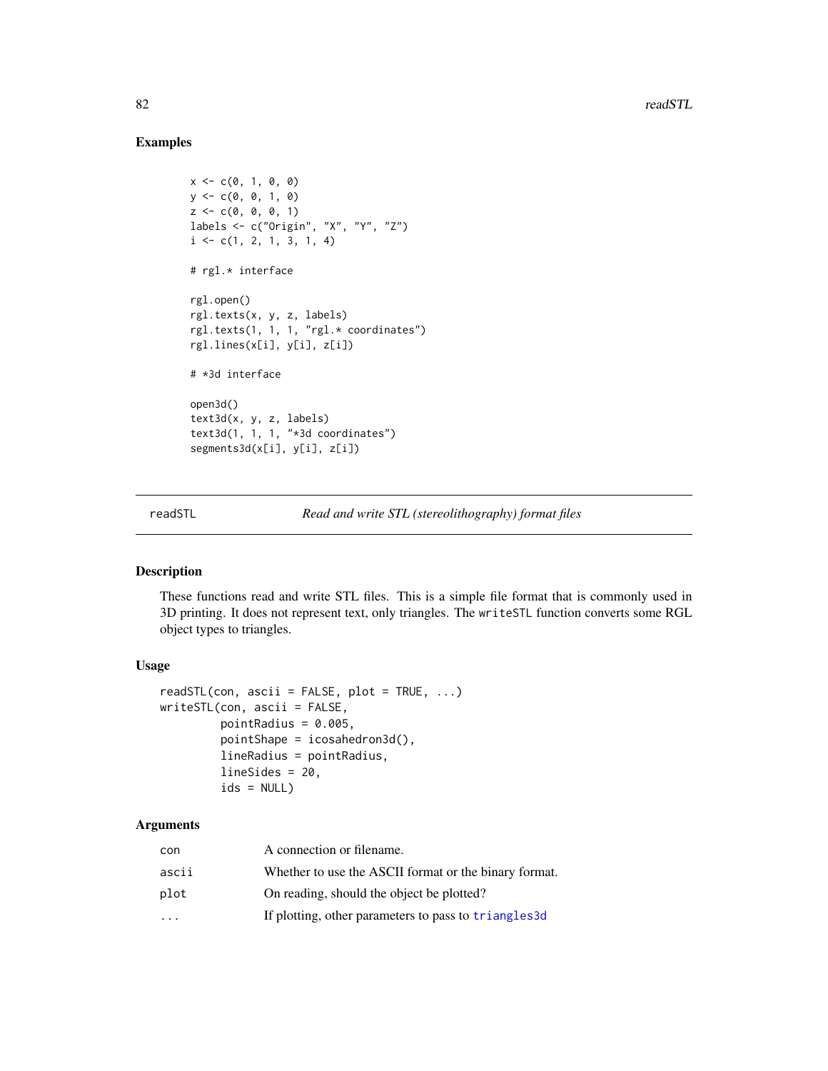## Examples

```
x <- c(0, 1, 0, 0)
y <- c(0, 0, 1, 0)
z <- c(0, 0, 0, 1)
labels <- c("Origin", "X", "Y", "Z")
i <- c(1, 2, 1, 3, 1, 4)

# rgl.* interface

rgl.open()
rgl.texts(x, y, z, labels)
rgl.texts(1, 1, 1, "rgl.* coordinates")
rgl.lines(x[i], y[i], z[i])

# *3d interface

open3d()
text3d(x, y, z, labels)
text3d(1, 1, 1, "*3d coordinates")
segments3d(x[i], y[i], z[i])
```

---

readSTL — *Read and write STL (stereolithography) format files*

---

## Description

These functions read and write STL files. This is a simple file format that is commonly used in 3D printing. It does not represent text, only triangles. The `writeSTL` function converts some RGL object types to triangles.

## Usage

```
readSTL(con, ascii = FALSE, plot = TRUE, ...)
writeSTL(con, ascii = FALSE,
         pointRadius = 0.005,
         pointShape = icosahedron3d(),
         lineRadius = pointRadius,
         lineSides = 20,
         ids = NULL)
```

## Arguments

| | |
|---|---|
| `con` | A connection or filename. |
| `ascii` | Whether to use the ASCII format or the binary format. |
| `plot` | On reading, should the object be plotted? |
| `...` | If plotting, other parameters to pass to `triangles3d` |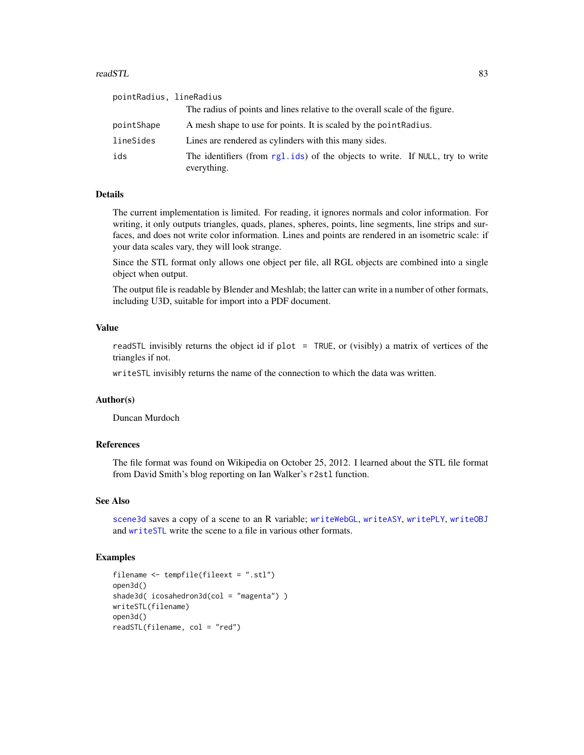| | |
|---|---|
| pointRadius, lineRadius | The radius of points and lines relative to the overall scale of the figure. |
| pointShape | A mesh shape to use for points. It is scaled by the pointRadius. |
| lineSides | Lines are rendered as cylinders with this many sides. |
| ids | The identifiers (from rgl.ids) of the objects to write. If NULL, try to write everything. |

## Details

The current implementation is limited. For reading, it ignores normals and color information. For writing, it only outputs triangles, quads, planes, spheres, points, line segments, line strips and surfaces, and does not write color information. Lines and points are rendered in an isometric scale: if your data scales vary, they will look strange.

Since the STL format only allows one object per file, all RGL objects are combined into a single object when output.

The output file is readable by Blender and Meshlab; the latter can write in a number of other formats, including U3D, suitable for import into a PDF document.

## Value

readSTL invisibly returns the object id if plot = TRUE, or (visibly) a matrix of vertices of the triangles if not.

writeSTL invisibly returns the name of the connection to which the data was written.

## Author(s)

Duncan Murdoch

## References

The file format was found on Wikipedia on October 25, 2012. I learned about the STL file format from David Smith's blog reporting on Ian Walker's r2stl function.

## See Also

scene3d saves a copy of a scene to an R variable; writeWebGL, writeASY, writePLY, writeOBJ and writeSTL write the scene to a file in various other formats.

## Examples

```
filename <- tempfile(fileext = ".stl")
open3d()
shade3d( icosahedron3d(col = "magenta") )
writeSTL(filename)
open3d()
readSTL(filename, col = "red")
```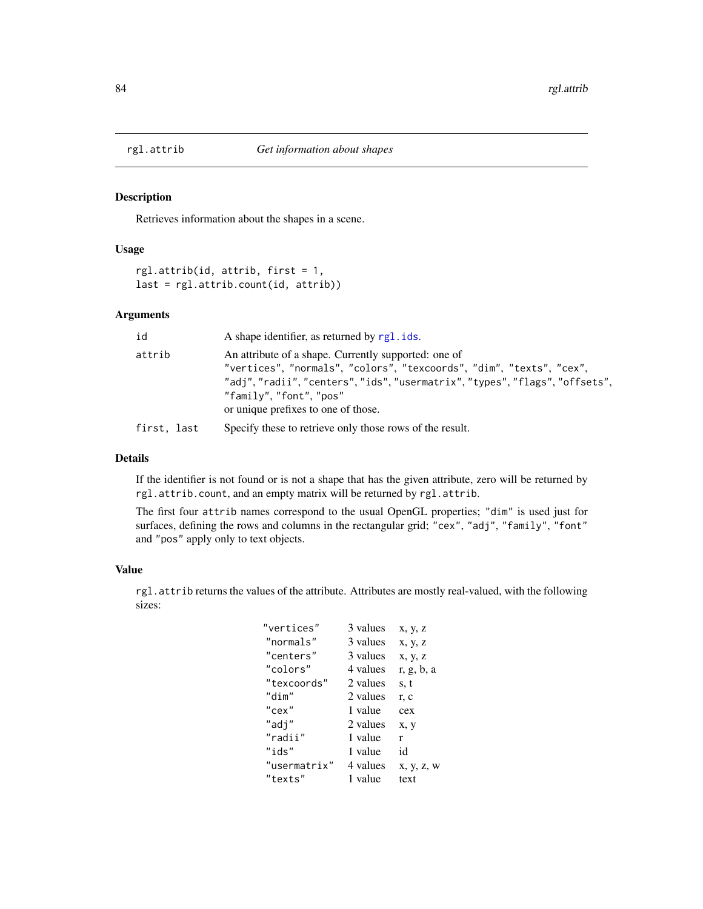# rgl.attrib — *Get information about shapes*

## Description

Retrieves information about the shapes in a scene.

## Usage

```
rgl.attrib(id, attrib, first = 1,
last = rgl.attrib.count(id, attrib))
```

## Arguments

| | |
|---|---|
| `id` | A shape identifier, as returned by `rgl.ids`. |
| `attrib` | An attribute of a shape. Currently supported: one of `"vertices"`, `"normals"`, `"colors"`, `"texcoords"`, `"dim"`, `"texts"`, `"cex"`, `"adj"`, `"radii"`, `"centers"`, `"ids"`, `"usermatrix"`, `"types"`, `"flags"`, `"offsets"`, `"family"`, `"font"`, `"pos"` or unique prefixes to one of those. |
| `first, last` | Specify these to retrieve only those rows of the result. |

## Details

If the identifier is not found or is not a shape that has the given attribute, zero will be returned by `rgl.attrib.count`, and an empty matrix will be returned by `rgl.attrib`.

The first four `attrib` names correspond to the usual OpenGL properties; `"dim"` is used just for surfaces, defining the rows and columns in the rectangular grid; `"cex"`, `"adj"`, `"family"`, `"font"` and `"pos"` apply only to text objects.

## Value

`rgl.attrib` returns the values of the attribute. Attributes are mostly real-valued, with the following sizes:

| | | |
|---|---|---|
| `"vertices"` | 3 values | x, y, z |
| `"normals"` | 3 values | x, y, z |
| `"centers"` | 3 values | x, y, z |
| `"colors"` | 4 values | r, g, b, a |
| `"texcoords"` | 2 values | s, t |
| `"dim"` | 2 values | r, c |
| `"cex"` | 1 value | cex |
| `"adj"` | 2 values | x, y |
| `"radii"` | 1 value | r |
| `"ids"` | 1 value | id |
| `"usermatrix"` | 4 values | x, y, z, w |
| `"texts"` | 1 value | text |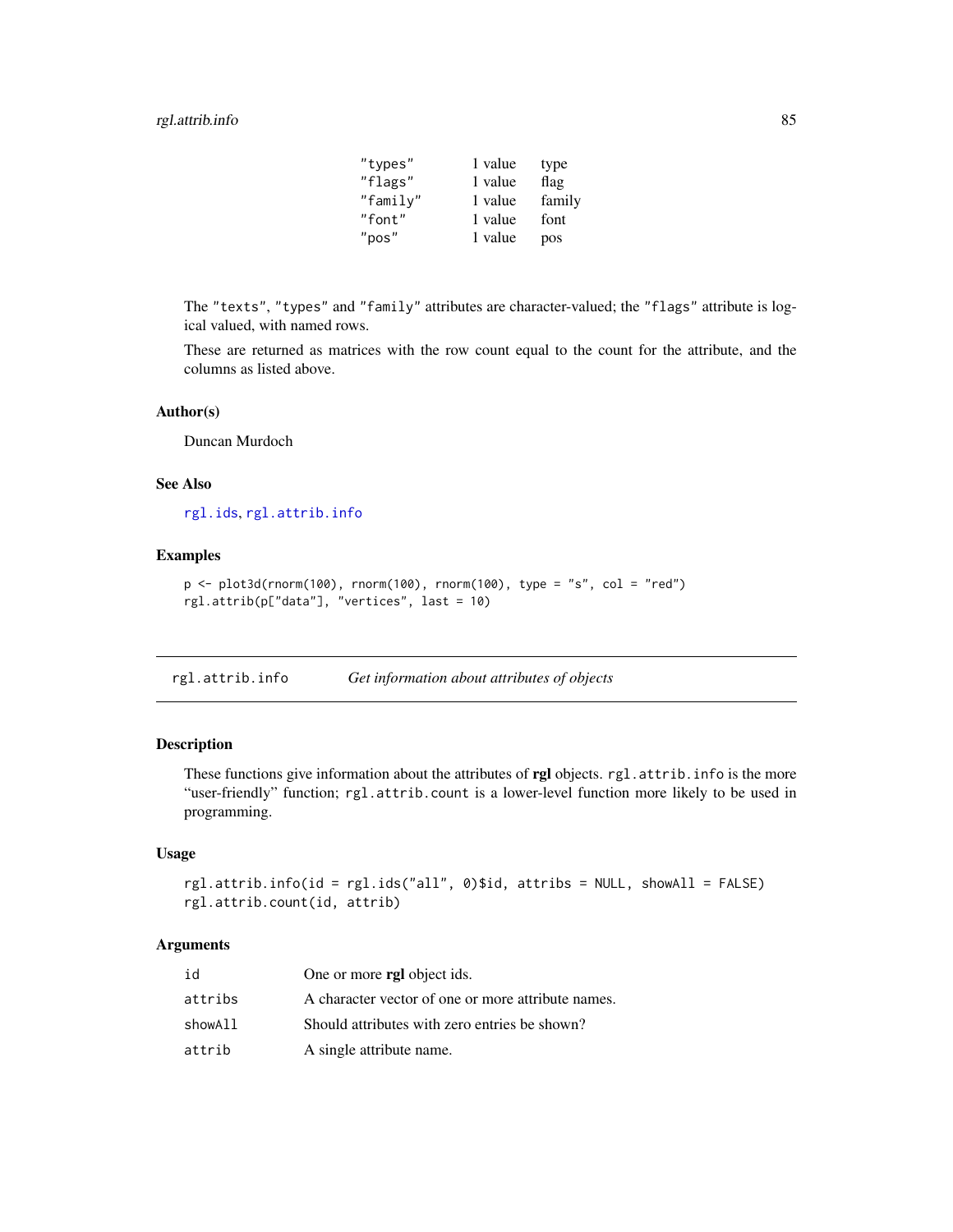| | | |
|---|---|---|
| `"types"` | 1 value | type |
| `"flags"` | 1 value | flag |
| `"family"` | 1 value | family |
| `"font"` | 1 value | font |
| `"pos"` | 1 value | pos |

The `"texts"`, `"types"` and `"family"` attributes are character-valued; the `"flags"` attribute is logical valued, with named rows.

These are returned as matrices with the row count equal to the count for the attribute, and the columns as listed above.

### Author(s)

Duncan Murdoch

### See Also

`rgl.ids`, `rgl.attrib.info`

### Examples

```
p <- plot3d(rnorm(100), rnorm(100), rnorm(100), type = "s", col = "red")
rgl.attrib(p["data"], "vertices", last = 10)
```

---

## `rgl.attrib.info` *Get information about attributes of objects*

---

### Description

These functions give information about the attributes of **rgl** objects. `rgl.attrib.info` is the more "user-friendly" function; `rgl.attrib.count` is a lower-level function more likely to be used in programming.

### Usage

```
rgl.attrib.info(id = rgl.ids("all", 0)$id, attribs = NULL, showAll = FALSE)
rgl.attrib.count(id, attrib)
```

### Arguments

| | |
|---|---|
| `id` | One or more **rgl** object ids. |
| `attribs` | A character vector of one or more attribute names. |
| `showAll` | Should attributes with zero entries be shown? |
| `attrib` | A single attribute name. |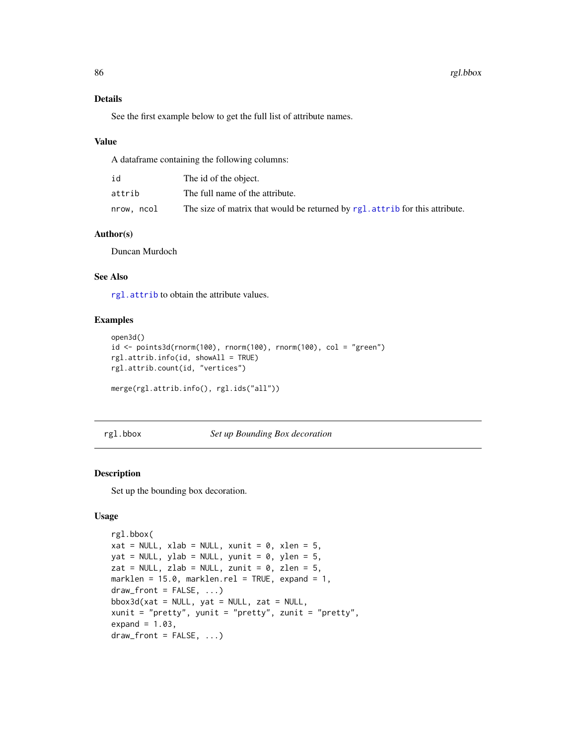### Details

See the first example below to get the full list of attribute names.

### Value

A dataframe containing the following columns:

| | |
|---|---|
| `id` | The id of the object. |
| `attrib` | The full name of the attribute. |
| `nrow, ncol` | The size of matrix that would be returned by `rgl.attrib` for this attribute. |

### Author(s)

Duncan Murdoch

### See Also

`rgl.attrib` to obtain the attribute values.

### Examples

```
open3d()
id <- points3d(rnorm(100), rnorm(100), rnorm(100), col = "green")
rgl.attrib.info(id, showAll = TRUE)
rgl.attrib.count(id, "vertices")

merge(rgl.attrib.info(), rgl.ids("all"))
```

---

## rgl.bbox — *Set up Bounding Box decoration*

### Description

Set up the bounding box decoration.

### Usage

```
rgl.bbox(
xat = NULL, xlab = NULL, xunit = 0, xlen = 5,
yat = NULL, ylab = NULL, yunit = 0, ylen = 5,
zat = NULL, zlab = NULL, zunit = 0, zlen = 5,
marklen = 15.0, marklen.rel = TRUE, expand = 1,
draw_front = FALSE, ...)
bbox3d(xat = NULL, yat = NULL, zat = NULL,
xunit = "pretty", yunit = "pretty", zunit = "pretty",
expand = 1.03,
draw_front = FALSE, ...)
```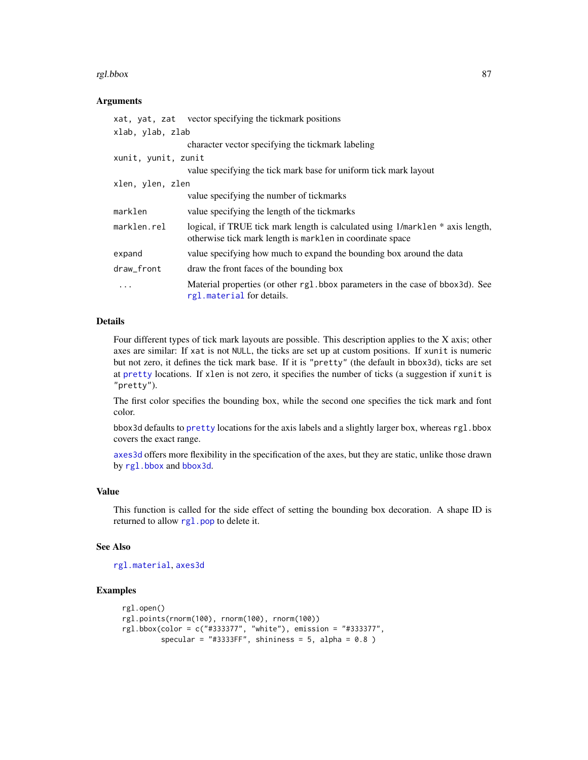### Arguments

| | |
|---|---|
| `xat, yat, zat` | vector specifying the tickmark positions |
| `xlab, ylab, zlab` | character vector specifying the tickmark labeling |
| `xunit, yunit, zunit` | value specifying the tick mark base for uniform tick mark layout |
| `xlen, ylen, zlen` | value specifying the number of tickmarks |
| `marklen` | value specifying the length of the tickmarks |
| `marklen.rel` | logical, if TRUE tick mark length is calculated using 1/`marklen` * axis length, otherwise tick mark length is `marklen` in coordinate space |
| `expand` | value specifying how much to expand the bounding box around the data |
| `draw_front` | draw the front faces of the bounding box |
| `...` | Material properties (or other `rgl.bbox` parameters in the case of `bbox3d`). See `rgl.material` for details. |

### Details

Four different types of tick mark layouts are possible. This description applies to the X axis; other axes are similar: If `xat` is not `NULL`, the ticks are set up at custom positions. If `xunit` is numeric but not zero, it defines the tick mark base. If it is `"pretty"` (the default in `bbox3d`), ticks are set at `pretty` locations. If `xlen` is not zero, it specifies the number of ticks (a suggestion if `xunit` is `"pretty"`).

The first color specifies the bounding box, while the second one specifies the tick mark and font color.

`bbox3d` defaults to `pretty` locations for the axis labels and a slightly larger box, whereas `rgl.bbox` covers the exact range.

`axes3d` offers more flexibility in the specification of the axes, but they are static, unlike those drawn by `rgl.bbox` and `bbox3d`.

### Value

This function is called for the side effect of setting the bounding box decoration. A shape ID is returned to allow `rgl.pop` to delete it.

### See Also

`rgl.material`, `axes3d`

### Examples

```
rgl.open()
rgl.points(rnorm(100), rnorm(100), rnorm(100))
rgl.bbox(color = c("#333377", "white"), emission = "#333377",
         specular = "#3333FF", shininess = 5, alpha = 0.8 )
```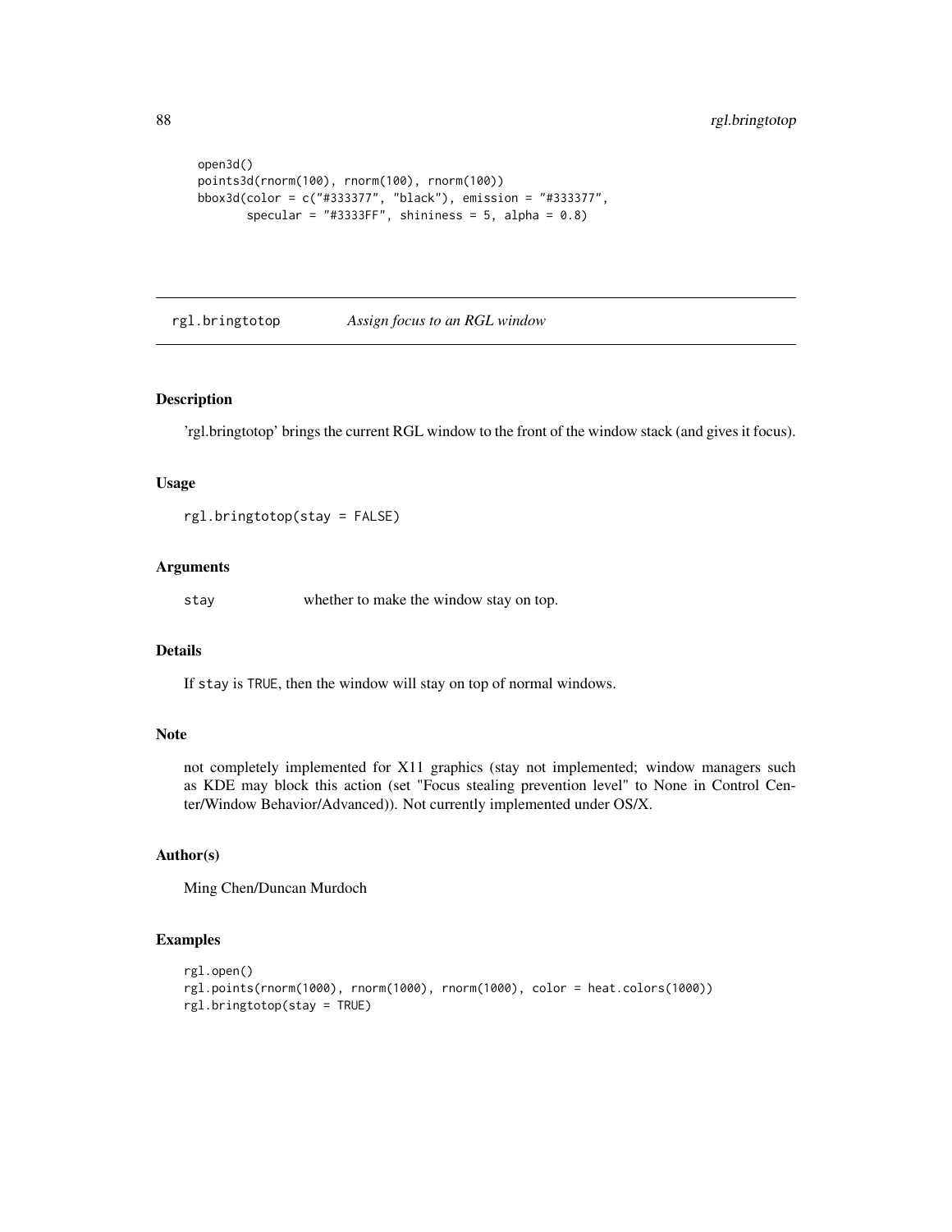```
open3d()
points3d(rnorm(100), rnorm(100), rnorm(100))
bbox3d(color = c("#333377", "black"), emission = "#333377",
       specular = "#3333FF", shininess = 5, alpha = 0.8)
```

---

# rgl.bringtotop    *Assign focus to an RGL window*

---

## Description

'rgl.bringtotop' brings the current RGL window to the front of the window stack (and gives it focus).

## Usage

```
rgl.bringtotop(stay = FALSE)
```

## Arguments

| | |
|---|---|
| stay | whether to make the window stay on top. |

## Details

If stay is TRUE, then the window will stay on top of normal windows.

## Note

not completely implemented for X11 graphics (stay not implemented; window managers such as KDE may block this action (set "Focus stealing prevention level" to None in Control Center/Window Behavior/Advanced)). Not currently implemented under OS/X.

## Author(s)

Ming Chen/Duncan Murdoch

## Examples

```
rgl.open()
rgl.points(rnorm(1000), rnorm(1000), rnorm(1000), color = heat.colors(1000))
rgl.bringtotop(stay = TRUE)
```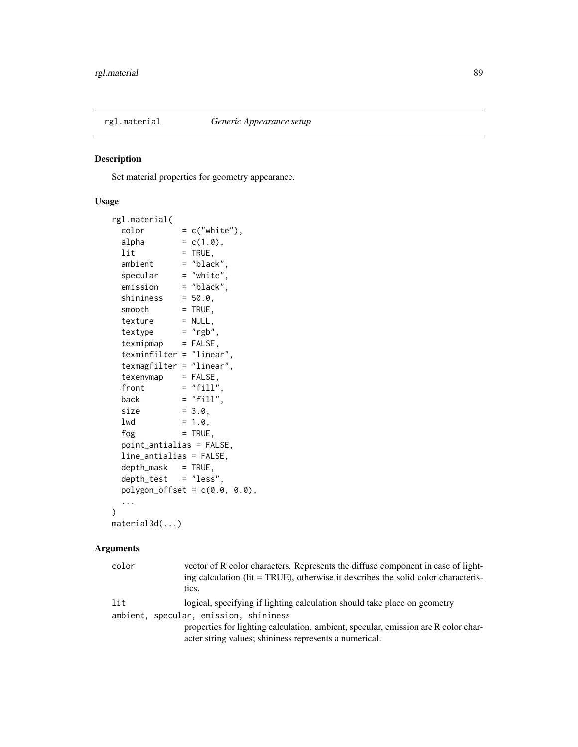## rgl.material *Generic Appearance setup*

### Description

Set material properties for geometry appearance.

### Usage

```
rgl.material(
  color        = c("white"),
  alpha        = c(1.0),
  lit          = TRUE,
  ambient      = "black",
  specular     = "white",
  emission     = "black",
  shininess    = 50.0,
  smooth       = TRUE,
  texture      = NULL,
  textype      = "rgb",
  texmipmap    = FALSE,
  texminfilter = "linear",
  texmagfilter = "linear",
  texenvmap    = FALSE,
  front        = "fill",
  back         = "fill",
  size         = 3.0,
  lwd          = 1.0,
  fog          = TRUE,
  point_antialias = FALSE,
  line_antialias = FALSE,
  depth_mask   = TRUE,
  depth_test   = "less",
  polygon_offset = c(0.0, 0.0),
  ...
)
material3d(...)
```

### Arguments

`color` vector of R color characters. Represents the diffuse component in case of lighting calculation (lit = TRUE), otherwise it describes the solid color characteristics.

`lit` logical, specifying if lighting calculation should take place on geometry

`ambient, specular, emission, shininess`
properties for lighting calculation. ambient, specular, emission are R color character string values; shininess represents a numerical.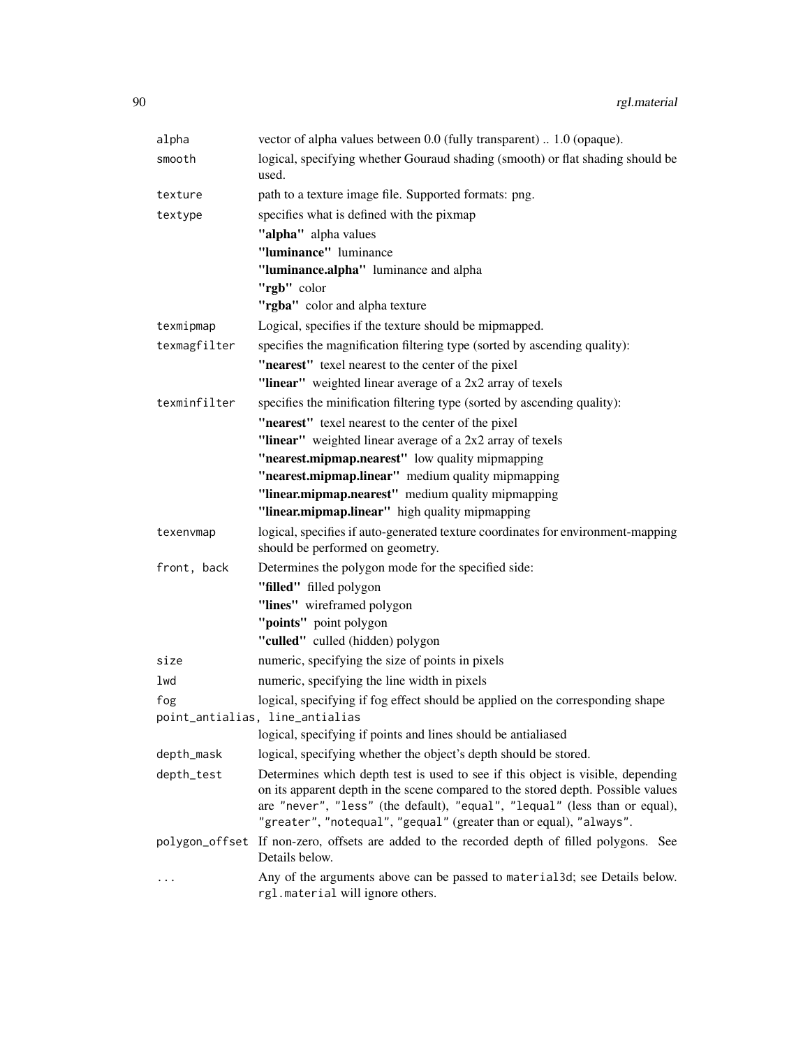| | |
|---|---|
| `alpha` | vector of alpha values between 0.0 (fully transparent) .. 1.0 (opaque). |
| `smooth` | logical, specifying whether Gouraud shading (smooth) or flat shading should be used. |
| `texture` | path to a texture image file. Supported formats: png. |
| `textype` | specifies what is defined with the pixmap<br>**"alpha"** alpha values<br>**"luminance"** luminance<br>**"luminance.alpha"** luminance and alpha<br>**"rgb"** color<br>**"rgba"** color and alpha texture |
| `texmipmap` | Logical, specifies if the texture should be mipmapped. |
| `texmagfilter` | specifies the magnification filtering type (sorted by ascending quality):<br>**"nearest"** texel nearest to the center of the pixel<br>**"linear"** weighted linear average of a 2x2 array of texels |
| `texminfilter` | specifies the minification filtering type (sorted by ascending quality):<br>**"nearest"** texel nearest to the center of the pixel<br>**"linear"** weighted linear average of a 2x2 array of texels<br>**"nearest.mipmap.nearest"** low quality mipmapping<br>**"nearest.mipmap.linear"** medium quality mipmapping<br>**"linear.mipmap.nearest"** medium quality mipmapping<br>**"linear.mipmap.linear"** high quality mipmapping |
| `texenvmap` | logical, specifies if auto-generated texture coordinates for environment-mapping should be performed on geometry. |
| `front, back` | Determines the polygon mode for the specified side:<br>**"filled"** filled polygon<br>**"lines"** wireframed polygon<br>**"points"** point polygon<br>**"culled"** culled (hidden) polygon |
| `size` | numeric, specifying the size of points in pixels |
| `lwd` | numeric, specifying the line width in pixels |
| `fog` | logical, specifying if fog effect should be applied on the corresponding shape |
| `point_antialias, line_antialias` | logical, specifying if points and lines should be antialiased |
| `depth_mask` | logical, specifying whether the object's depth should be stored. |
| `depth_test` | Determines which depth test is used to see if this object is visible, depending on its apparent depth in the scene compared to the stored depth. Possible values are `"never"`, `"less"` (the default), `"equal"`, `"lequal"` (less than or equal), `"greater"`, `"notequal"`, `"gequal"` (greater than or equal), `"always"`. |
| `polygon_offset` | If non-zero, offsets are added to the recorded depth of filled polygons. See Details below. |
| `...` | Any of the arguments above can be passed to `material3d`; see Details below. `rgl.material` will ignore others. |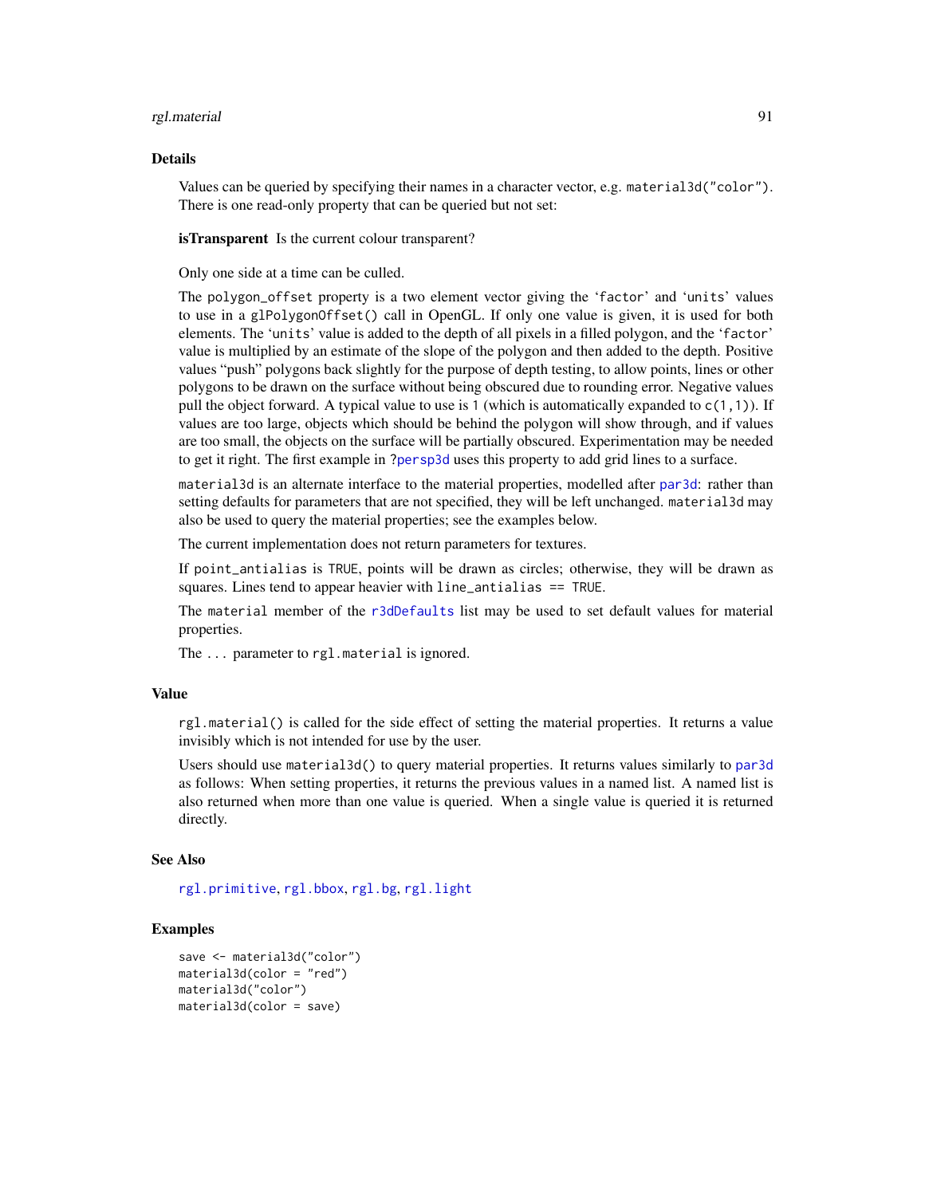## Details

Values can be queried by specifying their names in a character vector, e.g. `material3d("color")`. There is one read-only property that can be queried but not set:

**isTransparent** Is the current colour transparent?

Only one side at a time can be culled.

The `polygon_offset` property is a two element vector giving the 'factor' and 'units' values to use in a `glPolygonOffset()` call in OpenGL. If only one value is given, it is used for both elements. The 'units' value is added to the depth of all pixels in a filled polygon, and the 'factor' value is multiplied by an estimate of the slope of the polygon and then added to the depth. Positive values "push" polygons back slightly for the purpose of depth testing, to allow points, lines or other polygons to be drawn on the surface without being obscured due to rounding error. Negative values pull the object forward. A typical value to use is `1` (which is automatically expanded to `c(1,1)`). If values are too large, objects which should be behind the polygon will show through, and if values are too small, the objects on the surface will be partially obscured. Experimentation may be needed to get it right. The first example in `?persp3d` uses this property to add grid lines to a surface.

`material3d` is an alternate interface to the material properties, modelled after `par3d`: rather than setting defaults for parameters that are not specified, they will be left unchanged. `material3d` may also be used to query the material properties; see the examples below.

The current implementation does not return parameters for textures.

If `point_antialias` is `TRUE`, points will be drawn as circles; otherwise, they will be drawn as squares. Lines tend to appear heavier with `line_antialias == TRUE`.

The `material` member of the `r3dDefaults` list may be used to set default values for material properties.

The `...` parameter to `rgl.material` is ignored.

## Value

`rgl.material()` is called for the side effect of setting the material properties. It returns a value invisibly which is not intended for use by the user.

Users should use `material3d()` to query material properties. It returns values similarly to `par3d` as follows: When setting properties, it returns the previous values in a named list. A named list is also returned when more than one value is queried. When a single value is queried it is returned directly.

## See Also

`rgl.primitive`, `rgl.bbox`, `rgl.bg`, `rgl.light`

## Examples

```
save <- material3d("color")
material3d(color = "red")
material3d("color")
material3d(color = save)
```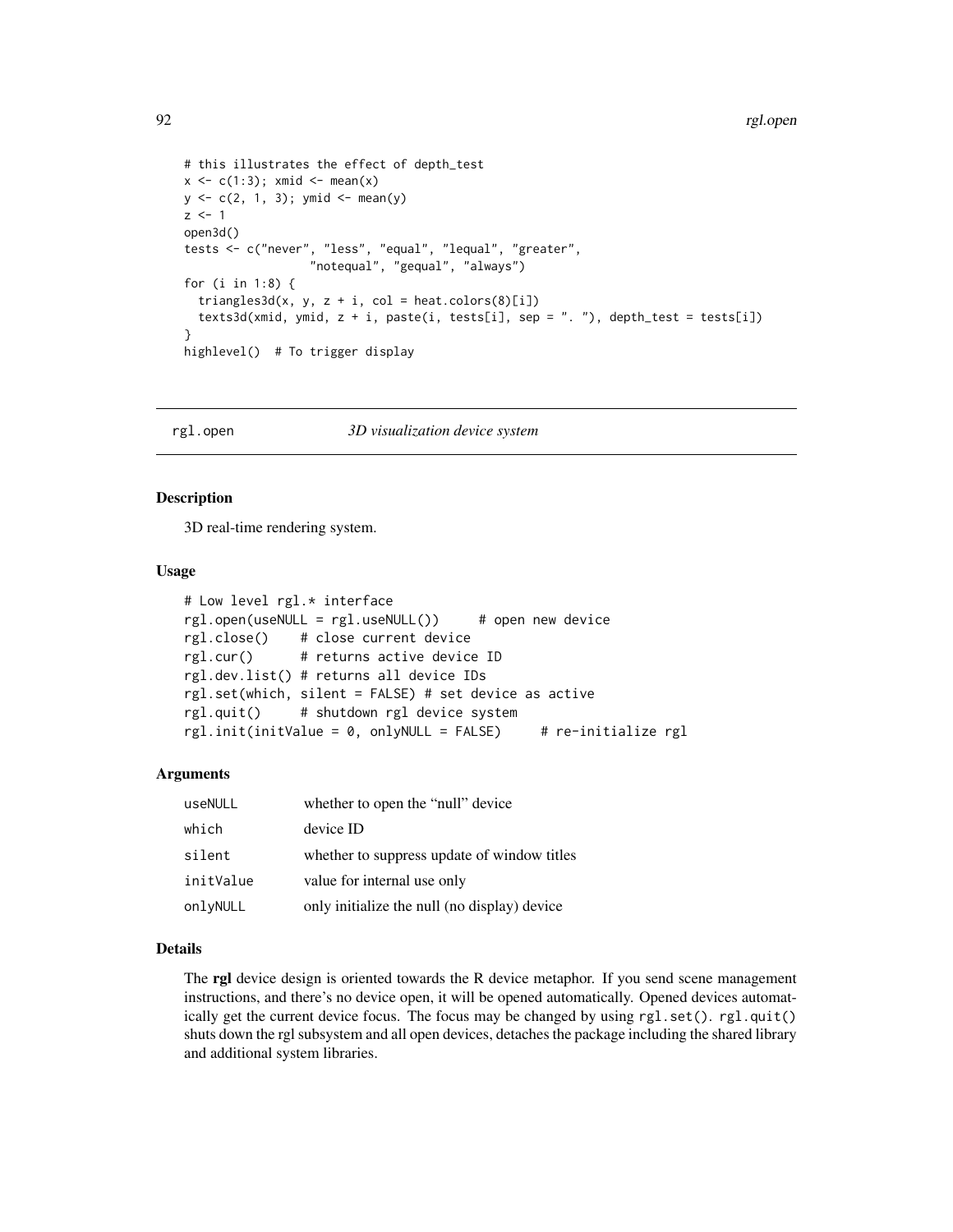```
# this illustrates the effect of depth_test
x <- c(1:3); xmid <- mean(x)
y <- c(2, 1, 3); ymid <- mean(y)
z <- 1
open3d()
tests <- c("never", "less", "equal", "lequal", "greater",
                  "notequal", "gequal", "always")
for (i in 1:8) {
  triangles3d(x, y, z + i, col = heat.colors(8)[i])
  texts3d(xmid, ymid, z + i, paste(i, tests[i], sep = ". "), depth_test = tests[i])
}
highlevel()  # To trigger display
```

## rgl.open — *3D visualization device system*

### Description

3D real-time rendering system.

### Usage

```
# Low level rgl.* interface
rgl.open(useNULL = rgl.useNULL())     # open new device
rgl.close()    # close current device
rgl.cur()      # returns active device ID
rgl.dev.list() # returns all device IDs
rgl.set(which, silent = FALSE) # set device as active
rgl.quit()     # shutdown rgl device system
rgl.init(initValue = 0, onlyNULL = FALSE)     # re-initialize rgl
```

### Arguments

| | |
|---|---|
| useNULL | whether to open the "null" device |
| which | device ID |
| silent | whether to suppress update of window titles |
| initValue | value for internal use only |
| onlyNULL | only initialize the null (no display) device |

### Details

The **rgl** device design is oriented towards the R device metaphor. If you send scene management instructions, and there's no device open, it will be opened automatically. Opened devices automatically get the current device focus. The focus may be changed by using `rgl.set()`. `rgl.quit()` shuts down the rgl subsystem and all open devices, detaches the package including the shared library and additional system libraries.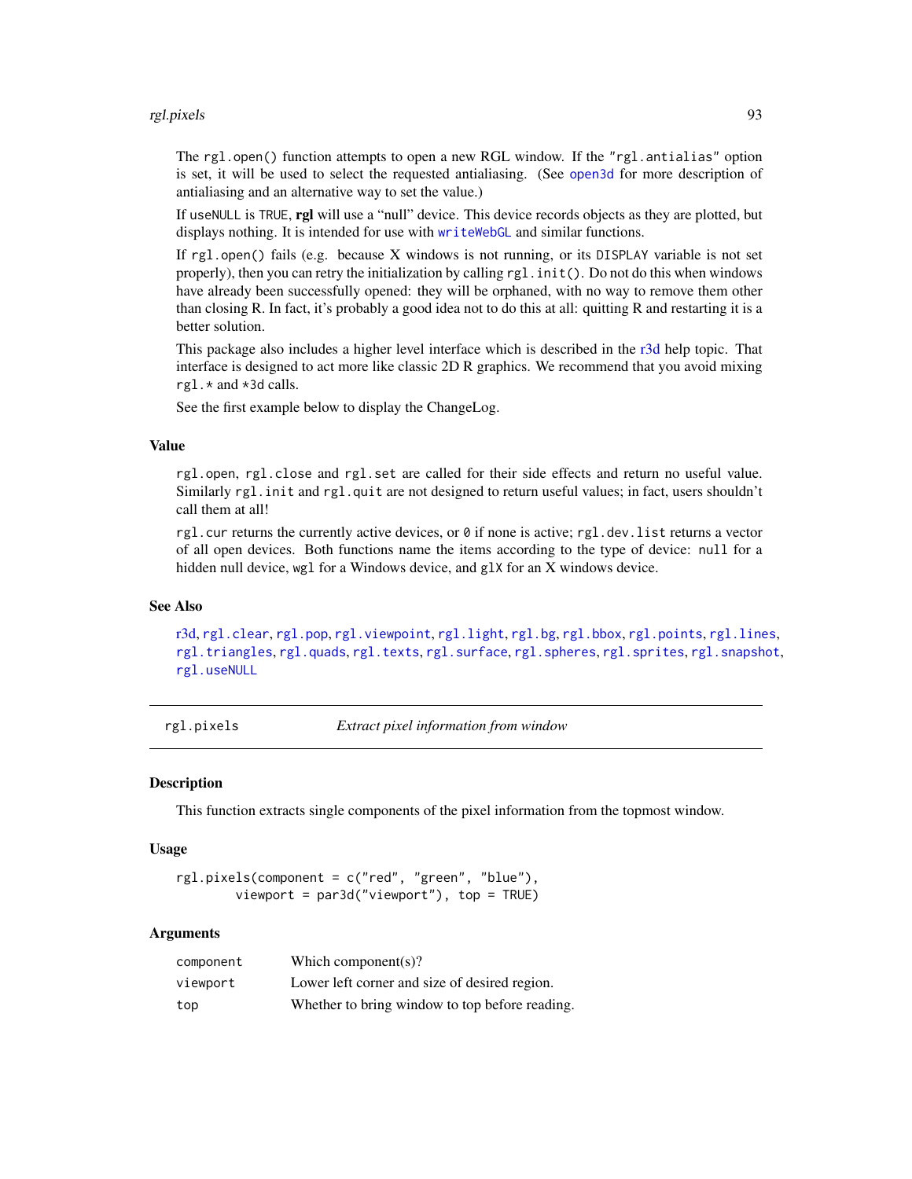The `rgl.open()` function attempts to open a new RGL window. If the "rgl.antialias" option is set, it will be used to select the requested antialiasing. (See `open3d` for more description of antialiasing and an alternative way to set the value.)

If `useNULL` is `TRUE`, **rgl** will use a "null" device. This device records objects as they are plotted, but displays nothing. It is intended for use with `writeWebGL` and similar functions.

If `rgl.open()` fails (e.g. because X windows is not running, or its `DISPLAY` variable is not set properly), then you can retry the initialization by calling `rgl.init()`. Do not do this when windows have already been successfully opened: they will be orphaned, with no way to remove them other than closing R. In fact, it's probably a good idea not to do this at all: quitting R and restarting it is a better solution.

This package also includes a higher level interface which is described in the r3d help topic. That interface is designed to act more like classic 2D R graphics. We recommend that you avoid mixing `rgl.*` and `*3d` calls.

See the first example below to display the ChangeLog.

### Value

`rgl.open`, `rgl.close` and `rgl.set` are called for their side effects and return no useful value. Similarly `rgl.init` and `rgl.quit` are not designed to return useful values; in fact, users shouldn't call them at all!

`rgl.cur` returns the currently active devices, or `0` if none is active; `rgl.dev.list` returns a vector of all open devices. Both functions name the items according to the type of device: `null` for a hidden null device, `wgl` for a Windows device, and `glX` for an X windows device.

### See Also

r3d, `rgl.clear`, `rgl.pop`, `rgl.viewpoint`, `rgl.light`, `rgl.bg`, `rgl.bbox`, `rgl.points`, `rgl.lines`, `rgl.triangles`, `rgl.quads`, `rgl.texts`, `rgl.surface`, `rgl.spheres`, `rgl.sprites`, `rgl.snapshot`, `rgl.useNULL`

---

## rgl.pixels — *Extract pixel information from window*

### Description

This function extracts single components of the pixel information from the topmost window.

### Usage

```
rgl.pixels(component = c("red", "green", "blue"),
        viewport = par3d("viewport"), top = TRUE)
```

### Arguments

| | |
|---|---|
| `component` | Which component(s)? |
| `viewport` | Lower left corner and size of desired region. |
| `top` | Whether to bring window to top before reading. |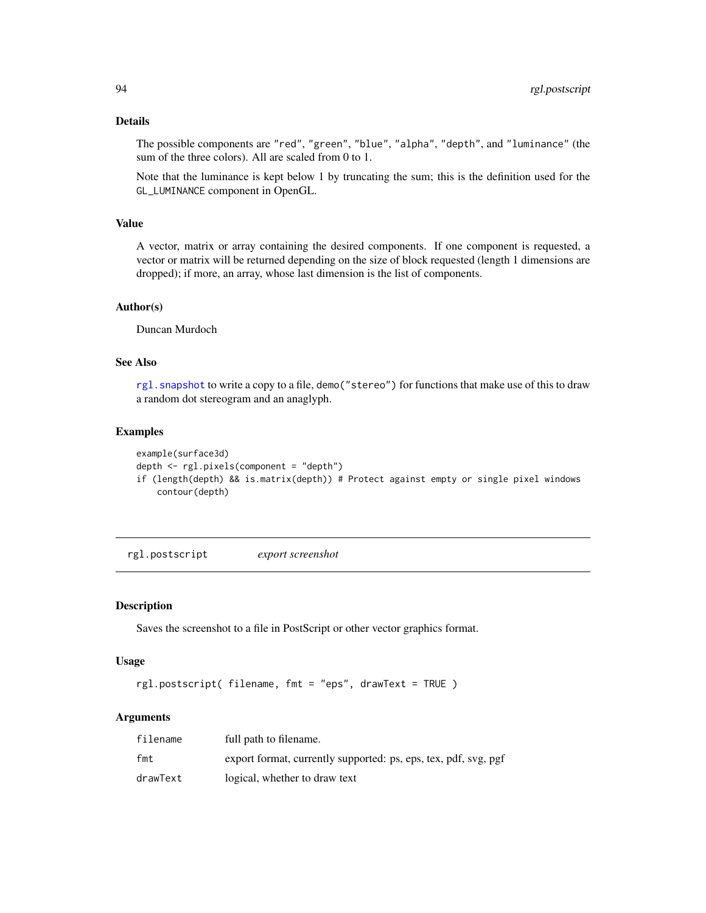### Details

The possible components are "red", "green", "blue", "alpha", "depth", and "luminance" (the sum of the three colors). All are scaled from 0 to 1.

Note that the luminance is kept below 1 by truncating the sum; this is the definition used for the GL_LUMINANCE component in OpenGL.

### Value

A vector, matrix or array containing the desired components. If one component is requested, a vector or matrix will be returned depending on the size of block requested (length 1 dimensions are dropped); if more, an array, whose last dimension is the list of components.

### Author(s)

Duncan Murdoch

### See Also

rgl.snapshot to write a copy to a file, demo("stereo") for functions that make use of this to draw a random dot stereogram and an anaglyph.

### Examples

```
example(surface3d)
depth <- rgl.pixels(component = "depth")
if (length(depth) && is.matrix(depth)) # Protect against empty or single pixel windows
    contour(depth)
```

---

## rgl.postscript &nbsp;&nbsp;&nbsp;&nbsp; *export screenshot*

---

### Description

Saves the screenshot to a file in PostScript or other vector graphics format.

### Usage

```
rgl.postscript( filename, fmt = "eps", drawText = TRUE )
```

### Arguments

| | |
|---|---|
| filename | full path to filename. |
| fmt | export format, currently supported: ps, eps, tex, pdf, svg, pgf |
| drawText | logical, whether to draw text |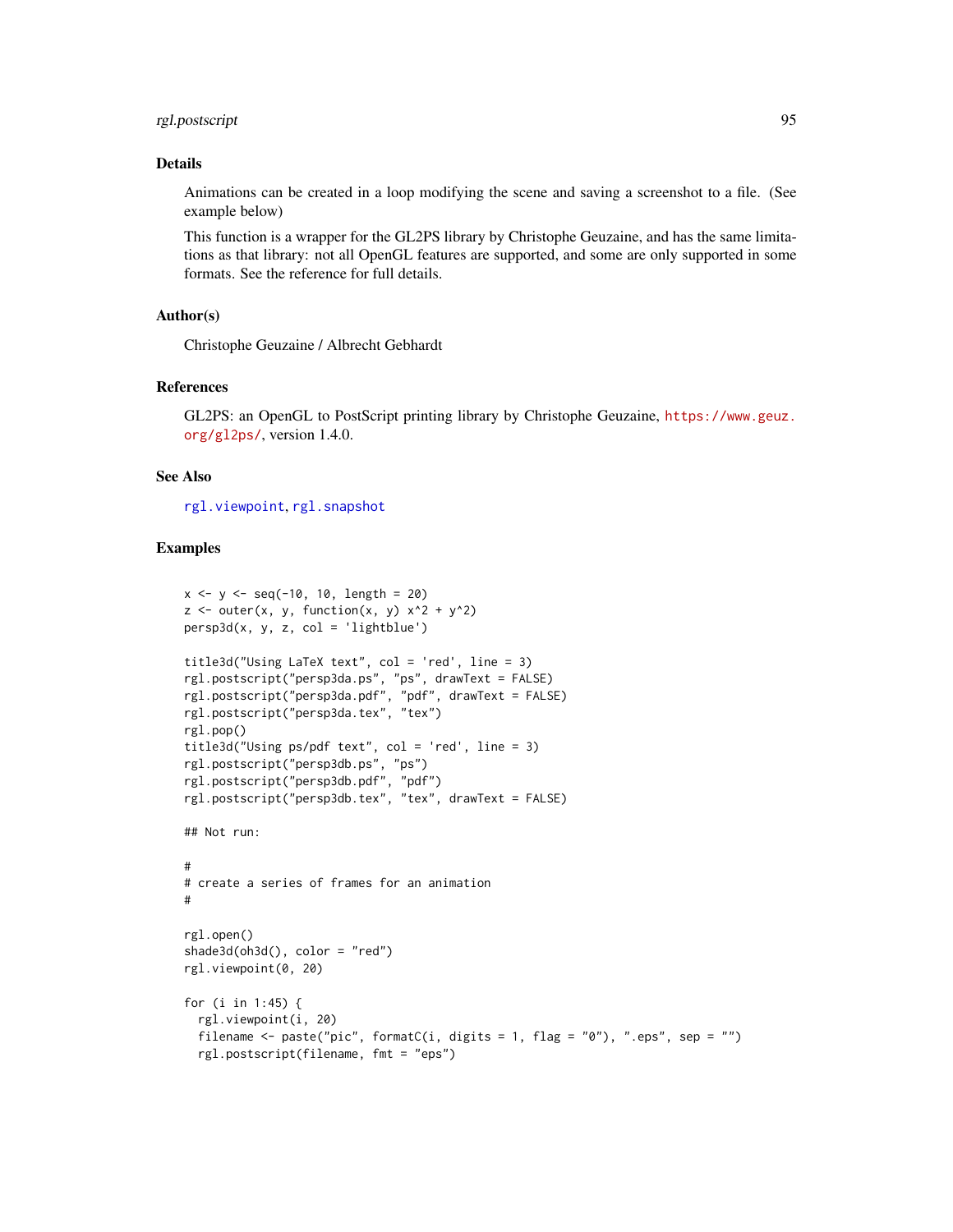## Details

Animations can be created in a loop modifying the scene and saving a screenshot to a file. (See example below)

This function is a wrapper for the GL2PS library by Christophe Geuzaine, and has the same limitations as that library: not all OpenGL features are supported, and some are only supported in some formats. See the reference for full details.

## Author(s)

Christophe Geuzaine / Albrecht Gebhardt

## References

GL2PS: an OpenGL to PostScript printing library by Christophe Geuzaine, https://www.geuz.org/gl2ps/, version 1.4.0.

## See Also

rgl.viewpoint, rgl.snapshot

## Examples

```
x <- y <- seq(-10, 10, length = 20)
z <- outer(x, y, function(x, y) x^2 + y^2)
persp3d(x, y, z, col = 'lightblue')

title3d("Using LaTeX text", col = 'red', line = 3)
rgl.postscript("persp3da.ps", "ps", drawText = FALSE)
rgl.postscript("persp3da.pdf", "pdf", drawText = FALSE)
rgl.postscript("persp3da.tex", "tex")
rgl.pop()
title3d("Using ps/pdf text", col = 'red', line = 3)
rgl.postscript("persp3db.ps", "ps")
rgl.postscript("persp3db.pdf", "pdf")
rgl.postscript("persp3db.tex", "tex", drawText = FALSE)

## Not run:

#
# create a series of frames for an animation
#

rgl.open()
shade3d(oh3d(), color = "red")
rgl.viewpoint(0, 20)

for (i in 1:45) {
  rgl.viewpoint(i, 20)
  filename <- paste("pic", formatC(i, digits = 1, flag = "0"), ".eps", sep = "")
  rgl.postscript(filename, fmt = "eps")
```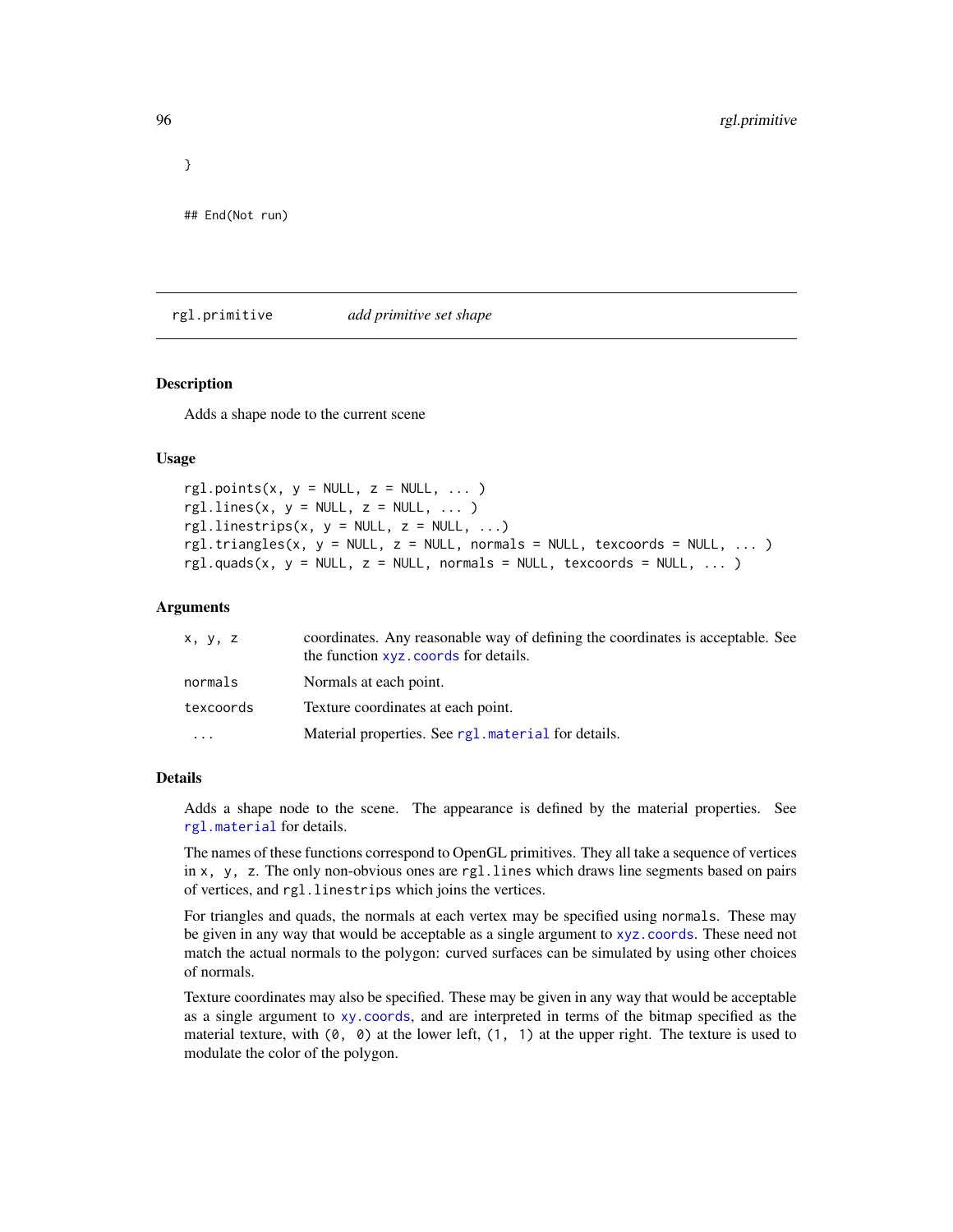```
}

## End(Not run)
```

## rgl.primitive *add primitive set shape*

### Description

Adds a shape node to the current scene

### Usage

```
rgl.points(x, y = NULL, z = NULL, ... )
rgl.lines(x, y = NULL, z = NULL, ... )
rgl.linestrips(x, y = NULL, z = NULL, ...)
rgl.triangles(x, y = NULL, z = NULL, normals = NULL, texcoords = NULL, ... )
rgl.quads(x, y = NULL, z = NULL, normals = NULL, texcoords = NULL, ... )
```

### Arguments

| | |
|---|---|
| `x, y, z` | coordinates. Any reasonable way of defining the coordinates is acceptable. See the function `xyz.coords` for details. |
| `normals` | Normals at each point. |
| `texcoords` | Texture coordinates at each point. |
| `...` | Material properties. See `rgl.material` for details. |

### Details

Adds a shape node to the scene. The appearance is defined by the material properties. See `rgl.material` for details.

The names of these functions correspond to OpenGL primitives. They all take a sequence of vertices in `x, y, z`. The only non-obvious ones are `rgl.lines` which draws line segments based on pairs of vertices, and `rgl.linestrips` which joins the vertices.

For triangles and quads, the normals at each vertex may be specified using `normals`. These may be given in any way that would be acceptable as a single argument to `xyz.coords`. These need not match the actual normals to the polygon: curved surfaces can be simulated by using other choices of normals.

Texture coordinates may also be specified. These may be given in any way that would be acceptable as a single argument to `xy.coords`, and are interpreted in terms of the bitmap specified as the material texture, with `(0, 0)` at the lower left, `(1, 1)` at the upper right. The texture is used to modulate the color of the polygon.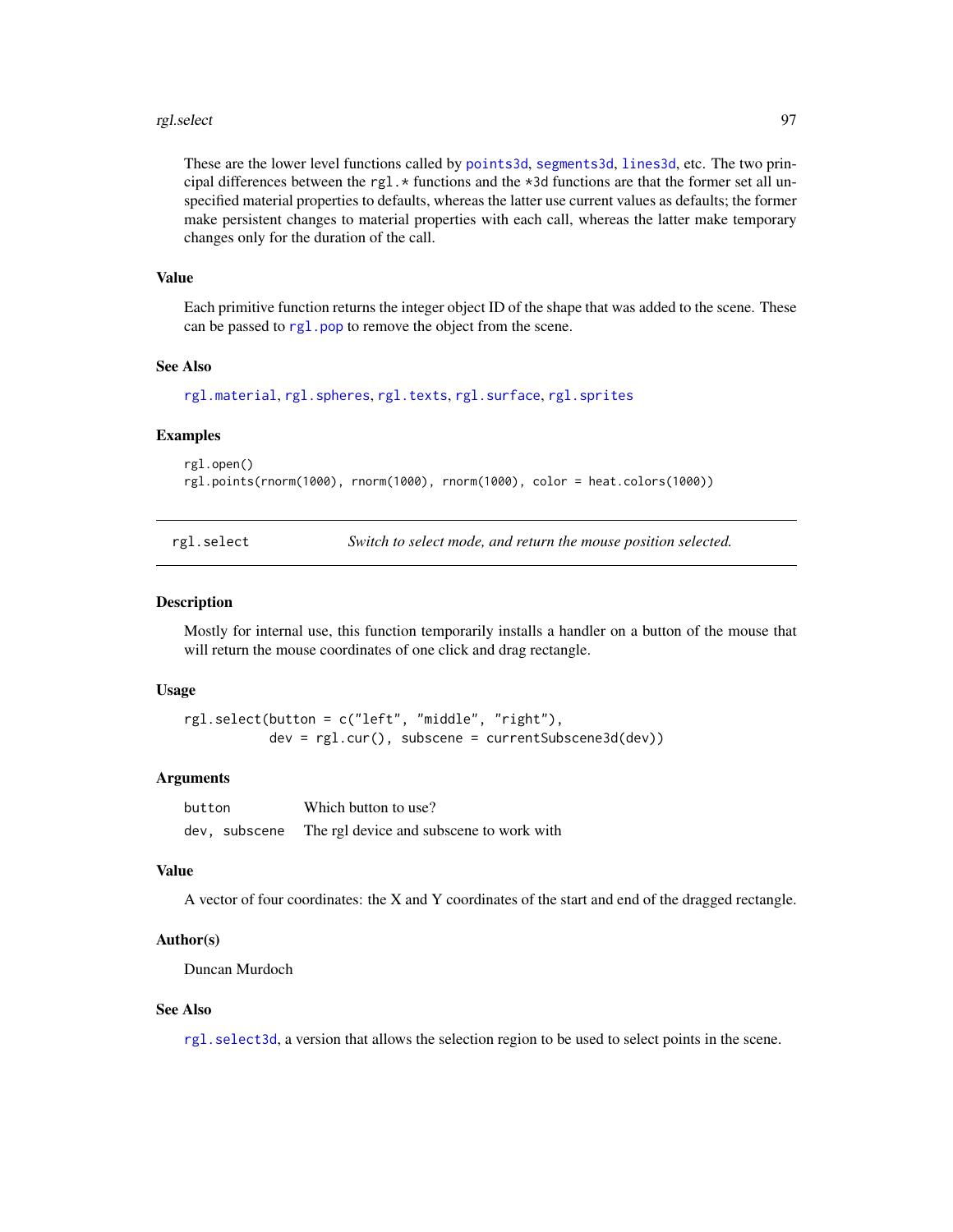These are the lower level functions called by points3d, segments3d, lines3d, etc. The two principal differences between the rgl.* functions and the *3d functions are that the former set all unspecified material properties to defaults, whereas the latter use current values as defaults; the former make persistent changes to material properties with each call, whereas the latter make temporary changes only for the duration of the call.

### Value

Each primitive function returns the integer object ID of the shape that was added to the scene. These can be passed to rgl.pop to remove the object from the scene.

### See Also

rgl.material, rgl.spheres, rgl.texts, rgl.surface, rgl.sprites

### Examples

```
rgl.open()
rgl.points(rnorm(1000), rnorm(1000), rnorm(1000), color = heat.colors(1000))
```

---

## rgl.select — *Switch to select mode, and return the mouse position selected.*

### Description

Mostly for internal use, this function temporarily installs a handler on a button of the mouse that will return the mouse coordinates of one click and drag rectangle.

### Usage

```
rgl.select(button = c("left", "middle", "right"),
           dev = rgl.cur(), subscene = currentSubscene3d(dev))
```

### Arguments

| | |
|---|---|
| button | Which button to use? |
| dev, subscene | The rgl device and subscene to work with |

### Value

A vector of four coordinates: the X and Y coordinates of the start and end of the dragged rectangle.

### Author(s)

Duncan Murdoch

### See Also

rgl.select3d, a version that allows the selection region to be used to select points in the scene.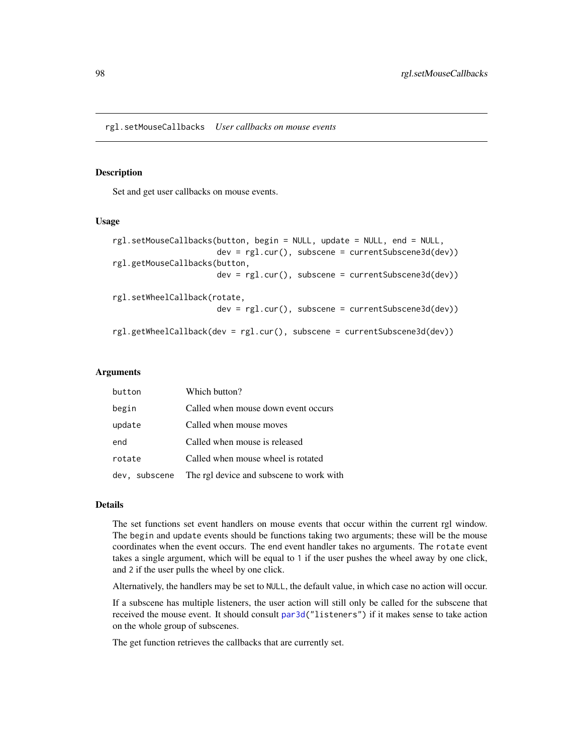## rgl.setMouseCallbacks *User callbacks on mouse events*

### Description

Set and get user callbacks on mouse events.

### Usage

```
rgl.setMouseCallbacks(button, begin = NULL, update = NULL, end = NULL,
                      dev = rgl.cur(), subscene = currentSubscene3d(dev))
rgl.getMouseCallbacks(button,
                      dev = rgl.cur(), subscene = currentSubscene3d(dev))

rgl.setWheelCallback(rotate,
                      dev = rgl.cur(), subscene = currentSubscene3d(dev))

rgl.getWheelCallback(dev = rgl.cur(), subscene = currentSubscene3d(dev))
```

### Arguments

| | |
|---|---|
| `button` | Which button? |
| `begin` | Called when mouse down event occurs |
| `update` | Called when mouse moves |
| `end` | Called when mouse is released |
| `rotate` | Called when mouse wheel is rotated |
| `dev, subscene` | The rgl device and subscene to work with |

### Details

The set functions set event handlers on mouse events that occur within the current rgl window. The `begin` and `update` events should be functions taking two arguments; these will be the mouse coordinates when the event occurs. The `end` event handler takes no arguments. The `rotate` event takes a single argument, which will be equal to `1` if the user pushes the wheel away by one click, and `2` if the user pulls the wheel by one click.

Alternatively, the handlers may be set to `NULL`, the default value, in which case no action will occur.

If a subscene has multiple listeners, the user action will still only be called for the subscene that received the mouse event. It should consult `par3d("listeners")` if it makes sense to take action on the whole group of subscenes.

The get function retrieves the callbacks that are currently set.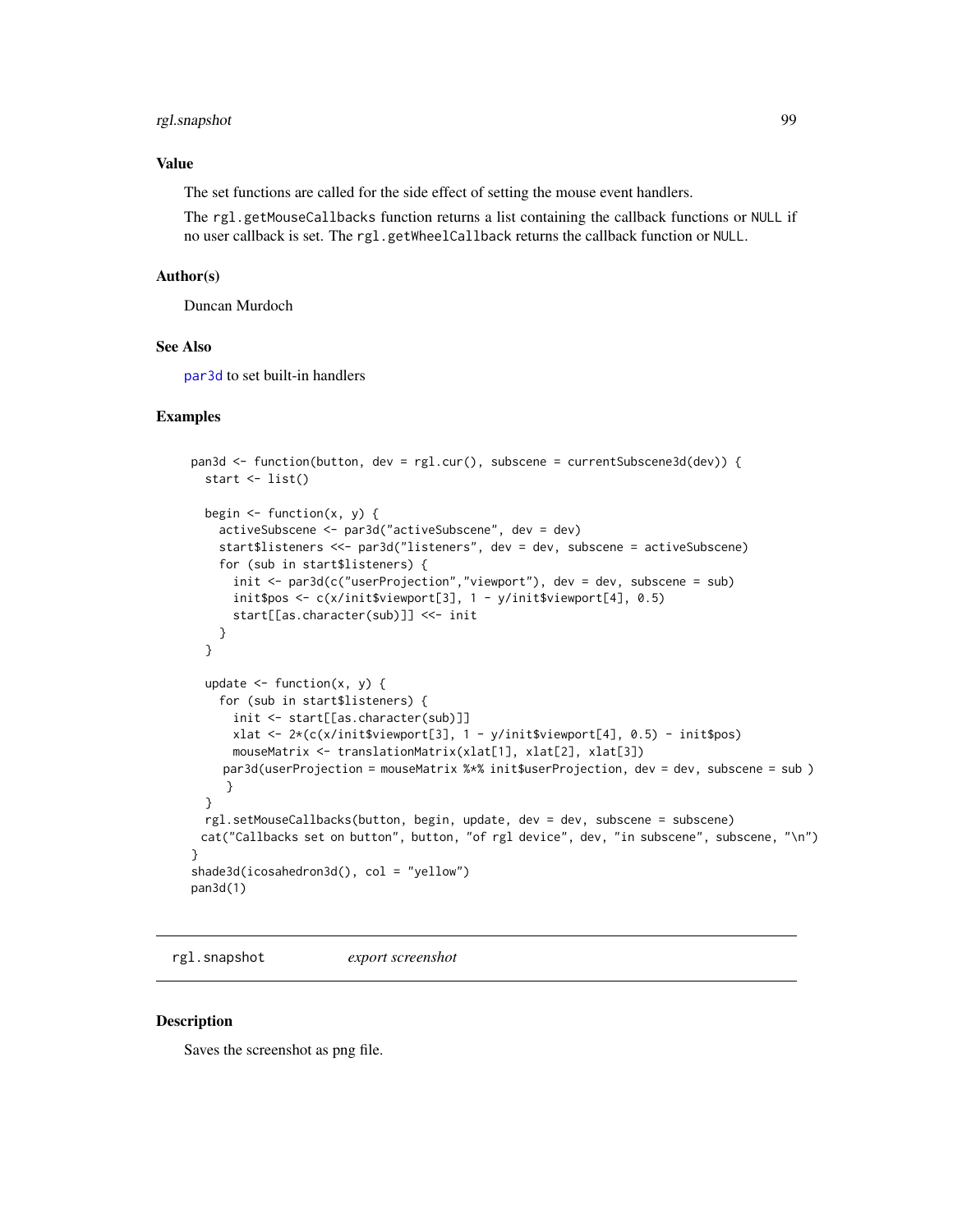## Value

The set functions are called for the side effect of setting the mouse event handlers.

The `rgl.getMouseCallbacks` function returns a list containing the callback functions or `NULL` if no user callback is set. The `rgl.getWheelCallback` returns the callback function or `NULL`.

## Author(s)

Duncan Murdoch

## See Also

`par3d` to set built-in handlers

## Examples

```
pan3d <- function(button, dev = rgl.cur(), subscene = currentSubscene3d(dev)) {
  start <- list()

  begin <- function(x, y) {
    activeSubscene <- par3d("activeSubscene", dev = dev)
    start$listeners <<- par3d("listeners", dev = dev, subscene = activeSubscene)
    for (sub in start$listeners) {
      init <- par3d(c("userProjection","viewport"), dev = dev, subscene = sub)
      init$pos <- c(x/init$viewport[3], 1 - y/init$viewport[4], 0.5)
      start[[as.character(sub)]] <<- init
    }
  }

  update <- function(x, y) {
    for (sub in start$listeners) {
      init <- start[[as.character(sub)]]
      xlat <- 2*(c(x/init$viewport[3], 1 - y/init$viewport[4], 0.5) - init$pos)
      mouseMatrix <- translationMatrix(xlat[1], xlat[2], xlat[3])
     par3d(userProjection = mouseMatrix %*% init$userProjection, dev = dev, subscene = sub )
     }
  }
  rgl.setMouseCallbacks(button, begin, update, dev = dev, subscene = subscene)
 cat("Callbacks set on button", button, "of rgl device", dev, "in subscene", subscene, "\n")
}
shade3d(icosahedron3d(), col = "yellow")
pan3d(1)
```

---

# rgl.snapshot *export screenshot*

## Description

Saves the screenshot as png file.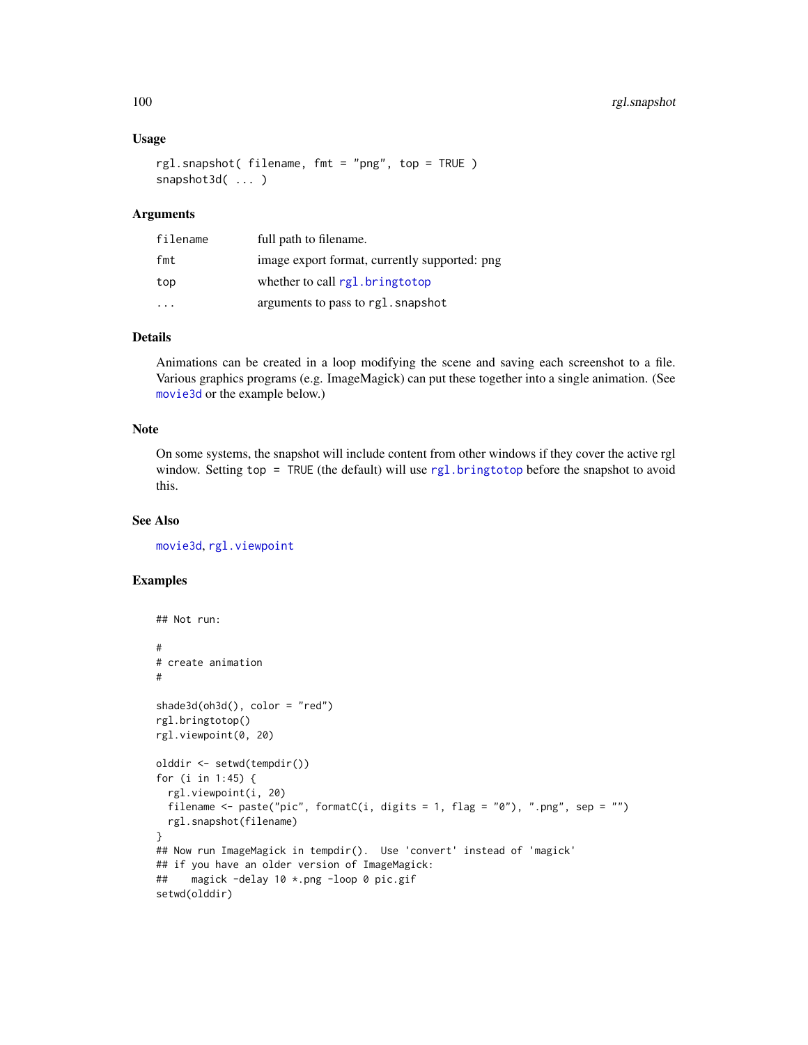### Usage

```
rgl.snapshot( filename, fmt = "png", top = TRUE )
snapshot3d( ... )
```

### Arguments

| | |
|---|---|
| filename | full path to filename. |
| fmt | image export format, currently supported: png |
| top | whether to call rgl.bringtotop |
| ... | arguments to pass to rgl.snapshot |

### Details

Animations can be created in a loop modifying the scene and saving each screenshot to a file. Various graphics programs (e.g. ImageMagick) can put these together into a single animation. (See movie3d or the example below.)

### Note

On some systems, the snapshot will include content from other windows if they cover the active rgl window. Setting `top = TRUE` (the default) will use rgl.bringtotop before the snapshot to avoid this.

### See Also

movie3d, rgl.viewpoint

### Examples

```
## Not run:

#
# create animation
#

shade3d(oh3d(), color = "red")
rgl.bringtotop()
rgl.viewpoint(0, 20)

olddir <- setwd(tempdir())
for (i in 1:45) {
  rgl.viewpoint(i, 20)
  filename <- paste("pic", formatC(i, digits = 1, flag = "0"), ".png", sep = "")
  rgl.snapshot(filename)
}
## Now run ImageMagick in tempdir().  Use 'convert' instead of 'magick'
## if you have an older version of ImageMagick:
##    magick -delay 10 *.png -loop 0 pic.gif
setwd(olddir)
```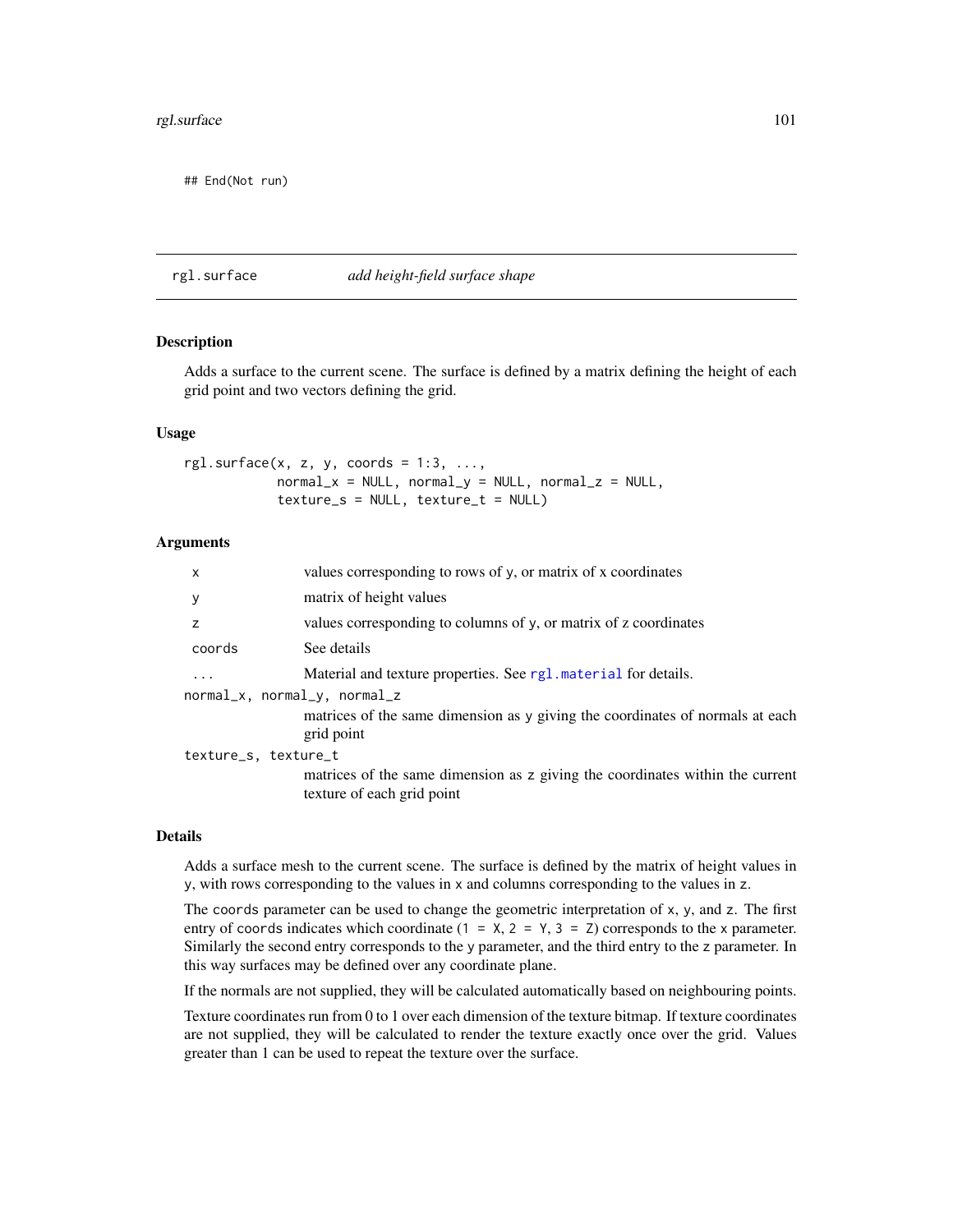```
## End(Not run)
```

---

## rgl.surface    *add height-field surface shape*

### Description

Adds a surface to the current scene. The surface is defined by a matrix defining the height of each grid point and two vectors defining the grid.

### Usage

```
rgl.surface(x, z, y, coords = 1:3, ...,
            normal_x = NULL, normal_y = NULL, normal_z = NULL,
            texture_s = NULL, texture_t = NULL)
```

### Arguments

| | |
|---|---|
| `x` | values corresponding to rows of `y`, or matrix of x coordinates |
| `y` | matrix of height values |
| `z` | values corresponding to columns of `y`, or matrix of z coordinates |
| `coords` | See details |
| `...` | Material and texture properties. See `rgl.material` for details. |
| `normal_x, normal_y, normal_z` | matrices of the same dimension as `y` giving the coordinates of normals at each grid point |
| `texture_s, texture_t` | matrices of the same dimension as `z` giving the coordinates within the current texture of each grid point |

### Details

Adds a surface mesh to the current scene. The surface is defined by the matrix of height values in `y`, with rows corresponding to the values in `x` and columns corresponding to the values in `z`.

The `coords` parameter can be used to change the geometric interpretation of `x`, `y`, and `z`. The first entry of `coords` indicates which coordinate (`1 = X`, `2 = Y`, `3 = Z`) corresponds to the `x` parameter. Similarly the second entry corresponds to the `y` parameter, and the third entry to the `z` parameter. In this way surfaces may be defined over any coordinate plane.

If the normals are not supplied, they will be calculated automatically based on neighbouring points.

Texture coordinates run from 0 to 1 over each dimension of the texture bitmap. If texture coordinates are not supplied, they will be calculated to render the texture exactly once over the grid. Values greater than 1 can be used to repeat the texture over the surface.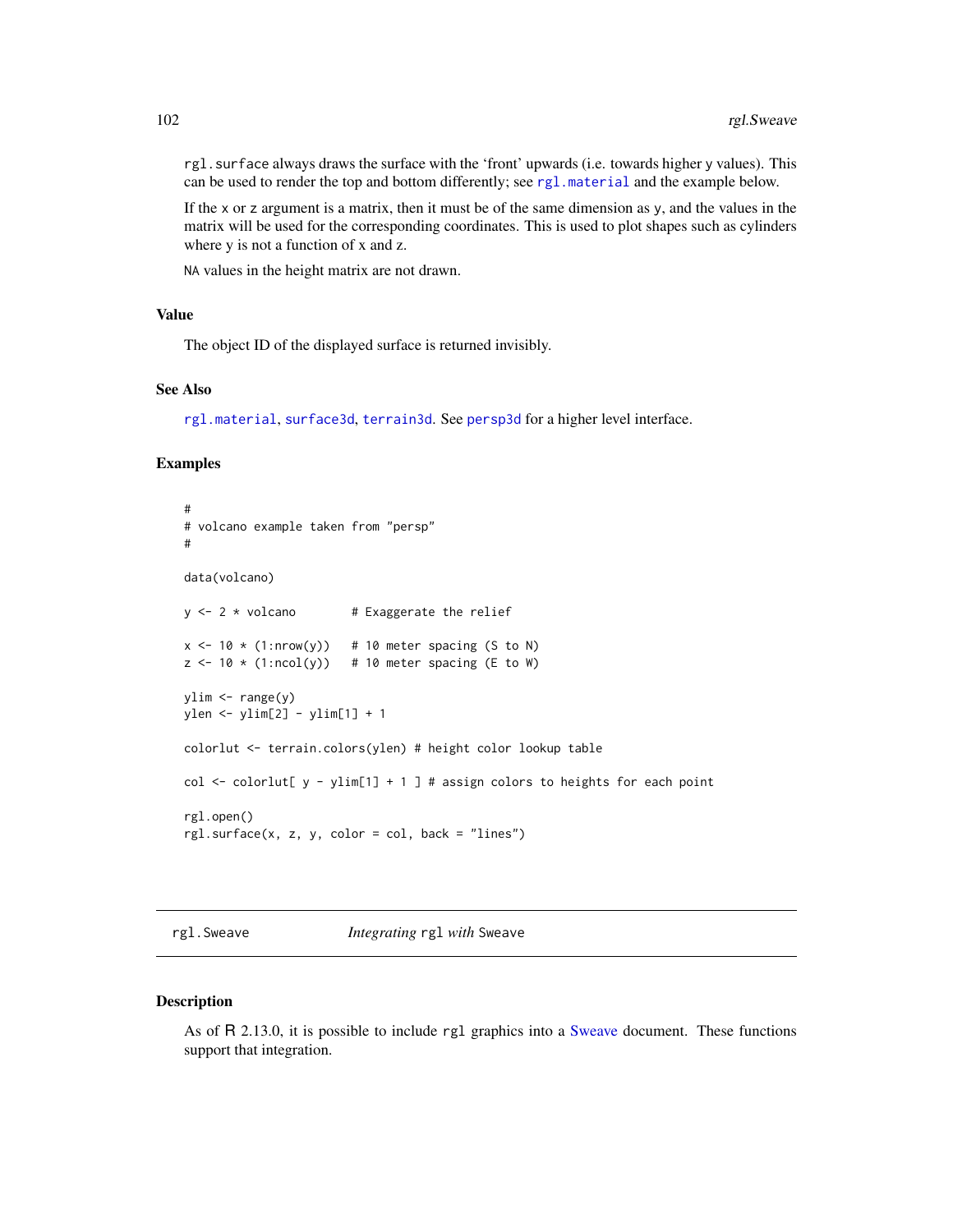rgl.surface always draws the surface with the 'front' upwards (i.e. towards higher y values). This can be used to render the top and bottom differently; see rgl.material and the example below.

If the x or z argument is a matrix, then it must be of the same dimension as y, and the values in the matrix will be used for the corresponding coordinates. This is used to plot shapes such as cylinders where y is not a function of x and z.

NA values in the height matrix are not drawn.

### Value

The object ID of the displayed surface is returned invisibly.

### See Also

rgl.material, surface3d, terrain3d. See persp3d for a higher level interface.

### Examples

```
#
# volcano example taken from "persp"
#

data(volcano)

y <- 2 * volcano        # Exaggerate the relief

x <- 10 * (1:nrow(y))   # 10 meter spacing (S to N)
z <- 10 * (1:ncol(y))   # 10 meter spacing (E to W)

ylim <- range(y)
ylen <- ylim[2] - ylim[1] + 1

colorlut <- terrain.colors(ylen) # height color lookup table

col <- colorlut[ y - ylim[1] + 1 ] # assign colors to heights for each point

rgl.open()
rgl.surface(x, z, y, color = col, back = "lines")
```

---

## rgl.Sweave — *Integrating* rgl *with* Sweave

### Description

As of R 2.13.0, it is possible to include rgl graphics into a Sweave document. These functions support that integration.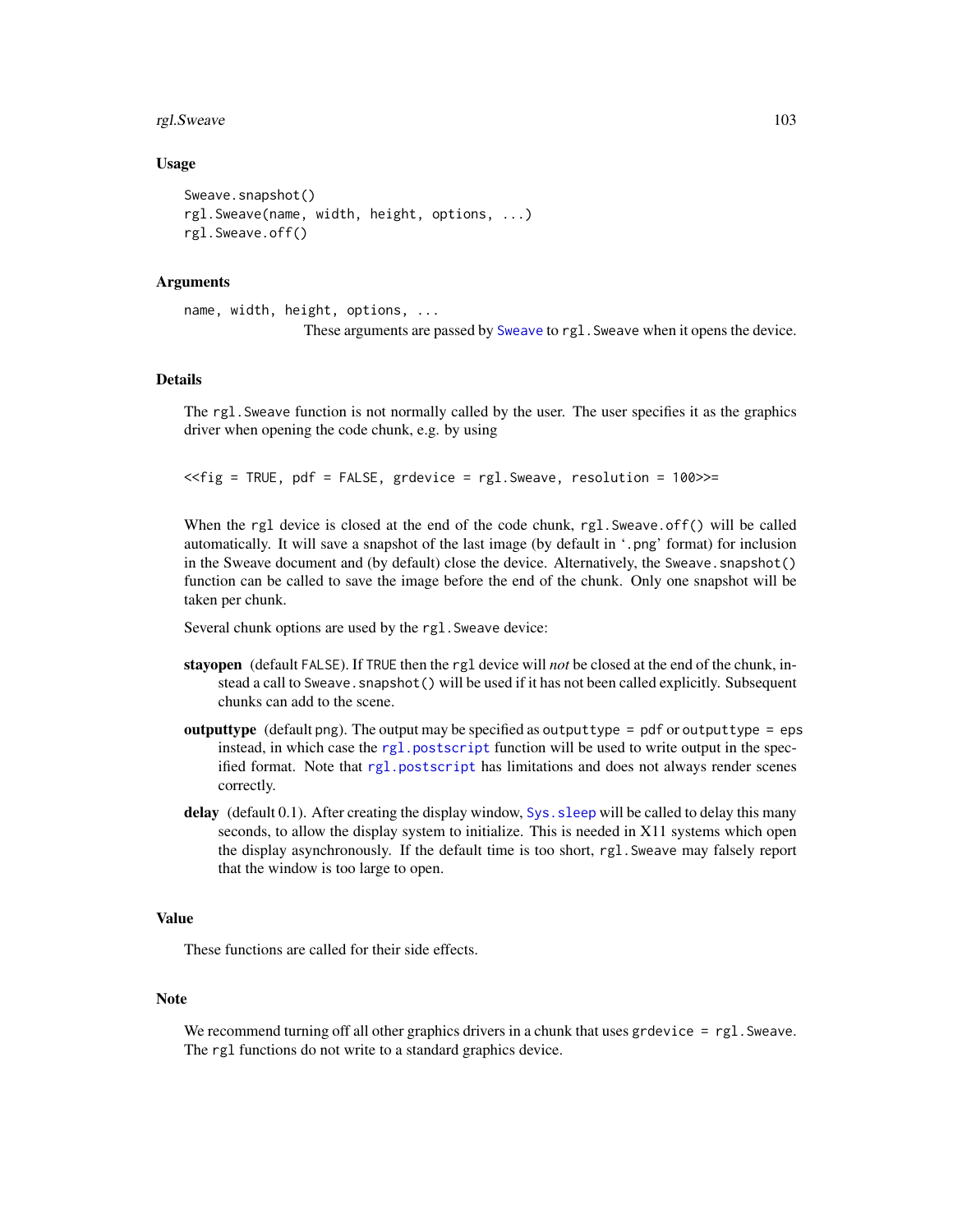## Usage

```
Sweave.snapshot()
rgl.Sweave(name, width, height, options, ...)
rgl.Sweave.off()
```

## Arguments

`name, width, height, options, ...`
: These arguments are passed by `Sweave` to `rgl.Sweave` when it opens the device.

## Details

The `rgl.Sweave` function is not normally called by the user. The user specifies it as the graphics driver when opening the code chunk, e.g. by using

```
<<fig = TRUE, pdf = FALSE, grdevice = rgl.Sweave, resolution = 100>>=
```

When the `rgl` device is closed at the end of the code chunk, `rgl.Sweave.off()` will be called automatically. It will save a snapshot of the last image (by default in '.png' format) for inclusion in the Sweave document and (by default) close the device. Alternatively, the `Sweave.snapshot()` function can be called to save the image before the end of the chunk. Only one snapshot will be taken per chunk.

Several chunk options are used by the `rgl.Sweave` device:

**stayopen** (default `FALSE`). If `TRUE` then the `rgl` device will *not* be closed at the end of the chunk, instead a call to `Sweave.snapshot()` will be used if it has not been called explicitly. Subsequent chunks can add to the scene.

**outputtype** (default png). The output may be specified as `outputtype = pdf` or `outputtype = eps` instead, in which case the `rgl.postscript` function will be used to write output in the specified format. Note that `rgl.postscript` has limitations and does not always render scenes correctly.

**delay** (default 0.1). After creating the display window, `Sys.sleep` will be called to delay this many seconds, to allow the display system to initialize. This is needed in X11 systems which open the display asynchronously. If the default time is too short, `rgl.Sweave` may falsely report that the window is too large to open.

## Value

These functions are called for their side effects.

## Note

We recommend turning off all other graphics drivers in a chunk that uses `grdevice = rgl.Sweave`. The `rgl` functions do not write to a standard graphics device.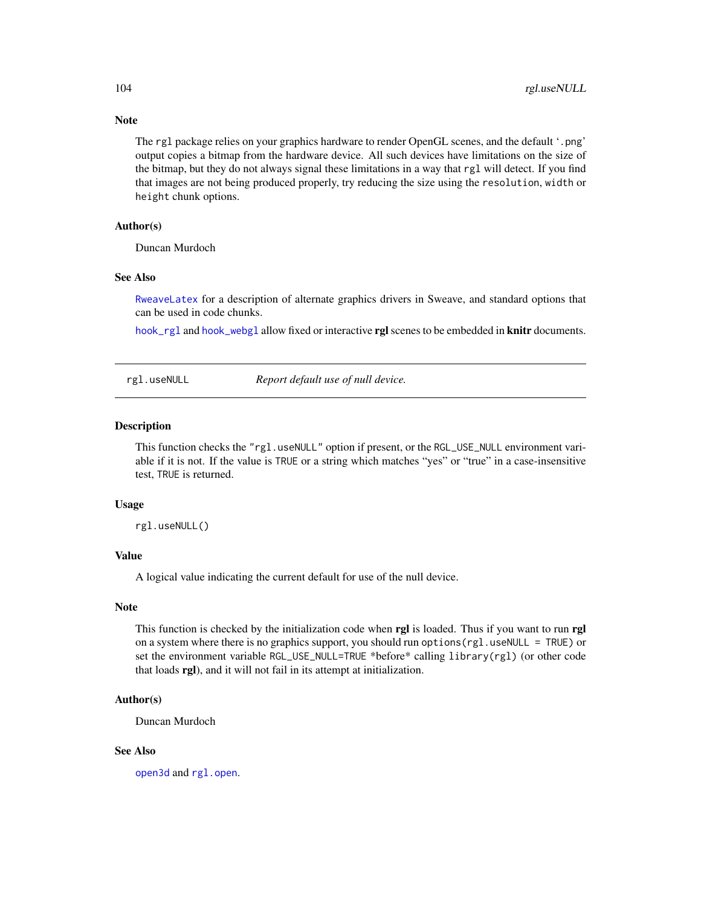### Note

The `rgl` package relies on your graphics hardware to render OpenGL scenes, and the default '`.png`' output copies a bitmap from the hardware device. All such devices have limitations on the size of the bitmap, but they do not always signal these limitations in a way that `rgl` will detect. If you find that images are not being produced properly, try reducing the size using the `resolution`, `width` or `height` chunk options.

### Author(s)

Duncan Murdoch

### See Also

`RweaveLatex` for a description of alternate graphics drivers in Sweave, and standard options that can be used in code chunks.

`hook_rgl` and `hook_webgl` allow fixed or interactive **rgl** scenes to be embedded in **knitr** documents.

---

## rgl.useNULL — *Report default use of null device.*

### Description

This function checks the `"rgl.useNULL"` option if present, or the `RGL_USE_NULL` environment variable if it is not. If the value is `TRUE` or a string which matches "yes" or "true" in a case-insensitive test, `TRUE` is returned.

### Usage

```
rgl.useNULL()
```

### Value

A logical value indicating the current default for use of the null device.

### Note

This function is checked by the initialization code when **rgl** is loaded. Thus if you want to run **rgl** on a system where there is no graphics support, you should run `options(rgl.useNULL = TRUE)` or set the environment variable `RGL_USE_NULL=TRUE` *before* calling `library(rgl)` (or other code that loads **rgl**), and it will not fail in its attempt at initialization.

### Author(s)

Duncan Murdoch

### See Also

`open3d` and `rgl.open`.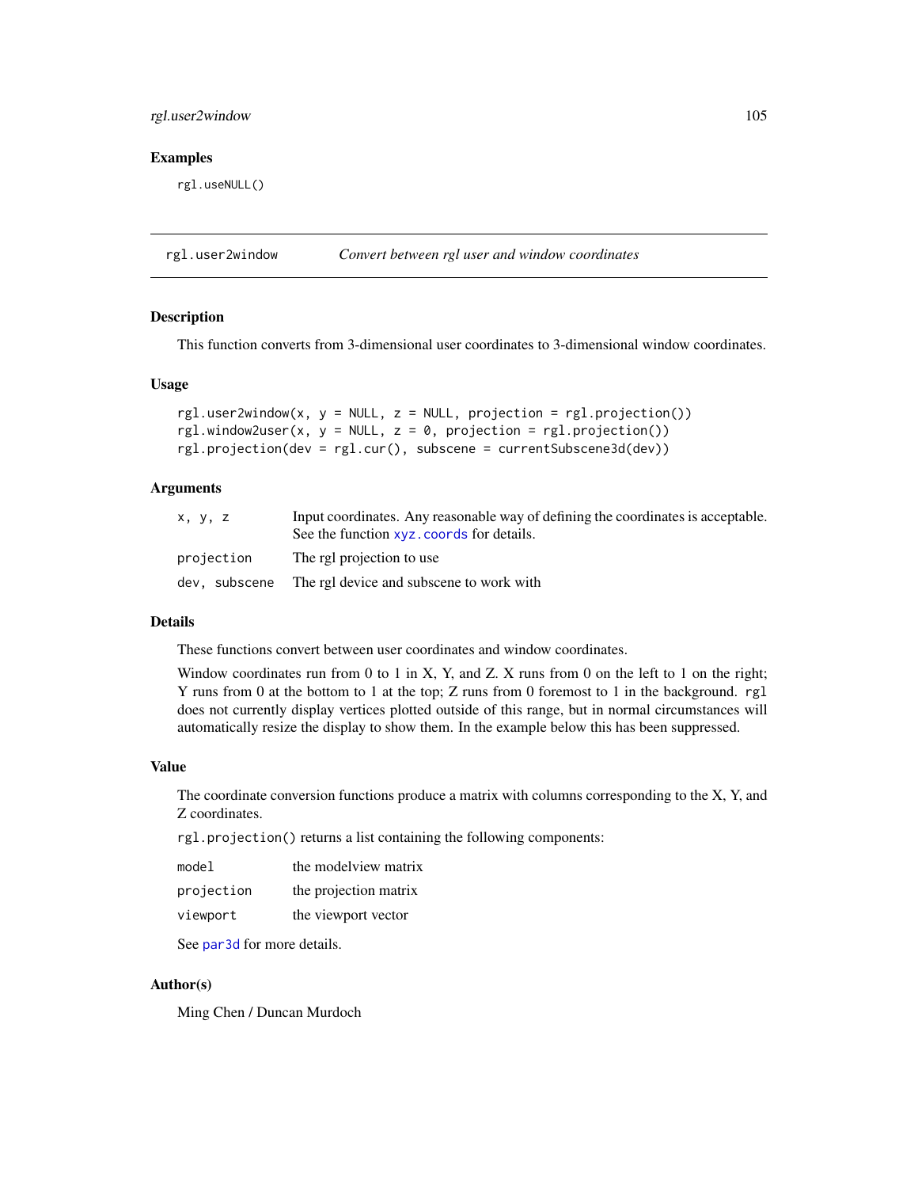## Examples

```
rgl.useNULL()
```

---

## rgl.user2window — *Convert between rgl user and window coordinates*

### Description

This function converts from 3-dimensional user coordinates to 3-dimensional window coordinates.

### Usage

```
rgl.user2window(x, y = NULL, z = NULL, projection = rgl.projection())
rgl.window2user(x, y = NULL, z = 0, projection = rgl.projection())
rgl.projection(dev = rgl.cur(), subscene = currentSubscene3d(dev))
```

### Arguments

| | |
|---|---|
| `x, y, z` | Input coordinates. Any reasonable way of defining the coordinates is acceptable. See the function `xyz.coords` for details. |
| `projection` | The rgl projection to use |
| `dev, subscene` | The rgl device and subscene to work with |

### Details

These functions convert between user coordinates and window coordinates.

Window coordinates run from 0 to 1 in X, Y, and Z. X runs from 0 on the left to 1 on the right; Y runs from 0 at the bottom to 1 at the top; Z runs from 0 foremost to 1 in the background. `rgl` does not currently display vertices plotted outside of this range, but in normal circumstances will automatically resize the display to show them. In the example below this has been suppressed.

### Value

The coordinate conversion functions produce a matrix with columns corresponding to the X, Y, and Z coordinates.

`rgl.projection()` returns a list containing the following components:

| | |
|---|---|
| `model` | the modelview matrix |
| `projection` | the projection matrix |
| `viewport` | the viewport vector |

See `par3d` for more details.

### Author(s)

Ming Chen / Duncan Murdoch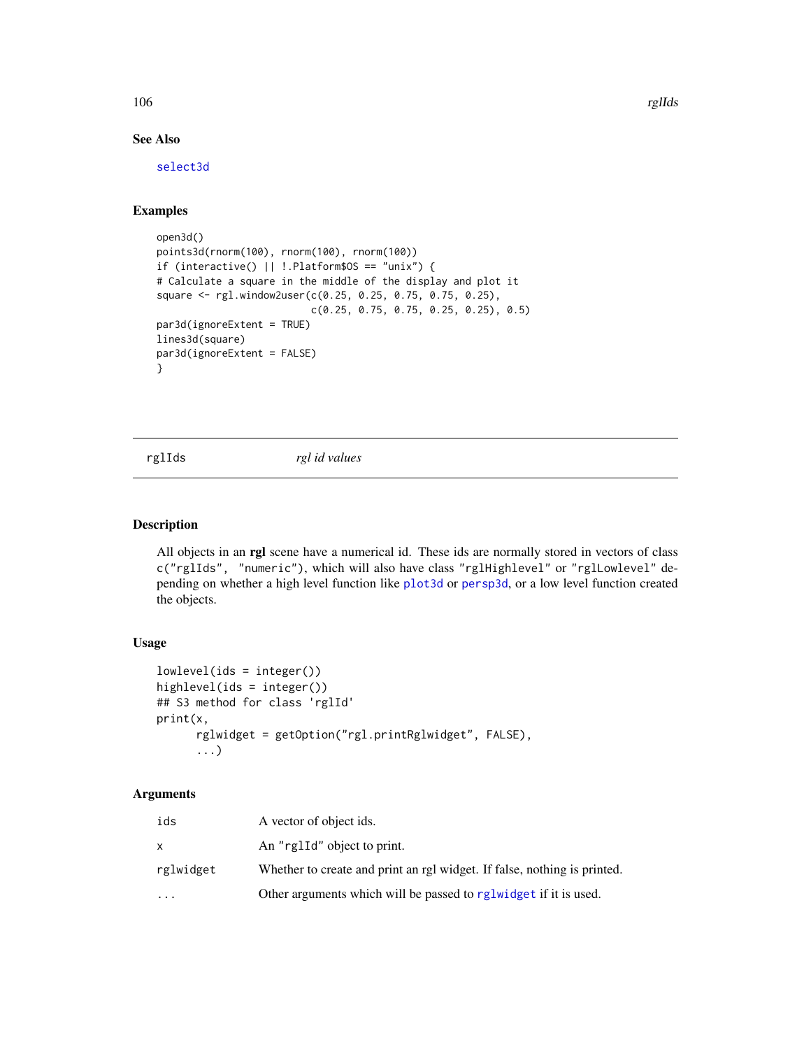## See Also

`select3d`

## Examples

```
open3d()
points3d(rnorm(100), rnorm(100), rnorm(100))
if (interactive() || !.Platform$OS == "unix") {
# Calculate a square in the middle of the display and plot it
square <- rgl.window2user(c(0.25, 0.25, 0.75, 0.75, 0.25),
                          c(0.25, 0.75, 0.75, 0.25, 0.25), 0.5)
par3d(ignoreExtent = TRUE)
lines3d(square)
par3d(ignoreExtent = FALSE)
}
```

---

# rglIds — *rgl id values*

## Description

All objects in an **rgl** scene have a numerical id. These ids are normally stored in vectors of class `c("rglIds", "numeric")`, which will also have class `"rglHighlevel"` or `"rglLowlevel"` depending on whether a high level function like `plot3d` or `persp3d`, or a low level function created the objects.

## Usage

```
lowlevel(ids = integer())
highlevel(ids = integer())
## S3 method for class 'rglId'
print(x,
      rglwidget = getOption("rgl.printRglwidget", FALSE),
      ...)
```

## Arguments

| | |
|---|---|
| `ids` | A vector of object ids. |
| `x` | An `"rglId"` object to print. |
| `rglwidget` | Whether to create and print an rgl widget. If false, nothing is printed. |
| `...` | Other arguments which will be passed to `rglwidget` if it is used. |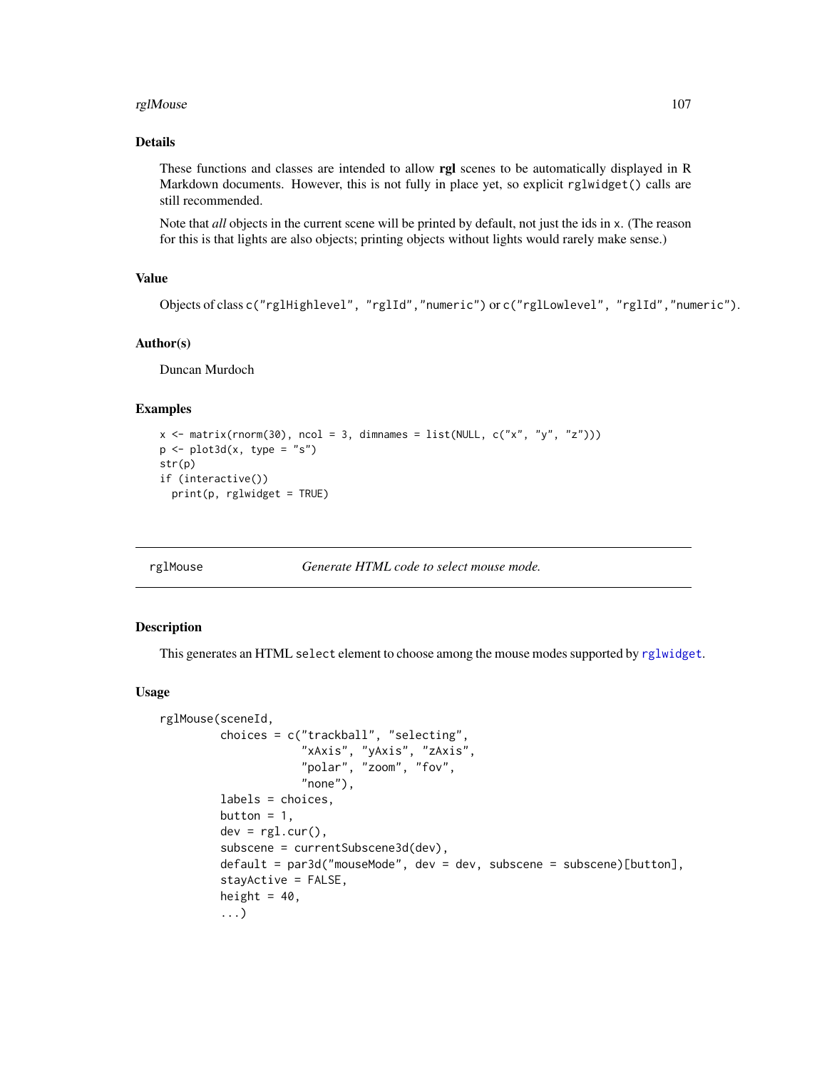### Details

These functions and classes are intended to allow **rgl** scenes to be automatically displayed in R Markdown documents. However, this is not fully in place yet, so explicit `rglwidget()` calls are still recommended.

Note that *all* objects in the current scene will be printed by default, not just the ids in `x`. (The reason for this is that lights are also objects; printing objects without lights would rarely make sense.)

### Value

Objects of class `c("rglHighlevel", "rglId","numeric")` or `c("rglLowlevel", "rglId","numeric")`.

### Author(s)

Duncan Murdoch

### Examples

```
x <- matrix(rnorm(30), ncol = 3, dimnames = list(NULL, c("x", "y", "z")))
p <- plot3d(x, type = "s")
str(p)
if (interactive())
  print(p, rglwidget = TRUE)
```

---

## rglMouse — *Generate HTML code to select mouse mode.*

### Description

This generates an HTML `select` element to choose among the mouse modes supported by `rglwidget`.

### Usage

```
rglMouse(sceneId,
         choices = c("trackball", "selecting",
                     "xAxis", "yAxis", "zAxis",
                     "polar", "zoom", "fov",
                     "none"),
         labels = choices,
         button = 1,
         dev = rgl.cur(),
         subscene = currentSubscene3d(dev),
         default = par3d("mouseMode", dev = dev, subscene = subscene)[button],
         stayActive = FALSE,
         height = 40,
         ...)
```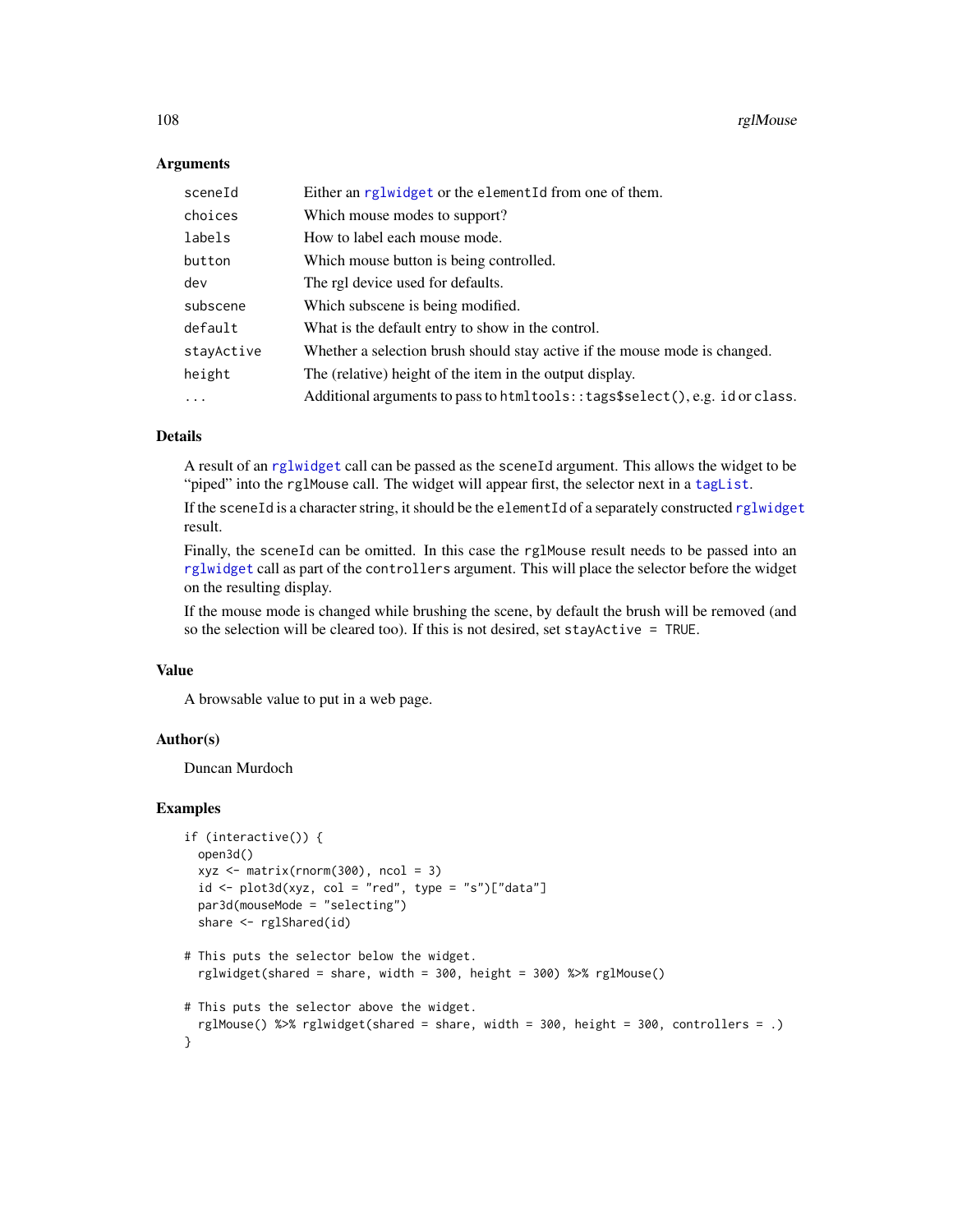### Arguments

| | |
|---|---|
| `sceneId` | Either an `rglwidget` or the `elementId` from one of them. |
| `choices` | Which mouse modes to support? |
| `labels` | How to label each mouse mode. |
| `button` | Which mouse button is being controlled. |
| `dev` | The rgl device used for defaults. |
| `subscene` | Which subscene is being modified. |
| `default` | What is the default entry to show in the control. |
| `stayActive` | Whether a selection brush should stay active if the mouse mode is changed. |
| `height` | The (relative) height of the item in the output display. |
| `...` | Additional arguments to pass to `htmltools::tags$select()`, e.g. `id` or `class`. |

### Details

A result of an `rglwidget` call can be passed as the `sceneId` argument. This allows the widget to be "piped" into the `rglMouse` call. The widget will appear first, the selector next in a `tagList`.

If the `sceneId` is a character string, it should be the `elementId` of a separately constructed `rglwidget` result.

Finally, the `sceneId` can be omitted. In this case the `rglMouse` result needs to be passed into an `rglwidget` call as part of the `controllers` argument. This will place the selector before the widget on the resulting display.

If the mouse mode is changed while brushing the scene, by default the brush will be removed (and so the selection will be cleared too). If this is not desired, set `stayActive = TRUE`.

### Value

A browsable value to put in a web page.

### Author(s)

Duncan Murdoch

### Examples

```
if (interactive()) {
  open3d()
  xyz <- matrix(rnorm(300), ncol = 3)
  id <- plot3d(xyz, col = "red", type = "s")["data"]
  par3d(mouseMode = "selecting")
  share <- rglShared(id)

# This puts the selector below the widget.
  rglwidget(shared = share, width = 300, height = 300) %>% rglMouse()

# This puts the selector above the widget.
  rglMouse() %>% rglwidget(shared = share, width = 300, height = 300, controllers = .)
}
```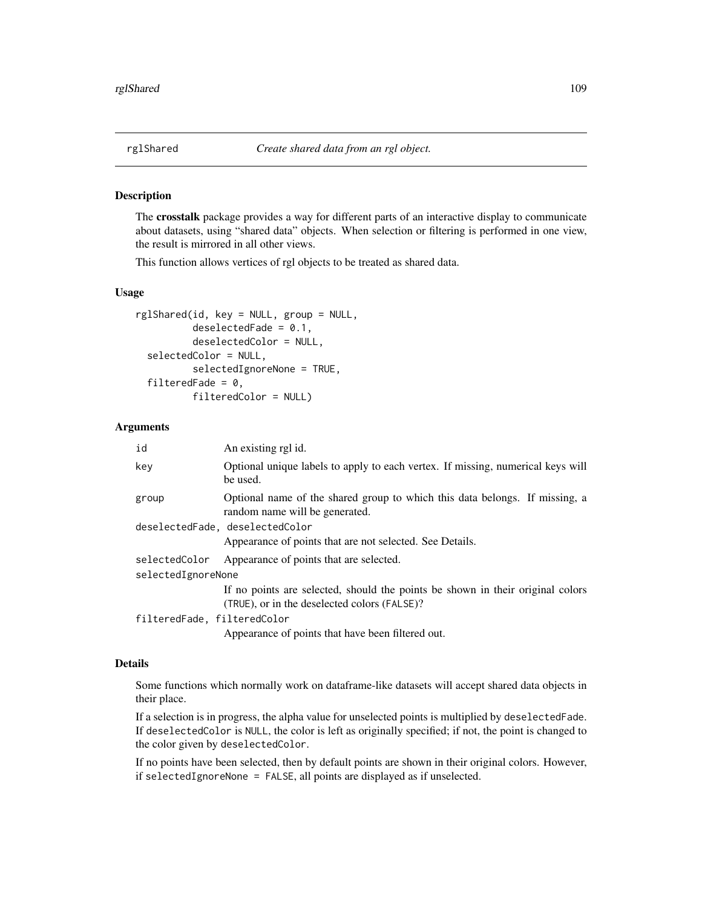# rglShared — *Create shared data from an rgl object.*

## Description

The **crosstalk** package provides a way for different parts of an interactive display to communicate about datasets, using "shared data" objects. When selection or filtering is performed in one view, the result is mirrored in all other views.

This function allows vertices of rgl objects to be treated as shared data.

## Usage

```
rglShared(id, key = NULL, group = NULL,
          deselectedFade = 0.1,
          deselectedColor = NULL,
  selectedColor = NULL,
          selectedIgnoreNone = TRUE,
  filteredFade = 0,
          filteredColor = NULL)
```

## Arguments

| | |
|---|---|
| `id` | An existing rgl id. |
| `key` | Optional unique labels to apply to each vertex. If missing, numerical keys will be used. |
| `group` | Optional name of the shared group to which this data belongs. If missing, a random name will be generated. |
| `deselectedFade, deselectedColor` | Appearance of points that are not selected. See Details. |
| `selectedColor` | Appearance of points that are selected. |
| `selectedIgnoreNone` | If no points are selected, should the points be shown in their original colors (`TRUE`), or in the deselected colors (`FALSE`)? |
| `filteredFade, filteredColor` | Appearance of points that have been filtered out. |

## Details

Some functions which normally work on dataframe-like datasets will accept shared data objects in their place.

If a selection is in progress, the alpha value for unselected points is multiplied by `deselectedFade`. If `deselectedColor` is `NULL`, the color is left as originally specified; if not, the point is changed to the color given by `deselectedColor`.

If no points have been selected, then by default points are shown in their original colors. However, if `selectedIgnoreNone = FALSE`, all points are displayed as if unselected.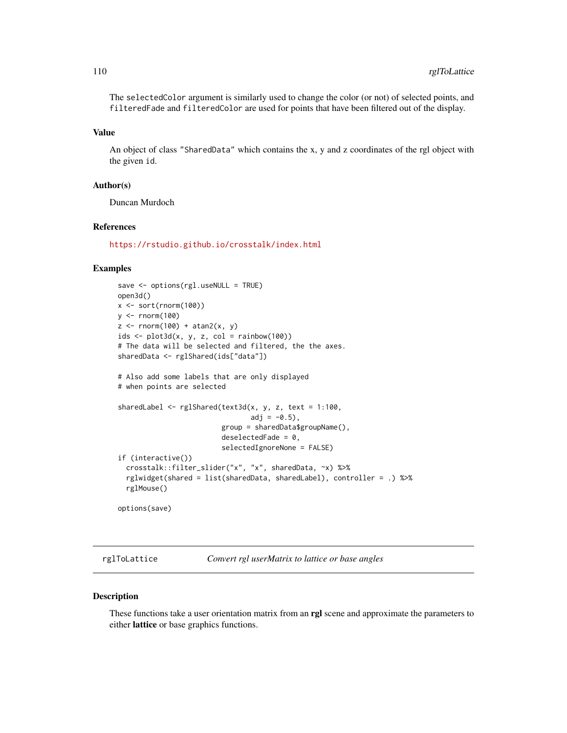The `selectedColor` argument is similarly used to change the color (or not) of selected points, and `filteredFade` and `filteredColor` are used for points that have been filtered out of the display.

### Value

An object of class "SharedData" which contains the x, y and z coordinates of the rgl object with the given `id`.

### Author(s)

Duncan Murdoch

### References

https://rstudio.github.io/crosstalk/index.html

### Examples

```
save <- options(rgl.useNULL = TRUE)
open3d()
x <- sort(rnorm(100))
y <- rnorm(100)
z <- rnorm(100) + atan2(x, y)
ids <- plot3d(x, y, z, col = rainbow(100))
# The data will be selected and filtered, the the axes.
sharedData <- rglShared(ids["data"])

# Also add some labels that are only displayed
# when points are selected

sharedLabel <- rglShared(text3d(x, y, z, text = 1:100,
                                adj = -0.5),
                         group = sharedData$groupName(),
                         deselectedFade = 0,
                         selectedIgnoreNone = FALSE)
if (interactive())
  crosstalk::filter_slider("x", "x", sharedData, ~x) %>%
  rglwidget(shared = list(sharedData, sharedLabel), controller = .) %>%
  rglMouse()

options(save)
```

---

## rglToLattice — *Convert rgl userMatrix to lattice or base angles*

### Description

These functions take a user orientation matrix from an **rgl** scene and approximate the parameters to either **lattice** or base graphics functions.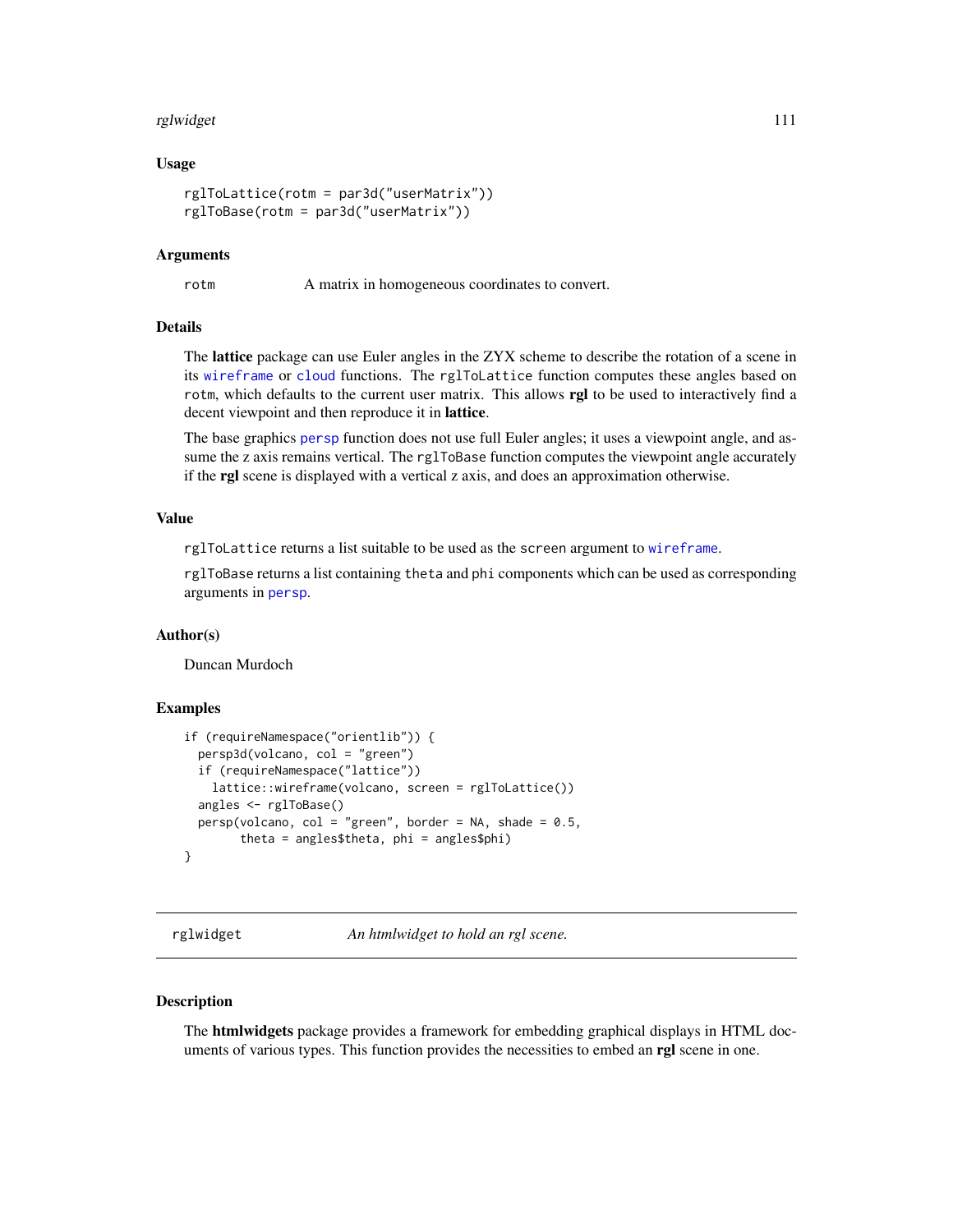### Usage

```
rglToLattice(rotm = par3d("userMatrix"))
rglToBase(rotm = par3d("userMatrix"))
```

### Arguments

| | |
|---|---|
| rotm | A matrix in homogeneous coordinates to convert. |

### Details

The **lattice** package can use Euler angles in the ZYX scheme to describe the rotation of a scene in its `wireframe` or `cloud` functions. The `rglToLattice` function computes these angles based on `rotm`, which defaults to the current user matrix. This allows **rgl** to be used to interactively find a decent viewpoint and then reproduce it in **lattice**.

The base graphics `persp` function does not use full Euler angles; it uses a viewpoint angle, and assume the z axis remains vertical. The `rglToBase` function computes the viewpoint angle accurately if the **rgl** scene is displayed with a vertical z axis, and does an approximation otherwise.

### Value

`rglToLattice` returns a list suitable to be used as the `screen` argument to `wireframe`.

`rglToBase` returns a list containing `theta` and `phi` components which can be used as corresponding arguments in `persp`.

### Author(s)

Duncan Murdoch

### Examples

```
if (requireNamespace("orientlib")) {
  persp3d(volcano, col = "green")
  if (requireNamespace("lattice"))
    lattice::wireframe(volcano, screen = rglToLattice())
  angles <- rglToBase()
  persp(volcano, col = "green", border = NA, shade = 0.5,
        theta = angles$theta, phi = angles$phi)
}
```

---

## rglwidget — *An htmlwidget to hold an rgl scene.*

### Description

The **htmlwidgets** package provides a framework for embedding graphical displays in HTML documents of various types. This function provides the necessities to embed an **rgl** scene in one.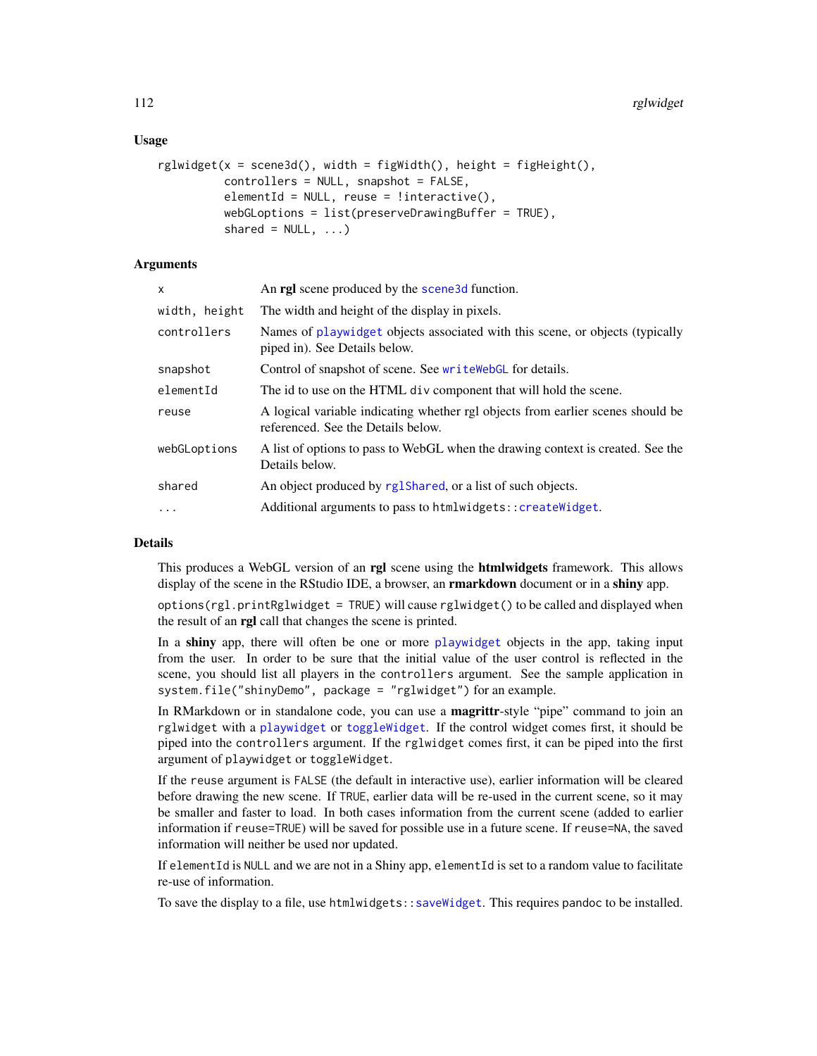### Usage

```
rglwidget(x = scene3d(), width = figWidth(), height = figHeight(),
          controllers = NULL, snapshot = FALSE,
          elementId = NULL, reuse = !interactive(),
          webGLoptions = list(preserveDrawingBuffer = TRUE),
          shared = NULL, ...)
```

### Arguments

| | |
|---|---|
| `x` | An **rgl** scene produced by the `scene3d` function. |
| `width, height` | The width and height of the display in pixels. |
| `controllers` | Names of `playwidget` objects associated with this scene, or objects (typically piped in). See Details below. |
| `snapshot` | Control of snapshot of scene. See `writeWebGL` for details. |
| `elementId` | The id to use on the HTML `div` component that will hold the scene. |
| `reuse` | A logical variable indicating whether rgl objects from earlier scenes should be referenced. See the Details below. |
| `webGLoptions` | A list of options to pass to WebGL when the drawing context is created. See the Details below. |
| `shared` | An object produced by `rglShared`, or a list of such objects. |
| `...` | Additional arguments to pass to `htmlwidgets::createWidget`. |

### Details

This produces a WebGL version of an **rgl** scene using the **htmlwidgets** framework. This allows display of the scene in the RStudio IDE, a browser, an **rmarkdown** document or in a **shiny** app.

`options(rgl.printRglwidget = TRUE)` will cause `rglwidget()` to be called and displayed when the result of an **rgl** call that changes the scene is printed.

In a **shiny** app, there will often be one or more `playwidget` objects in the app, taking input from the user. In order to be sure that the initial value of the user control is reflected in the scene, you should list all players in the `controllers` argument. See the sample application in `system.file("shinyDemo", package = "rglwidget")` for an example.

In RMarkdown or in standalone code, you can use a **magrittr**-style "pipe" command to join an `rglwidget` with a `playwidget` or `toggleWidget`. If the control widget comes first, it should be piped into the `controllers` argument. If the `rglwidget` comes first, it can be piped into the first argument of `playwidget` or `toggleWidget`.

If the `reuse` argument is `FALSE` (the default in interactive use), earlier information will be cleared before drawing the new scene. If `TRUE`, earlier data will be re-used in the current scene, so it may be smaller and faster to load. In both cases information from the current scene (added to earlier information if `reuse=TRUE`) will be saved for possible use in a future scene. If `reuse=NA`, the saved information will neither be used nor updated.

If `elementId` is `NULL` and we are not in a Shiny app, `elementId` is set to a random value to facilitate re-use of information.

To save the display to a file, use `htmlwidgets::saveWidget`. This requires `pandoc` to be installed.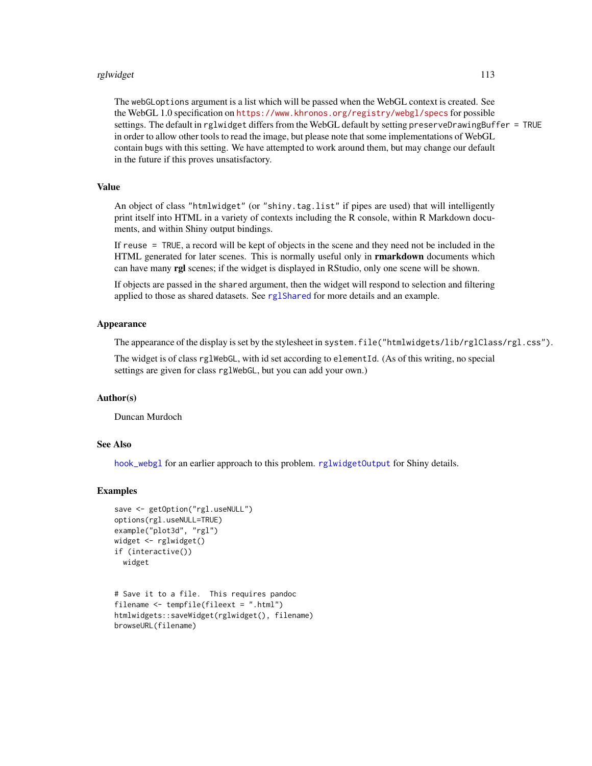The `webGLoptions` argument is a list which will be passed when the WebGL context is created. See the WebGL 1.0 specification on https://www.khronos.org/registry/webgl/specs for possible settings. The default in `rglwidget` differs from the WebGL default by setting `preserveDrawingBuffer = TRUE` in order to allow other tools to read the image, but please note that some implementations of WebGL contain bugs with this setting. We have attempted to work around them, but may change our default in the future if this proves unsatisfactory.

## Value

An object of class `"htmlwidget"` (or `"shiny.tag.list"` if pipes are used) that will intelligently print itself into HTML in a variety of contexts including the R console, within R Markdown documents, and within Shiny output bindings.

If `reuse = TRUE`, a record will be kept of objects in the scene and they need not be included in the HTML generated for later scenes. This is normally useful only in **rmarkdown** documents which can have many **rgl** scenes; if the widget is displayed in RStudio, only one scene will be shown.

If objects are passed in the `shared` argument, then the widget will respond to selection and filtering applied to those as shared datasets. See `rglShared` for more details and an example.

## Appearance

The appearance of the display is set by the stylesheet in `system.file("htmlwidgets/lib/rglClass/rgl.css")`.

The widget is of class `rglWebGL`, with id set according to `elementId`. (As of this writing, no special settings are given for class `rglWebGL`, but you can add your own.)

## Author(s)

Duncan Murdoch

## See Also

`hook_webgl` for an earlier approach to this problem. `rglwidgetOutput` for Shiny details.

## Examples

```
save <- getOption("rgl.useNULL")
options(rgl.useNULL=TRUE)
example("plot3d", "rgl")
widget <- rglwidget()
if (interactive())
  widget


# Save it to a file.  This requires pandoc
filename <- tempfile(fileext = ".html")
htmlwidgets::saveWidget(rglwidget(), filename)
browseURL(filename)
```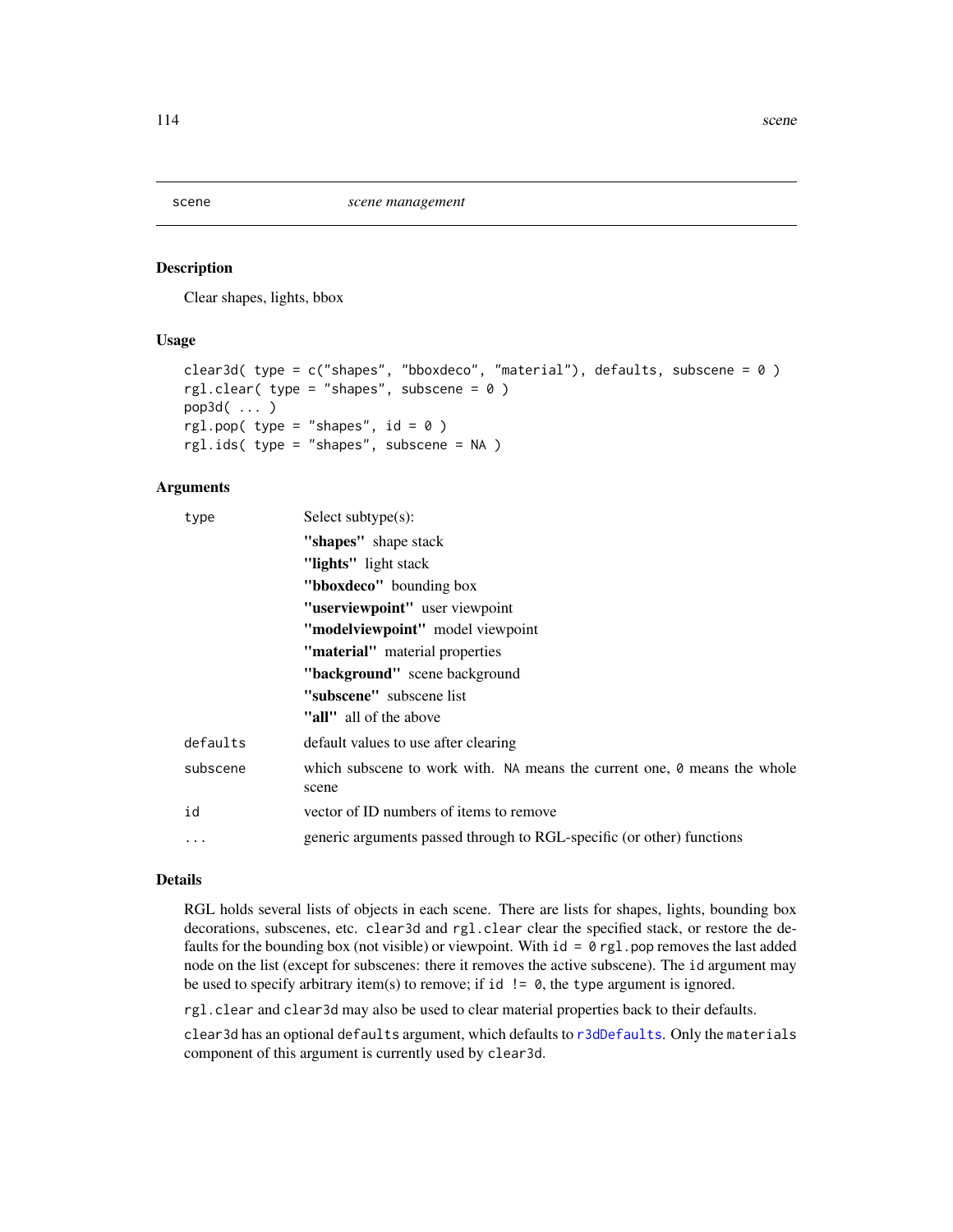## scene *scene management*

### Description

Clear shapes, lights, bbox

### Usage

```
clear3d( type = c("shapes", "bboxdeco", "material"), defaults, subscene = 0 )
rgl.clear( type = "shapes", subscene = 0 )
pop3d( ... )
rgl.pop( type = "shapes", id = 0 )
rgl.ids( type = "shapes", subscene = NA )
```

### Arguments

| | |
|---|---|
| `type` | Select subtype(s):<br>**"shapes"** shape stack<br>**"lights"** light stack<br>**"bboxdeco"** bounding box<br>**"userviewpoint"** user viewpoint<br>**"modelviewpoint"** model viewpoint<br>**"material"** material properties<br>**"background"** scene background<br>**"subscene"** subscene list<br>**"all"** all of the above |
| `defaults` | default values to use after clearing |
| `subscene` | which subscene to work with. `NA` means the current one, `0` means the whole scene |
| `id` | vector of ID numbers of items to remove |
| `...` | generic arguments passed through to RGL-specific (or other) functions |

### Details

RGL holds several lists of objects in each scene. There are lists for shapes, lights, bounding box decorations, subscenes, etc. `clear3d` and `rgl.clear` clear the specified stack, or restore the defaults for the bounding box (not visible) or viewpoint. With `id = 0` `rgl.pop` removes the last added node on the list (except for subscenes: there it removes the active subscene). The `id` argument may be used to specify arbitrary item(s) to remove; if `id != 0`, the `type` argument is ignored.

`rgl.clear` and `clear3d` may also be used to clear material properties back to their defaults.

`clear3d` has an optional `defaults` argument, which defaults to `r3dDefaults`. Only the `materials` component of this argument is currently used by `clear3d`.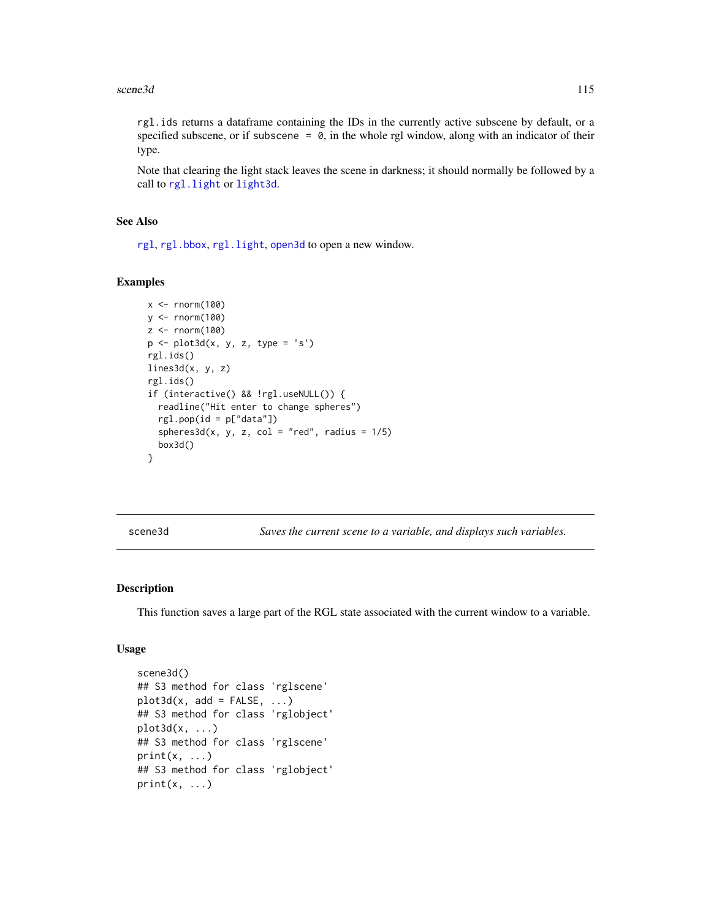rgl.ids returns a dataframe containing the IDs in the currently active subscene by default, or a specified subscene, or if subscene = 0, in the whole rgl window, along with an indicator of their type.

Note that clearing the light stack leaves the scene in darkness; it should normally be followed by a call to rgl.light or light3d.

### See Also

rgl, rgl.bbox, rgl.light, open3d to open a new window.

### Examples

```
x <- rnorm(100)
y <- rnorm(100)
z <- rnorm(100)
p <- plot3d(x, y, z, type = 's')
rgl.ids()
lines3d(x, y, z)
rgl.ids()
if (interactive() && !rgl.useNULL()) {
  readline("Hit enter to change spheres")
  rgl.pop(id = p["data"])
  spheres3d(x, y, z, col = "red", radius = 1/5)
  box3d()
}
```

---

## scene3d — *Saves the current scene to a variable, and displays such variables.*

---

### Description

This function saves a large part of the RGL state associated with the current window to a variable.

### Usage

```
scene3d()
## S3 method for class 'rglscene'
plot3d(x, add = FALSE, ...)
## S3 method for class 'rglobject'
plot3d(x, ...)
## S3 method for class 'rglscene'
print(x, ...)
## S3 method for class 'rglobject'
print(x, ...)
```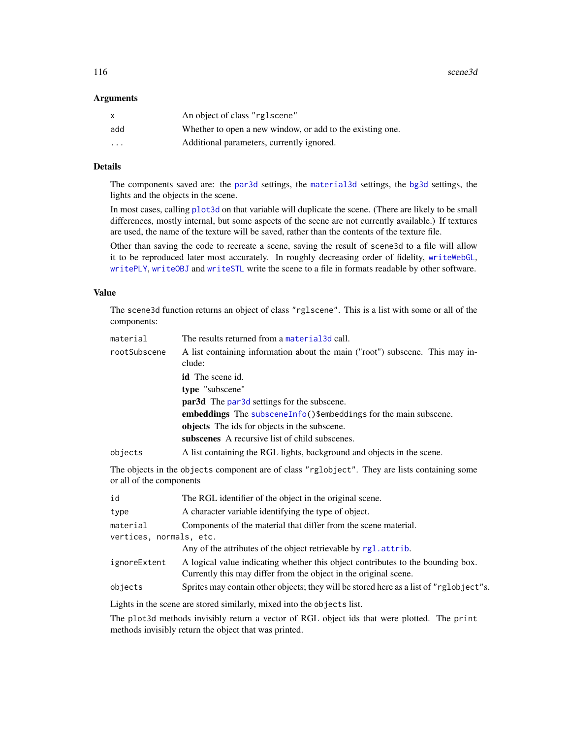### Arguments

| | |
|---|---|
| `x` | An object of class `"rglscene"` |
| `add` | Whether to open a new window, or add to the existing one. |
| `...` | Additional parameters, currently ignored. |

### Details

The components saved are: the `par3d` settings, the `material3d` settings, the `bg3d` settings, the lights and the objects in the scene.

In most cases, calling `plot3d` on that variable will duplicate the scene. (There are likely to be small differences, mostly internal, but some aspects of the scene are not currently available.) If textures are used, the name of the texture will be saved, rather than the contents of the texture file.

Other than saving the code to recreate a scene, saving the result of `scene3d` to a file will allow it to be reproduced later most accurately. In roughly decreasing order of fidelity, `writeWebGL`, `writePLY`, `writeOBJ` and `writeSTL` write the scene to a file in formats readable by other software.

### Value

The `scene3d` function returns an object of class `"rglscene"`. This is a list with some or all of the components:

| | |
|---|---|
| `material` | The results returned from a `material3d` call. |
| `rootSubscene` | A list containing information about the main ("root") subscene. This may include:<br>**id** The scene id.<br>**type** "subscene"<br>**par3d** The `par3d` settings for the subscene.<br>**embeddings** The `subsceneInfo()$embeddings` for the main subscene.<br>**objects** The ids for objects in the subscene.<br>**subscenes** A recursive list of child subscenes. |
| `objects` | A list containing the RGL lights, background and objects in the scene. |

The objects in the `objects` component are of class `"rglobject"`. They are lists containing some or all of the components

| | |
|---|---|
| `id` | The RGL identifier of the object in the original scene. |
| `type` | A character variable identifying the type of object. |
| `material` | Components of the material that differ from the scene material. |
| `vertices, normals, etc.` | Any of the attributes of the object retrievable by `rgl.attrib`. |
| `ignoreExtent` | A logical value indicating whether this object contributes to the bounding box. Currently this may differ from the object in the original scene. |
| `objects` | Sprites may contain other objects; they will be stored here as a list of `"rglobject"`s. |

Lights in the scene are stored similarly, mixed into the `objects` list.

The `plot3d` methods invisibly return a vector of RGL object ids that were plotted. The `print` methods invisibly return the object that was printed.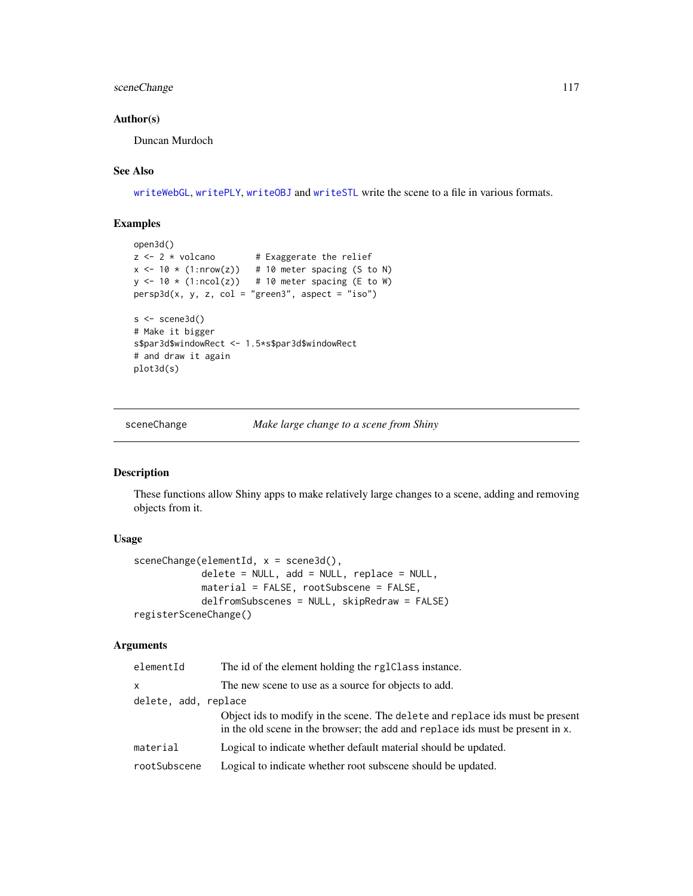### Author(s)

Duncan Murdoch

### See Also

writeWebGL, writePLY, writeOBJ and writeSTL write the scene to a file in various formats.

### Examples

```
open3d()
z <- 2 * volcano        # Exaggerate the relief
x <- 10 * (1:nrow(z))   # 10 meter spacing (S to N)
y <- 10 * (1:ncol(z))   # 10 meter spacing (E to W)
persp3d(x, y, z, col = "green3", aspect = "iso")

s <- scene3d()
# Make it bigger
s$par3d$windowRect <- 1.5*s$par3d$windowRect
# and draw it again
plot3d(s)
```

---

## sceneChange — *Make large change to a scene from Shiny*

### Description

These functions allow Shiny apps to make relatively large changes to a scene, adding and removing objects from it.

### Usage

```
sceneChange(elementId, x = scene3d(),
            delete = NULL, add = NULL, replace = NULL,
            material = FALSE, rootSubscene = FALSE,
            delfromSubscenes = NULL, skipRedraw = FALSE)
registerSceneChange()
```

### Arguments

| | |
|---|---|
| elementId | The id of the element holding the rglClass instance. |
| x | The new scene to use as a source for objects to add. |
| delete, add, replace | Object ids to modify in the scene. The delete and replace ids must be present in the old scene in the browser; the add and replace ids must be present in x. |
| material | Logical to indicate whether default material should be updated. |
| rootSubscene | Logical to indicate whether root subscene should be updated. |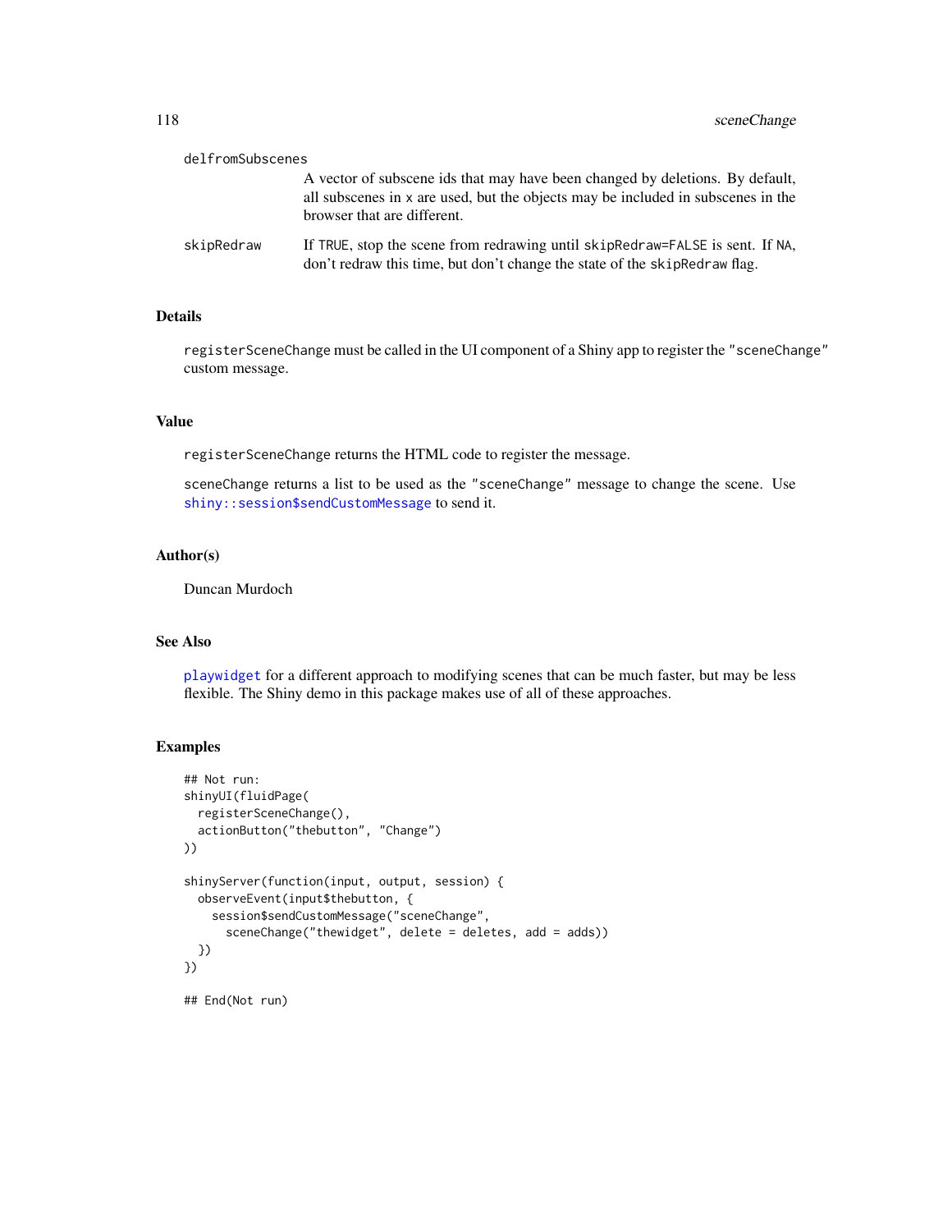`delfromSubscenes`
: A vector of subscene ids that may have been changed by deletions. By default, all subscenes in `x` are used, but the objects may be included in subscenes in the browser that are different.

`skipRedraw`
: If `TRUE`, stop the scene from redrawing until `skipRedraw=FALSE` is sent. If `NA`, don't redraw this time, but don't change the state of the `skipRedraw` flag.

## Details

`registerSceneChange` must be called in the UI component of a Shiny app to register the `"sceneChange"` custom message.

## Value

`registerSceneChange` returns the HTML code to register the message.

`sceneChange` returns a list to be used as the `"sceneChange"` message to change the scene. Use `shiny::session$sendCustomMessage` to send it.

## Author(s)

Duncan Murdoch

## See Also

`playwidget` for a different approach to modifying scenes that can be much faster, but may be less flexible. The Shiny demo in this package makes use of all of these approaches.

## Examples

```
## Not run:
shinyUI(fluidPage(
  registerSceneChange(),
  actionButton("thebutton", "Change")
))

shinyServer(function(input, output, session) {
  observeEvent(input$thebutton, {
    session$sendCustomMessage("sceneChange",
      sceneChange("thewidget", delete = deletes, add = adds))
  })
})

## End(Not run)
```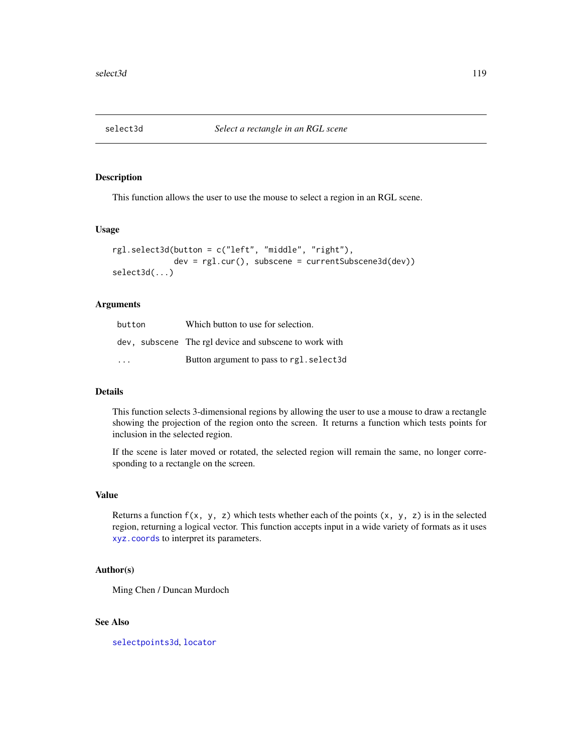# select3d — *Select a rectangle in an RGL scene*

## Description

This function allows the user to use the mouse to select a region in an RGL scene.

## Usage

```
rgl.select3d(button = c("left", "middle", "right"),
             dev = rgl.cur(), subscene = currentSubscene3d(dev))
select3d(...)
```

## Arguments

| | |
|---|---|
| `button` | Which button to use for selection. |
| `dev, subscene` | The rgl device and subscene to work with |
| `...` | Button argument to pass to `rgl.select3d` |

## Details

This function selects 3-dimensional regions by allowing the user to use a mouse to draw a rectangle showing the projection of the region onto the screen. It returns a function which tests points for inclusion in the selected region.

If the scene is later moved or rotated, the selected region will remain the same, no longer corresponding to a rectangle on the screen.

## Value

Returns a function `f(x, y, z)` which tests whether each of the points `(x, y, z)` is in the selected region, returning a logical vector. This function accepts input in a wide variety of formats as it uses `xyz.coords` to interpret its parameters.

## Author(s)

Ming Chen / Duncan Murdoch

## See Also

`selectpoints3d`, `locator`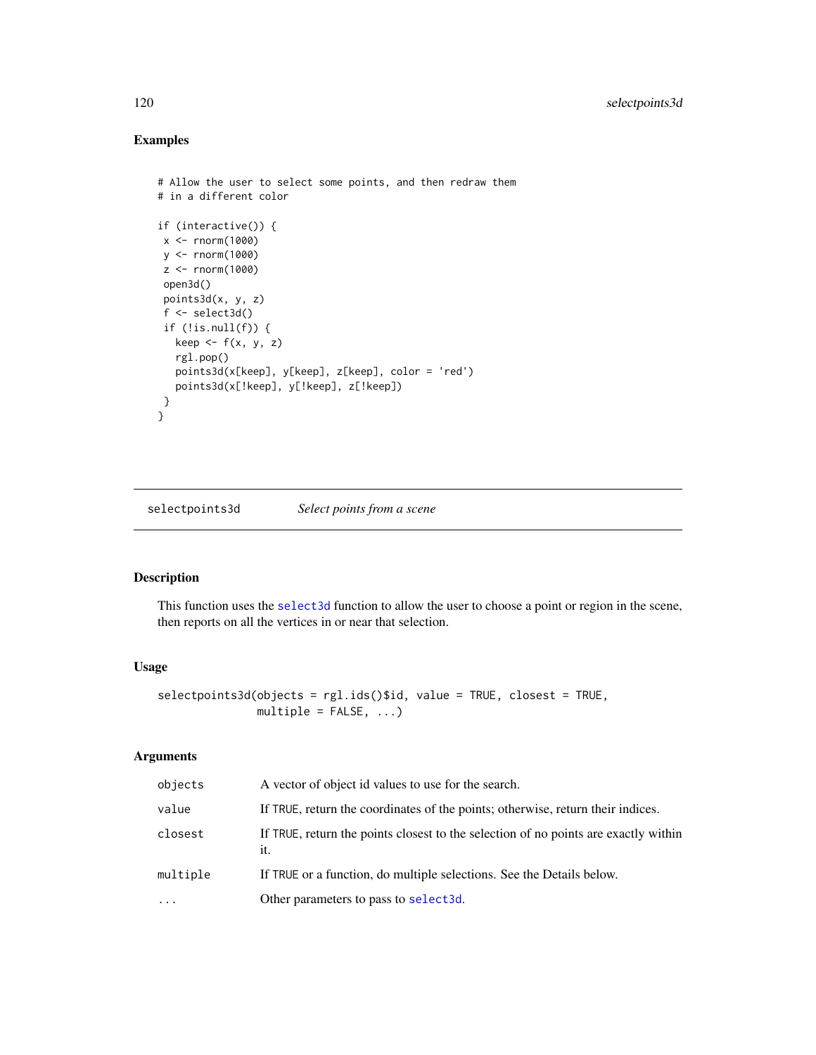### Examples

```
# Allow the user to select some points, and then redraw them
# in a different color

if (interactive()) {
 x <- rnorm(1000)
 y <- rnorm(1000)
 z <- rnorm(1000)
 open3d()
 points3d(x, y, z)
 f <- select3d()
 if (!is.null(f)) {
   keep <- f(x, y, z)
   rgl.pop()
   points3d(x[keep], y[keep], z[keep], color = 'red')
   points3d(x[!keep], y[!keep], z[!keep])
 }
}
```

---

## selectpoints3d — *Select points from a scene*

---

### Description

This function uses the select3d function to allow the user to choose a point or region in the scene, then reports on all the vertices in or near that selection.

### Usage

```
selectpoints3d(objects = rgl.ids()$id, value = TRUE, closest = TRUE,
               multiple = FALSE, ...)
```

### Arguments

| | |
|---|---|
| objects | A vector of object id values to use for the search. |
| value | If TRUE, return the coordinates of the points; otherwise, return their indices. |
| closest | If TRUE, return the points closest to the selection of no points are exactly within it. |
| multiple | If TRUE or a function, do multiple selections. See the Details below. |
| ... | Other parameters to pass to select3d. |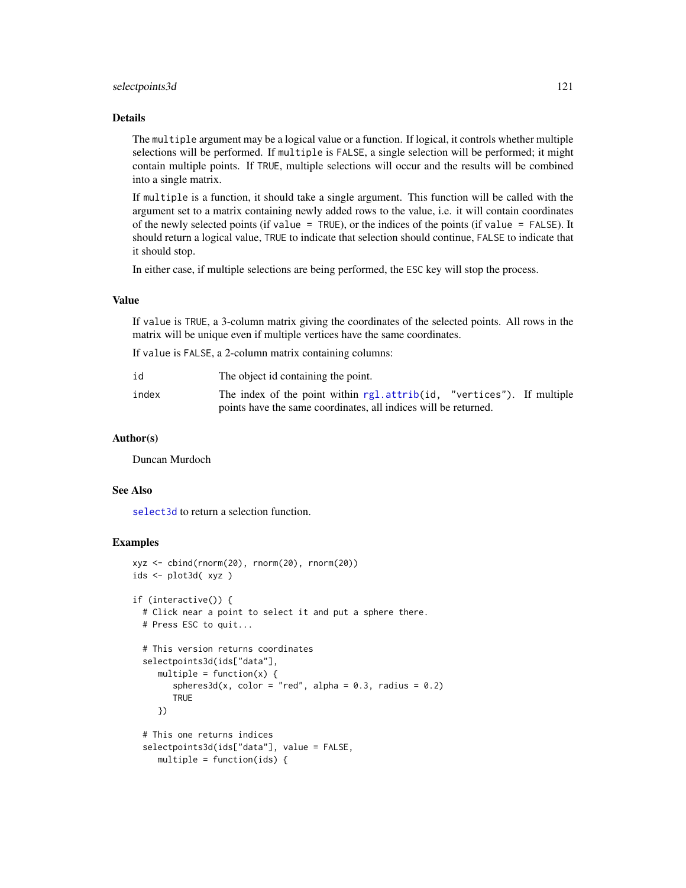## Details

The `multiple` argument may be a logical value or a function. If logical, it controls whether multiple selections will be performed. If `multiple` is `FALSE`, a single selection will be performed; it might contain multiple points. If `TRUE`, multiple selections will occur and the results will be combined into a single matrix.

If `multiple` is a function, it should take a single argument. This function will be called with the argument set to a matrix containing newly added rows to the value, i.e. it will contain coordinates of the newly selected points (if `value = TRUE`), or the indices of the points (if `value = FALSE`). It should return a logical value, `TRUE` to indicate that selection should continue, `FALSE` to indicate that it should stop.

In either case, if multiple selections are being performed, the `ESC` key will stop the process.

## Value

If `value` is `TRUE`, a 3-column matrix giving the coordinates of the selected points. All rows in the matrix will be unique even if multiple vertices have the same coordinates.

If `value` is `FALSE`, a 2-column matrix containing columns:

- `id` — The object id containing the point.
- `index` — The index of the point within `rgl.attrib(id, "vertices")`. If multiple points have the same coordinates, all indices will be returned.

## Author(s)

Duncan Murdoch

## See Also

`select3d` to return a selection function.

## Examples

```
xyz <- cbind(rnorm(20), rnorm(20), rnorm(20))
ids <- plot3d( xyz )

if (interactive()) {
  # Click near a point to select it and put a sphere there.
  # Press ESC to quit...

  # This version returns coordinates
  selectpoints3d(ids["data"],
     multiple = function(x) {
        spheres3d(x, color = "red", alpha = 0.3, radius = 0.2)
        TRUE
     })

  # This one returns indices
  selectpoints3d(ids["data"], value = FALSE,
     multiple = function(ids) {
```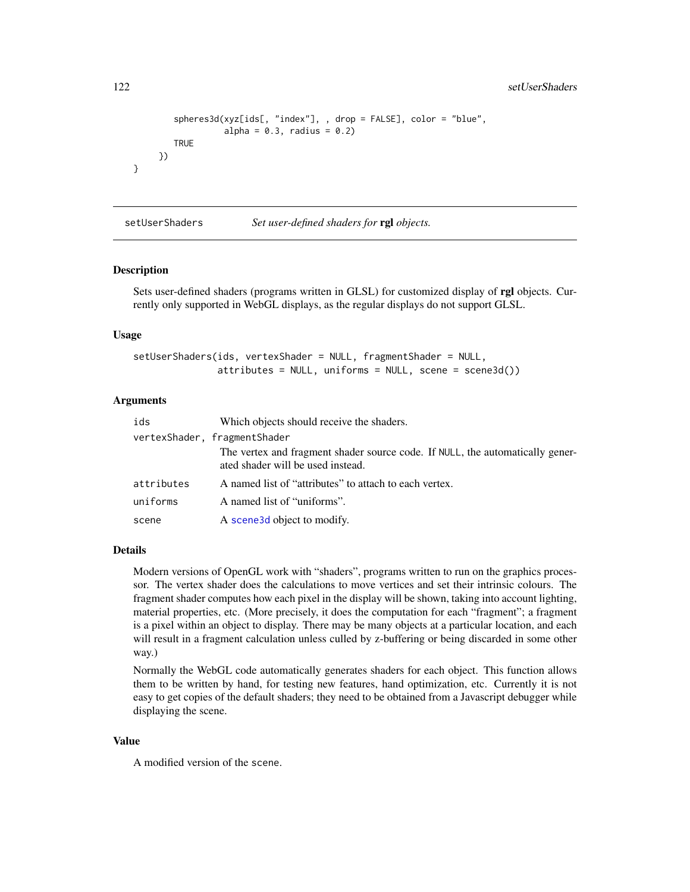```
        spheres3d(xyz[ids[, "index"], , drop = FALSE], color = "blue",
                  alpha = 0.3, radius = 0.2)
        TRUE
      })
}
```

## setUserShaders — *Set user-defined shaders for* **rgl** *objects.*

### Description

Sets user-defined shaders (programs written in GLSL) for customized display of **rgl** objects. Currently only supported in WebGL displays, as the regular displays do not support GLSL.

### Usage

```
setUserShaders(ids, vertexShader = NULL, fragmentShader = NULL,
               attributes = NULL, uniforms = NULL, scene = scene3d())
```

### Arguments

| | |
|---|---|
| ids | Which objects should receive the shaders. |
| vertexShader, fragmentShader | The vertex and fragment shader source code. If NULL, the automatically generated shader will be used instead. |
| attributes | A named list of "attributes" to attach to each vertex. |
| uniforms | A named list of "uniforms". |
| scene | A scene3d object to modify. |

### Details

Modern versions of OpenGL work with "shaders", programs written to run on the graphics processor. The vertex shader does the calculations to move vertices and set their intrinsic colours. The fragment shader computes how each pixel in the display will be shown, taking into account lighting, material properties, etc. (More precisely, it does the computation for each "fragment"; a fragment is a pixel within an object to display. There may be many objects at a particular location, and each will result in a fragment calculation unless culled by z-buffering or being discarded in some other way.)

Normally the WebGL code automatically generates shaders for each object. This function allows them to be written by hand, for testing new features, hand optimization, etc. Currently it is not easy to get copies of the default shaders; they need to be obtained from a Javascript debugger while displaying the scene.

### Value

A modified version of the scene.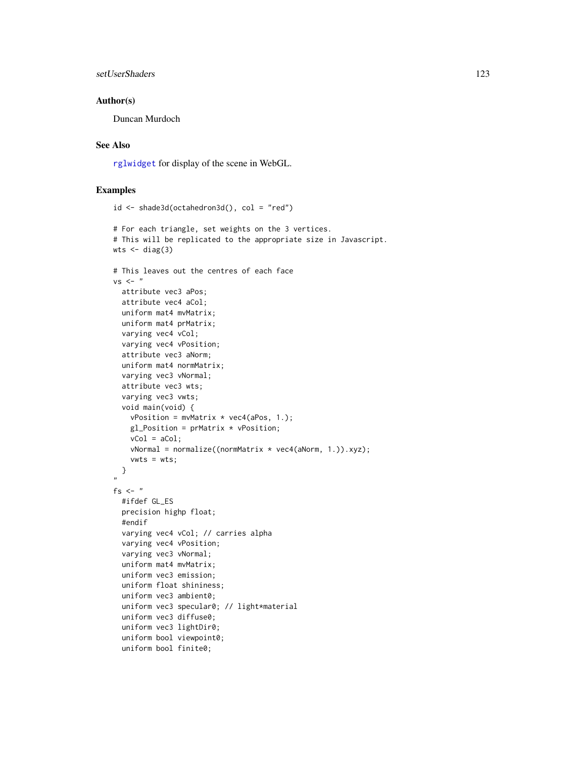## Author(s)

Duncan Murdoch

## See Also

rglwidget for display of the scene in WebGL.

## Examples

```
id <- shade3d(octahedron3d(), col = "red")

# For each triangle, set weights on the 3 vertices.
# This will be replicated to the appropriate size in Javascript.
wts <- diag(3)

# This leaves out the centres of each face
vs <- "
  attribute vec3 aPos;
  attribute vec4 aCol;
  uniform mat4 mvMatrix;
  uniform mat4 prMatrix;
  varying vec4 vCol;
  varying vec4 vPosition;
  attribute vec3 aNorm;
  uniform mat4 normMatrix;
  varying vec3 vNormal;
  attribute vec3 wts;
  varying vec3 vwts;
  void main(void) {
    vPosition = mvMatrix * vec4(aPos, 1.);
    gl_Position = prMatrix * vPosition;
    vCol = aCol;
    vNormal = normalize((normMatrix * vec4(aNorm, 1.)).xyz);
    vwts = wts;
  }
"
fs <- "
  #ifdef GL_ES
  precision highp float;
  #endif
  varying vec4 vCol; // carries alpha
  varying vec4 vPosition;
  varying vec3 vNormal;
  uniform mat4 mvMatrix;
  uniform vec3 emission;
  uniform float shininess;
  uniform vec3 ambient0;
  uniform vec3 specular0; // light*material
  uniform vec3 diffuse0;
  uniform vec3 lightDir0;
  uniform bool viewpoint0;
  uniform bool finite0;
```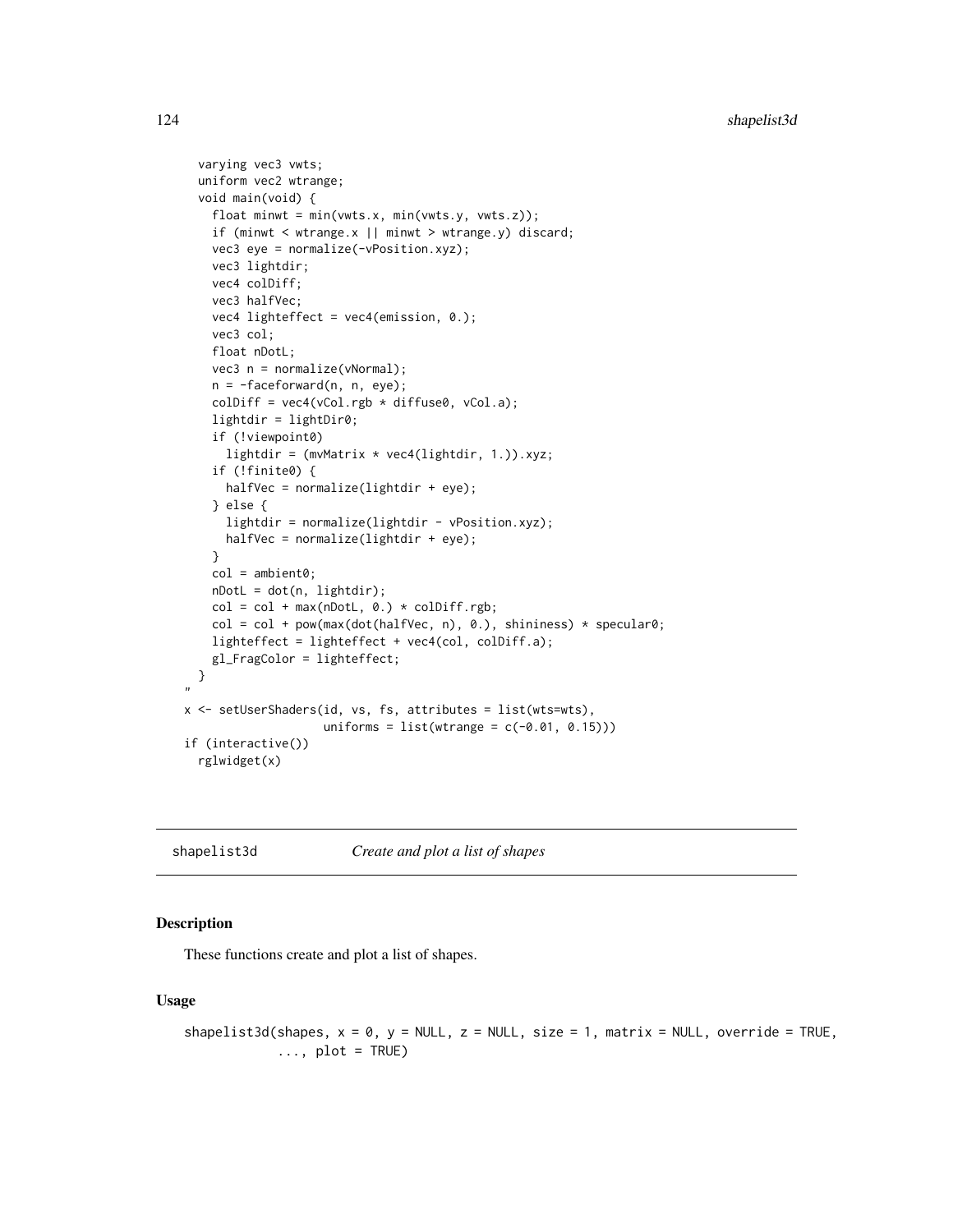```
  varying vec3 vwts;
  uniform vec2 wtrange;
  void main(void) {
    float minwt = min(vwts.x, min(vwts.y, vwts.z));
    if (minwt < wtrange.x || minwt > wtrange.y) discard;
    vec3 eye = normalize(-vPosition.xyz);
    vec3 lightdir;
    vec4 colDiff;
    vec3 halfVec;
    vec4 lighteffect = vec4(emission, 0.);
    vec3 col;
    float nDotL;
    vec3 n = normalize(vNormal);
    n = -faceforward(n, n, eye);
    colDiff = vec4(vCol.rgb * diffuse0, vCol.a);
    lightdir = lightDir0;
    if (!viewpoint0)
      lightdir = (mvMatrix * vec4(lightdir, 1.)).xyz;
    if (!finite0) {
      halfVec = normalize(lightdir + eye);
    } else {
      lightdir = normalize(lightdir - vPosition.xyz);
      halfVec = normalize(lightdir + eye);
    }
    col = ambient0;
    nDotL = dot(n, lightdir);
    col = col + max(nDotL, 0.) * colDiff.rgb;
    col = col + pow(max(dot(halfVec, n), 0.), shininess) * specular0;
    lighteffect = lighteffect + vec4(col, colDiff.a);
    gl_FragColor = lighteffect;
  }
"
x <- setUserShaders(id, vs, fs, attributes = list(wts=wts),
                    uniforms = list(wtrange = c(-0.01, 0.15)))
if (interactive())
  rglwidget(x)
```

## shapelist3d *Create and plot a list of shapes*

### Description

These functions create and plot a list of shapes.

### Usage

```
shapelist3d(shapes, x = 0, y = NULL, z = NULL, size = 1, matrix = NULL, override = TRUE,
            ..., plot = TRUE)
```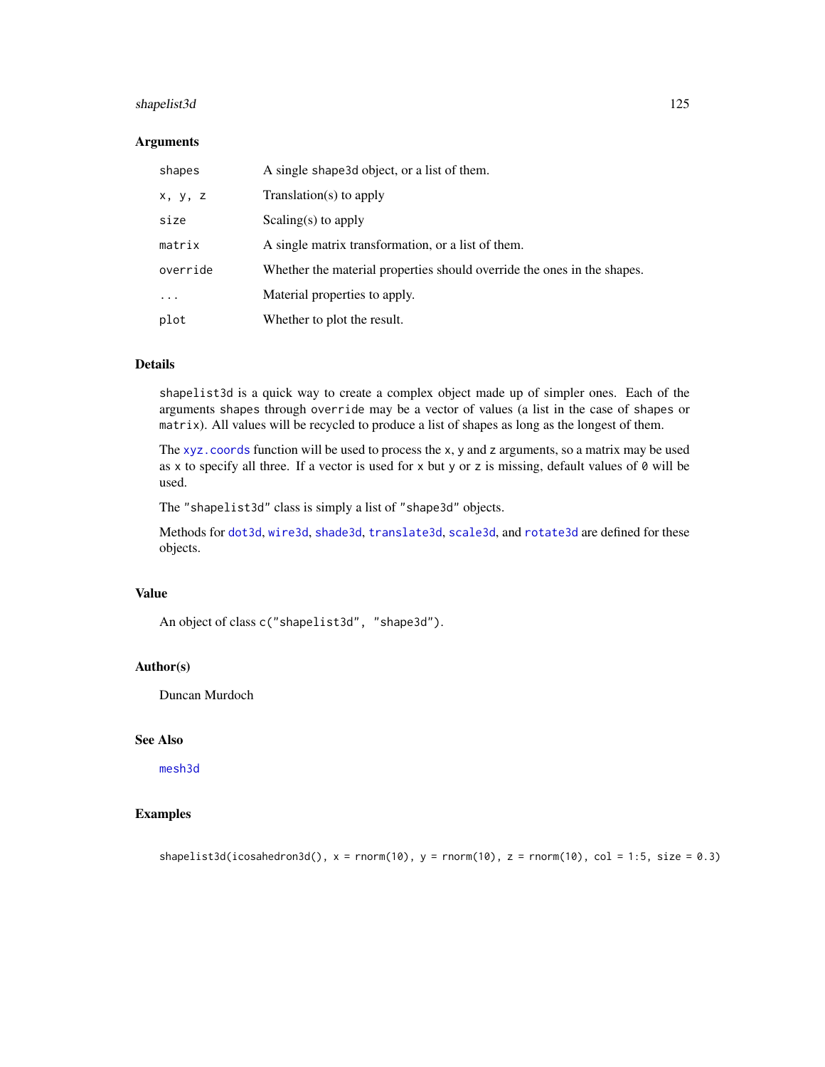## Arguments

| | |
|---|---|
| `shapes` | A single `shape3d` object, or a list of them. |
| `x, y, z` | Translation(s) to apply |
| `size` | Scaling(s) to apply |
| `matrix` | A single matrix transformation, or a list of them. |
| `override` | Whether the material properties should override the ones in the shapes. |
| `...` | Material properties to apply. |
| `plot` | Whether to plot the result. |

## Details

`shapelist3d` is a quick way to create a complex object made up of simpler ones. Each of the arguments `shapes` through `override` may be a vector of values (a list in the case of `shapes` or `matrix`). All values will be recycled to produce a list of shapes as long as the longest of them.

The `xyz.coords` function will be used to process the `x`, `y` and `z` arguments, so a matrix may be used as `x` to specify all three. If a vector is used for `x` but `y` or `z` is missing, default values of `0` will be used.

The `"shapelist3d"` class is simply a list of `"shape3d"` objects.

Methods for `dot3d`, `wire3d`, `shade3d`, `translate3d`, `scale3d`, and `rotate3d` are defined for these objects.

## Value

An object of class `c("shapelist3d", "shape3d")`.

## Author(s)

Duncan Murdoch

## See Also

`mesh3d`

## Examples

```
shapelist3d(icosahedron3d(), x = rnorm(10), y = rnorm(10), z = rnorm(10), col = 1:5, size = 0.3)
```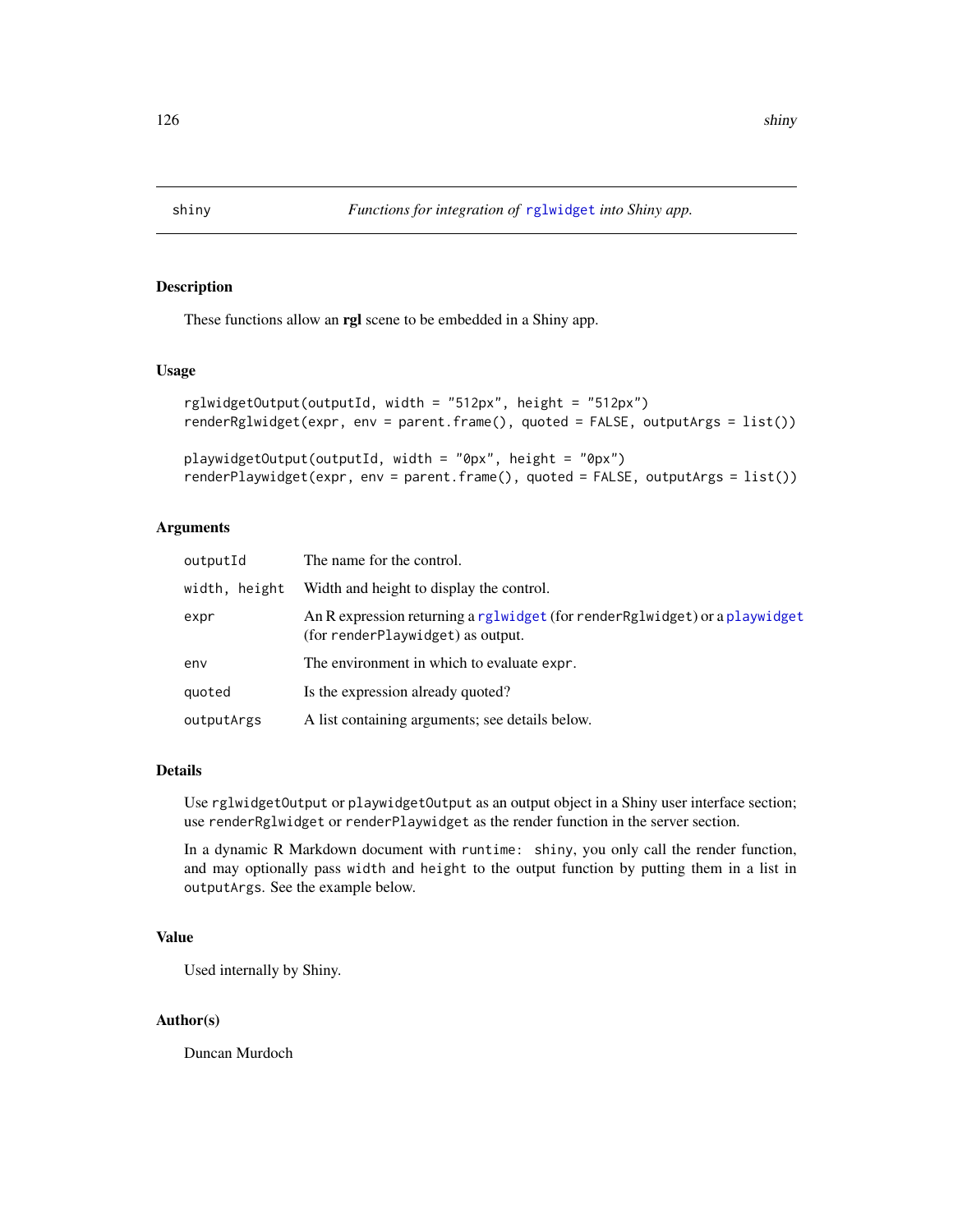## shiny — *Functions for integration of rglwidget into Shiny app.*

### Description

These functions allow an **rgl** scene to be embedded in a Shiny app.

### Usage

```
rglwidgetOutput(outputId, width = "512px", height = "512px")
renderRglwidget(expr, env = parent.frame(), quoted = FALSE, outputArgs = list())

playwidgetOutput(outputId, width = "0px", height = "0px")
renderPlaywidget(expr, env = parent.frame(), quoted = FALSE, outputArgs = list())
```

### Arguments

| | |
|---|---|
| outputId | The name for the control. |
| width, height | Width and height to display the control. |
| expr | An R expression returning a rglwidget (for renderRglwidget) or a playwidget (for renderPlaywidget) as output. |
| env | The environment in which to evaluate expr. |
| quoted | Is the expression already quoted? |
| outputArgs | A list containing arguments; see details below. |

### Details

Use `rglwidgetOutput` or `playwidgetOutput` as an output object in a Shiny user interface section; use `renderRglwidget` or `renderPlaywidget` as the render function in the server section.

In a dynamic R Markdown document with `runtime: shiny`, you only call the render function, and may optionally pass `width` and `height` to the output function by putting them in a list in `outputArgs`. See the example below.

### Value

Used internally by Shiny.

### Author(s)

Duncan Murdoch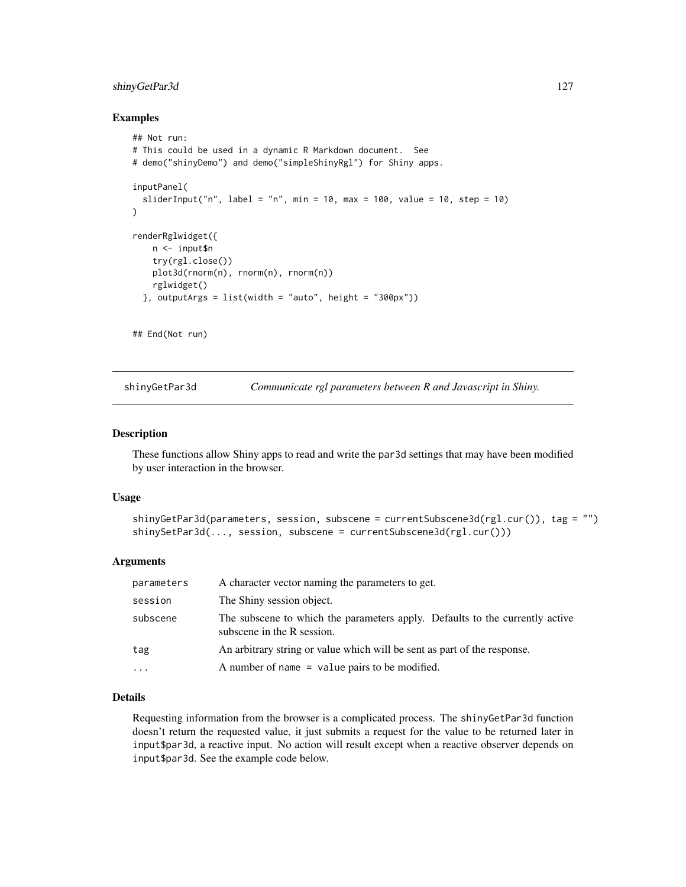### Examples

```
## Not run:
# This could be used in a dynamic R Markdown document.  See
# demo("shinyDemo") and demo("simpleShinyRgl") for Shiny apps.

inputPanel(
  sliderInput("n", label = "n", min = 10, max = 100, value = 10, step = 10)
)

renderRglwidget({
    n <- input$n
    try(rgl.close())
    plot3d(rnorm(n), rnorm(n), rnorm(n))
    rglwidget()
  }, outputArgs = list(width = "auto", height = "300px"))


## End(Not run)
```

---

## shinyGetPar3d — *Communicate rgl parameters between R and Javascript in Shiny.*

### Description

These functions allow Shiny apps to read and write the `par3d` settings that may have been modified by user interaction in the browser.

### Usage

```
shinyGetPar3d(parameters, session, subscene = currentSubscene3d(rgl.cur()), tag = "")
shinySetPar3d(..., session, subscene = currentSubscene3d(rgl.cur()))
```

### Arguments

| | |
|---|---|
| `parameters` | A character vector naming the parameters to get. |
| `session` | The Shiny session object. |
| `subscene` | The subscene to which the parameters apply. Defaults to the currently active subscene in the R session. |
| `tag` | An arbitrary string or value which will be sent as part of the response. |
| `...` | A number of `name = value` pairs to be modified. |

### Details

Requesting information from the browser is a complicated process. The `shinyGetPar3d` function doesn't return the requested value, it just submits a request for the value to be returned later in `input$par3d`, a reactive input. No action will result except when a reactive observer depends on `input$par3d`. See the example code below.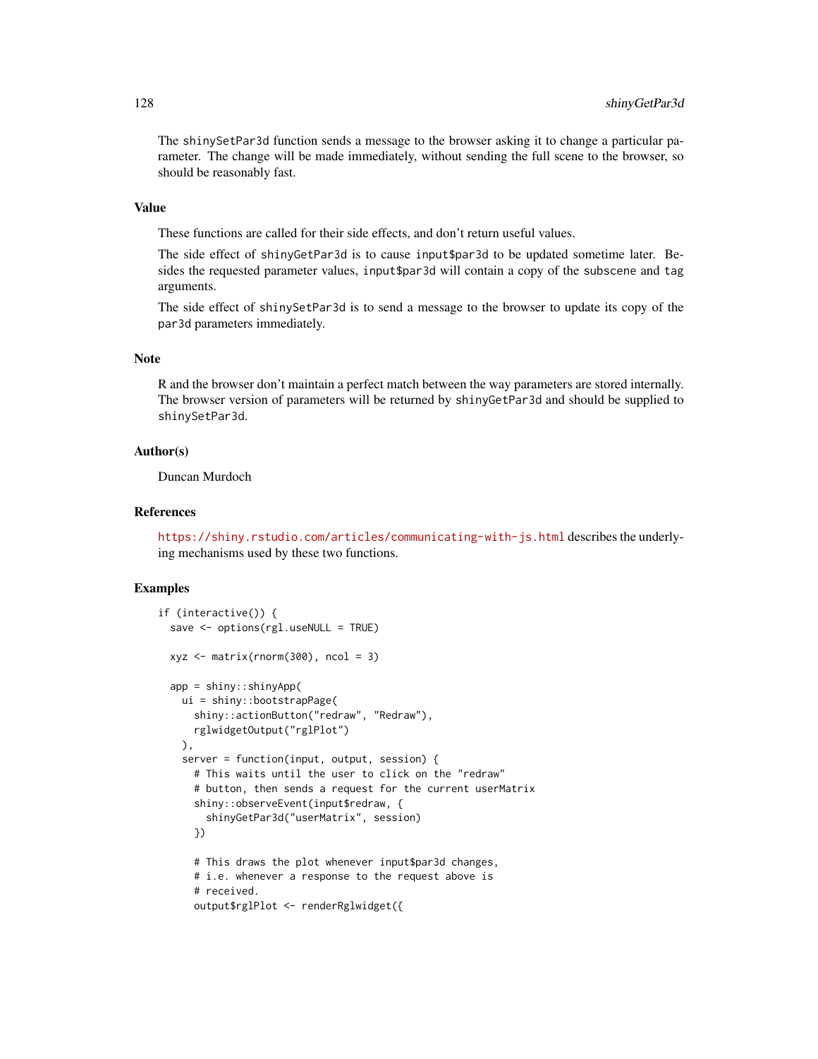The shinySetPar3d function sends a message to the browser asking it to change a particular parameter. The change will be made immediately, without sending the full scene to the browser, so should be reasonably fast.

## Value

These functions are called for their side effects, and don't return useful values.

The side effect of shinyGetPar3d is to cause input$par3d to be updated sometime later. Besides the requested parameter values, input$par3d will contain a copy of the subscene and tag arguments.

The side effect of shinySetPar3d is to send a message to the browser to update its copy of the par3d parameters immediately.

## Note

R and the browser don't maintain a perfect match between the way parameters are stored internally. The browser version of parameters will be returned by shinyGetPar3d and should be supplied to shinySetPar3d.

## Author(s)

Duncan Murdoch

## References

https://shiny.rstudio.com/articles/communicating-with-js.html describes the underlying mechanisms used by these two functions.

## Examples

```
if (interactive()) {
  save <- options(rgl.useNULL = TRUE)

  xyz <- matrix(rnorm(300), ncol = 3)

  app = shiny::shinyApp(
    ui = shiny::bootstrapPage(
      shiny::actionButton("redraw", "Redraw"),
      rglwidgetOutput("rglPlot")
    ),
    server = function(input, output, session) {
      # This waits until the user to click on the "redraw"
      # button, then sends a request for the current userMatrix
      shiny::observeEvent(input$redraw, {
        shinyGetPar3d("userMatrix", session)
      })

      # This draws the plot whenever input$par3d changes,
      # i.e. whenever a response to the request above is
      # received.
      output$rglPlot <- renderRglwidget({
```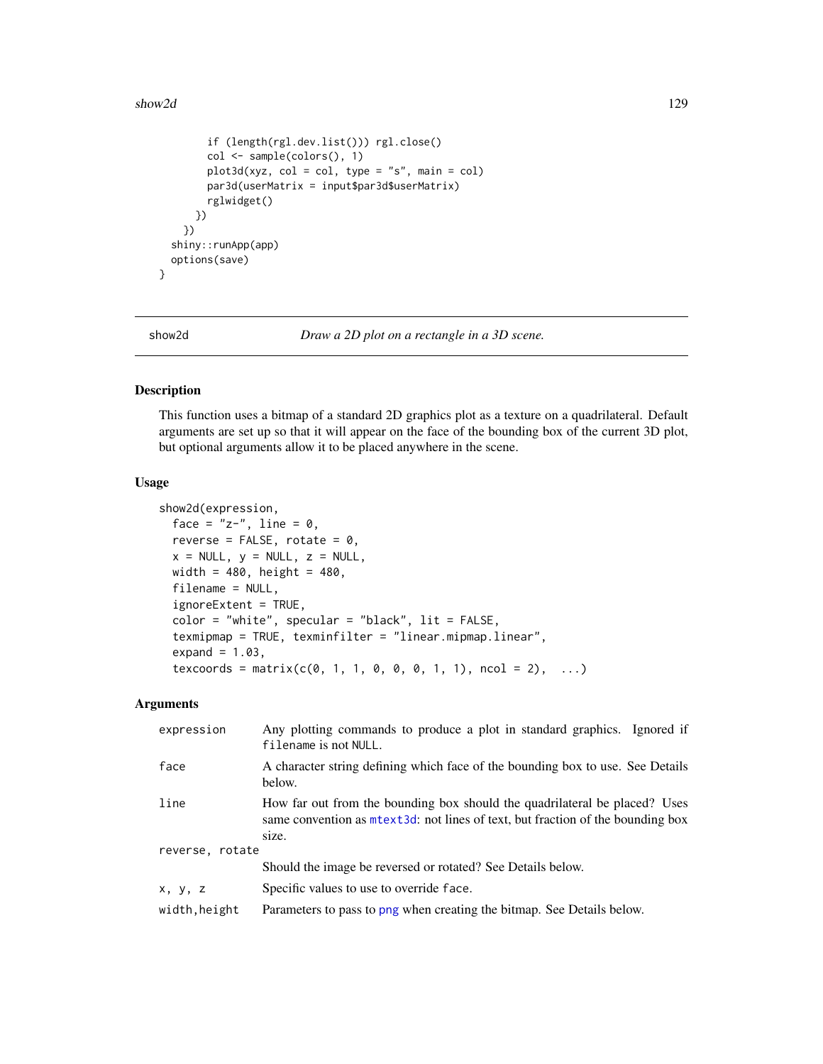```
    if (length(rgl.dev.list())) rgl.close()
    col <- sample(colors(), 1)
    plot3d(xyz, col = col, type = "s", main = col)
    par3d(userMatrix = input$par3d$userMatrix)
    rglwidget()
  })
})
shiny::runApp(app)
options(save)
}
```

---

show2d — *Draw a 2D plot on a rectangle in a 3D scene.*

---

## Description

This function uses a bitmap of a standard 2D graphics plot as a texture on a quadrilateral. Default arguments are set up so that it will appear on the face of the bounding box of the current 3D plot, but optional arguments allow it to be placed anywhere in the scene.

## Usage

```
show2d(expression,
  face = "z-", line = 0,
  reverse = FALSE, rotate = 0,
  x = NULL, y = NULL, z = NULL,
  width = 480, height = 480,
  filename = NULL,
  ignoreExtent = TRUE,
  color = "white", specular = "black", lit = FALSE,
  texmipmap = TRUE, texminfilter = "linear.mipmap.linear",
  expand = 1.03,
  texcoords = matrix(c(0, 1, 1, 0, 0, 0, 1, 1), ncol = 2),  ...)
```

## Arguments

| | |
|---|---|
| `expression` | Any plotting commands to produce a plot in standard graphics. Ignored if `filename` is not `NULL`. |
| `face` | A character string defining which face of the bounding box to use. See Details below. |
| `line` | How far out from the bounding box should the quadrilateral be placed? Uses same convention as `mtext3d`: not lines of text, but fraction of the bounding box size. |
| `reverse, rotate` | Should the image be reversed or rotated? See Details below. |
| `x, y, z` | Specific values to use to override `face`. |
| `width,height` | Parameters to pass to `png` when creating the bitmap. See Details below. |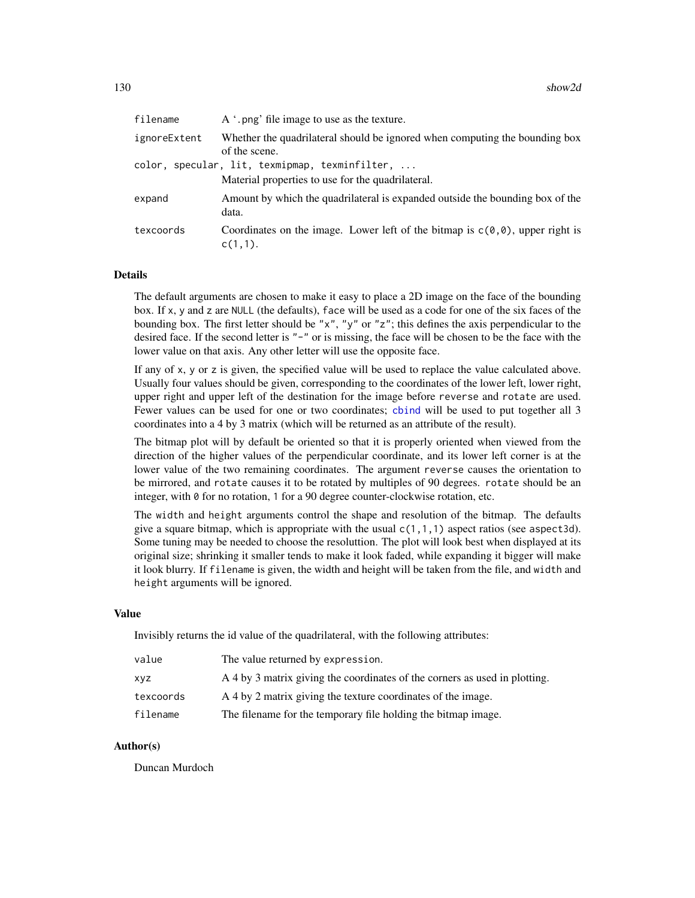| | |
|---|---|
| `filename` | A '.png' file image to use as the texture. |
| `ignoreExtent` | Whether the quadrilateral should be ignored when computing the bounding box of the scene. |
| `color, specular, lit, texmipmap, texminfilter, ...` | Material properties to use for the quadrilateral. |
| `expand` | Amount by which the quadrilateral is expanded outside the bounding box of the data. |
| `texcoords` | Coordinates on the image. Lower left of the bitmap is `c(0,0)`, upper right is `c(1,1)`. |

## Details

The default arguments are chosen to make it easy to place a 2D image on the face of the bounding box. If `x`, `y` and `z` are `NULL` (the defaults), `face` will be used as a code for one of the six faces of the bounding box. The first letter should be `"x"`, `"y"` or `"z"`; this defines the axis perpendicular to the desired face. If the second letter is `"-"` or is missing, the face will be chosen to be the face with the lower value on that axis. Any other letter will use the opposite face.

If any of `x`, `y` or `z` is given, the specified value will be used to replace the value calculated above. Usually four values should be given, corresponding to the coordinates of the lower left, lower right, upper right and upper left of the destination for the image before `reverse` and `rotate` are used. Fewer values can be used for one or two coordinates; `cbind` will be used to put together all 3 coordinates into a 4 by 3 matrix (which will be returned as an attribute of the result).

The bitmap plot will by default be oriented so that it is properly oriented when viewed from the direction of the higher values of the perpendicular coordinate, and its lower left corner is at the lower value of the two remaining coordinates. The argument `reverse` causes the orientation to be mirrored, and `rotate` causes it to be rotated by multiples of 90 degrees. `rotate` should be an integer, with `0` for no rotation, `1` for a 90 degree counter-clockwise rotation, etc.

The `width` and `height` arguments control the shape and resolution of the bitmap. The defaults give a square bitmap, which is appropriate with the usual `c(1,1,1)` aspect ratios (see `aspect3d`). Some tuning may be needed to choose the resoluttion. The plot will look best when displayed at its original size; shrinking it smaller tends to make it look faded, while expanding it bigger will make it look blurry. If `filename` is given, the width and height will be taken from the file, and `width` and `height` arguments will be ignored.

## Value

Invisibly returns the id value of the quadrilateral, with the following attributes:

| | |
|---|---|
| `value` | The value returned by `expression`. |
| `xyz` | A 4 by 3 matrix giving the coordinates of the corners as used in plotting. |
| `texcoords` | A 4 by 2 matrix giving the texture coordinates of the image. |
| `filename` | The filename for the temporary file holding the bitmap image. |

## Author(s)

Duncan Murdoch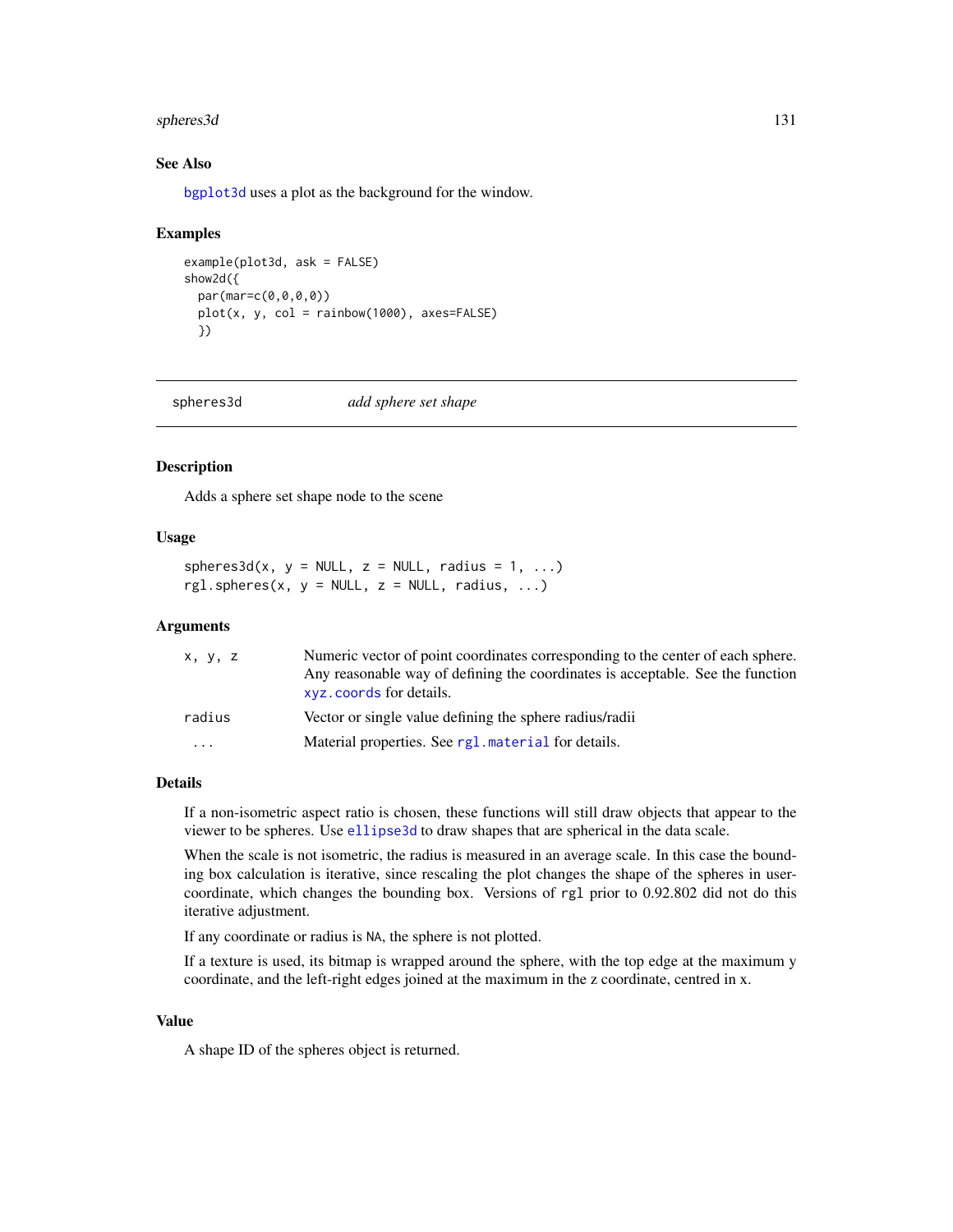### See Also

bgplot3d uses a plot as the background for the window.

### Examples

```
example(plot3d, ask = FALSE)
show2d({
  par(mar=c(0,0,0,0))
  plot(x, y, col = rainbow(1000), axes=FALSE)
  })
```

---

## spheres3d *add sphere set shape*

---

### Description

Adds a sphere set shape node to the scene

### Usage

```
spheres3d(x, y = NULL, z = NULL, radius = 1, ...)
rgl.spheres(x, y = NULL, z = NULL, radius, ...)
```

### Arguments

| | |
|---|---|
| x, y, z | Numeric vector of point coordinates corresponding to the center of each sphere. Any reasonable way of defining the coordinates is acceptable. See the function xyz.coords for details. |
| radius | Vector or single value defining the sphere radius/radii |
| ... | Material properties. See rgl.material for details. |

### Details

If a non-isometric aspect ratio is chosen, these functions will still draw objects that appear to the viewer to be spheres. Use ellipse3d to draw shapes that are spherical in the data scale.

When the scale is not isometric, the radius is measured in an average scale. In this case the bounding box calculation is iterative, since rescaling the plot changes the shape of the spheres in user-coordinate, which changes the bounding box. Versions of rgl prior to 0.92.802 did not do this iterative adjustment.

If any coordinate or radius is NA, the sphere is not plotted.

If a texture is used, its bitmap is wrapped around the sphere, with the top edge at the maximum y coordinate, and the left-right edges joined at the maximum in the z coordinate, centred in x.

### Value

A shape ID of the spheres object is returned.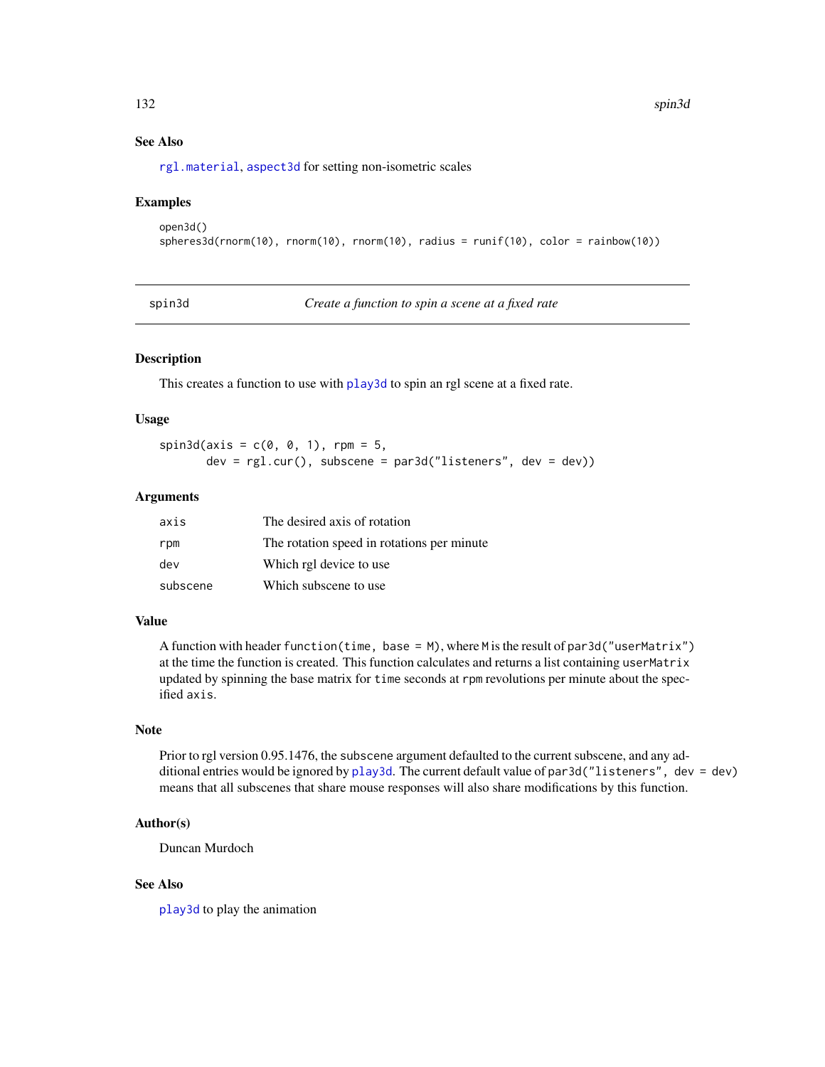## See Also

rgl.material, aspect3d for setting non-isometric scales

## Examples

```
open3d()
spheres3d(rnorm(10), rnorm(10), rnorm(10), radius = runif(10), color = rainbow(10))
```

---

# spin3d — *Create a function to spin a scene at a fixed rate*

---

## Description

This creates a function to use with play3d to spin an rgl scene at a fixed rate.

## Usage

```
spin3d(axis = c(0, 0, 1), rpm = 5,
       dev = rgl.cur(), subscene = par3d("listeners", dev = dev))
```

## Arguments

| | |
|---|---|
| `axis` | The desired axis of rotation |
| `rpm` | The rotation speed in rotations per minute |
| `dev` | Which rgl device to use |
| `subscene` | Which subscene to use |

## Value

A function with header `function(time, base = M)`, where `M` is the result of `par3d("userMatrix")` at the time the function is created. This function calculates and returns a list containing `userMatrix` updated by spinning the base matrix for `time` seconds at `rpm` revolutions per minute about the specified `axis`.

## Note

Prior to rgl version 0.95.1476, the `subscene` argument defaulted to the current subscene, and any additional entries would be ignored by play3d. The current default value of `par3d("listeners", dev = dev)` means that all subscenes that share mouse responses will also share modifications by this function.

## Author(s)

Duncan Murdoch

## See Also

play3d to play the animation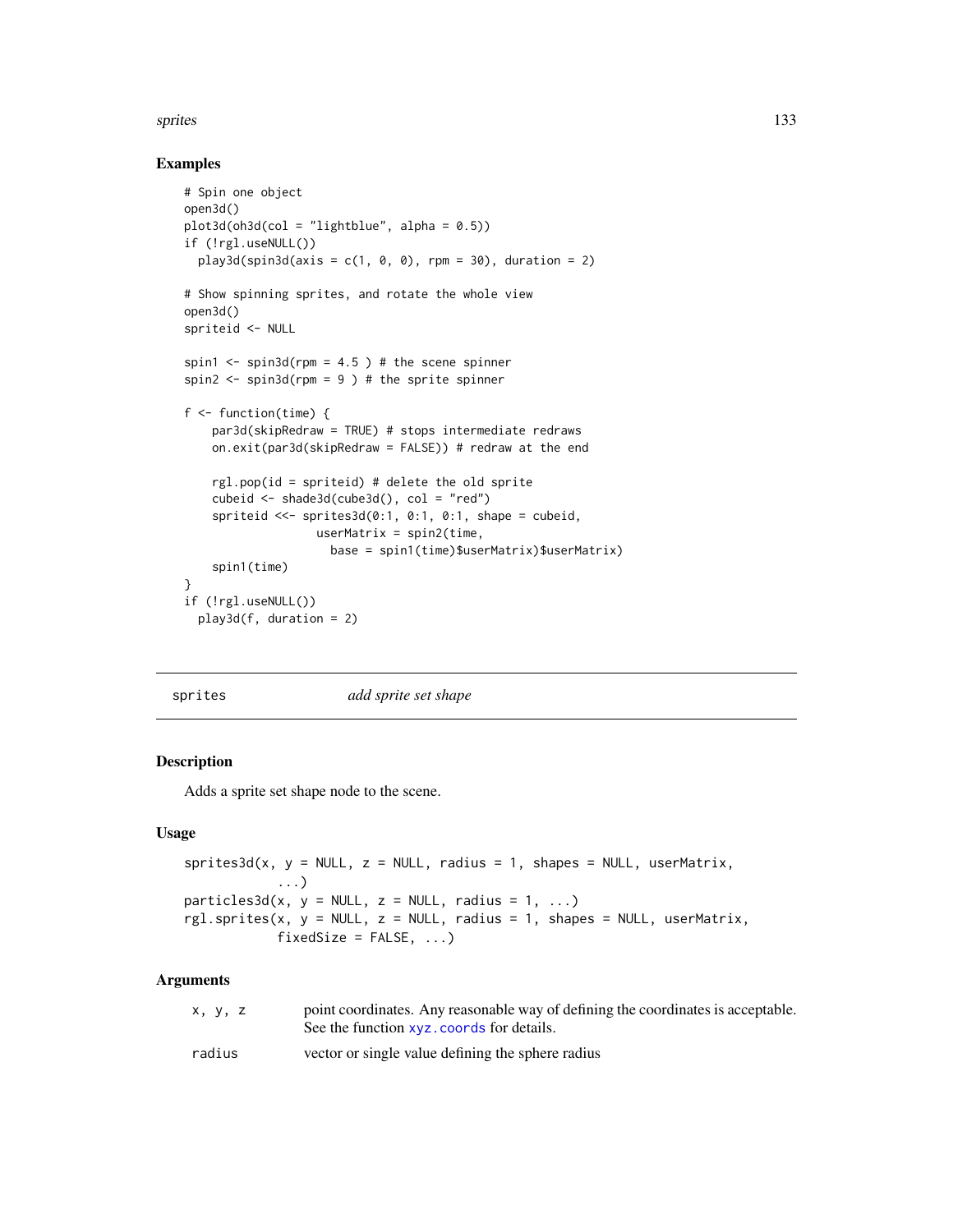## Examples

```
# Spin one object
open3d()
plot3d(oh3d(col = "lightblue", alpha = 0.5))
if (!rgl.useNULL())
  play3d(spin3d(axis = c(1, 0, 0), rpm = 30), duration = 2)

# Show spinning sprites, and rotate the whole view
open3d()
spriteid <- NULL

spin1 <- spin3d(rpm = 4.5 ) # the scene spinner
spin2 <- spin3d(rpm = 9 ) # the sprite spinner

f <- function(time) {
    par3d(skipRedraw = TRUE) # stops intermediate redraws
    on.exit(par3d(skipRedraw = FALSE)) # redraw at the end

    rgl.pop(id = spriteid) # delete the old sprite
    cubeid <- shade3d(cube3d(), col = "red")
    spriteid <<- sprites3d(0:1, 0:1, 0:1, shape = cubeid,
                   userMatrix = spin2(time,
                     base = spin1(time)$userMatrix)$userMatrix)
    spin1(time)
}
if (!rgl.useNULL())
  play3d(f, duration = 2)
```

---

# sprites — *add sprite set shape*

## Description

Adds a sprite set shape node to the scene.

## Usage

```
sprites3d(x, y = NULL, z = NULL, radius = 1, shapes = NULL, userMatrix,
          ...)
particles3d(x, y = NULL, z = NULL, radius = 1, ...)
rgl.sprites(x, y = NULL, z = NULL, radius = 1, shapes = NULL, userMatrix,
          fixedSize = FALSE, ...)
```

## Arguments

| | |
|---|---|
| x, y, z | point coordinates. Any reasonable way of defining the coordinates is acceptable. See the function xyz.coords for details. |
| radius | vector or single value defining the sphere radius |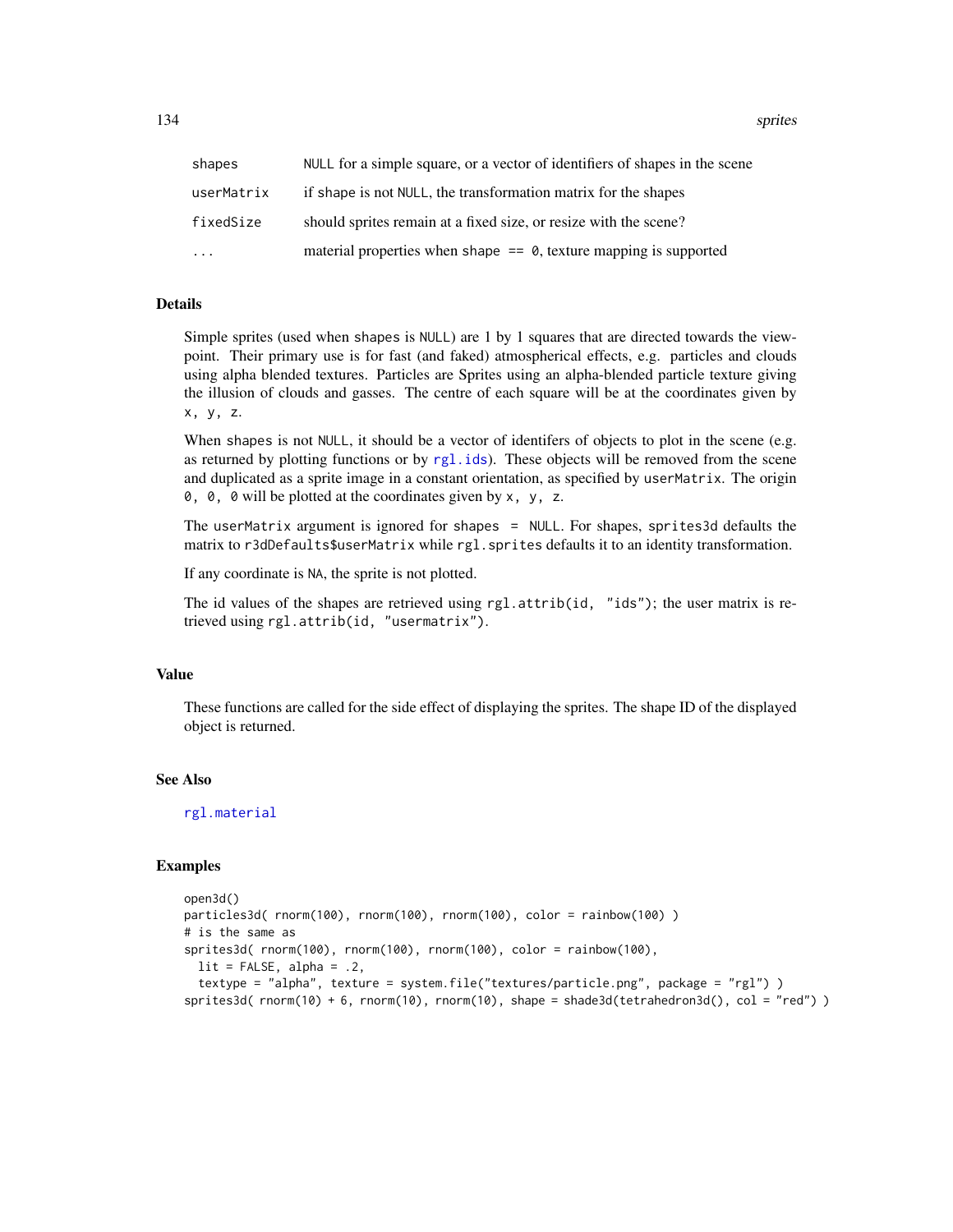| | |
|---|---|
| shapes | NULL for a simple square, or a vector of identifiers of shapes in the scene |
| userMatrix | if shape is not NULL, the transformation matrix for the shapes |
| fixedSize | should sprites remain at a fixed size, or resize with the scene? |
| ... | material properties when shape == 0, texture mapping is supported |

## Details

Simple sprites (used when shapes is NULL) are 1 by 1 squares that are directed towards the viewpoint. Their primary use is for fast (and faked) atmospherical effects, e.g. particles and clouds using alpha blended textures. Particles are Sprites using an alpha-blended particle texture giving the illusion of clouds and gasses. The centre of each square will be at the coordinates given by x, y, z.

When shapes is not NULL, it should be a vector of identifers of objects to plot in the scene (e.g. as returned by plotting functions or by rgl.ids). These objects will be removed from the scene and duplicated as a sprite image in a constant orientation, as specified by userMatrix. The origin 0, 0, 0 will be plotted at the coordinates given by x, y, z.

The userMatrix argument is ignored for shapes = NULL. For shapes, sprites3d defaults the matrix to r3dDefaults$userMatrix while rgl.sprites defaults it to an identity transformation.

If any coordinate is NA, the sprite is not plotted.

The id values of the shapes are retrieved using rgl.attrib(id, "ids"); the user matrix is retrieved using rgl.attrib(id, "usermatrix").

## Value

These functions are called for the side effect of displaying the sprites. The shape ID of the displayed object is returned.

## See Also

rgl.material

## Examples

```
open3d()
particles3d( rnorm(100), rnorm(100), rnorm(100), color = rainbow(100) )
# is the same as
sprites3d( rnorm(100), rnorm(100), rnorm(100), color = rainbow(100),
  lit = FALSE, alpha = .2,
  textype = "alpha", texture = system.file("textures/particle.png", package = "rgl") )
sprites3d( rnorm(10) + 6, rnorm(10), rnorm(10), shape = shade3d(tetrahedron3d(), col = "red") )
```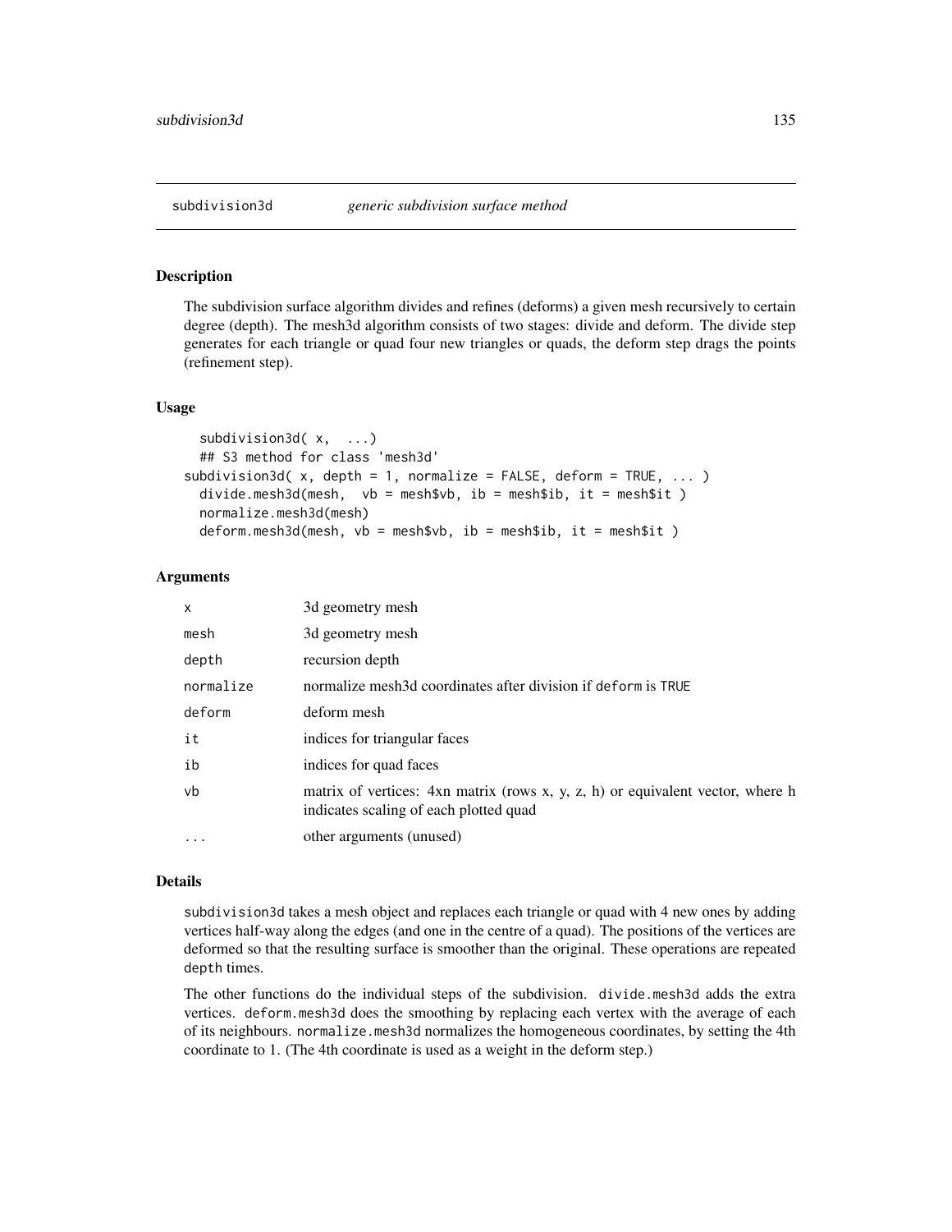# subdivision3d    *generic subdivision surface method*

## Description

The subdivision surface algorithm divides and refines (deforms) a given mesh recursively to certain degree (depth). The mesh3d algorithm consists of two stages: divide and deform. The divide step generates for each triangle or quad four new triangles or quads, the deform step drags the points (refinement step).

## Usage

```
  subdivision3d( x,  ...)
  ## S3 method for class 'mesh3d'
subdivision3d( x, depth = 1, normalize = FALSE, deform = TRUE, ... )
  divide.mesh3d(mesh,  vb = mesh$vb, ib = mesh$ib, it = mesh$it )
  normalize.mesh3d(mesh)
  deform.mesh3d(mesh, vb = mesh$vb, ib = mesh$ib, it = mesh$it )
```

## Arguments

| | |
|---|---|
| `x` | 3d geometry mesh |
| `mesh` | 3d geometry mesh |
| `depth` | recursion depth |
| `normalize` | normalize mesh3d coordinates after division if `deform` is `TRUE` |
| `deform` | deform mesh |
| `it` | indices for triangular faces |
| `ib` | indices for quad faces |
| `vb` | matrix of vertices: 4xn matrix (rows x, y, z, h) or equivalent vector, where h indicates scaling of each plotted quad |
| `...` | other arguments (unused) |

## Details

`subdivision3d` takes a mesh object and replaces each triangle or quad with 4 new ones by adding vertices half-way along the edges (and one in the centre of a quad). The positions of the vertices are deformed so that the resulting surface is smoother than the original. These operations are repeated `depth` times.

The other functions do the individual steps of the subdivision. `divide.mesh3d` adds the extra vertices. `deform.mesh3d` does the smoothing by replacing each vertex with the average of each of its neighbours. `normalize.mesh3d` normalizes the homogeneous coordinates, by setting the 4th coordinate to 1. (The 4th coordinate is used as a weight in the deform step.)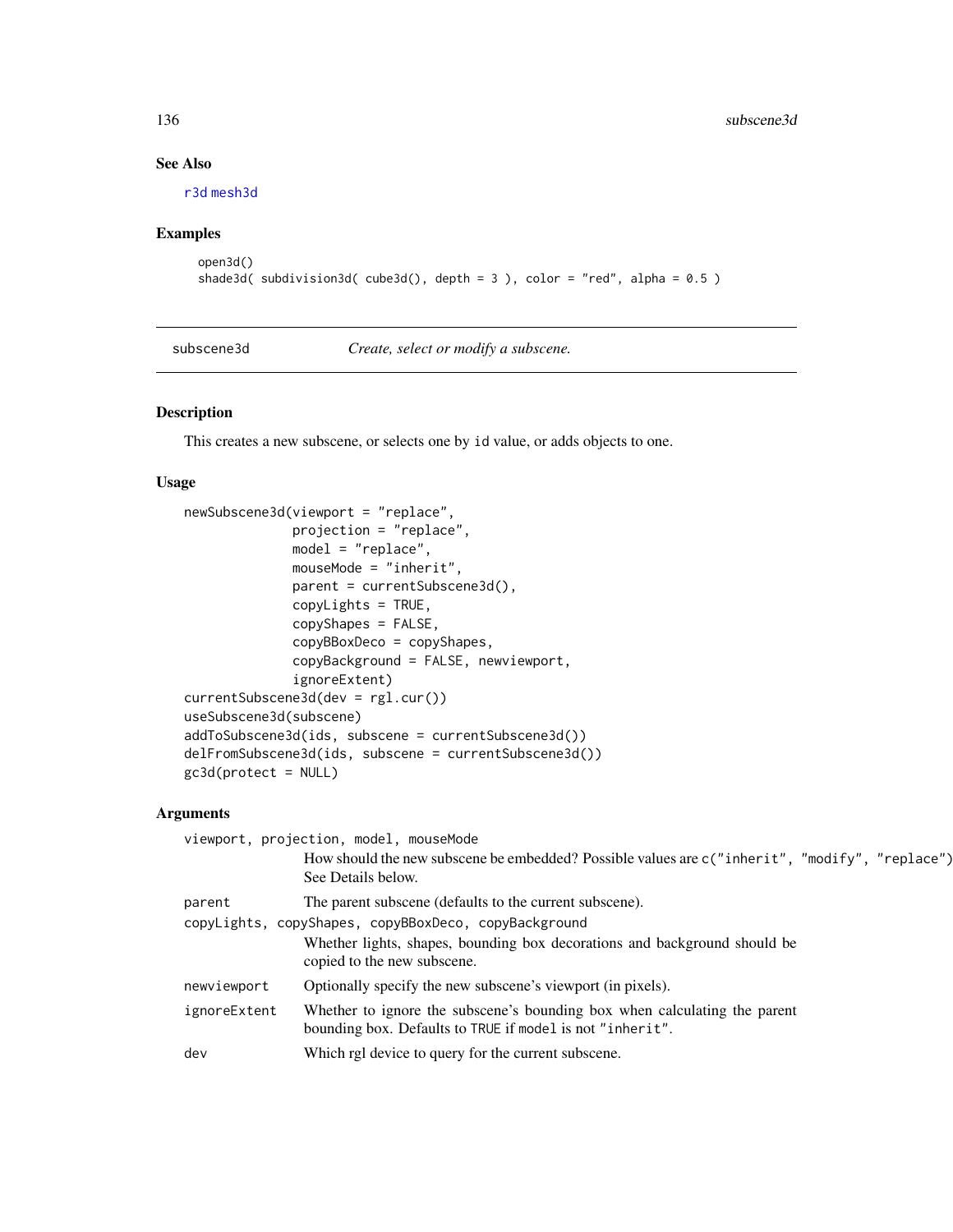## See Also

r3d mesh3d

## Examples

```
open3d()
shade3d( subdivision3d( cube3d(), depth = 3 ), color = "red", alpha = 0.5 )
```

---

# subscene3d — *Create, select or modify a subscene.*

---

## Description

This creates a new subscene, or selects one by id value, or adds objects to one.

## Usage

```
newSubscene3d(viewport = "replace",
              projection = "replace",
              model = "replace",
              mouseMode = "inherit",
              parent = currentSubscene3d(),
              copyLights = TRUE,
              copyShapes = FALSE,
              copyBBoxDeco = copyShapes,
              copyBackground = FALSE, newviewport,
              ignoreExtent)
currentSubscene3d(dev = rgl.cur())
useSubscene3d(subscene)
addToSubscene3d(ids, subscene = currentSubscene3d())
delFromSubscene3d(ids, subscene = currentSubscene3d())
gc3d(protect = NULL)
```

## Arguments

`viewport, projection, model, mouseMode`
: How should the new subscene be embedded? Possible values are `c("inherit", "modify", "replace")`. See Details below.

`parent`
: The parent subscene (defaults to the current subscene).

`copyLights, copyShapes, copyBBoxDeco, copyBackground`
: Whether lights, shapes, bounding box decorations and background should be copied to the new subscene.

`newviewport`
: Optionally specify the new subscene's viewport (in pixels).

`ignoreExtent`
: Whether to ignore the subscene's bounding box when calculating the parent bounding box. Defaults to `TRUE` if `model` is not `"inherit"`.

`dev`
: Which rgl device to query for the current subscene.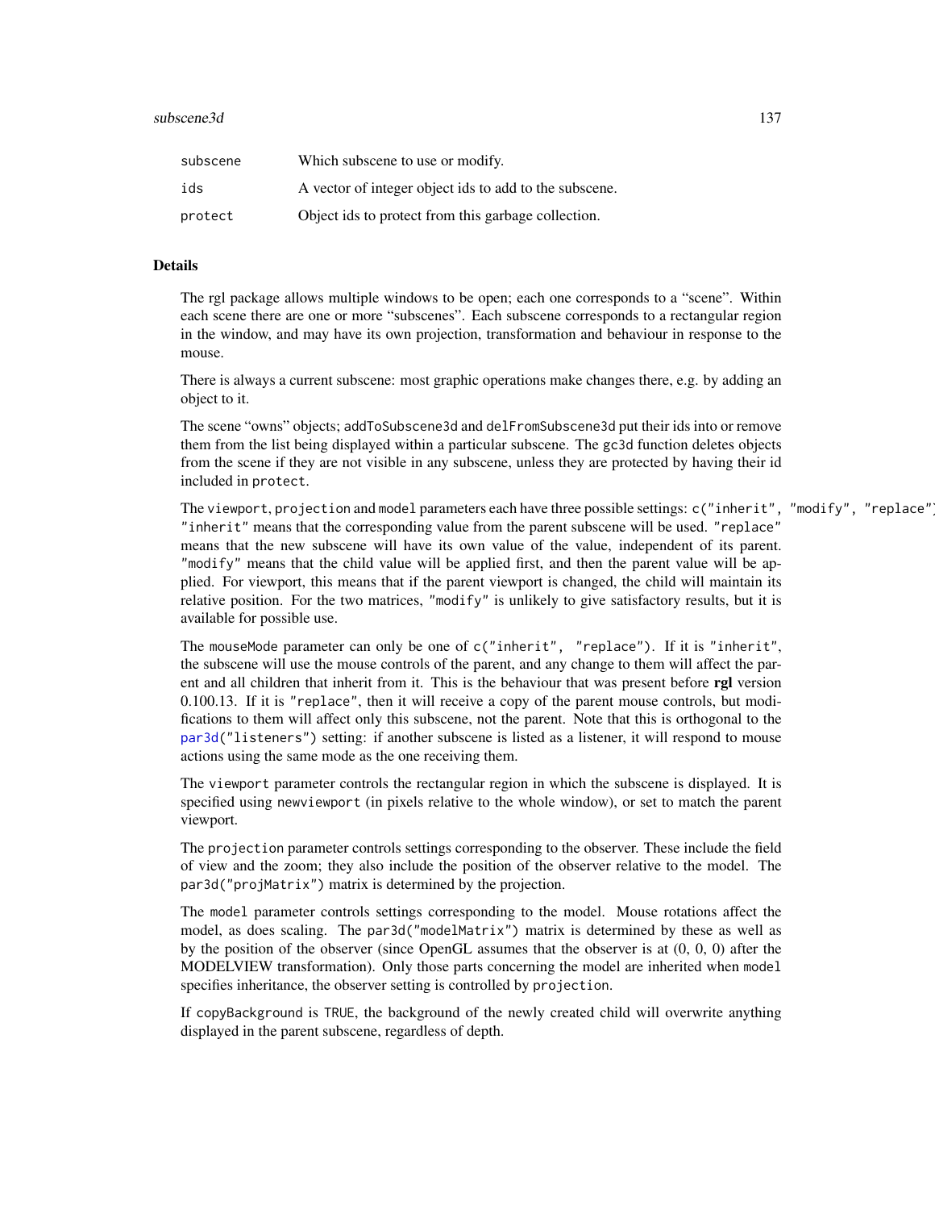| | |
|---|---|
| subscene | Which subscene to use or modify. |
| ids | A vector of integer object ids to add to the subscene. |
| protect | Object ids to protect from this garbage collection. |

## Details

The rgl package allows multiple windows to be open; each one corresponds to a "scene". Within each scene there are one or more "subscenes". Each subscene corresponds to a rectangular region in the window, and may have its own projection, transformation and behaviour in response to the mouse.

There is always a current subscene: most graphic operations make changes there, e.g. by adding an object to it.

The scene "owns" objects; `addToSubscene3d` and `delFromSubscene3d` put their ids into or remove them from the list being displayed within a particular subscene. The `gc3d` function deletes objects from the scene if they are not visible in any subscene, unless they are protected by having their id included in `protect`.

The `viewport`, `projection` and `model` parameters each have three possible settings: `c("inherit", "modify", "replace")`. `"inherit"` means that the corresponding value from the parent subscene will be used. `"replace"` means that the new subscene will have its own value of the value, independent of its parent. `"modify"` means that the child value will be applied first, and then the parent value will be applied. For viewport, this means that if the parent viewport is changed, the child will maintain its relative position. For the two matrices, `"modify"` is unlikely to give satisfactory results, but it is available for possible use.

The `mouseMode` parameter can only be one of `c("inherit", "replace")`. If it is `"inherit"`, the subscene will use the mouse controls of the parent, and any change to them will affect the parent and all children that inherit from it. This is the behaviour that was present before **rgl** version 0.100.13. If it is `"replace"`, then it will receive a copy of the parent mouse controls, but modifications to them will affect only this subscene, not the parent. Note that this is orthogonal to the `par3d("listeners")` setting: if another subscene is listed as a listener, it will respond to mouse actions using the same mode as the one receiving them.

The `viewport` parameter controls the rectangular region in which the subscene is displayed. It is specified using `newviewport` (in pixels relative to the whole window), or set to match the parent viewport.

The `projection` parameter controls settings corresponding to the observer. These include the field of view and the zoom; they also include the position of the observer relative to the model. The `par3d("projMatrix")` matrix is determined by the projection.

The `model` parameter controls settings corresponding to the model. Mouse rotations affect the model, as does scaling. The `par3d("modelMatrix")` matrix is determined by these as well as by the position of the observer (since OpenGL assumes that the observer is at (0, 0, 0) after the MODELVIEW transformation). Only those parts concerning the model are inherited when `model` specifies inheritance, the observer setting is controlled by `projection`.

If `copyBackground` is `TRUE`, the background of the newly created child will overwrite anything displayed in the parent subscene, regardless of depth.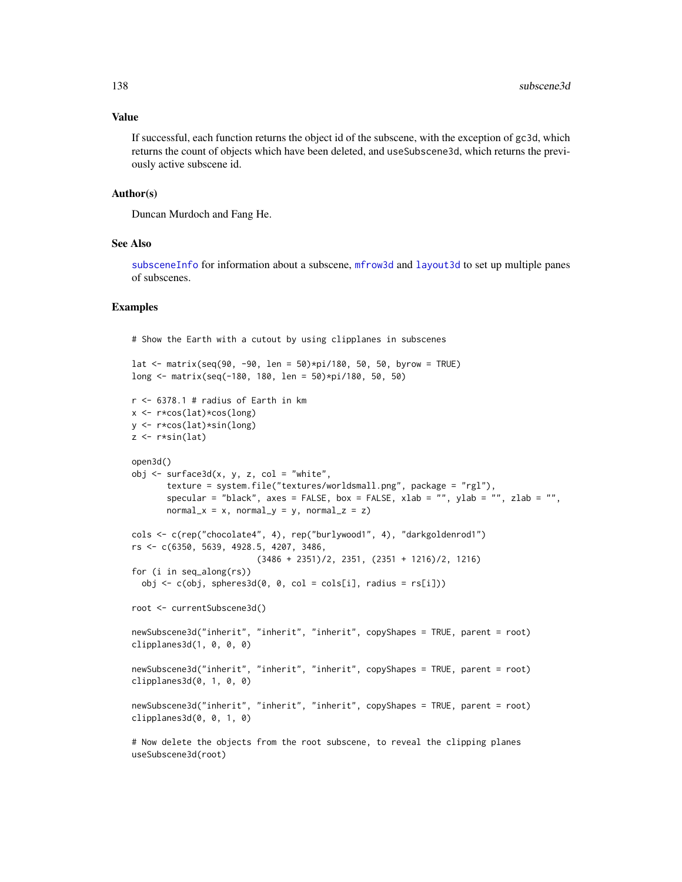## Value

If successful, each function returns the object id of the subscene, with the exception of gc3d, which returns the count of objects which have been deleted, and useSubscene3d, which returns the previously active subscene id.

## Author(s)

Duncan Murdoch and Fang He.

## See Also

subsceneInfo for information about a subscene, mfrow3d and layout3d to set up multiple panes of subscenes.

## Examples

```
# Show the Earth with a cutout by using clipplanes in subscenes

lat <- matrix(seq(90, -90, len = 50)*pi/180, 50, 50, byrow = TRUE)
long <- matrix(seq(-180, 180, len = 50)*pi/180, 50, 50)

r <- 6378.1 # radius of Earth in km
x <- r*cos(lat)*cos(long)
y <- r*cos(lat)*sin(long)
z <- r*sin(lat)

open3d()
obj <- surface3d(x, y, z, col = "white",
       texture = system.file("textures/worldsmall.png", package = "rgl"),
       specular = "black", axes = FALSE, box = FALSE, xlab = "", ylab = "", zlab = "",
       normal_x = x, normal_y = y, normal_z = z)

cols <- c(rep("chocolate4", 4), rep("burlywood1", 4), "darkgoldenrod1")
rs <- c(6350, 5639, 4928.5, 4207, 3486,
                         (3486 + 2351)/2, 2351, (2351 + 1216)/2, 1216)
for (i in seq_along(rs))
  obj <- c(obj, spheres3d(0, 0, col = cols[i], radius = rs[i]))

root <- currentSubscene3d()

newSubscene3d("inherit", "inherit", "inherit", copyShapes = TRUE, parent = root)
clipplanes3d(1, 0, 0, 0)

newSubscene3d("inherit", "inherit", "inherit", copyShapes = TRUE, parent = root)
clipplanes3d(0, 1, 0, 0)

newSubscene3d("inherit", "inherit", "inherit", copyShapes = TRUE, parent = root)
clipplanes3d(0, 0, 1, 0)

# Now delete the objects from the root subscene, to reveal the clipping planes
useSubscene3d(root)
```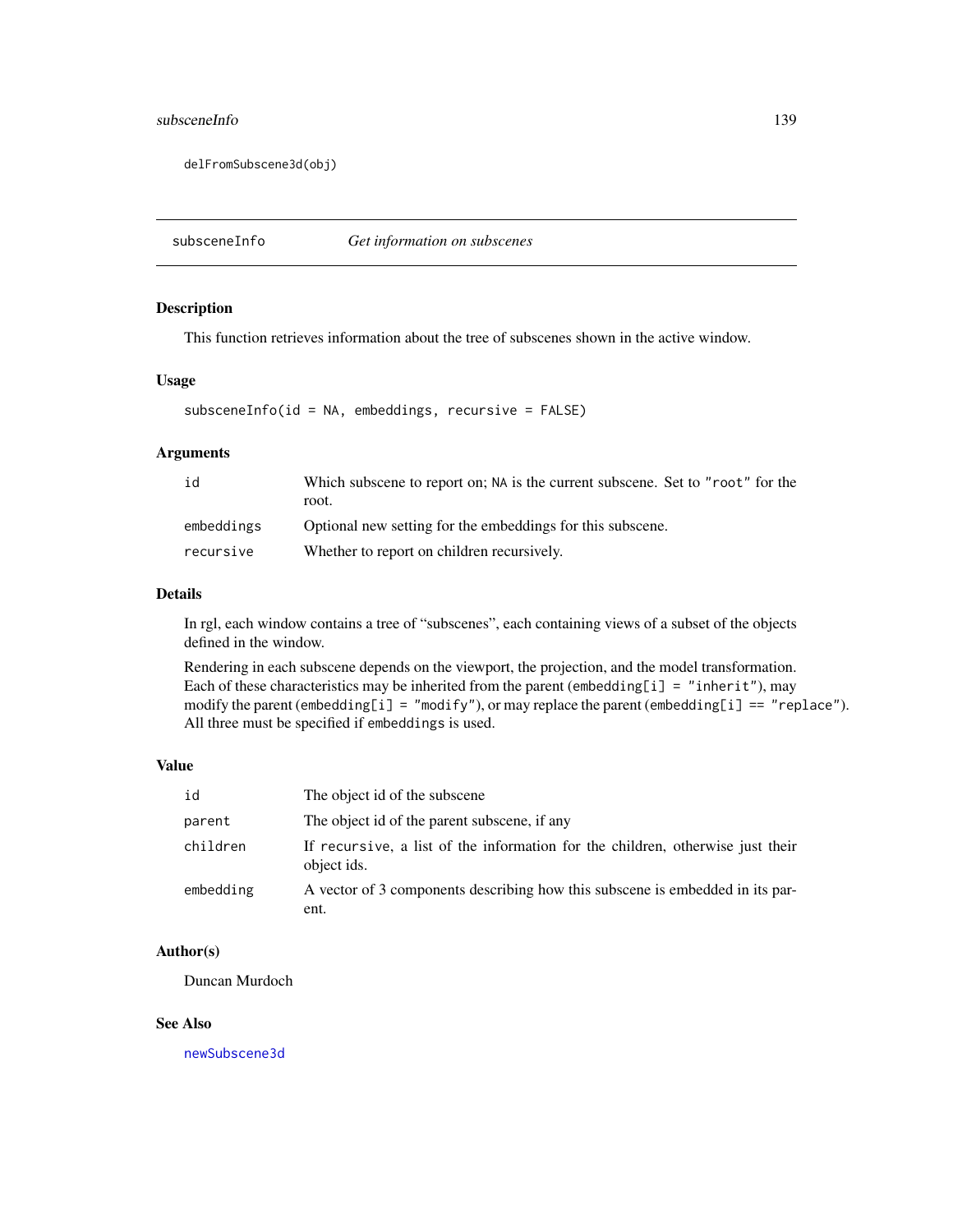```
delFromSubscene3d(obj)
```

## subsceneInfo *Get information on subscenes*

### Description

This function retrieves information about the tree of subscenes shown in the active window.

### Usage

```
subsceneInfo(id = NA, embeddings, recursive = FALSE)
```

### Arguments

| | |
|---|---|
| `id` | Which subscene to report on; `NA` is the current subscene. Set to `"root"` for the root. |
| `embeddings` | Optional new setting for the embeddings for this subscene. |
| `recursive` | Whether to report on children recursively. |

### Details

In rgl, each window contains a tree of "subscenes", each containing views of a subset of the objects defined in the window.

Rendering in each subscene depends on the viewport, the projection, and the model transformation. Each of these characteristics may be inherited from the parent (`embedding[i] = "inherit"`), may modify the parent (`embedding[i] = "modify"`), or may replace the parent (`embedding[i] == "replace"`). All three must be specified if `embeddings` is used.

### Value

| | |
|---|---|
| `id` | The object id of the subscene |
| `parent` | The object id of the parent subscene, if any |
| `children` | If `recursive`, a list of the information for the children, otherwise just their object ids. |
| `embedding` | A vector of 3 components describing how this subscene is embedded in its parent. |

### Author(s)

Duncan Murdoch

### See Also

`newSubscene3d`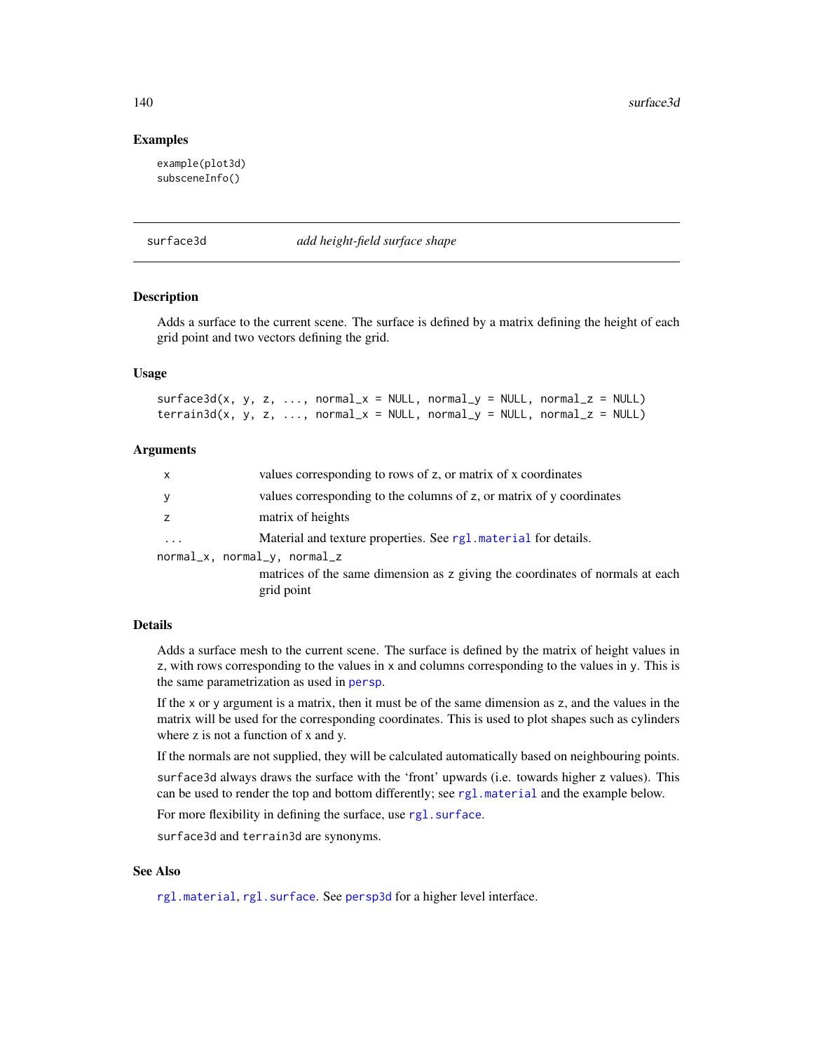## Examples

```
example(plot3d)
subsceneInfo()
```

---

`surface3d` *add height-field surface shape*

---

### Description

Adds a surface to the current scene. The surface is defined by a matrix defining the height of each grid point and two vectors defining the grid.

### Usage

```
surface3d(x, y, z, ..., normal_x = NULL, normal_y = NULL, normal_z = NULL)
terrain3d(x, y, z, ..., normal_x = NULL, normal_y = NULL, normal_z = NULL)
```

### Arguments

| | |
|---|---|
| `x` | values corresponding to rows of `z`, or matrix of x coordinates |
| `y` | values corresponding to the columns of `z`, or matrix of y coordinates |
| `z` | matrix of heights |
| `...` | Material and texture properties. See `rgl.material` for details. |
| `normal_x, normal_y, normal_z` | matrices of the same dimension as `z` giving the coordinates of normals at each grid point |

### Details

Adds a surface mesh to the current scene. The surface is defined by the matrix of height values in `z`, with rows corresponding to the values in `x` and columns corresponding to the values in `y`. This is the same parametrization as used in `persp`.

If the `x` or `y` argument is a matrix, then it must be of the same dimension as `z`, and the values in the matrix will be used for the corresponding coordinates. This is used to plot shapes such as cylinders where z is not a function of x and y.

If the normals are not supplied, they will be calculated automatically based on neighbouring points.

`surface3d` always draws the surface with the 'front' upwards (i.e. towards higher `z` values). This can be used to render the top and bottom differently; see `rgl.material` and the example below.

For more flexibility in defining the surface, use `rgl.surface`.

`surface3d` and `terrain3d` are synonyms.

### See Also

`rgl.material`, `rgl.surface`. See `persp3d` for a higher level interface.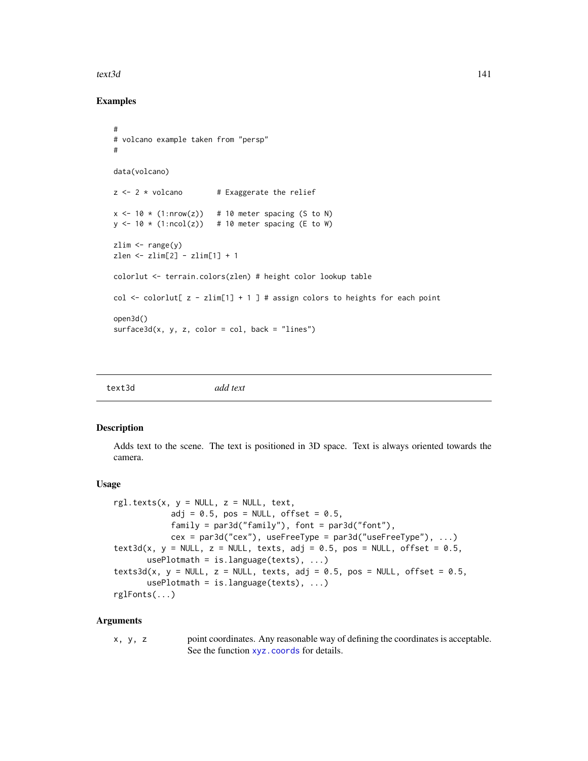## Examples

```
#
# volcano example taken from "persp"
#

data(volcano)

z <- 2 * volcano        # Exaggerate the relief

x <- 10 * (1:nrow(z))   # 10 meter spacing (S to N)
y <- 10 * (1:ncol(z))   # 10 meter spacing (E to W)

zlim <- range(y)
zlen <- zlim[2] - zlim[1] + 1

colorlut <- terrain.colors(zlen) # height color lookup table

col <- colorlut[ z - zlim[1] + 1 ] # assign colors to heights for each point

open3d()
surface3d(x, y, z, color = col, back = "lines")
```

---

`text3d` *add text*

---

## Description

Adds text to the scene. The text is positioned in 3D space. Text is always oriented towards the camera.

## Usage

```
rgl.texts(x, y = NULL, z = NULL, text,
          adj = 0.5, pos = NULL, offset = 0.5,
          family = par3d("family"), font = par3d("font"),
          cex = par3d("cex"), useFreeType = par3d("useFreeType"), ...)
text3d(x, y = NULL, z = NULL, texts, adj = 0.5, pos = NULL, offset = 0.5,
       usePlotmath = is.language(texts), ...)
texts3d(x, y = NULL, z = NULL, texts, adj = 0.5, pos = NULL, offset = 0.5,
       usePlotmath = is.language(texts), ...)
rglFonts(...)
```

## Arguments

`x, y, z` point coordinates. Any reasonable way of defining the coordinates is acceptable. See the function `xyz.coords` for details.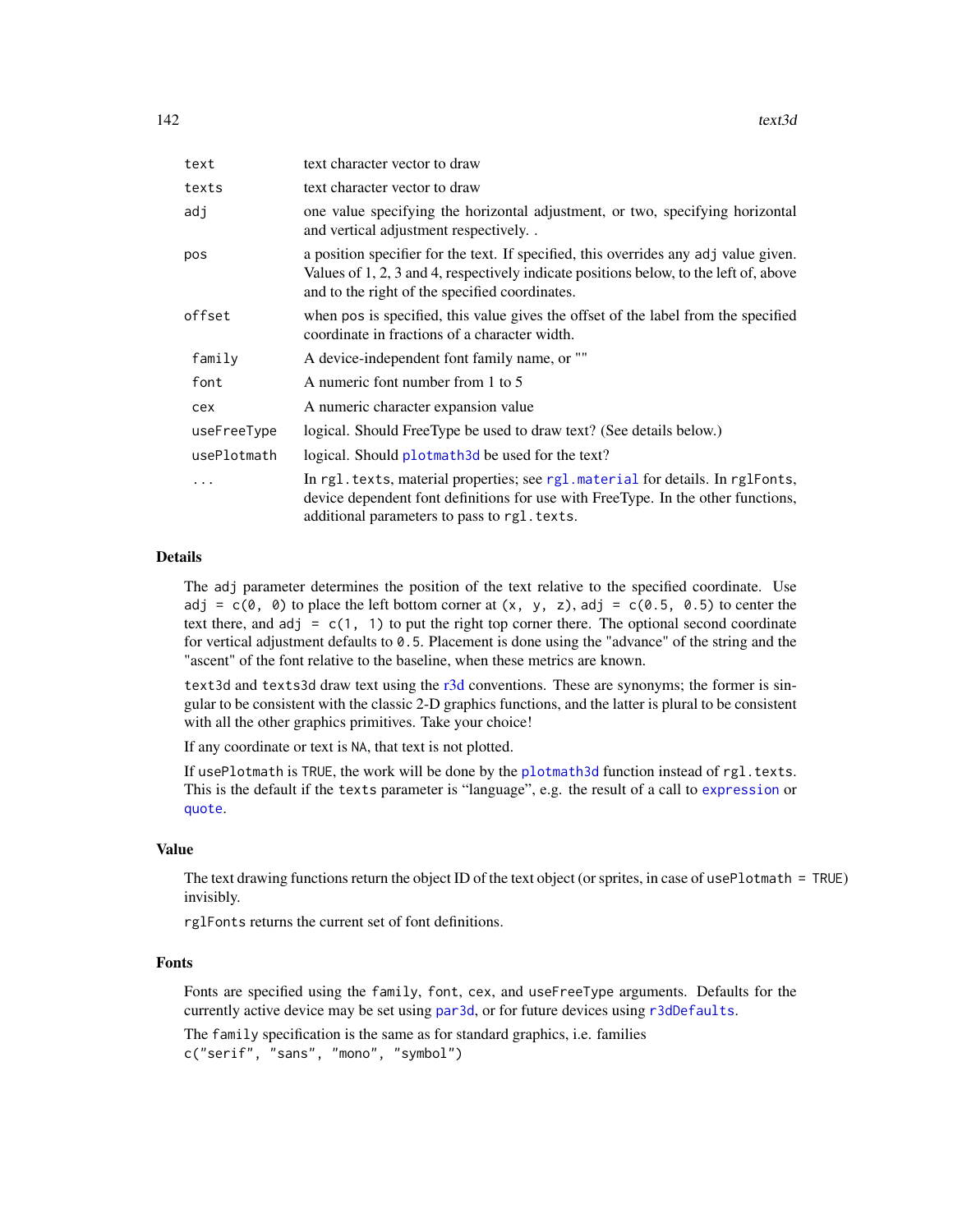| | |
|---|---|
| `text` | text character vector to draw |
| `texts` | text character vector to draw |
| `adj` | one value specifying the horizontal adjustment, or two, specifying horizontal and vertical adjustment respectively. . |
| `pos` | a position specifier for the text. If specified, this overrides any `adj` value given. Values of 1, 2, 3 and 4, respectively indicate positions below, to the left of, above and to the right of the specified coordinates. |
| `offset` | when `pos` is specified, this value gives the offset of the label from the specified coordinate in fractions of a character width. |
| `family` | A device-independent font family name, or "" |
| `font` | A numeric font number from 1 to 5 |
| `cex` | A numeric character expansion value |
| `useFreeType` | logical. Should FreeType be used to draw text? (See details below.) |
| `usePlotmath` | logical. Should `plotmath3d` be used for the text? |
| `...` | In `rgl.texts`, material properties; see `rgl.material` for details. In `rglFonts`, device dependent font definitions for use with FreeType. In the other functions, additional parameters to pass to `rgl.texts`. |

### Details

The `adj` parameter determines the position of the text relative to the specified coordinate. Use `adj = c(0, 0)` to place the left bottom corner at `(x, y, z)`, `adj = c(0.5, 0.5)` to center the text there, and `adj = c(1, 1)` to put the right top corner there. The optional second coordinate for vertical adjustment defaults to `0.5`. Placement is done using the "advance" of the string and the "ascent" of the font relative to the baseline, when these metrics are known.

`text3d` and `texts3d` draw text using the `r3d` conventions. These are synonyms; the former is singular to be consistent with the classic 2-D graphics functions, and the latter is plural to be consistent with all the other graphics primitives. Take your choice!

If any coordinate or text is `NA`, that text is not plotted.

If `usePlotmath` is `TRUE`, the work will be done by the `plotmath3d` function instead of `rgl.texts`. This is the default if the `texts` parameter is "language", e.g. the result of a call to `expression` or `quote`.

### Value

The text drawing functions return the object ID of the text object (or sprites, in case of `usePlotmath = TRUE`) invisibly.

`rglFonts` returns the current set of font definitions.

### Fonts

Fonts are specified using the `family`, `font`, `cex`, and `useFreeType` arguments. Defaults for the currently active device may be set using `par3d`, or for future devices using `r3dDefaults`.

The `family` specification is the same as for standard graphics, i.e. families
`c("serif", "sans", "mono", "symbol")`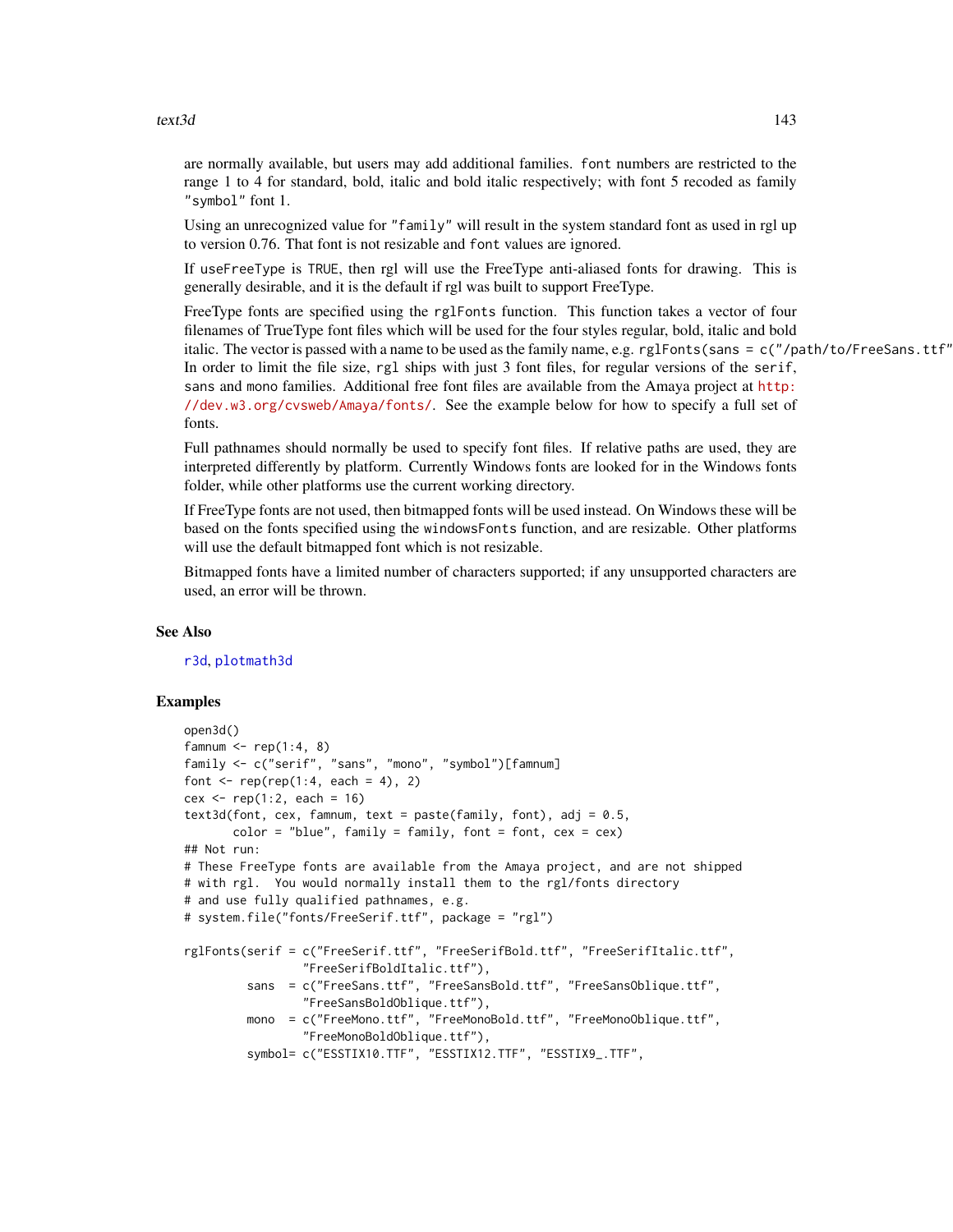are normally available, but users may add additional families. `font` numbers are restricted to the range 1 to 4 for standard, bold, italic and bold italic respectively; with font 5 recoded as family `"symbol"` font 1.

Using an unrecognized value for `"family"` will result in the system standard font as used in rgl up to version 0.76. That font is not resizable and `font` values are ignored.

If `useFreeType` is `TRUE`, then rgl will use the FreeType anti-aliased fonts for drawing. This is generally desirable, and it is the default if rgl was built to support FreeType.

FreeType fonts are specified using the `rglFonts` function. This function takes a vector of four filenames of TrueType font files which will be used for the four styles regular, bold, italic and bold italic. The vector is passed with a name to be used as the family name, e.g. `rglFonts(sans = c("/path/to/FreeSans.ttf"` In order to limit the file size, `rgl` ships with just 3 font files, for regular versions of the `serif`, `sans` and `mono` families. Additional free font files are available from the Amaya project at http://dev.w3.org/cvsweb/Amaya/fonts/. See the example below for how to specify a full set of fonts.

Full pathnames should normally be used to specify font files. If relative paths are used, they are interpreted differently by platform. Currently Windows fonts are looked for in the Windows fonts folder, while other platforms use the current working directory.

If FreeType fonts are not used, then bitmapped fonts will be used instead. On Windows these will be based on the fonts specified using the `windowsFonts` function, and are resizable. Other platforms will use the default bitmapped font which is not resizable.

Bitmapped fonts have a limited number of characters supported; if any unsupported characters are used, an error will be thrown.

## See Also

`r3d`, `plotmath3d`

## Examples

```
open3d()
famnum <- rep(1:4, 8)
family <- c("serif", "sans", "mono", "symbol")[famnum]
font <- rep(rep(1:4, each = 4), 2)
cex <- rep(1:2, each = 16)
text3d(font, cex, famnum, text = paste(family, font), adj = 0.5,
       color = "blue", family = family, font = font, cex = cex)
## Not run:
# These FreeType fonts are available from the Amaya project, and are not shipped
# with rgl.  You would normally install them to the rgl/fonts directory
# and use fully qualified pathnames, e.g.
# system.file("fonts/FreeSerif.ttf", package = "rgl")

rglFonts(serif = c("FreeSerif.ttf", "FreeSerifBold.ttf", "FreeSerifItalic.ttf",
                 "FreeSerifBoldItalic.ttf"),
         sans  = c("FreeSans.ttf", "FreeSansBold.ttf", "FreeSansOblique.ttf",
                 "FreeSansBoldOblique.ttf"),
         mono  = c("FreeMono.ttf", "FreeMonoBold.ttf", "FreeMonoOblique.ttf",
                 "FreeMonoBoldOblique.ttf"),
         symbol= c("ESSTIX10.TTF", "ESSTIX12.TTF", "ESSTIX9_.TTF",
```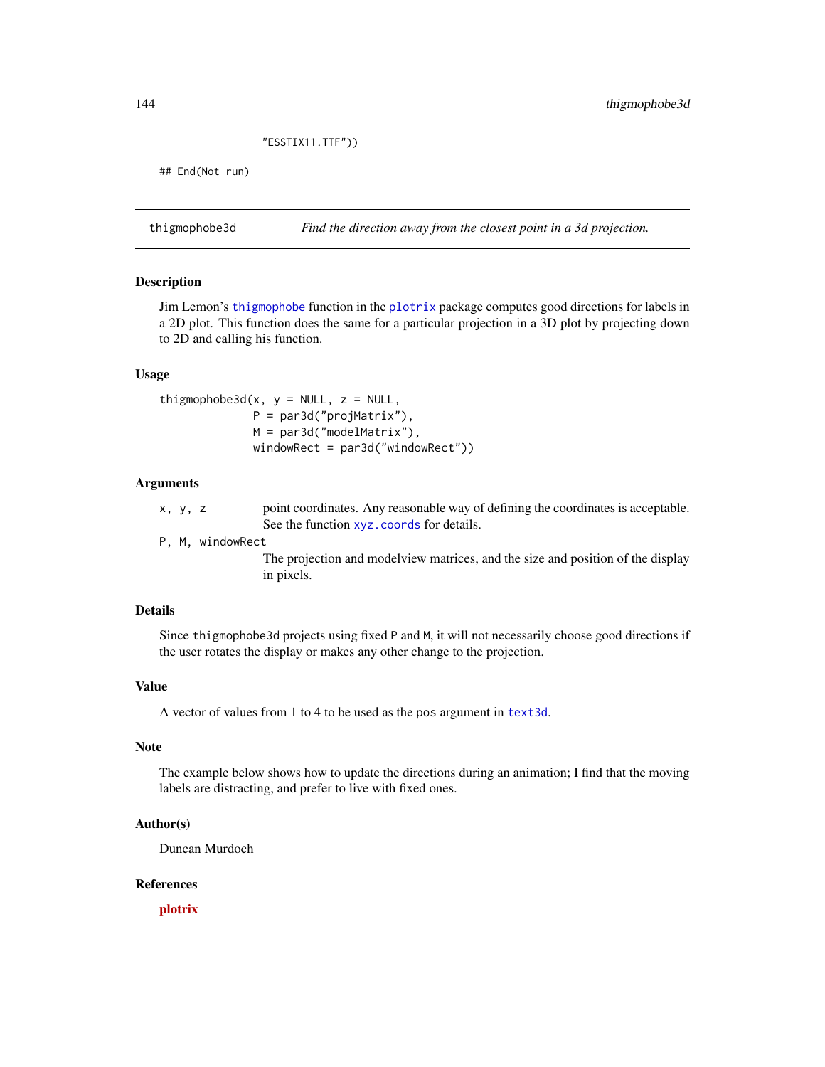```
                  "ESSTIX11.TTF"))

## End(Not run)
```

---

## thigmophobe3d — *Find the direction away from the closest point in a 3d projection.*

### Description

Jim Lemon's `thigmophobe` function in the `plotrix` package computes good directions for labels in a 2D plot. This function does the same for a particular projection in a 3D plot by projecting down to 2D and calling his function.

### Usage

```
thigmophobe3d(x, y = NULL, z = NULL,
              P = par3d("projMatrix"),
              M = par3d("modelMatrix"),
              windowRect = par3d("windowRect"))
```

### Arguments

`x, y, z` point coordinates. Any reasonable way of defining the coordinates is acceptable. See the function `xyz.coords` for details.

`P, M, windowRect` The projection and modelview matrices, and the size and position of the display in pixels.

### Details

Since `thigmophobe3d` projects using fixed `P` and `M`, it will not necessarily choose good directions if the user rotates the display or makes any other change to the projection.

### Value

A vector of values from 1 to 4 to be used as the `pos` argument in `text3d`.

### Note

The example below shows how to update the directions during an animation; I find that the moving labels are distracting, and prefer to live with fixed ones.

### Author(s)

Duncan Murdoch

### References

**plotrix**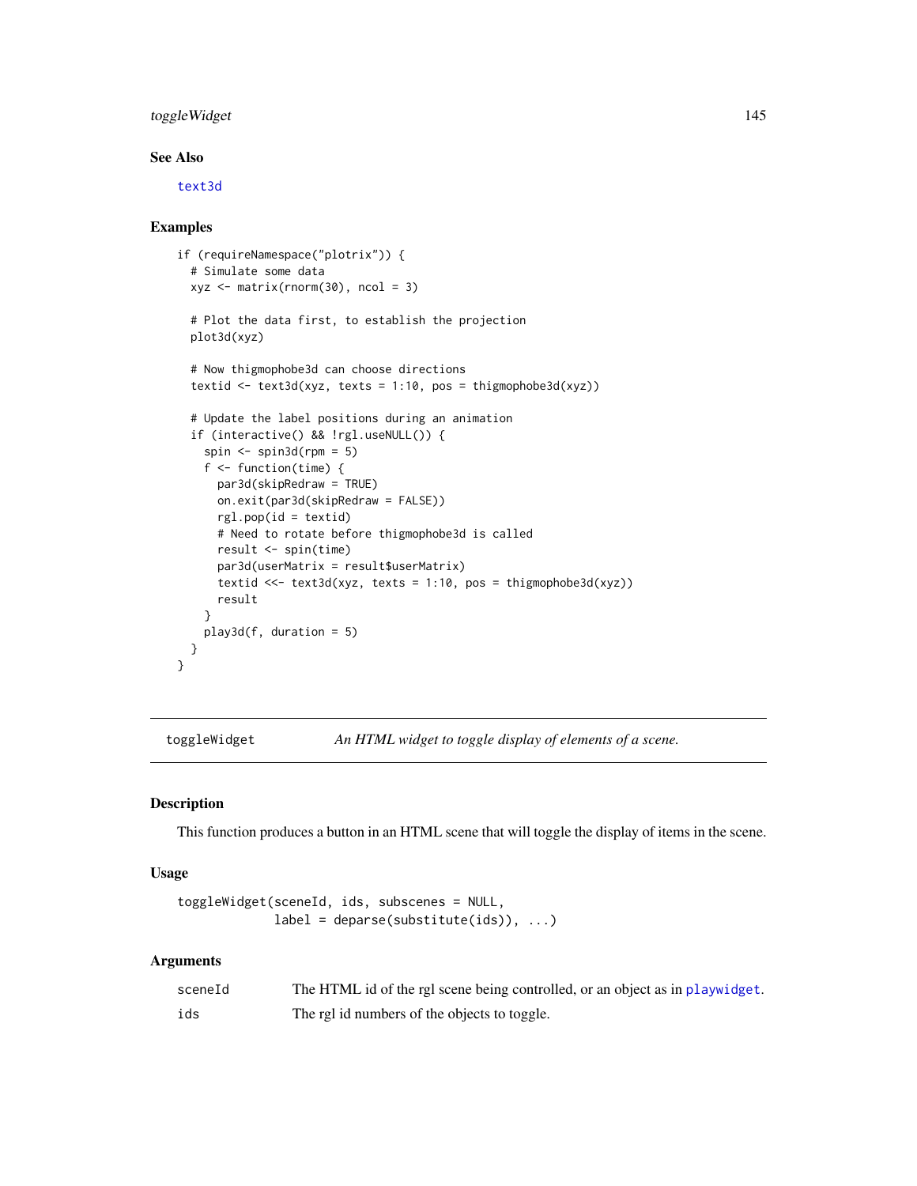## See Also

text3d

## Examples

```
if (requireNamespace("plotrix")) {
  # Simulate some data
  xyz <- matrix(rnorm(30), ncol = 3)

  # Plot the data first, to establish the projection
  plot3d(xyz)

  # Now thigmophobe3d can choose directions
  textid <- text3d(xyz, texts = 1:10, pos = thigmophobe3d(xyz))

  # Update the label positions during an animation
  if (interactive() && !rgl.useNULL()) {
    spin <- spin3d(rpm = 5)
    f <- function(time) {
      par3d(skipRedraw = TRUE)
      on.exit(par3d(skipRedraw = FALSE))
      rgl.pop(id = textid)
      # Need to rotate before thigmophobe3d is called
      result <- spin(time)
      par3d(userMatrix = result$userMatrix)
      textid <<- text3d(xyz, texts = 1:10, pos = thigmophobe3d(xyz))
      result
    }
    play3d(f, duration = 5)
  }
}
```

---

# toggleWidget — *An HTML widget to toggle display of elements of a scene.*

## Description

This function produces a button in an HTML scene that will toggle the display of items in the scene.

## Usage

```
toggleWidget(sceneId, ids, subscenes = NULL,
             label = deparse(substitute(ids)), ...)
```

## Arguments

| | |
|---|---|
| sceneId | The HTML id of the rgl scene being controlled, or an object as in playwidget. |
| ids | The rgl id numbers of the objects to toggle. |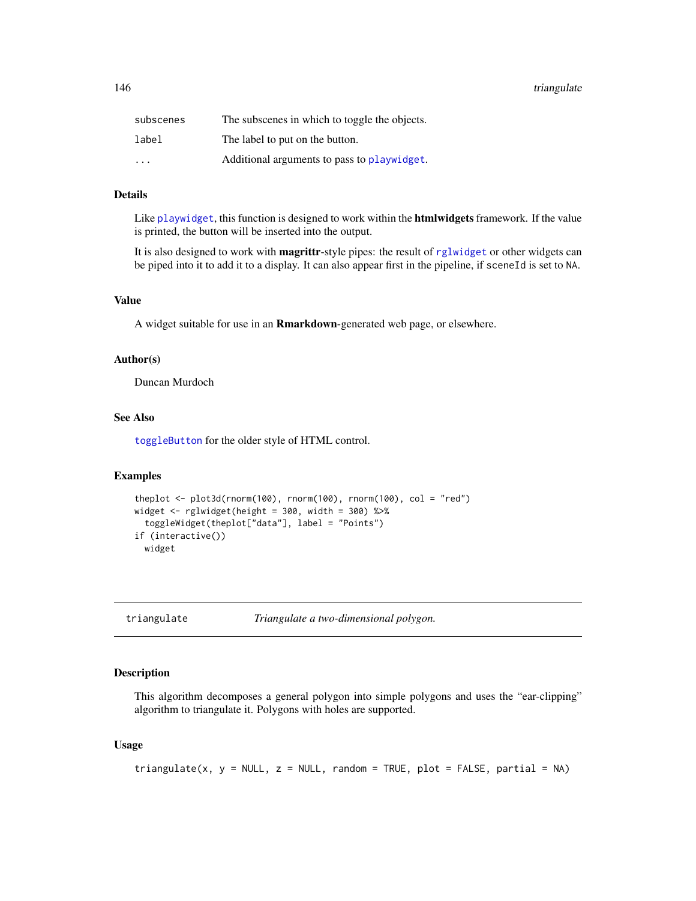| | |
|---|---|
| `subscenes` | The subscenes in which to toggle the objects. |
| `label` | The label to put on the button. |
| `...` | Additional arguments to pass to `playwidget`. |

### Details

Like `playwidget`, this function is designed to work within the **htmlwidgets** framework. If the value is printed, the button will be inserted into the output.

It is also designed to work with **magrittr**-style pipes: the result of `rglwidget` or other widgets can be piped into it to add it to a display. It can also appear first in the pipeline, if `sceneId` is set to `NA`.

### Value

A widget suitable for use in an **Rmarkdown**-generated web page, or elsewhere.

### Author(s)

Duncan Murdoch

### See Also

`toggleButton` for the older style of HTML control.

### Examples

```
theplot <- plot3d(rnorm(100), rnorm(100), rnorm(100), col = "red")
widget <- rglwidget(height = 300, width = 300) %>%
  toggleWidget(theplot["data"], label = "Points")
if (interactive())
  widget
```

---

## `triangulate` *Triangulate a two-dimensional polygon.*

---

### Description

This algorithm decomposes a general polygon into simple polygons and uses the "ear-clipping" algorithm to triangulate it. Polygons with holes are supported.

### Usage

```
triangulate(x, y = NULL, z = NULL, random = TRUE, plot = FALSE, partial = NA)
```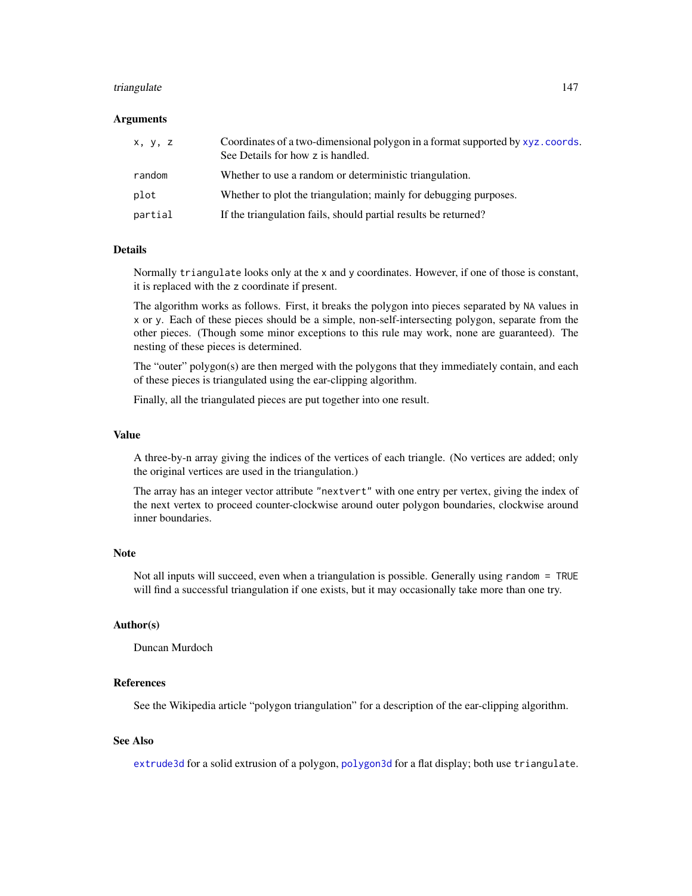### Arguments

| | |
|---|---|
| `x, y, z` | Coordinates of a two-dimensional polygon in a format supported by `xyz.coords`. See Details for how z is handled. |
| `random` | Whether to use a random or deterministic triangulation. |
| `plot` | Whether to plot the triangulation; mainly for debugging purposes. |
| `partial` | If the triangulation fails, should partial results be returned? |

### Details

Normally `triangulate` looks only at the `x` and `y` coordinates. However, if one of those is constant, it is replaced with the `z` coordinate if present.

The algorithm works as follows. First, it breaks the polygon into pieces separated by `NA` values in `x` or `y`. Each of these pieces should be a simple, non-self-intersecting polygon, separate from the other pieces. (Though some minor exceptions to this rule may work, none are guaranteed). The nesting of these pieces is determined.

The "outer" polygon(s) are then merged with the polygons that they immediately contain, and each of these pieces is triangulated using the ear-clipping algorithm.

Finally, all the triangulated pieces are put together into one result.

### Value

A three-by-n array giving the indices of the vertices of each triangle. (No vertices are added; only the original vertices are used in the triangulation.)

The array has an integer vector attribute `"nextvert"` with one entry per vertex, giving the index of the next vertex to proceed counter-clockwise around outer polygon boundaries, clockwise around inner boundaries.

### Note

Not all inputs will succeed, even when a triangulation is possible. Generally using `random = TRUE` will find a successful triangulation if one exists, but it may occasionally take more than one try.

### Author(s)

Duncan Murdoch

### References

See the Wikipedia article "polygon triangulation" for a description of the ear-clipping algorithm.

### See Also

`extrude3d` for a solid extrusion of a polygon, `polygon3d` for a flat display; both use `triangulate`.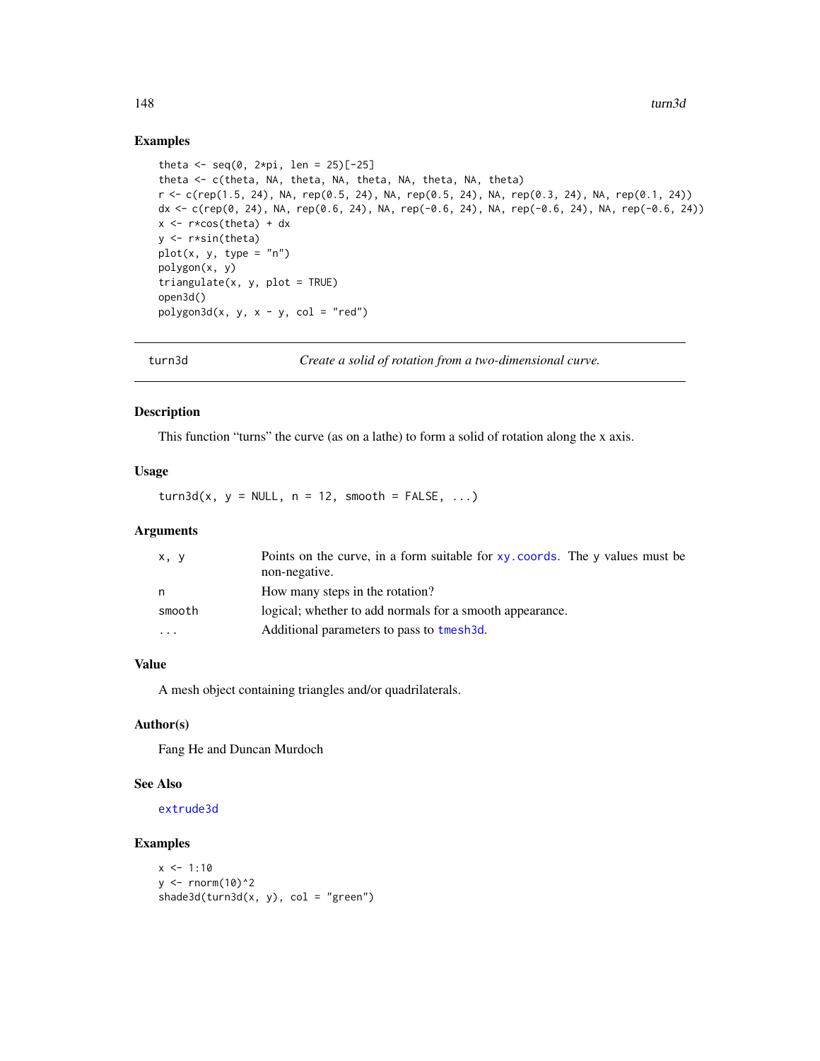## Examples

```
theta <- seq(0, 2*pi, len = 25)[-25]
theta <- c(theta, NA, theta, NA, theta, NA, theta, NA, theta)
r <- c(rep(1.5, 24), NA, rep(0.5, 24), NA, rep(0.5, 24), NA, rep(0.3, 24), NA, rep(0.1, 24))
dx <- c(rep(0, 24), NA, rep(0.6, 24), NA, rep(-0.6, 24), NA, rep(-0.6, 24), NA, rep(-0.6, 24))
x <- r*cos(theta) + dx
y <- r*sin(theta)
plot(x, y, type = "n")
polygon(x, y)
triangulate(x, y, plot = TRUE)
open3d()
polygon3d(x, y, x - y, col = "red")
```

---

# turn3d — *Create a solid of rotation from a two-dimensional curve.*

## Description

This function "turns" the curve (as on a lathe) to form a solid of rotation along the x axis.

## Usage

```
turn3d(x, y = NULL, n = 12, smooth = FALSE, ...)
```

## Arguments

| | |
|---|---|
| `x, y` | Points on the curve, in a form suitable for `xy.coords`. The `y` values must be non-negative. |
| `n` | How many steps in the rotation? |
| `smooth` | logical; whether to add normals for a smooth appearance. |
| `...` | Additional parameters to pass to `tmesh3d`. |

## Value

A mesh object containing triangles and/or quadrilaterals.

## Author(s)

Fang He and Duncan Murdoch

## See Also

`extrude3d`

## Examples

```
x <- 1:10
y <- rnorm(10)^2
shade3d(turn3d(x, y), col = "green")
```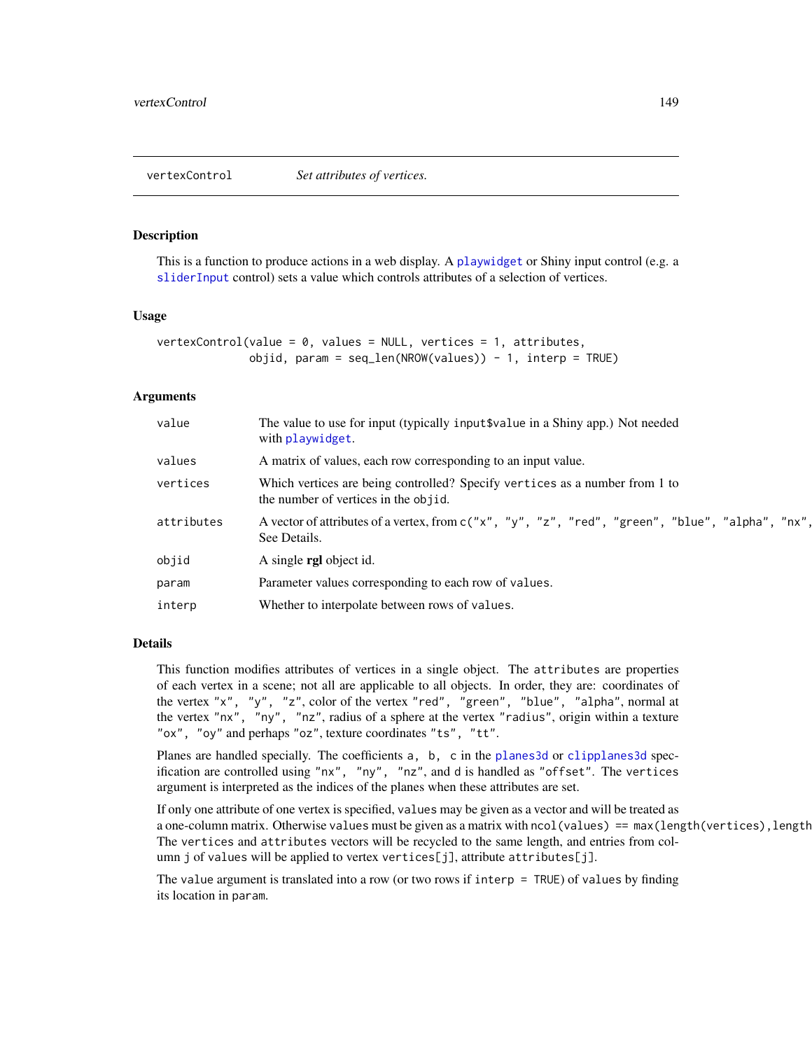# vertexControl    *Set attributes of vertices.*

## Description

This is a function to produce actions in a web display. A playwidget or Shiny input control (e.g. a sliderInput control) sets a value which controls attributes of a selection of vertices.

## Usage

```
vertexControl(value = 0, values = NULL, vertices = 1, attributes,
              objid, param = seq_len(NROW(values)) - 1, interp = TRUE)
```

## Arguments

| | |
|---|---|
| value | The value to use for input (typically input$value in a Shiny app.) Not needed with playwidget. |
| values | A matrix of values, each row corresponding to an input value. |
| vertices | Which vertices are being controlled? Specify vertices as a number from 1 to the number of vertices in the objid. |
| attributes | A vector of attributes of a vertex, from c("x", "y", "z", "red", "green", "blue", "alpha", "nx", See Details. |
| objid | A single **rgl** object id. |
| param | Parameter values corresponding to each row of values. |
| interp | Whether to interpolate between rows of values. |

## Details

This function modifies attributes of vertices in a single object. The attributes are properties of each vertex in a scene; not all are applicable to all objects. In order, they are: coordinates of the vertex "x", "y", "z", color of the vertex "red", "green", "blue", "alpha", normal at the vertex "nx", "ny", "nz", radius of a sphere at the vertex "radius", origin within a texture "ox", "oy" and perhaps "oz", texture coordinates "ts", "tt".

Planes are handled specially. The coefficients a, b, c in the planes3d or clipplanes3d specification are controlled using "nx", "ny", "nz", and d is handled as "offset". The vertices argument is interpreted as the indices of the planes when these attributes are set.

If only one attribute of one vertex is specified, values may be given as a vector and will be treated as a one-column matrix. Otherwise values must be given as a matrix with ncol(values) == max(length(vertices),length The vertices and attributes vectors will be recycled to the same length, and entries from column j of values will be applied to vertex vertices[j], attribute attributes[j].

The value argument is translated into a row (or two rows if interp = TRUE) of values by finding its location in param.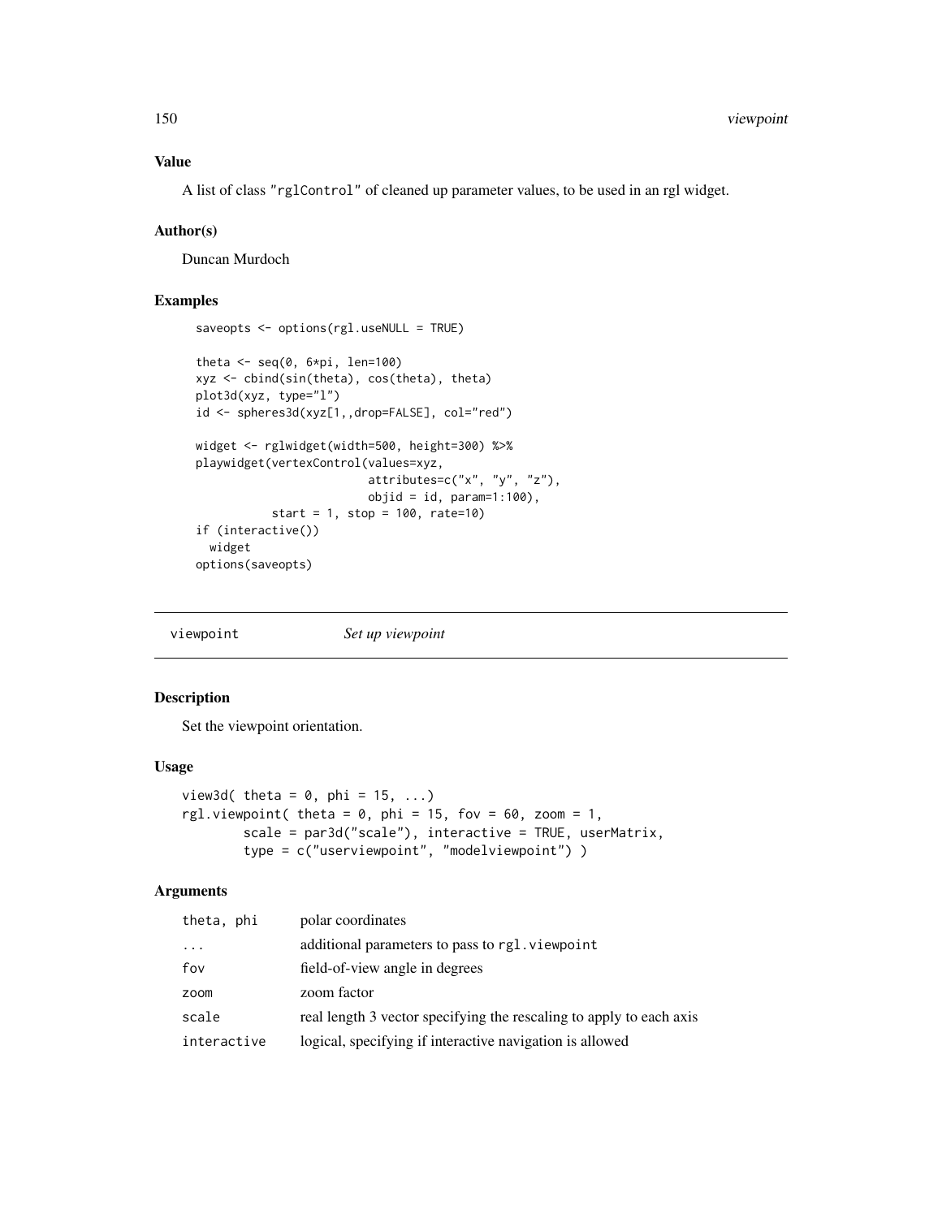### Value

A list of class "rglControl" of cleaned up parameter values, to be used in an rgl widget.

### Author(s)

Duncan Murdoch

### Examples

```
saveopts <- options(rgl.useNULL = TRUE)

theta <- seq(0, 6*pi, len=100)
xyz <- cbind(sin(theta), cos(theta), theta)
plot3d(xyz, type="l")
id <- spheres3d(xyz[1,,drop=FALSE], col="red")

widget <- rglwidget(width=500, height=300) %>%
playwidget(vertexControl(values=xyz,
                         attributes=c("x", "y", "z"),
                         objid = id, param=1:100),
           start = 1, stop = 100, rate=10)
if (interactive())
  widget
options(saveopts)
```

---

## viewpoint    *Set up viewpoint*

### Description

Set the viewpoint orientation.

### Usage

```
view3d( theta = 0, phi = 15, ...)
rgl.viewpoint( theta = 0, phi = 15, fov = 60, zoom = 1,
        scale = par3d("scale"), interactive = TRUE, userMatrix,
        type = c("userviewpoint", "modelviewpoint") )
```

### Arguments

| | |
|---|---|
| theta, phi | polar coordinates |
| ... | additional parameters to pass to rgl.viewpoint |
| fov | field-of-view angle in degrees |
| zoom | zoom factor |
| scale | real length 3 vector specifying the rescaling to apply to each axis |
| interactive | logical, specifying if interactive navigation is allowed |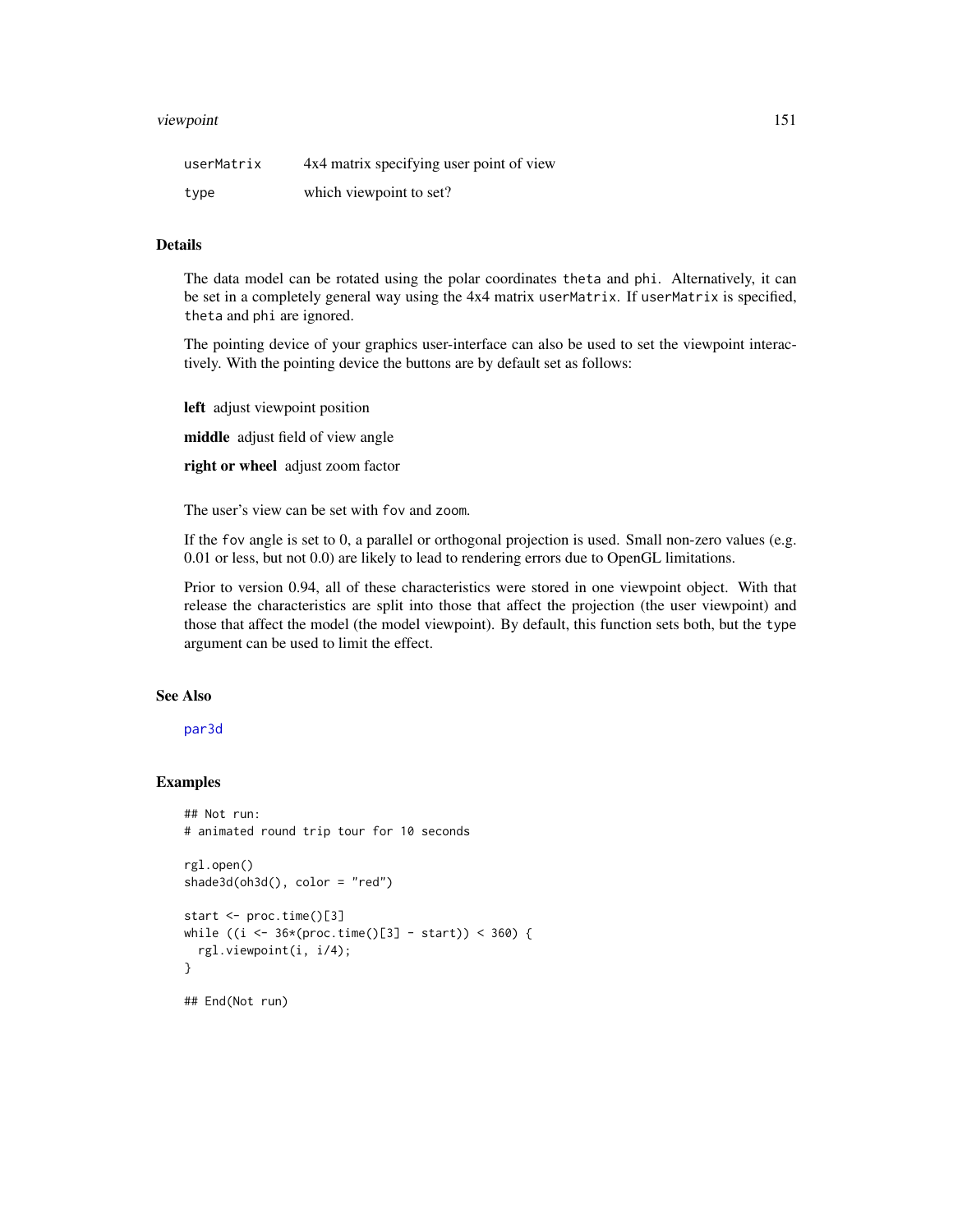| | |
|---|---|
| userMatrix | 4x4 matrix specifying user point of view |
| type | which viewpoint to set? |

## Details

The data model can be rotated using the polar coordinates theta and phi. Alternatively, it can be set in a completely general way using the 4x4 matrix userMatrix. If userMatrix is specified, theta and phi are ignored.

The pointing device of your graphics user-interface can also be used to set the viewpoint interactively. With the pointing device the buttons are by default set as follows:

**left** adjust viewpoint position

**middle** adjust field of view angle

**right or wheel** adjust zoom factor

The user's view can be set with fov and zoom.

If the fov angle is set to 0, a parallel or orthogonal projection is used. Small non-zero values (e.g. 0.01 or less, but not 0.0) are likely to lead to rendering errors due to OpenGL limitations.

Prior to version 0.94, all of these characteristics were stored in one viewpoint object. With that release the characteristics are split into those that affect the projection (the user viewpoint) and those that affect the model (the model viewpoint). By default, this function sets both, but the type argument can be used to limit the effect.

## See Also

par3d

## Examples

```
## Not run:
# animated round trip tour for 10 seconds

rgl.open()
shade3d(oh3d(), color = "red")

start <- proc.time()[3]
while ((i <- 36*(proc.time()[3] - start)) < 360) {
  rgl.viewpoint(i, i/4);
}

## End(Not run)
```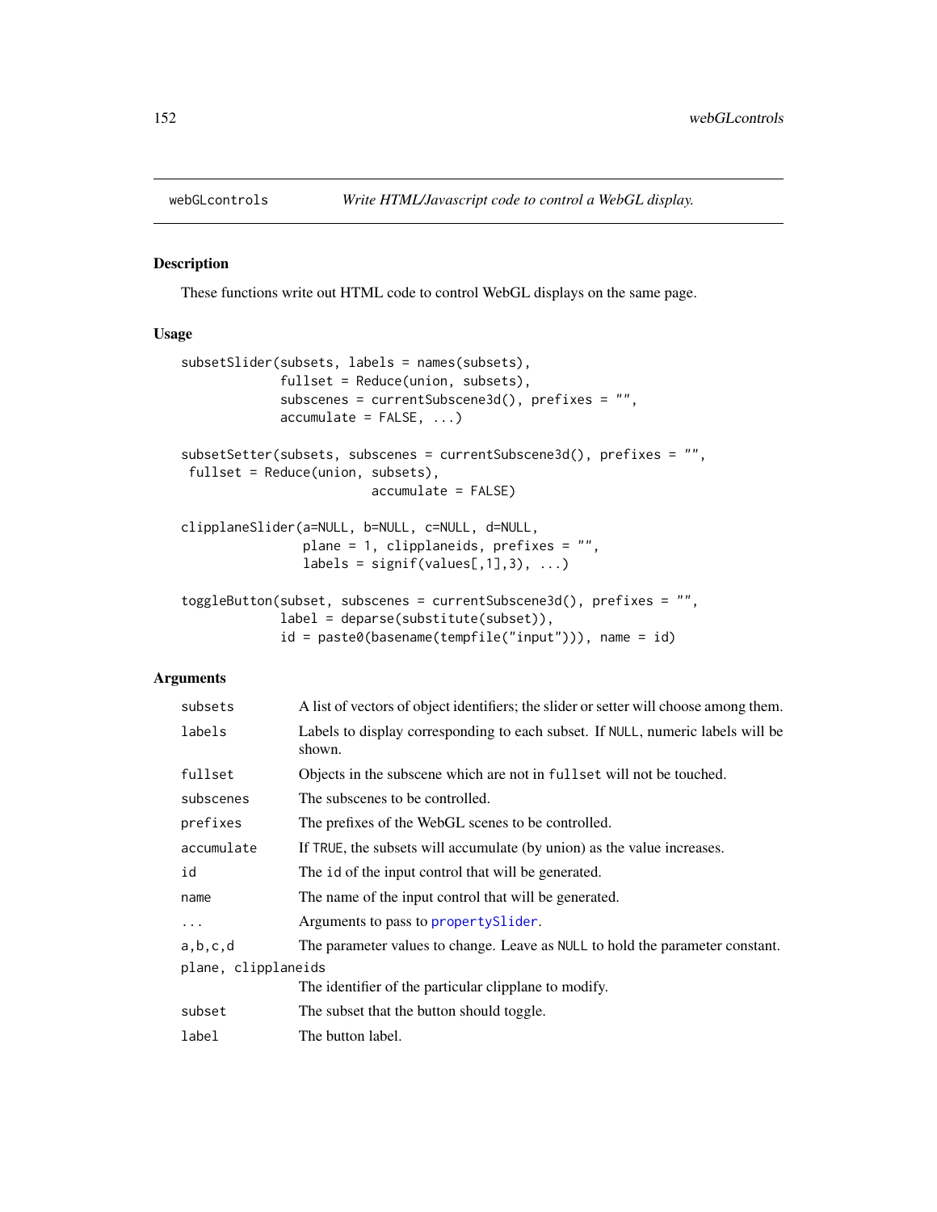webGLcontrols *Write HTML/Javascript code to control a WebGL display.*

## Description

These functions write out HTML code to control WebGL displays on the same page.

## Usage

```
subsetSlider(subsets, labels = names(subsets),
             fullset = Reduce(union, subsets),
             subscenes = currentSubscene3d(), prefixes = "",
             accumulate = FALSE, ...)

subsetSetter(subsets, subscenes = currentSubscene3d(), prefixes = "",
 fullset = Reduce(union, subsets),
                         accumulate = FALSE)

clipplaneSlider(a=NULL, b=NULL, c=NULL, d=NULL,
                plane = 1, clipplaneids, prefixes = "",
                labels = signif(values[,1],3), ...)

toggleButton(subset, subscenes = currentSubscene3d(), prefixes = "",
             label = deparse(substitute(subset)),
             id = paste0(basename(tempfile("input"))), name = id)
```

## Arguments

| | |
|---|---|
| `subsets` | A list of vectors of object identifiers; the slider or setter will choose among them. |
| `labels` | Labels to display corresponding to each subset. If `NULL`, numeric labels will be shown. |
| `fullset` | Objects in the subscene which are not in `fullset` will not be touched. |
| `subscenes` | The subscenes to be controlled. |
| `prefixes` | The prefixes of the WebGL scenes to be controlled. |
| `accumulate` | If `TRUE`, the subsets will accumulate (by union) as the value increases. |
| `id` | The `id` of the input control that will be generated. |
| `name` | The name of the input control that will be generated. |
| `...` | Arguments to pass to `propertySlider`. |
| `a,b,c,d` | The parameter values to change. Leave as `NULL` to hold the parameter constant. |
| `plane, clipplaneids` | The identifier of the particular clipplane to modify. |
| `subset` | The subset that the button should toggle. |
| `label` | The button label. |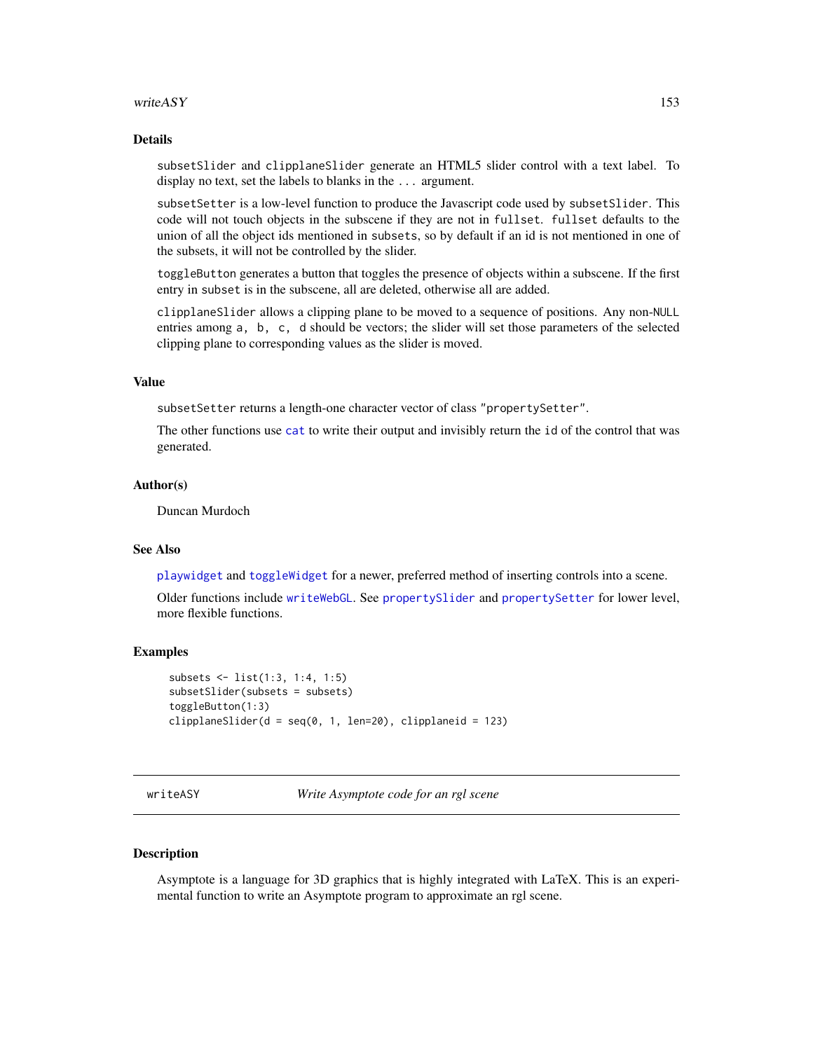## Details

`subsetSlider` and `clipplaneSlider` generate an HTML5 slider control with a text label. To display no text, set the labels to blanks in the `...` argument.

`subsetSetter` is a low-level function to produce the Javascript code used by `subsetSlider`. This code will not touch objects in the subscene if they are not in `fullset`. `fullset` defaults to the union of all the object ids mentioned in `subsets`, so by default if an id is not mentioned in one of the subsets, it will not be controlled by the slider.

`toggleButton` generates a button that toggles the presence of objects within a subscene. If the first entry in `subset` is in the subscene, all are deleted, otherwise all are added.

`clipplaneSlider` allows a clipping plane to be moved to a sequence of positions. Any non-`NULL` entries among `a, b, c, d` should be vectors; the slider will set those parameters of the selected clipping plane to corresponding values as the slider is moved.

## Value

`subsetSetter` returns a length-one character vector of class `"propertySetter"`.

The other functions use `cat` to write their output and invisibly return the `id` of the control that was generated.

## Author(s)

Duncan Murdoch

## See Also

`playwidget` and `toggleWidget` for a newer, preferred method of inserting controls into a scene.

Older functions include `writeWebGL`. See `propertySlider` and `propertySetter` for lower level, more flexible functions.

## Examples

```
subsets <- list(1:3, 1:4, 1:5)
subsetSlider(subsets = subsets)
toggleButton(1:3)
clipplaneSlider(d = seq(0, 1, len=20), clipplaneid = 123)
```

---

# writeASY — *Write Asymptote code for an rgl scene*

## Description

Asymptote is a language for 3D graphics that is highly integrated with LaTeX. This is an experimental function to write an Asymptote program to approximate an rgl scene.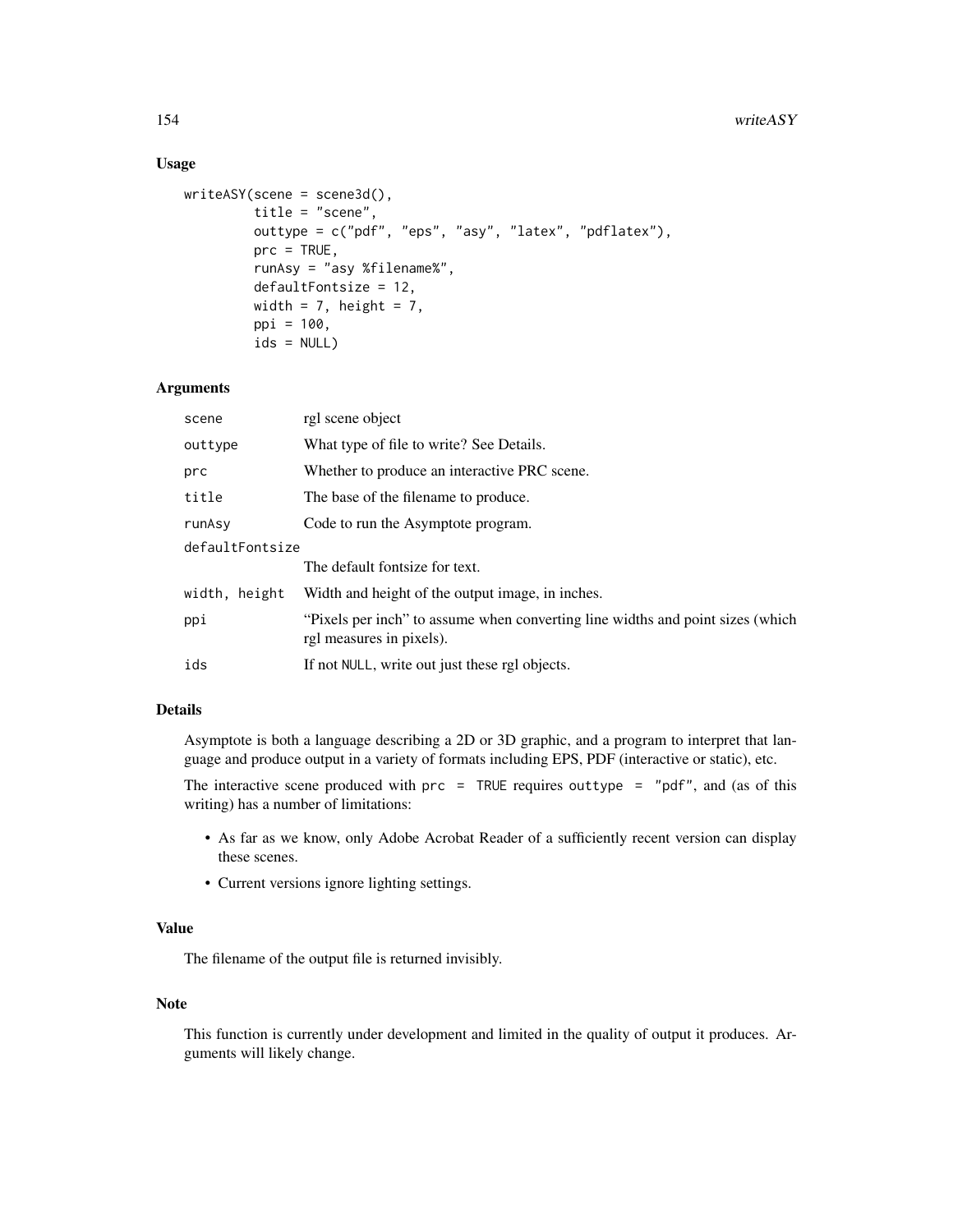## Usage

```
writeASY(scene = scene3d(),
         title = "scene",
         outtype = c("pdf", "eps", "asy", "latex", "pdflatex"),
         prc = TRUE,
         runAsy = "asy %filename%",
         defaultFontsize = 12,
         width = 7, height = 7,
         ppi = 100,
         ids = NULL)
```

## Arguments

| | |
|---|---|
| `scene` | rgl scene object |
| `outtype` | What type of file to write? See Details. |
| `prc` | Whether to produce an interactive PRC scene. |
| `title` | The base of the filename to produce. |
| `runAsy` | Code to run the Asymptote program. |
| `defaultFontsize` | The default fontsize for text. |
| `width, height` | Width and height of the output image, in inches. |
| `ppi` | "Pixels per inch" to assume when converting line widths and point sizes (which rgl measures in pixels). |
| `ids` | If not `NULL`, write out just these rgl objects. |

## Details

Asymptote is both a language describing a 2D or 3D graphic, and a program to interpret that language and produce output in a variety of formats including EPS, PDF (interactive or static), etc.

The interactive scene produced with `prc = TRUE` requires `outtype = "pdf"`, and (as of this writing) has a number of limitations:

- As far as we know, only Adobe Acrobat Reader of a sufficiently recent version can display these scenes.
- Current versions ignore lighting settings.

## Value

The filename of the output file is returned invisibly.

## Note

This function is currently under development and limited in the quality of output it produces. Arguments will likely change.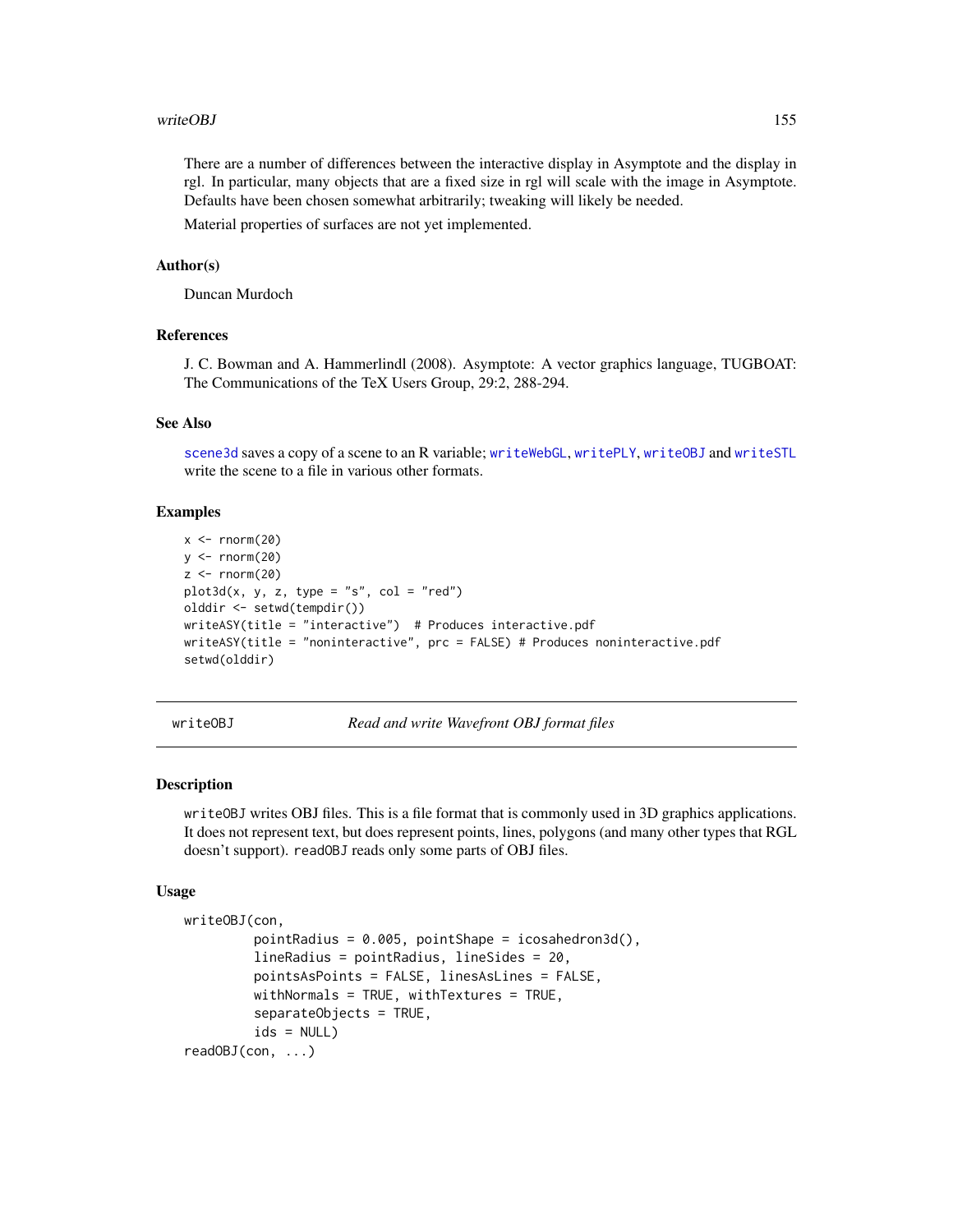There are a number of differences between the interactive display in Asymptote and the display in rgl. In particular, many objects that are a fixed size in rgl will scale with the image in Asymptote. Defaults have been chosen somewhat arbitrarily; tweaking will likely be needed.

Material properties of surfaces are not yet implemented.

### Author(s)

Duncan Murdoch

### References

J. C. Bowman and A. Hammerlindl (2008). Asymptote: A vector graphics language, TUGBOAT: The Communications of the TeX Users Group, 29:2, 288-294.

### See Also

scene3d saves a copy of a scene to an R variable; writeWebGL, writePLY, writeOBJ and writeSTL write the scene to a file in various other formats.

### Examples

```
x <- rnorm(20)
y <- rnorm(20)
z <- rnorm(20)
plot3d(x, y, z, type = "s", col = "red")
olddir <- setwd(tempdir())
writeASY(title = "interactive")  # Produces interactive.pdf
writeASY(title = "noninteractive", prc = FALSE) # Produces noninteractive.pdf
setwd(olddir)
```

---

## writeOBJ — *Read and write Wavefront OBJ format files*

### Description

`writeOBJ` writes OBJ files. This is a file format that is commonly used in 3D graphics applications. It does not represent text, but does represent points, lines, polygons (and many other types that RGL doesn't support). `readOBJ` reads only some parts of OBJ files.

### Usage

```
writeOBJ(con,
         pointRadius = 0.005, pointShape = icosahedron3d(),
         lineRadius = pointRadius, lineSides = 20,
         pointsAsPoints = FALSE, linesAsLines = FALSE,
         withNormals = TRUE, withTextures = TRUE,
         separateObjects = TRUE,
         ids = NULL)
readOBJ(con, ...)
```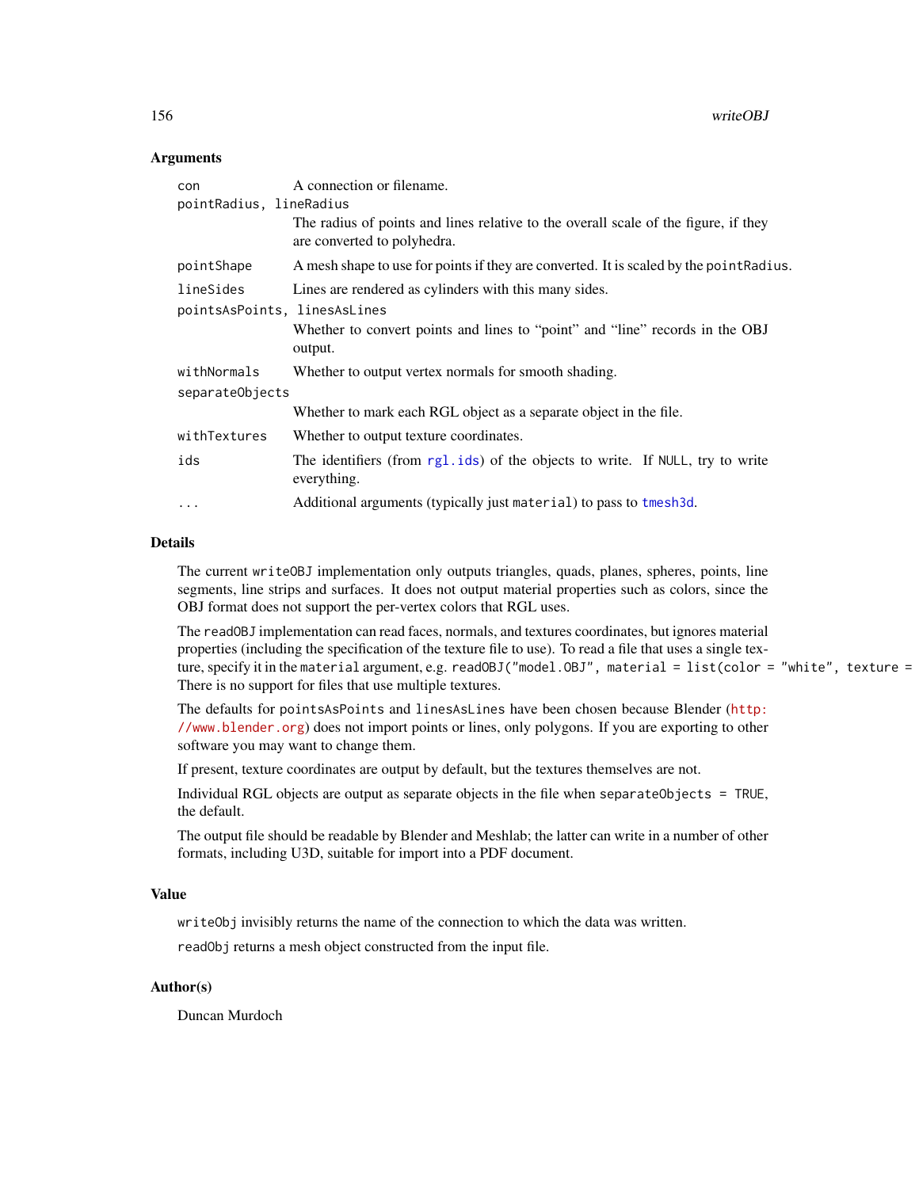## Arguments

| | |
|---|---|
| `con` | A connection or filename. |
| `pointRadius, lineRadius` | The radius of points and lines relative to the overall scale of the figure, if they are converted to polyhedra. |
| `pointShape` | A mesh shape to use for points if they are converted. It is scaled by the `pointRadius`. |
| `lineSides` | Lines are rendered as cylinders with this many sides. |
| `pointsAsPoints, linesAsLines` | Whether to convert points and lines to "point" and "line" records in the OBJ output. |
| `withNormals` | Whether to output vertex normals for smooth shading. |
| `separateObjects` | Whether to mark each RGL object as a separate object in the file. |
| `withTextures` | Whether to output texture coordinates. |
| `ids` | The identifiers (from `rgl.ids`) of the objects to write. If `NULL`, try to write everything. |
| `...` | Additional arguments (typically just `material`) to pass to `tmesh3d`. |

## Details

The current `writeOBJ` implementation only outputs triangles, quads, planes, spheres, points, line segments, line strips and surfaces. It does not output material properties such as colors, since the OBJ format does not support the per-vertex colors that RGL uses.

The `readOBJ` implementation can read faces, normals, and textures coordinates, but ignores material properties (including the specification of the texture file to use). To read a file that uses a single texture, specify it in the `material` argument, e.g. `readOBJ("model.OBJ", material = list(color = "white", texture =` There is no support for files that use multiple textures.

The defaults for `pointsAsPoints` and `linesAsLines` have been chosen because Blender (http://www.blender.org) does not import points or lines, only polygons. If you are exporting to other software you may want to change them.

If present, texture coordinates are output by default, but the textures themselves are not.

Individual RGL objects are output as separate objects in the file when `separateObjects = TRUE`, the default.

The output file should be readable by Blender and Meshlab; the latter can write in a number of other formats, including U3D, suitable for import into a PDF document.

## Value

`writeObj` invisibly returns the name of the connection to which the data was written.

`readObj` returns a mesh object constructed from the input file.

## Author(s)

Duncan Murdoch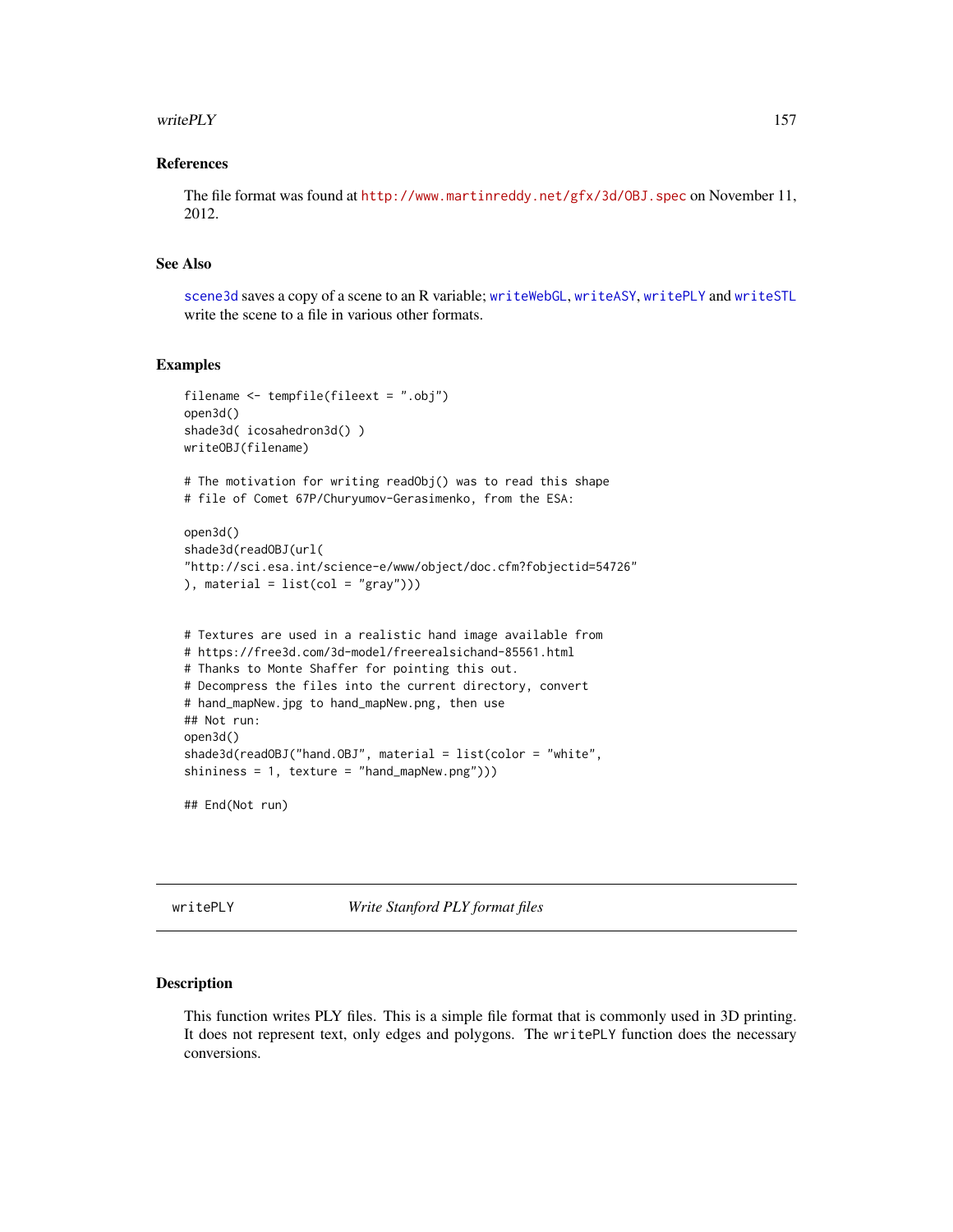## References

The file format was found at http://www.martinreddy.net/gfx/3d/OBJ.spec on November 11, 2012.

## See Also

scene3d saves a copy of a scene to an R variable; writeWebGL, writeASY, writePLY and writeSTL write the scene to a file in various other formats.

## Examples

```
filename <- tempfile(fileext = ".obj")
open3d()
shade3d( icosahedron3d() )
writeOBJ(filename)

# The motivation for writing readObj() was to read this shape
# file of Comet 67P/Churyumov-Gerasimenko, from the ESA:

open3d()
shade3d(readOBJ(url(
"http://sci.esa.int/science-e/www/object/doc.cfm?fobjectid=54726"
), material = list(col = "gray")))


# Textures are used in a realistic hand image available from
# https://free3d.com/3d-model/freerealsichand-85561.html
# Thanks to Monte Shaffer for pointing this out.
# Decompress the files into the current directory, convert
# hand_mapNew.jpg to hand_mapNew.png, then use
## Not run:
open3d()
shade3d(readOBJ("hand.OBJ", material = list(color = "white",
shininess = 1, texture = "hand_mapNew.png")))

## End(Not run)
```

---

# writePLY — *Write Stanford PLY format files*

## Description

This function writes PLY files. This is a simple file format that is commonly used in 3D printing. It does not represent text, only edges and polygons. The writePLY function does the necessary conversions.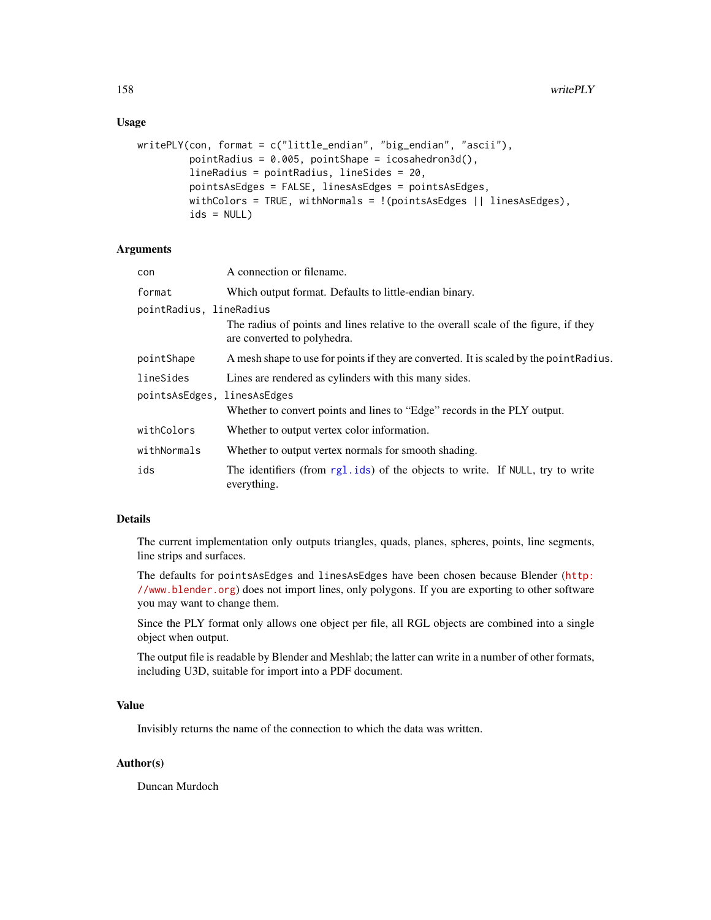## Usage

```
writePLY(con, format = c("little_endian", "big_endian", "ascii"),
         pointRadius = 0.005, pointShape = icosahedron3d(),
         lineRadius = pointRadius, lineSides = 20,
         pointsAsEdges = FALSE, linesAsEdges = pointsAsEdges,
         withColors = TRUE, withNormals = !(pointsAsEdges || linesAsEdges),
         ids = NULL)
```

## Arguments

`con` — A connection or filename.

`format` — Which output format. Defaults to little-endian binary.

`pointRadius, lineRadius` — The radius of points and lines relative to the overall scale of the figure, if they are converted to polyhedra.

`pointShape` — A mesh shape to use for points if they are converted. It is scaled by the `pointRadius`.

`lineSides` — Lines are rendered as cylinders with this many sides.

`pointsAsEdges, linesAsEdges` — Whether to convert points and lines to "Edge" records in the PLY output.

`withColors` — Whether to output vertex color information.

`withNormals` — Whether to output vertex normals for smooth shading.

`ids` — The identifiers (from `rgl.ids`) of the objects to write. If `NULL`, try to write everything.

## Details

The current implementation only outputs triangles, quads, planes, spheres, points, line segments, line strips and surfaces.

The defaults for `pointsAsEdges` and `linesAsEdges` have been chosen because Blender (http://www.blender.org) does not import lines, only polygons. If you are exporting to other software you may want to change them.

Since the PLY format only allows one object per file, all RGL objects are combined into a single object when output.

The output file is readable by Blender and Meshlab; the latter can write in a number of other formats, including U3D, suitable for import into a PDF document.

## Value

Invisibly returns the name of the connection to which the data was written.

## Author(s)

Duncan Murdoch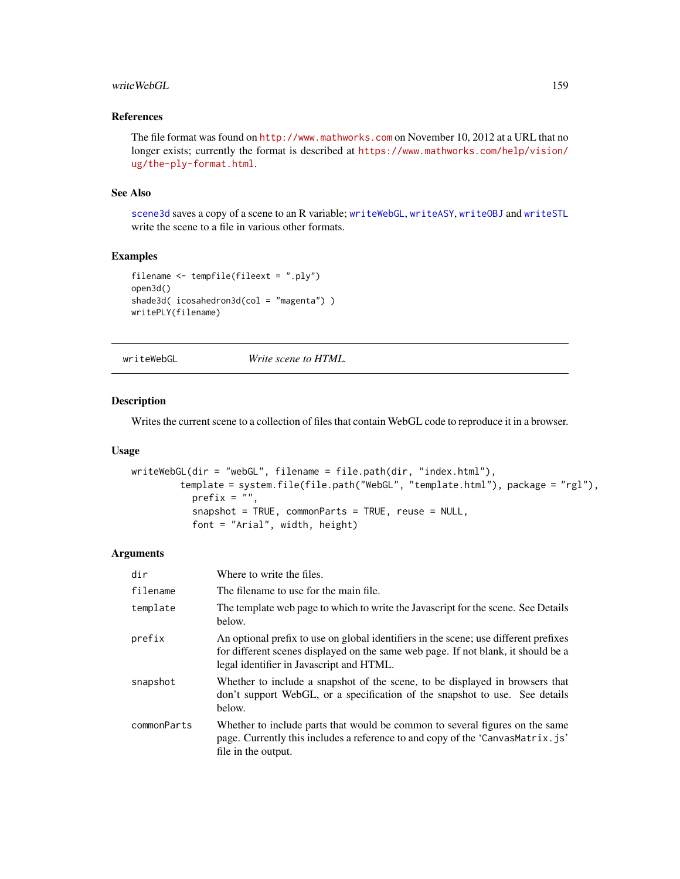### References

The file format was found on http://www.mathworks.com on November 10, 2012 at a URL that no longer exists; currently the format is described at https://www.mathworks.com/help/vision/ug/the-ply-format.html.

### See Also

`scene3d` saves a copy of a scene to an R variable; `writeWebGL`, `writeASY`, `writeOBJ` and `writeSTL` write the scene to a file in various other formats.

### Examples

```
filename <- tempfile(fileext = ".ply")
open3d()
shade3d( icosahedron3d(col = "magenta") )
writePLY(filename)
```

---

## writeWebGL — *Write scene to HTML.*

---

### Description

Writes the current scene to a collection of files that contain WebGL code to reproduce it in a browser.

### Usage

```
writeWebGL(dir = "webGL", filename = file.path(dir, "index.html"),
         template = system.file(file.path("WebGL", "template.html"), package = "rgl"),
           prefix = "",
           snapshot = TRUE, commonParts = TRUE, reuse = NULL,
           font = "Arial", width, height)
```

### Arguments

| | |
|---|---|
| `dir` | Where to write the files. |
| `filename` | The filename to use for the main file. |
| `template` | The template web page to which to write the Javascript for the scene. See Details below. |
| `prefix` | An optional prefix to use on global identifiers in the scene; use different prefixes for different scenes displayed on the same web page. If not blank, it should be a legal identifier in Javascript and HTML. |
| `snapshot` | Whether to include a snapshot of the scene, to be displayed in browsers that don't support WebGL, or a specification of the snapshot to use. See details below. |
| `commonParts` | Whether to include parts that would be common to several figures on the same page. Currently this includes a reference to and copy of the 'CanvasMatrix.js' file in the output. |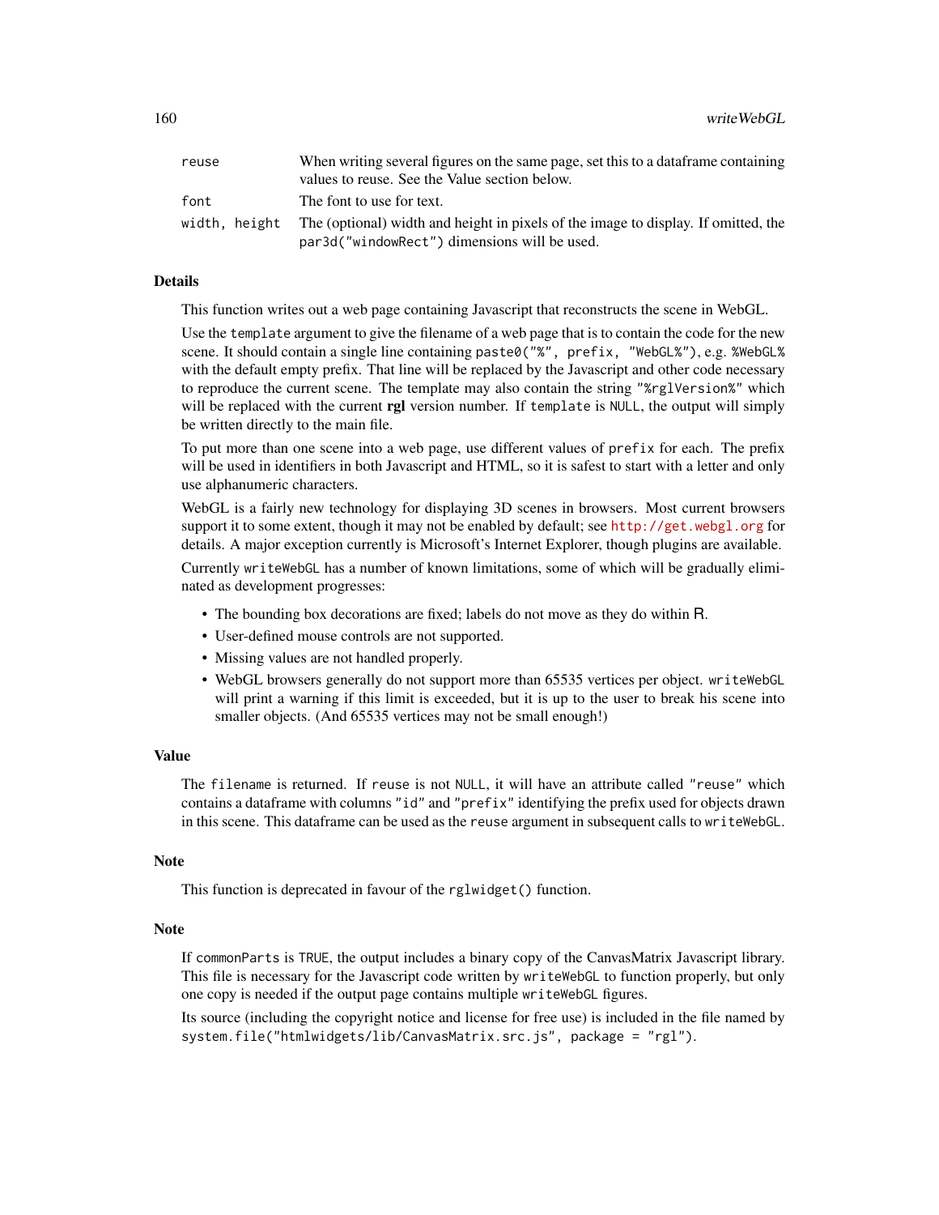| | |
|---|---|
| `reuse` | When writing several figures on the same page, set this to a dataframe containing values to reuse. See the Value section below. |
| `font` | The font to use for text. |
| `width, height` | The (optional) width and height in pixels of the image to display. If omitted, the `par3d("windowRect")` dimensions will be used. |

## Details

This function writes out a web page containing Javascript that reconstructs the scene in WebGL.

Use the `template` argument to give the filename of a web page that is to contain the code for the new scene. It should contain a single line containing `paste0("%", prefix, "WebGL%")`, e.g. `%WebGL%` with the default empty prefix. That line will be replaced by the Javascript and other code necessary to reproduce the current scene. The template may also contain the string `"%rglVersion%"` which will be replaced with the current **rgl** version number. If `template` is `NULL`, the output will simply be written directly to the main file.

To put more than one scene into a web page, use different values of `prefix` for each. The prefix will be used in identifiers in both Javascript and HTML, so it is safest to start with a letter and only use alphanumeric characters.

WebGL is a fairly new technology for displaying 3D scenes in browsers. Most current browsers support it to some extent, though it may not be enabled by default; see http://get.webgl.org for details. A major exception currently is Microsoft's Internet Explorer, though plugins are available.

Currently `writeWebGL` has a number of known limitations, some of which will be gradually eliminated as development progresses:

- The bounding box decorations are fixed; labels do not move as they do within R.
- User-defined mouse controls are not supported.
- Missing values are not handled properly.
- WebGL browsers generally do not support more than 65535 vertices per object. `writeWebGL` will print a warning if this limit is exceeded, but it is up to the user to break his scene into smaller objects. (And 65535 vertices may not be small enough!)

## Value

The `filename` is returned. If `reuse` is not `NULL`, it will have an attribute called `"reuse"` which contains a dataframe with columns `"id"` and `"prefix"` identifying the prefix used for objects drawn in this scene. This dataframe can be used as the `reuse` argument in subsequent calls to `writeWebGL`.

## Note

This function is deprecated in favour of the `rglwidget()` function.

## Note

If `commonParts` is `TRUE`, the output includes a binary copy of the CanvasMatrix Javascript library. This file is necessary for the Javascript code written by `writeWebGL` to function properly, but only one copy is needed if the output page contains multiple `writeWebGL` figures.

Its source (including the copyright notice and license for free use) is included in the file named by `system.file("htmlwidgets/lib/CanvasMatrix.src.js", package = "rgl")`.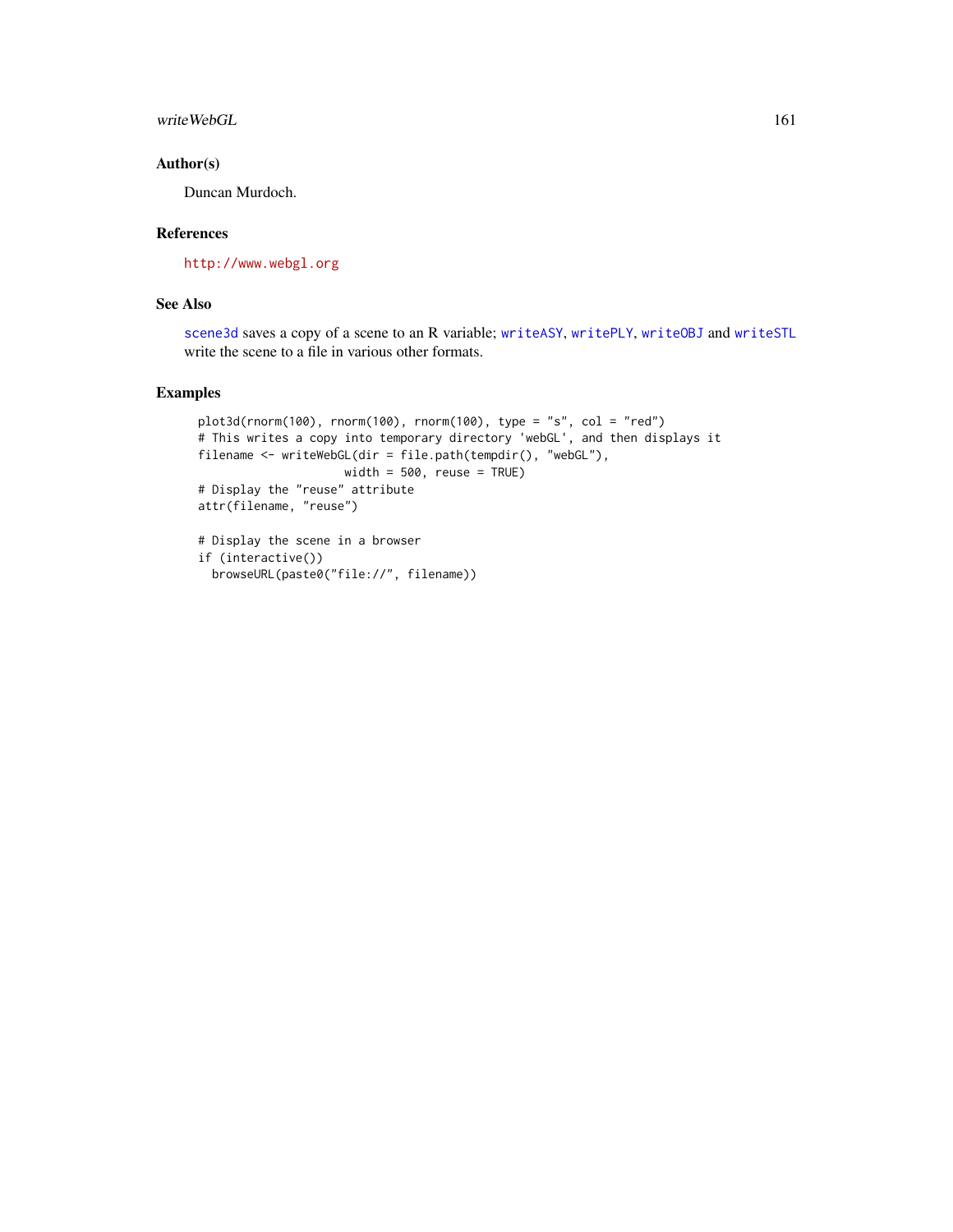## Author(s)

Duncan Murdoch.

## References

http://www.webgl.org

## See Also

scene3d saves a copy of a scene to an R variable; writeASY, writePLY, writeOBJ and writeSTL write the scene to a file in various other formats.

## Examples

```
plot3d(rnorm(100), rnorm(100), rnorm(100), type = "s", col = "red")
# This writes a copy into temporary directory 'webGL', and then displays it
filename <- writeWebGL(dir = file.path(tempdir(), "webGL"),
                       width = 500, reuse = TRUE)
# Display the "reuse" attribute
attr(filename, "reuse")

# Display the scene in a browser
if (interactive())
  browseURL(paste0("file://", filename))
```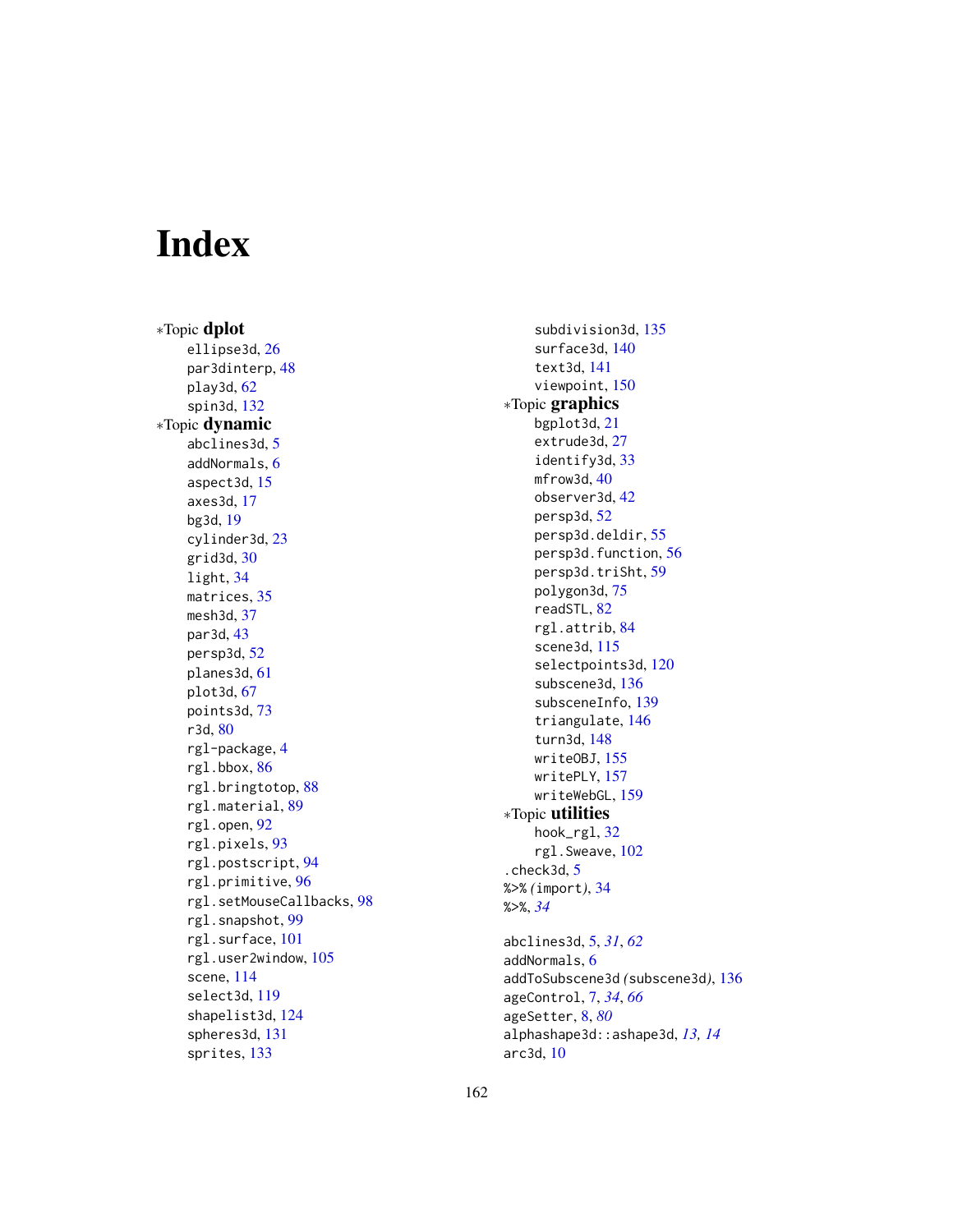# Index

∗Topic **dplot**
- ellipse3d, 26
- par3dinterp, 48
- play3d, 62
- spin3d, 132

∗Topic **dynamic**
- abclines3d, 5
- addNormals, 6
- aspect3d, 15
- axes3d, 17
- bg3d, 19
- cylinder3d, 23
- grid3d, 30
- light, 34
- matrices, 35
- mesh3d, 37
- par3d, 43
- persp3d, 52
- planes3d, 61
- plot3d, 67
- points3d, 73
- r3d, 80
- rgl-package, 4
- rgl.bbox, 86
- rgl.bringtotop, 88
- rgl.material, 89
- rgl.open, 92
- rgl.pixels, 93
- rgl.postscript, 94
- rgl.primitive, 96
- rgl.setMouseCallbacks, 98
- rgl.snapshot, 99
- rgl.surface, 101
- rgl.user2window, 105
- scene, 114
- select3d, 119
- shapelist3d, 124
- spheres3d, 131
- sprites, 133
- subdivision3d, 135
- surface3d, 140
- text3d, 141
- viewpoint, 150

∗Topic **graphics**
- bgplot3d, 21
- extrude3d, 27
- identify3d, 33
- mfrow3d, 40
- observer3d, 42
- persp3d, 52
- persp3d.deldir, 55
- persp3d.function, 56
- persp3d.triSht, 59
- polygon3d, 75
- readSTL, 82
- rgl.attrib, 84
- scene3d, 115
- selectpoints3d, 120
- subscene3d, 136
- subsceneInfo, 139
- triangulate, 146
- turn3d, 148
- writeOBJ, 155
- writePLY, 157
- writeWebGL, 159

∗Topic **utilities**
- hook_rgl, 32
- rgl.Sweave, 102

.check3d, 5
%>% (import), 34
%>%, *34*

abclines3d, 5, *31*, *62*
addNormals, 6
addToSubscene3d (subscene3d), 136
ageControl, 7, *34*, *66*
ageSetter, 8, *80*
alphashape3d::ashape3d, *13, 14*
arc3d, 10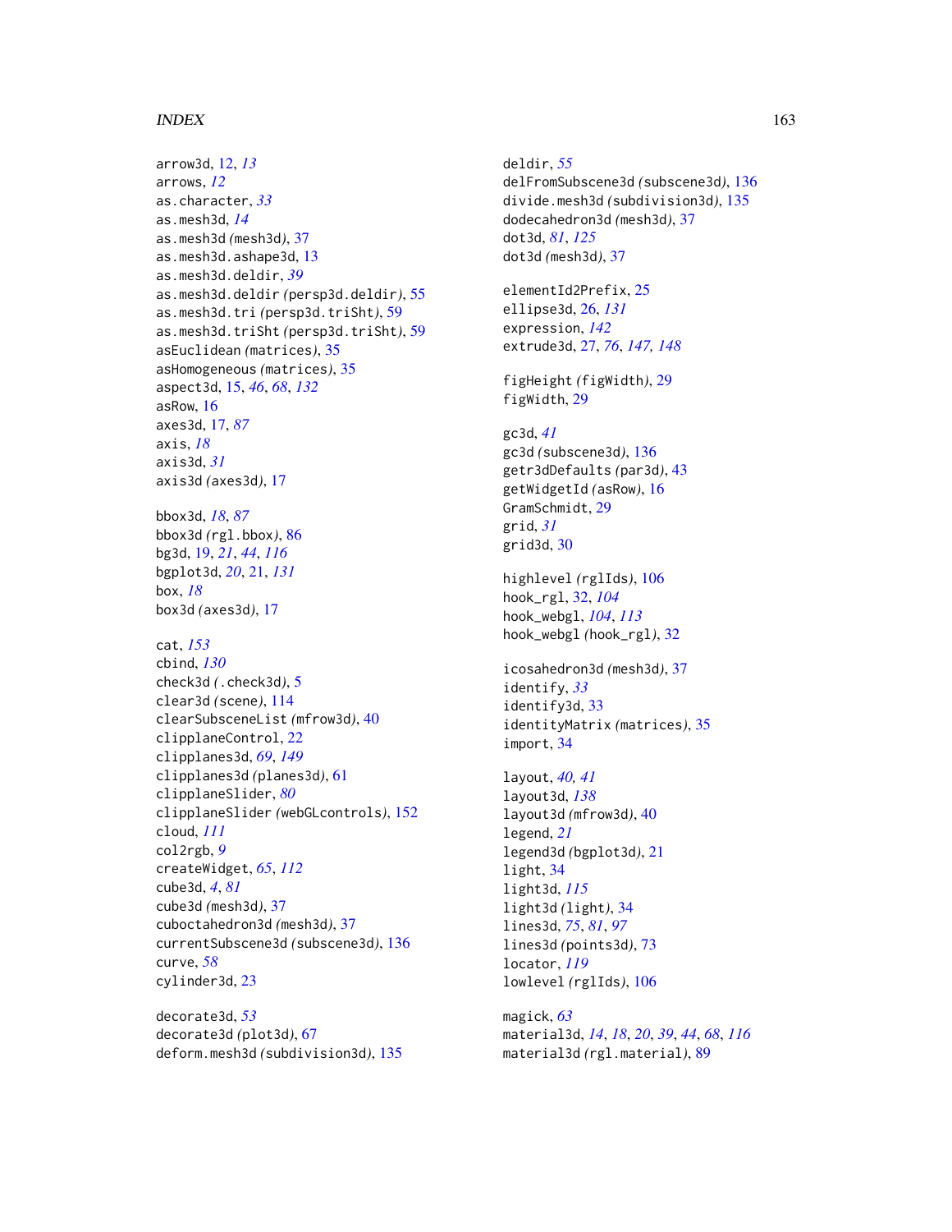arrow3d, 12, *13*
arrows, *12*
as.character, *33*
as.mesh3d, *14*
as.mesh3d *(mesh3d)*, 37
as.mesh3d.ashape3d, 13
as.mesh3d.deldir, *39*
as.mesh3d.deldir *(persp3d.deldir)*, 55
as.mesh3d.tri *(persp3d.triSht)*, 59
as.mesh3d.triSht *(persp3d.triSht)*, 59
asEuclidean *(matrices)*, 35
asHomogeneous *(matrices)*, 35
aspect3d, 15, *46*, *68*, *132*
asRow, 16
axes3d, 17, *87*
axis, *18*
axis3d, *31*
axis3d *(axes3d)*, 17

bbox3d, *18*, *87*
bbox3d *(rgl.bbox)*, 86
bg3d, 19, *21*, *44*, *116*
bgplot3d, *20*, 21, *131*
box, *18*
box3d *(axes3d)*, 17

cat, *153*
cbind, *130*
check3d *(.check3d)*, 5
clear3d *(scene)*, 114
clearSubsceneList *(mfrow3d)*, 40
clipplaneControl, 22
clipplanes3d, *69*, *149*
clipplanes3d *(planes3d)*, 61
clipplaneSlider, *80*
clipplaneSlider *(webGLcontrols)*, 152
cloud, *111*
col2rgb, *9*
createWidget, *65*, *112*
cube3d, *4*, *81*
cube3d *(mesh3d)*, 37
cuboctahedron3d *(mesh3d)*, 37
currentSubscene3d *(subscene3d)*, 136
curve, *58*
cylinder3d, 23

decorate3d, *53*
decorate3d *(plot3d)*, 67
deform.mesh3d *(subdivision3d)*, 135

deldir, *55*
delFromSubscene3d *(subscene3d)*, 136
divide.mesh3d *(subdivision3d)*, 135
dodecahedron3d *(mesh3d)*, 37
dot3d, *81*, *125*
dot3d *(mesh3d)*, 37

elementId2Prefix, 25
ellipse3d, 26, *131*
expression, *142*
extrude3d, 27, *76*, *147, 148*

figHeight *(figWidth)*, 29
figWidth, 29

gc3d, *41*
gc3d *(subscene3d)*, 136
getr3dDefaults *(par3d)*, 43
getWidgetId *(asRow)*, 16
GramSchmidt, 29
grid, *31*
grid3d, 30

highlevel *(rglIds)*, 106
hook_rgl, 32, *104*
hook_webgl, *104*, *113*
hook_webgl *(hook_rgl)*, 32

icosahedron3d *(mesh3d)*, 37
identify, *33*
identify3d, 33
identityMatrix *(matrices)*, 35
import, 34

layout, *40, 41*
layout3d, *138*
layout3d *(mfrow3d)*, 40
legend, *21*
legend3d *(bgplot3d)*, 21
light, 34
light3d, *115*
light3d *(light)*, 34
lines3d, *75*, *81*, *97*
lines3d *(points3d)*, 73
locator, *119*
lowlevel *(rglIds)*, 106

magick, *63*
material3d, *14*, *18*, *20*, *39*, *44*, *68*, *116*
material3d *(rgl.material)*, 89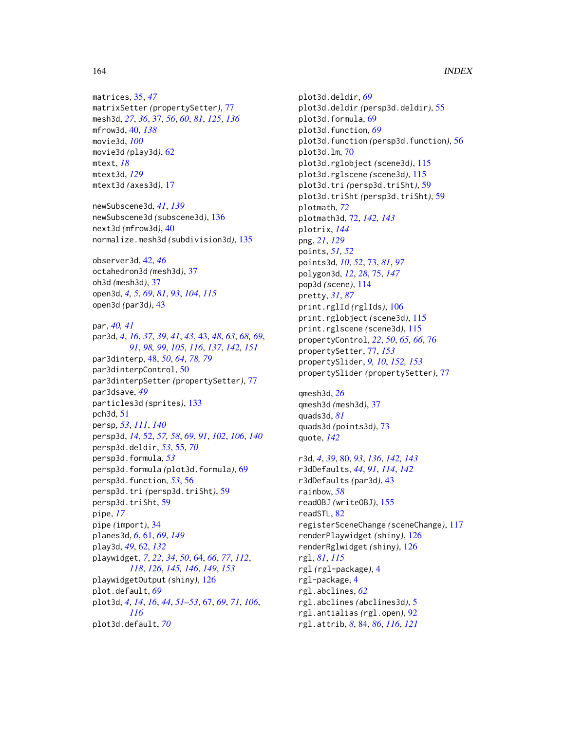matrices, 35, *47*
matrixSetter *(propertySetter)*, 77
mesh3d, *27*, *36*, 37, *56*, *60*, *81*, *125*, *136*
mfrow3d, 40, *138*
movie3d, *100*
movie3d *(play3d)*, 62
mtext, *18*
mtext3d, *129*
mtext3d *(axes3d)*, 17

newSubscene3d, *41*, *139*
newSubscene3d *(subscene3d)*, 136
next3d *(mfrow3d)*, 40
normalize.mesh3d *(subdivision3d)*, 135

observer3d, 42, *46*
octahedron3d *(mesh3d)*, 37
oh3d *(mesh3d)*, 37
open3d, *4, 5*, *69*, *81*, *93*, *104*, *115*
open3d *(par3d)*, 43

par, *40, 41*
par3d, *4*, *16*, *37*, *39*, *41*, *43*, 43, *48*, *63*, *68, 69*, *91*, *98, 99*, *105*, *116*, *137*, *142*, *151*
par3dinterp, 48, *50*, *64*, *78, 79*
par3dinterpControl, 50
par3dinterpSetter *(propertySetter)*, 77
par3dsave, *49*
particles3d *(sprites)*, 133
pch3d, 51
persp, *53*, *111*, *140*
persp3d, *14*, 52, *57, 58*, *69*, *91*, *102*, *106*, *140*
persp3d.deldir, *53*, 55, *70*
persp3d.formula, *53*
persp3d.formula *(plot3d.formula)*, 69
persp3d.function, *53*, 56
persp3d.tri *(persp3d.triSht)*, 59
persp3d.triSht, 59
pipe, *17*
pipe *(import)*, 34
planes3d, *6*, 61, *69*, *149*
play3d, *49*, 62, *132*
playwidget, *7*, *22*, *34*, *50*, 64, *66*, *77*, *112*, *118*, *126*, *145, 146*, *149*, *153*
playwidgetOutput *(shiny)*, 126
plot.default, *69*
plot3d, *4*, *14*, *16*, *44*, *51–53*, 67, *69*, *71*, *106*, *116*
plot3d.default, *70*
plot3d.deldir, *69*
plot3d.deldir *(persp3d.deldir)*, 55
plot3d.formula, 69
plot3d.function, *69*
plot3d.function *(persp3d.function)*, 56
plot3d.lm, 70
plot3d.rglobject *(scene3d)*, 115
plot3d.rglscene *(scene3d)*, 115
plot3d.tri *(persp3d.triSht)*, 59
plot3d.triSht *(persp3d.triSht)*, 59
plotmath, *72*
plotmath3d, 72, *142, 143*
plotrix, *144*
png, *21*, *129*
points, *51, 52*
points3d, *10*, *52*, 73, *81*, *97*
polygon3d, *12*, *28*, *75*, *147*
pop3d *(scene)*, 114
pretty, *31*, *87*
print.rglId *(rglIds)*, 106
print.rglobject *(scene3d)*, 115
print.rglscene *(scene3d)*, 115
propertyControl, *22*, *50*, *65, 66*, 76
propertySetter, 77, *153*
propertySlider, *9, 10*, *152, 153*
propertySlider *(propertySetter)*, 77

qmesh3d, *26*
qmesh3d *(mesh3d)*, 37
quads3d, *81*
quads3d *(points3d)*, 73
quote, *142*

r3d, *4*, *39*, 80, *93*, *136*, *142, 143*
r3dDefaults, *44*, *91*, *114*, *142*
r3dDefaults *(par3d)*, 43
rainbow, *58*
readOBJ *(writeOBJ)*, 155
readSTL, 82
registerSceneChange *(sceneChange)*, 117
renderPlaywidget *(shiny)*, 126
renderRglwidget *(shiny)*, 126
rgl, *81*, *115*
rgl *(rgl-package)*, 4
rgl-package, 4
rgl.abclines, *62*
rgl.abclines *(abclines3d)*, 5
rgl.antialias *(rgl.open)*, 92
rgl.attrib, *8*, 84, *86*, *116*, *121*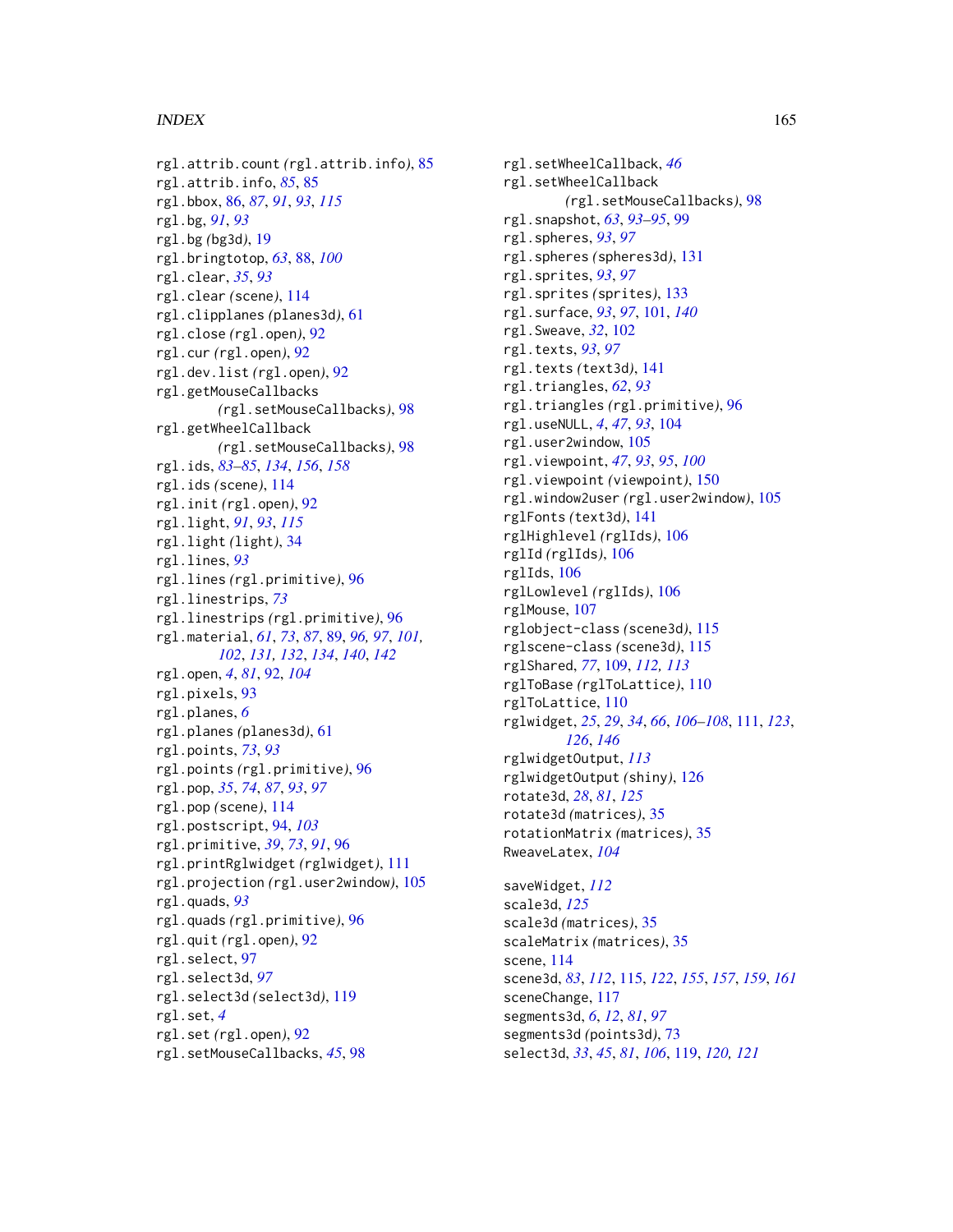rgl.attrib.count *(*rgl.attrib.info*)*, 85
rgl.attrib.info, *85*, 85
rgl.bbox, 86, *87*, *91*, *93*, *115*
rgl.bg, *91*, *93*
rgl.bg *(*bg3d*)*, 19
rgl.bringtotop, *63*, 88, *100*
rgl.clear, *35*, *93*
rgl.clear *(*scene*)*, 114
rgl.clipplanes *(*planes3d*)*, 61
rgl.close *(*rgl.open*)*, 92
rgl.cur *(*rgl.open*)*, 92
rgl.dev.list *(*rgl.open*)*, 92
rgl.getMouseCallbacks *(*rgl.setMouseCallbacks*)*, 98
rgl.getWheelCallback *(*rgl.setMouseCallbacks*)*, 98
rgl.ids, *83–85*, *134*, *156*, *158*
rgl.ids *(*scene*)*, 114
rgl.init *(*rgl.open*)*, 92
rgl.light, *91*, *93*, *115*
rgl.light *(*light*)*, 34
rgl.lines, *93*
rgl.lines *(*rgl.primitive*)*, 96
rgl.linestrips, *73*
rgl.linestrips *(*rgl.primitive*)*, 96
rgl.material, *61*, *73*, *87*, 89, *96*, *97*, *101*, *102*, *131*, *132*, *134*, *140*, *142*
rgl.open, *4*, *81*, 92, *104*
rgl.pixels, 93
rgl.planes, *6*
rgl.planes *(*planes3d*)*, 61
rgl.points, *73*, *93*
rgl.points *(*rgl.primitive*)*, 96
rgl.pop, *35*, *74*, *87*, *93*, *97*
rgl.pop *(*scene*)*, 114
rgl.postscript, 94, *103*
rgl.primitive, *39*, *73*, *91*, 96
rgl.printRglwidget *(*rglwidget*)*, 111
rgl.projection *(*rgl.user2window*)*, 105
rgl.quads, *93*
rgl.quads *(*rgl.primitive*)*, 96
rgl.quit *(*rgl.open*)*, 92
rgl.select, 97
rgl.select3d, *97*
rgl.select3d *(*select3d*)*, 119
rgl.set, *4*
rgl.set *(*rgl.open*)*, 92
rgl.setMouseCallbacks, *45*, 98
rgl.setWheelCallback, *46*
rgl.setWheelCallback *(*rgl.setMouseCallbacks*)*, 98
rgl.snapshot, *63*, *93–95*, 99
rgl.spheres, *93*, *97*
rgl.spheres *(*spheres3d*)*, 131
rgl.sprites, *93*, *97*
rgl.sprites *(*sprites*)*, 133
rgl.surface, *93*, *97*, 101, *140*
rgl.Sweave, *32*, 102
rgl.texts, *93*, *97*
rgl.texts *(*text3d*)*, 141
rgl.triangles, *62*, *93*
rgl.triangles *(*rgl.primitive*)*, 96
rgl.useNULL, *4*, *47*, *93*, 104
rgl.user2window, 105
rgl.viewpoint, *47*, *93*, *95*, *100*
rgl.viewpoint *(*viewpoint*)*, 150
rgl.window2user *(*rgl.user2window*)*, 105
rglFonts *(*text3d*)*, 141
rglHighlevel *(*rglIds*)*, 106
rglId *(*rglIds*)*, 106
rglIds, 106
rglLowlevel *(*rglIds*)*, 106
rglMouse, 107
rglobject-class *(*scene3d*)*, 115
rglscene-class *(*scene3d*)*, 115
rglShared, *77*, 109, *112*, *113*
rglToBase *(*rglToLattice*)*, 110
rglToLattice, 110
rglwidget, *25*, *29*, *34*, *66*, *106–108*, 111, *123*, *126*, *146*
rglwidgetOutput, *113*
rglwidgetOutput *(*shiny*)*, 126
rotate3d, *28*, *81*, *125*
rotate3d *(*matrices*)*, 35
rotationMatrix *(*matrices*)*, 35
RweaveLatex, *104*

saveWidget, *112*
scale3d, *125*
scale3d *(*matrices*)*, 35
scaleMatrix *(*matrices*)*, 35
scene, 114
scene3d, *83*, *112*, 115, *122*, *155*, *157*, *159*, *161*
sceneChange, 117
segments3d, *6*, *12*, *81*, *97*
segments3d *(*points3d*)*, 73
select3d, *33*, *45*, *81*, *106*, 119, *120*, *121*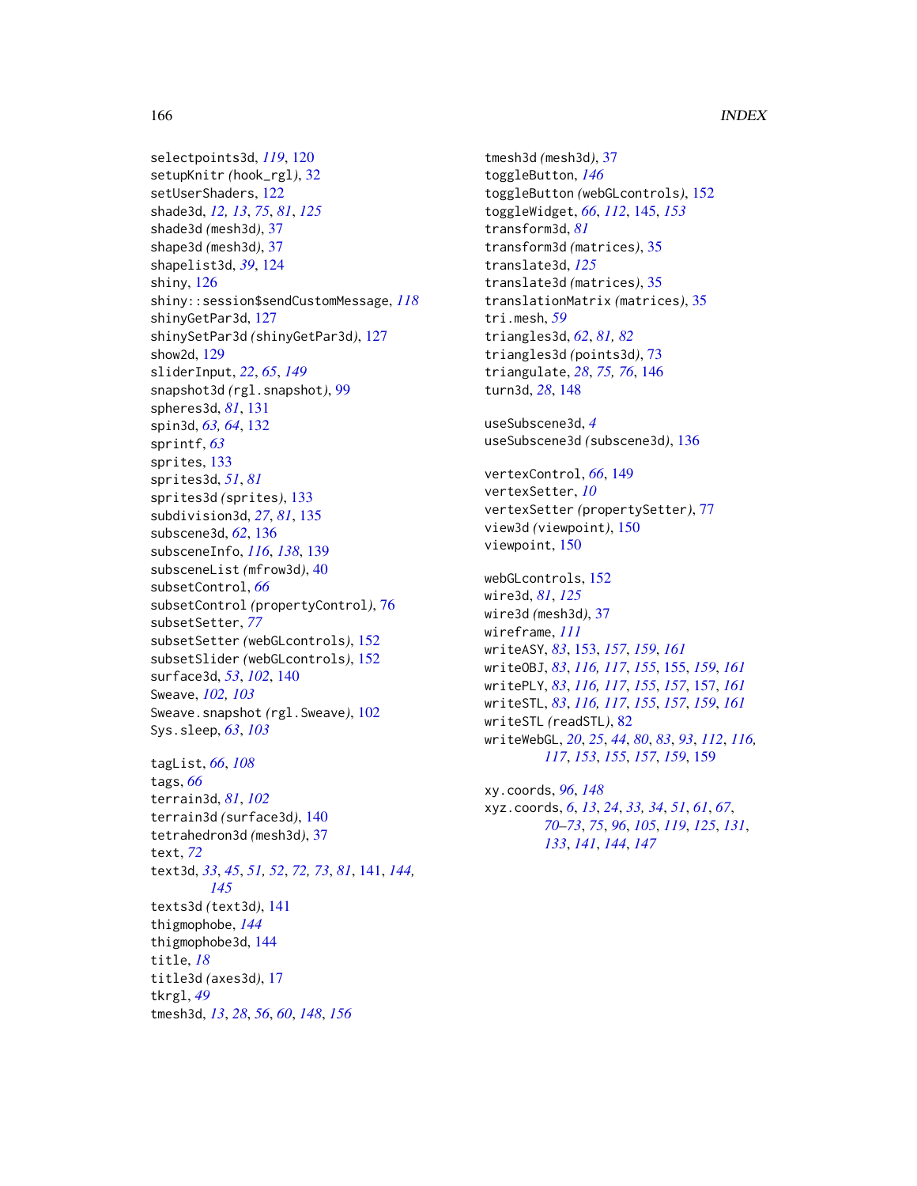selectpoints3d, *119*, 120
setupKnitr *(hook_rgl)*, 32
setUserShaders, 122
shade3d, *12, 13*, *75*, *81*, *125*
shade3d *(mesh3d)*, 37
shape3d *(mesh3d)*, 37
shapelist3d, *39*, 124
shiny, 126
shiny::session$sendCustomMessage, *118*
shinyGetPar3d, 127
shinySetPar3d *(shinyGetPar3d)*, 127
show2d, 129
sliderInput, *22*, *65*, *149*
snapshot3d *(rgl.snapshot)*, 99
spheres3d, *81*, 131
spin3d, *63, 64*, 132
sprintf, *63*
sprites, 133
sprites3d, *51*, *81*
sprites3d *(sprites)*, 133
subdivision3d, *27*, *81*, 135
subscene3d, *62*, 136
subsceneInfo, *116*, *138*, 139
subsceneList *(mfrow3d)*, 40
subsetControl, *66*
subsetControl *(propertyControl)*, 76
subsetSetter, *77*
subsetSetter *(webGLcontrols)*, 152
subsetSlider *(webGLcontrols)*, 152
surface3d, *53*, *102*, 140
Sweave, *102, 103*
Sweave.snapshot *(rgl.Sweave)*, 102
Sys.sleep, *63*, *103*

tagList, *66*, *108*
tags, *66*
terrain3d, *81*, *102*
terrain3d *(surface3d)*, 140
tetrahedron3d *(mesh3d)*, 37
text, *72*
text3d, *33*, *45*, *51, 52*, *72, 73*, *81*, 141, *144, 145*
texts3d *(text3d)*, 141
thigmophobe, *144*
thigmophobe3d, 144
title, *18*
title3d *(axes3d)*, 17
tkrgl, *49*
tmesh3d, *13*, *28*, *56*, *60*, *148*, *156*
tmesh3d *(mesh3d)*, 37
toggleButton, *146*
toggleButton *(webGLcontrols)*, 152
toggleWidget, *66*, *112*, 145, *153*
transform3d, *81*
transform3d *(matrices)*, 35
translate3d, *125*
translate3d *(matrices)*, 35
translationMatrix *(matrices)*, 35
tri.mesh, *59*
triangles3d, *62*, *81, 82*
triangles3d *(points3d)*, 73
triangulate, *28*, *75, 76*, 146
turn3d, *28*, 148

useSubscene3d, *4*
useSubscene3d *(subscene3d)*, 136

vertexControl, *66*, 149
vertexSetter, *10*
vertexSetter *(propertySetter)*, 77
view3d *(viewpoint)*, 150
viewpoint, 150

webGLcontrols, 152
wire3d, *81*, *125*
wire3d *(mesh3d)*, 37
wireframe, *111*
writeASY, *83*, 153, *157*, *159*, *161*
writeOBJ, *83*, *116, 117*, *155*, 155, *159*, *161*
writePLY, *83*, *116, 117*, *155*, *157*, 157, *161*
writeSTL, *83*, *116, 117*, *155*, *157*, *159*, *161*
writeSTL *(readSTL)*, 82
writeWebGL, *20*, *25*, *44*, *80*, *83*, *93*, *112*, *116, 117*, *153*, *155*, *157*, *159*, 159

xy.coords, *96*, *148*
xyz.coords, *6*, *13*, *24*, *33, 34*, *51*, *61*, *67*, *70–73*, *75*, *96*, *105*, *119*, *125*, *131*, *133*, *141*, *144*, *147*